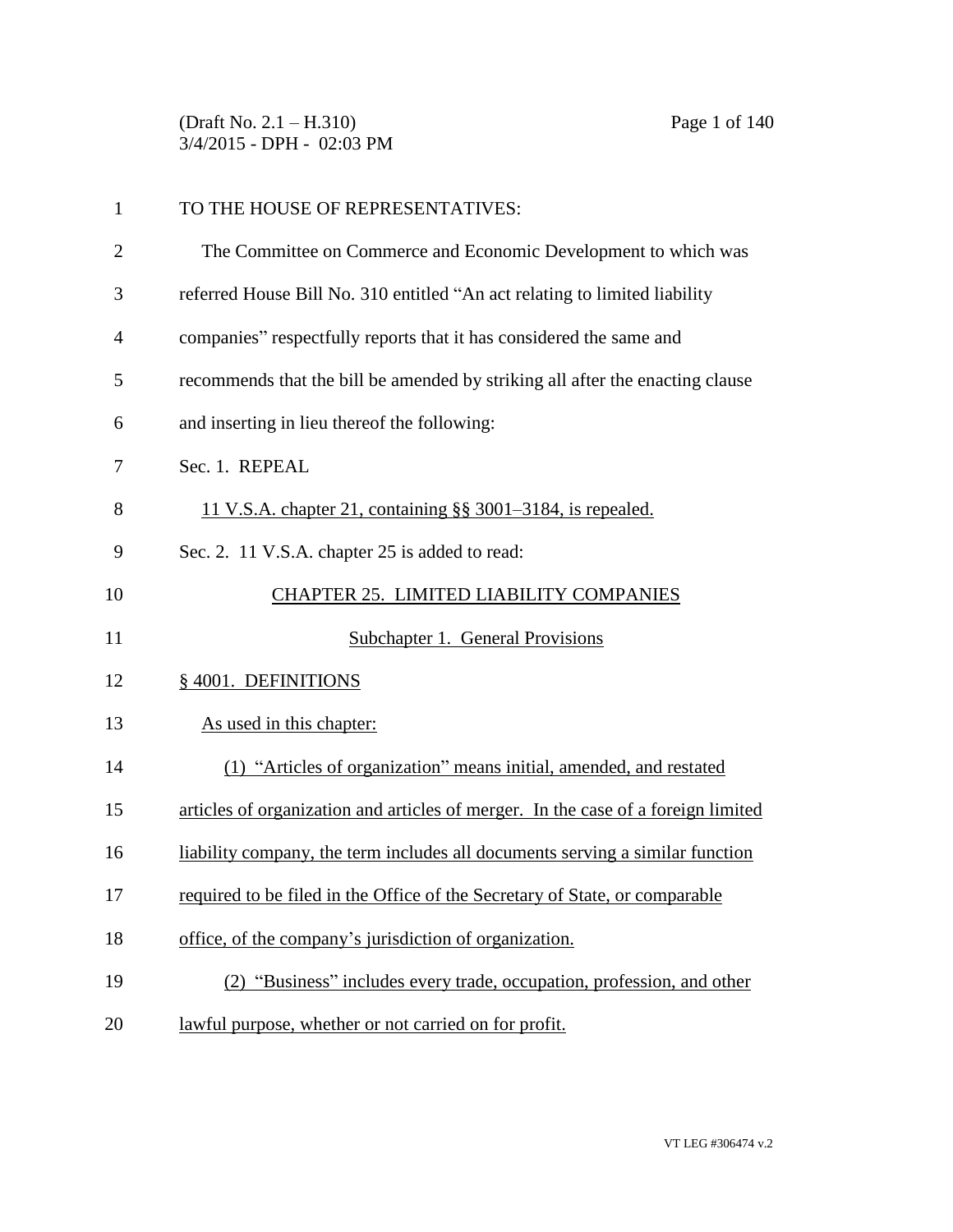TO THE HOUSE OF REPRESENTATIVES:

The Committee on Commerce and Economic Development to which was referred House Bill No. 310 entitled "An act relating to limited liability companies" respectfully reports that it has considered the same and recommends that the bill be amended by striking all after the enacting clause and inserting in lieu thereof the following:

Sec. 1. REPEAL

11 V.S.A. chapter 21, containing §§ 3001–3184, is repealed.

Sec. 2. 11 V.S.A. chapter 25 is added to read:

## CHAPTER 25. LIMITED LIABILITY COMPANIES

### Subchapter 1. General Provisions

§ 4001. DEFINITIONS

As used in this chapter:

(1) "Articles of organization" means initial, amended, and restated articles of organization and articles of merger. In the case of a foreign limited liability company, the term includes all documents serving a similar function required to be filed in the Office of the Secretary of State, or comparable office, of the company's jurisdiction of organization.

(2) "Business" includes every trade, occupation, profession, and other lawful purpose, whether or not carried on for profit.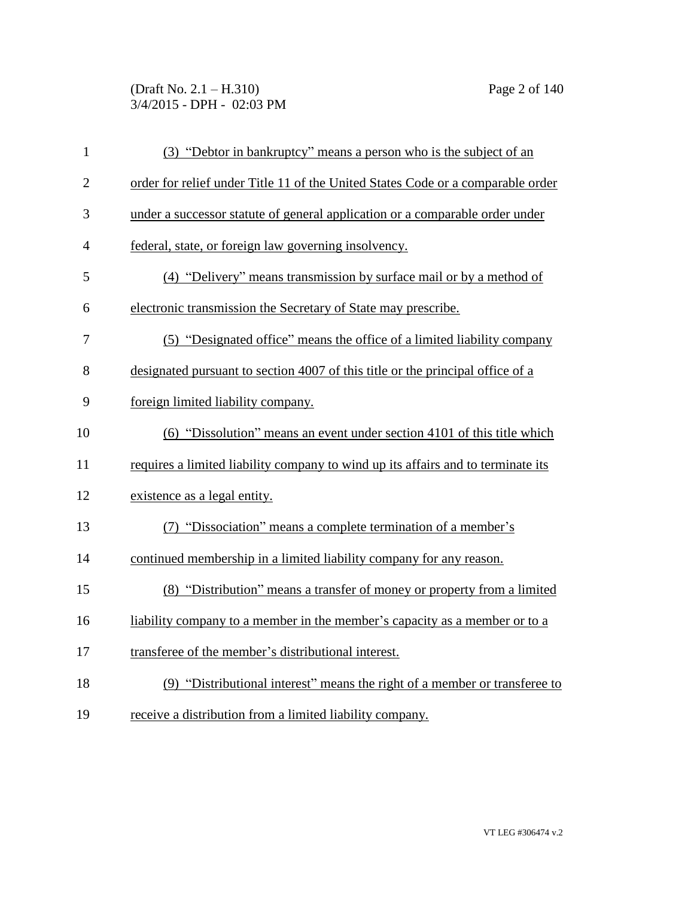(3) "Debtor in bankruptcy" means a person who is the subject of an order for relief under Title 11 of the United States Code or a comparable order under a successor statute of general application or a comparable order under federal, state, or foreign law governing insolvency.

(4) "Delivery" means transmission by surface mail or by a method of electronic transmission the Secretary of State may prescribe.

(5) "Designated office" means the office of a limited liability company designated pursuant to section 4007 of this title or the principal office of a foreign limited liability company.

(6) "Dissolution" means an event under section 4101 of this title which requires a limited liability company to wind up its affairs and to terminate its existence as a legal entity.

(7) "Dissociation" means a complete termination of a member's continued membership in a limited liability company for any reason.

(8) "Distribution" means a transfer of money or property from a limited liability company to a member in the member's capacity as a member or to a transferee of the member's distributional interest.

(9) "Distributional interest" means the right of a member or transferee to receive a distribution from a limited liability company.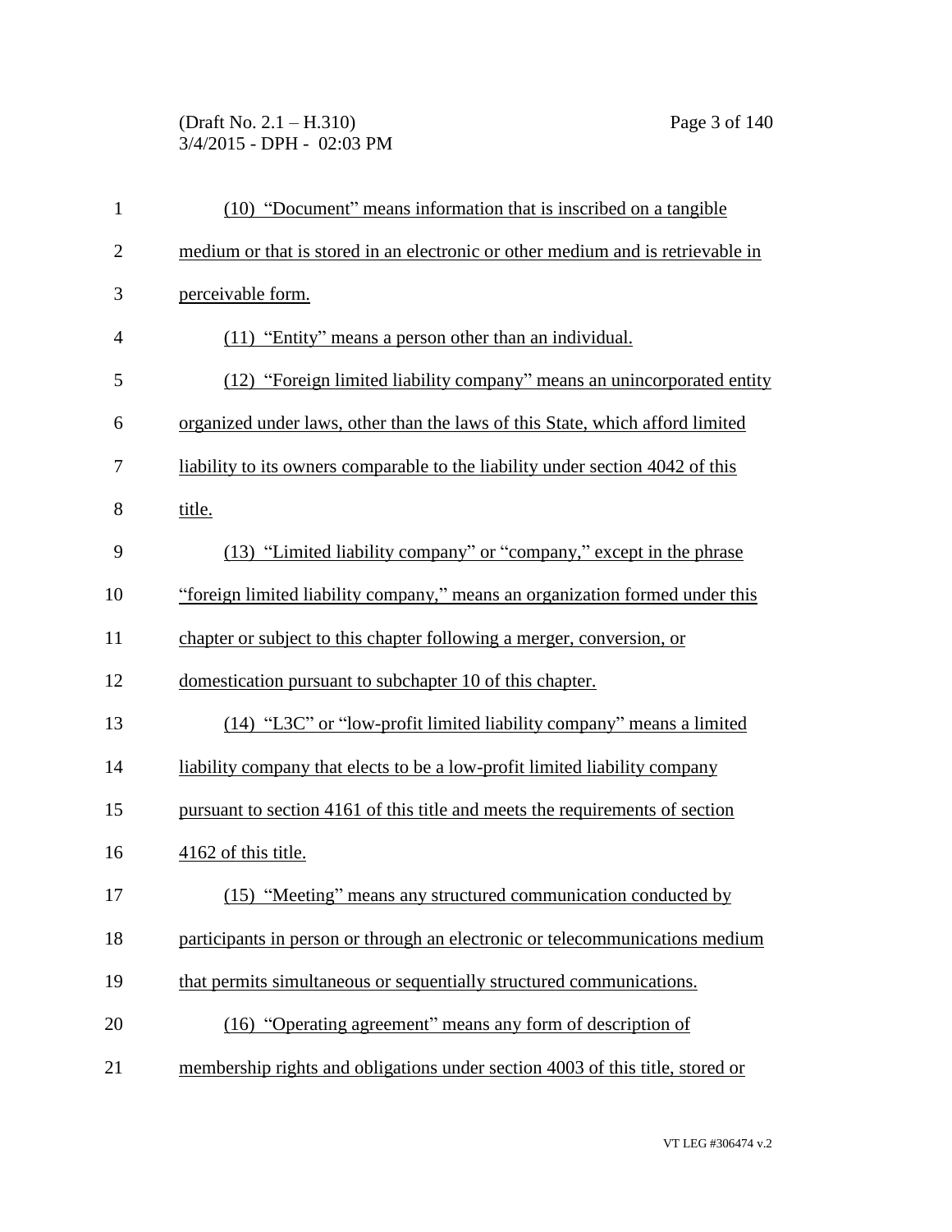(10) "Document" means information that is inscribed on a tangible medium or that is stored in an electronic or other medium and is retrievable in perceivable form.

(11) "Entity" means a person other than an individual.

(12) "Foreign limited liability company" means an unincorporated entity organized under laws, other than the laws of this State, which afford limited liability to its owners comparable to the liability under section 4042 of this title.

(13) "Limited liability company" or "company," except in the phrase "foreign limited liability company," means an organization formed under this chapter or subject to this chapter following a merger, conversion, or domestication pursuant to subchapter 10 of this chapter.

(14) "L3C" or "low-profit limited liability company" means a limited liability company that elects to be a low-profit limited liability company pursuant to section 4161 of this title and meets the requirements of section 4162 of this title.

(15) "Meeting" means any structured communication conducted by participants in person or through an electronic or telecommunications medium that permits simultaneous or sequentially structured communications.

(16) "Operating agreement" means any form of description of membership rights and obligations under section 4003 of this title, stored or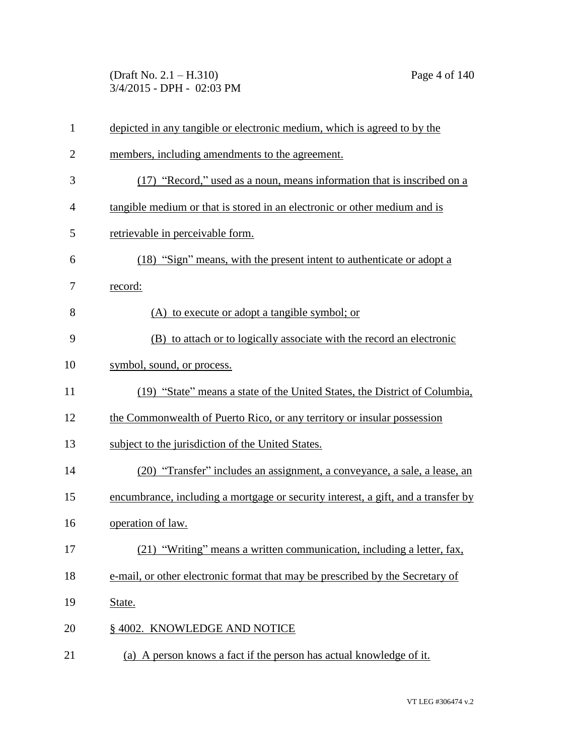depicted in any tangible or electronic medium, which is agreed to by the members, including amendments to the agreement.

(17) "Record," used as a noun, means information that is inscribed on a tangible medium or that is stored in an electronic or other medium and is retrievable in perceivable form.

(18) "Sign" means, with the present intent to authenticate or adopt a record:

(A) to execute or adopt a tangible symbol; or

(B) to attach or to logically associate with the record an electronic symbol, sound, or process.

(19) "State" means a state of the United States, the District of Columbia, the Commonwealth of Puerto Rico, or any territory or insular possession subject to the jurisdiction of the United States.

(20) "Transfer" includes an assignment, a conveyance, a sale, a lease, an encumbrance, including a mortgage or security interest, a gift, and a transfer by operation of law.

(21) "Writing" means a written communication, including a letter, fax, e-mail, or other electronic format that may be prescribed by the Secretary of State.

§ 4002. KNOWLEDGE AND NOTICE

(a) A person knows a fact if the person has actual knowledge of it.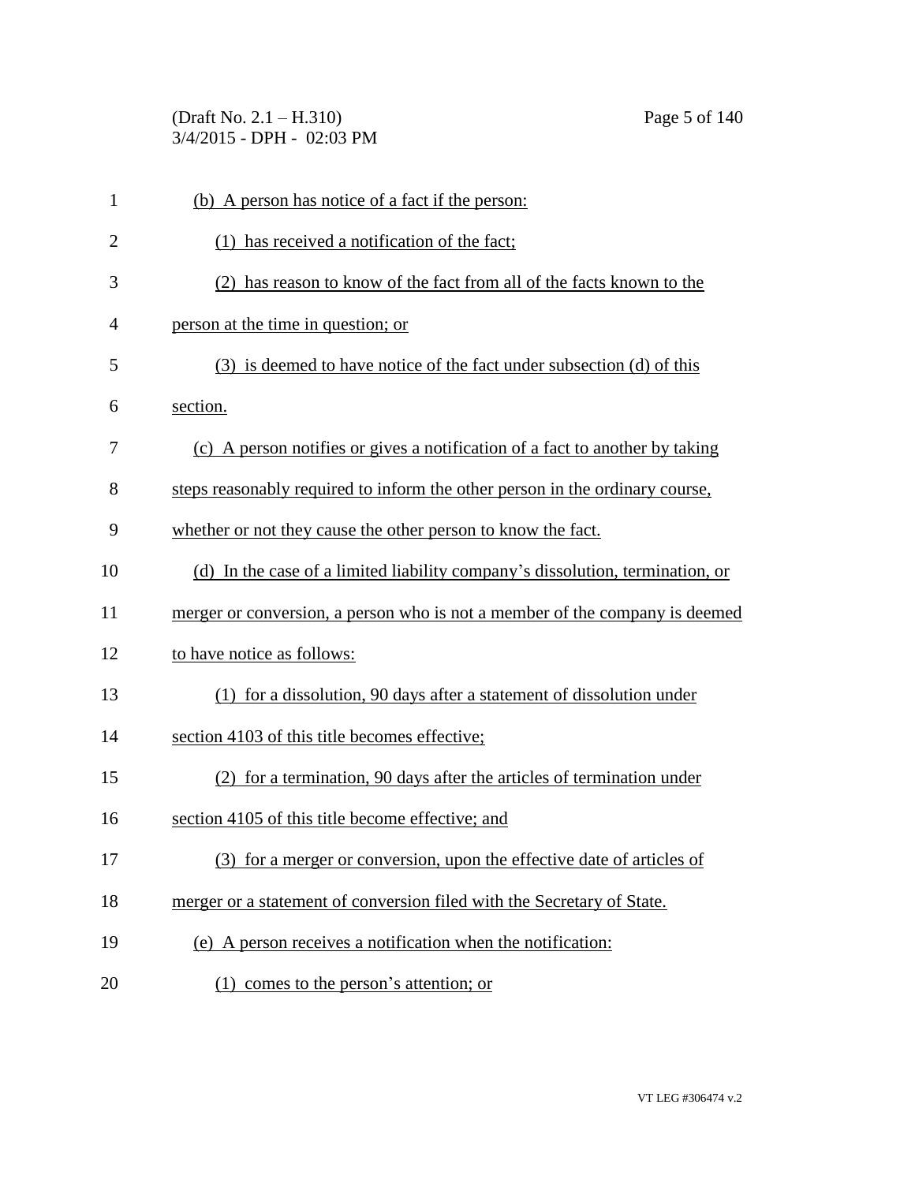(b) A person has notice of a fact if the person:

(1) has received a notification of the fact;

(2) has reason to know of the fact from all of the facts known to the person at the time in question; or

(3) is deemed to have notice of the fact under subsection (d) of this section.

(c) A person notifies or gives a notification of a fact to another by taking steps reasonably required to inform the other person in the ordinary course, whether or not they cause the other person to know the fact.

(d) In the case of a limited liability company's dissolution, termination, or merger or conversion, a person who is not a member of the company is deemed to have notice as follows:

(1) for a dissolution, 90 days after a statement of dissolution under section 4103 of this title becomes effective;

(2) for a termination, 90 days after the articles of termination under section 4105 of this title become effective; and

(3) for a merger or conversion, upon the effective date of articles of merger or a statement of conversion filed with the Secretary of State.

(e) A person receives a notification when the notification:

(1) comes to the person's attention; or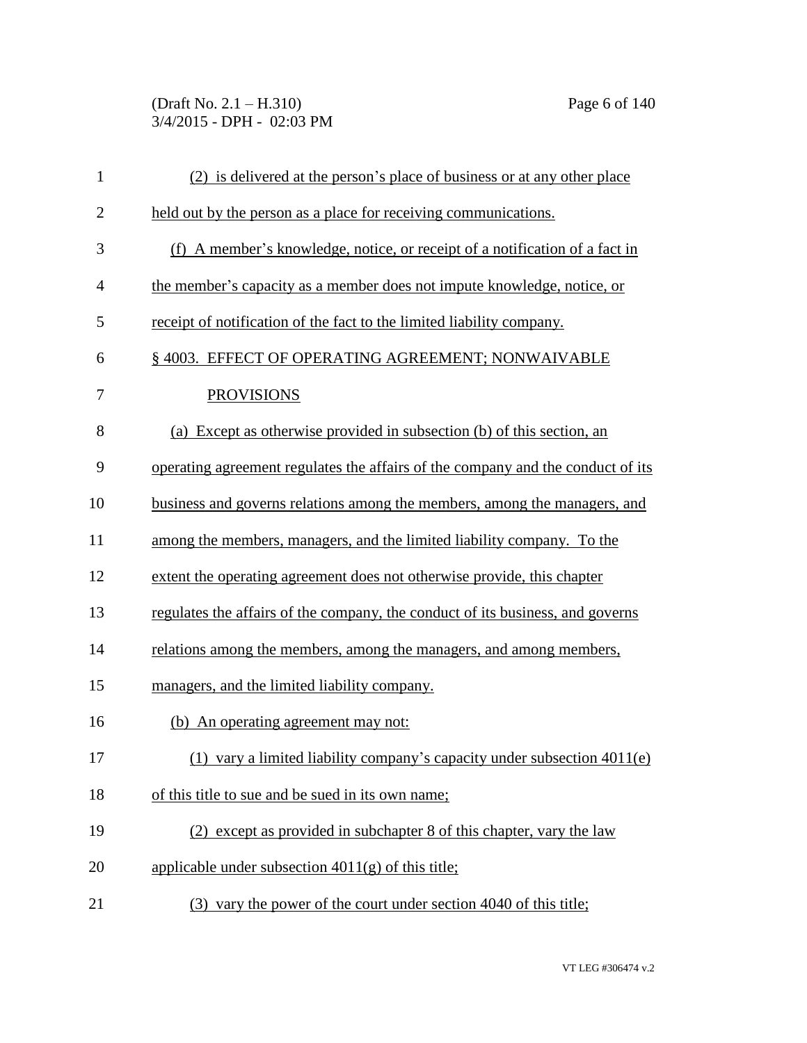(2) is delivered at the person's place of business or at any other place held out by the person as a place for receiving communications.

(f) A member's knowledge, notice, or receipt of a notification of a fact in the member's capacity as a member does not impute knowledge, notice, or receipt of notification of the fact to the limited liability company.

## § 4003. EFFECT OF OPERATING AGREEMENT; NONWAIVABLE PROVISIONS

(a) Except as otherwise provided in subsection (b) of this section, an operating agreement regulates the affairs of the company and the conduct of its business and governs relations among the members, among the managers, and among the members, managers, and the limited liability company. To the extent the operating agreement does not otherwise provide, this chapter regulates the affairs of the company, the conduct of its business, and governs relations among the members, among the managers, and among members, managers, and the limited liability company.

(b) An operating agreement may not:

(1) vary a limited liability company's capacity under subsection 4011(e) of this title to sue and be sued in its own name;

(2) except as provided in subchapter 8 of this chapter, vary the law applicable under subsection 4011(g) of this title;

(3) vary the power of the court under section 4040 of this title;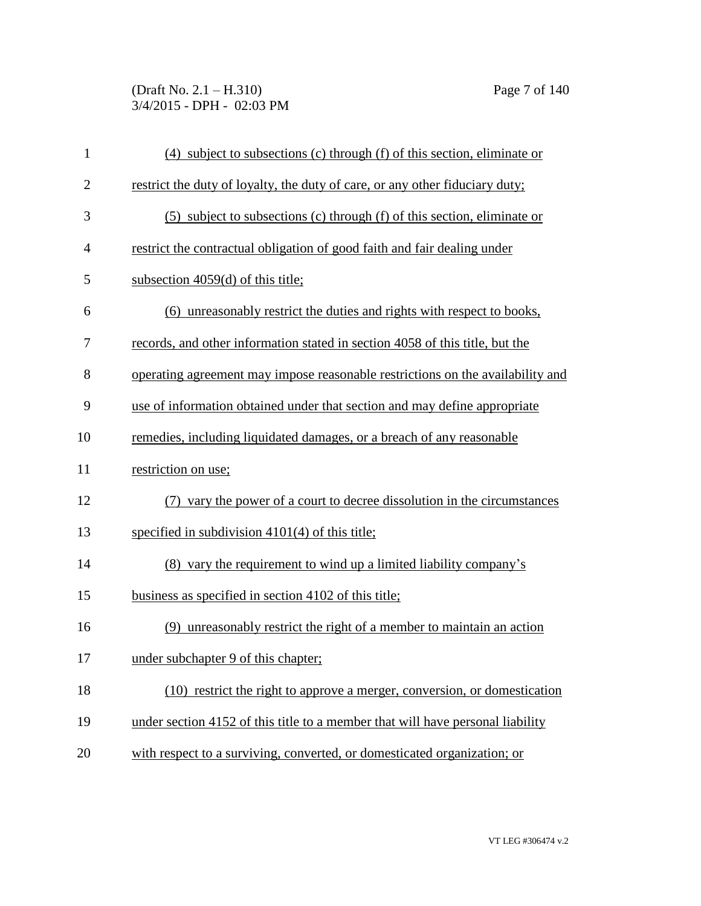(4) subject to subsections (c) through (f) of this section, eliminate or restrict the duty of loyalty, the duty of care, or any other fiduciary duty;

(5) subject to subsections (c) through (f) of this section, eliminate or restrict the contractual obligation of good faith and fair dealing under subsection 4059(d) of this title;

(6) unreasonably restrict the duties and rights with respect to books, records, and other information stated in section 4058 of this title, but the operating agreement may impose reasonable restrictions on the availability and use of information obtained under that section and may define appropriate remedies, including liquidated damages, or a breach of any reasonable restriction on use;

(7) vary the power of a court to decree dissolution in the circumstances specified in subdivision 4101(4) of this title;

(8) vary the requirement to wind up a limited liability company's business as specified in section 4102 of this title;

(9) unreasonably restrict the right of a member to maintain an action under subchapter 9 of this chapter;

(10) restrict the right to approve a merger, conversion, or domestication under section 4152 of this title to a member that will have personal liability with respect to a surviving, converted, or domesticated organization; or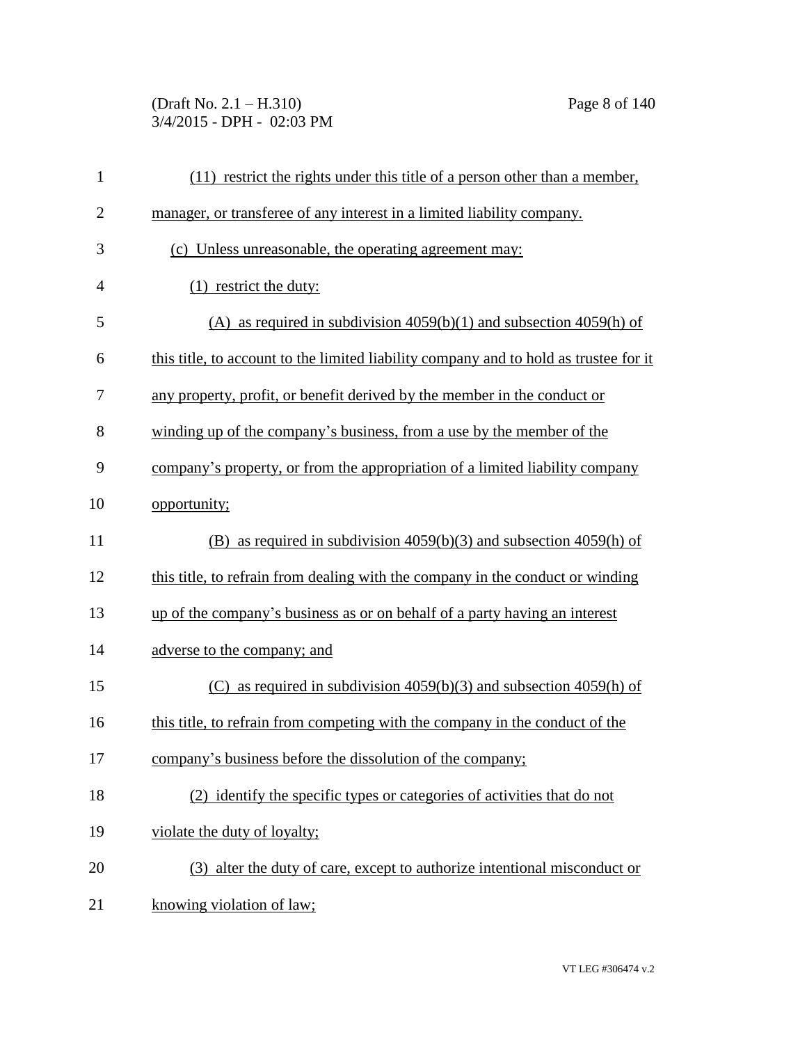(11) restrict the rights under this title of a person other than a member, manager, or transferee of any interest in a limited liability company.

(c) Unless unreasonable, the operating agreement may:

(1) restrict the duty:

(A) as required in subdivision 4059(b)(1) and subsection 4059(h) of this title, to account to the limited liability company and to hold as trustee for it any property, profit, or benefit derived by the member in the conduct or winding up of the company's business, from a use by the member of the company's property, or from the appropriation of a limited liability company opportunity;

(B) as required in subdivision 4059(b)(3) and subsection 4059(h) of this title, to refrain from dealing with the company in the conduct or winding up of the company's business as or on behalf of a party having an interest adverse to the company; and

(C) as required in subdivision 4059(b)(3) and subsection 4059(h) of this title, to refrain from competing with the company in the conduct of the company's business before the dissolution of the company;

(2) identify the specific types or categories of activities that do not violate the duty of loyalty;

(3) alter the duty of care, except to authorize intentional misconduct or knowing violation of law;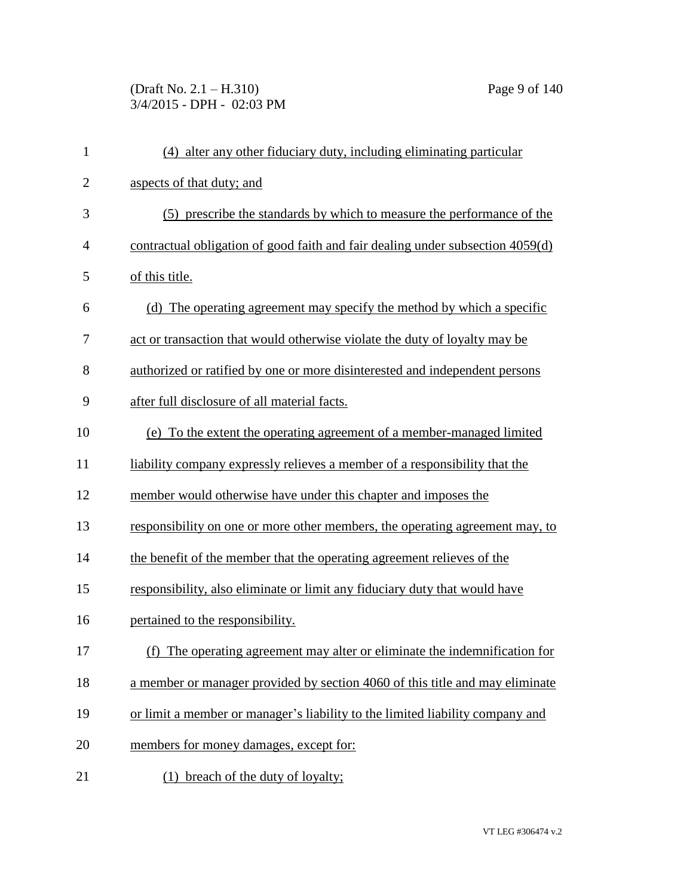(4) alter any other fiduciary duty, including eliminating particular aspects of that duty; and

(5) prescribe the standards by which to measure the performance of the contractual obligation of good faith and fair dealing under subsection 4059(d) of this title.

(d) The operating agreement may specify the method by which a specific act or transaction that would otherwise violate the duty of loyalty may be authorized or ratified by one or more disinterested and independent persons after full disclosure of all material facts.

(e) To the extent the operating agreement of a member-managed limited liability company expressly relieves a member of a responsibility that the member would otherwise have under this chapter and imposes the responsibility on one or more other members, the operating agreement may, to the benefit of the member that the operating agreement relieves of the responsibility, also eliminate or limit any fiduciary duty that would have pertained to the responsibility.

(f) The operating agreement may alter or eliminate the indemnification for a member or manager provided by section 4060 of this title and may eliminate or limit a member or manager's liability to the limited liability company and members for money damages, except for:

(1) breach of the duty of loyalty;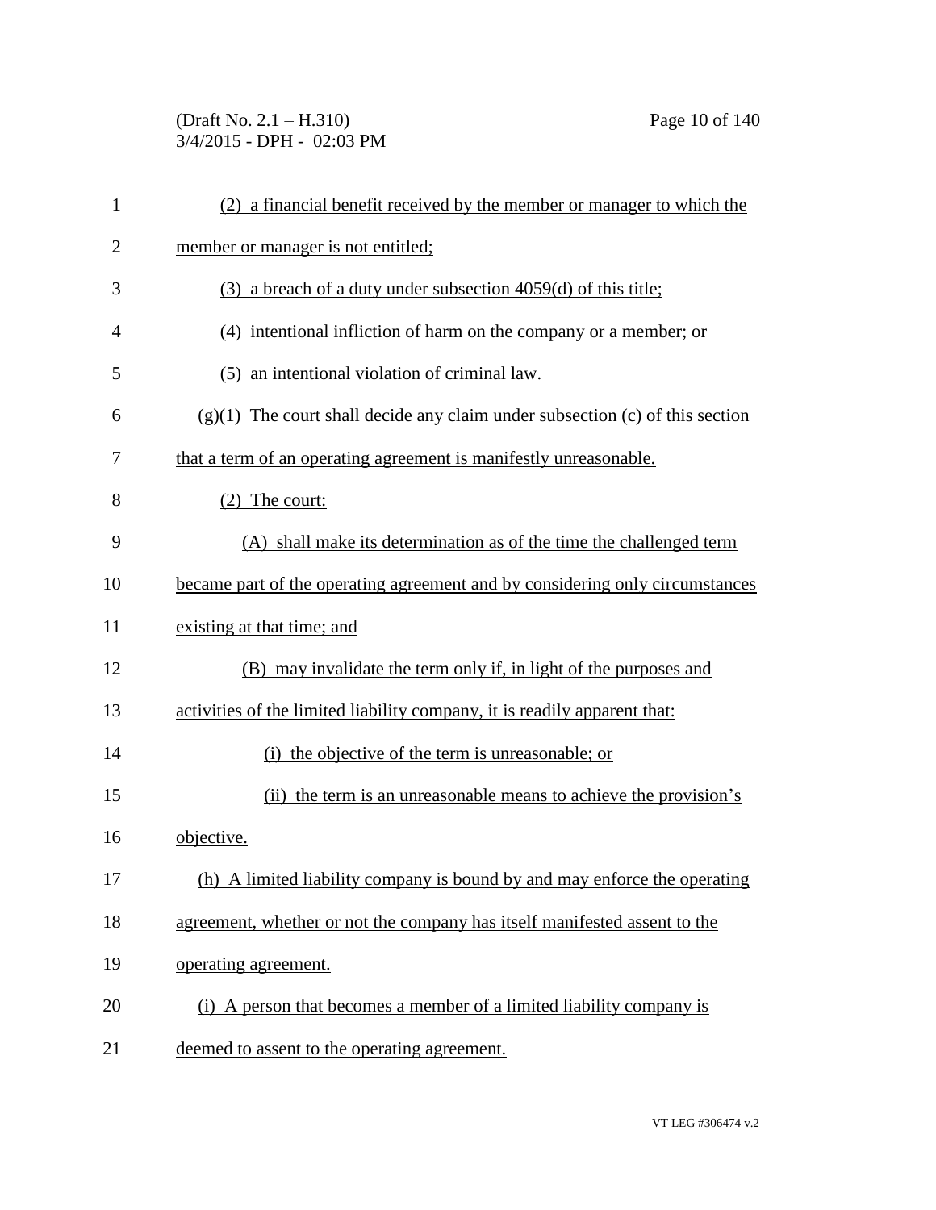(2) a financial benefit received by the member or manager to which the member or manager is not entitled;

(3) a breach of a duty under subsection 4059(d) of this title;

(4) intentional infliction of harm on the company or a member; or

(5) an intentional violation of criminal law.

(g)(1) The court shall decide any claim under subsection (c) of this section that a term of an operating agreement is manifestly unreasonable.

(2) The court:

(A) shall make its determination as of the time the challenged term became part of the operating agreement and by considering only circumstances existing at that time; and

(B) may invalidate the term only if, in light of the purposes and activities of the limited liability company, it is readily apparent that:

(i) the objective of the term is unreasonable; or

(ii) the term is an unreasonable means to achieve the provision's objective.

(h) A limited liability company is bound by and may enforce the operating agreement, whether or not the company has itself manifested assent to the operating agreement.

(i) A person that becomes a member of a limited liability company is deemed to assent to the operating agreement.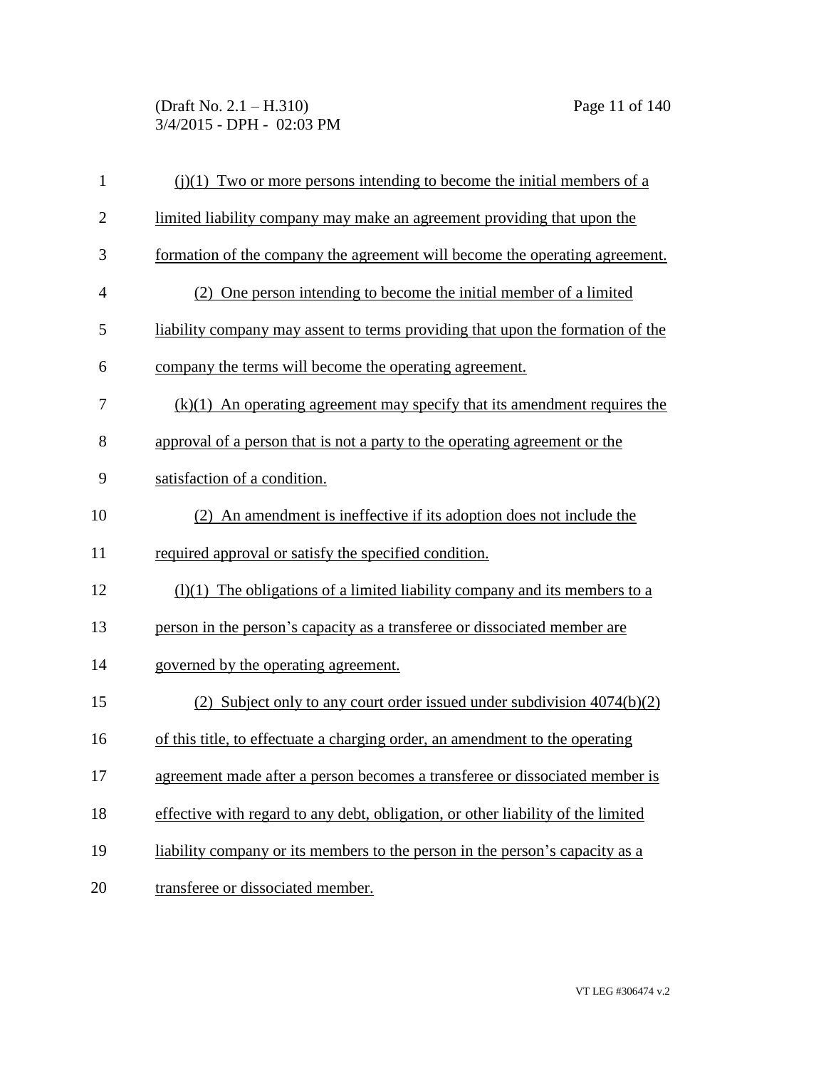(j)(1) Two or more persons intending to become the initial members of a limited liability company may make an agreement providing that upon the formation of the company the agreement will become the operating agreement.

(2) One person intending to become the initial member of a limited liability company may assent to terms providing that upon the formation of the company the terms will become the operating agreement.

(k)(1) An operating agreement may specify that its amendment requires the approval of a person that is not a party to the operating agreement or the satisfaction of a condition.

(2) An amendment is ineffective if its adoption does not include the required approval or satisfy the specified condition.

(l)(1) The obligations of a limited liability company and its members to a person in the person's capacity as a transferee or dissociated member are governed by the operating agreement.

(2) Subject only to any court order issued under subdivision 4074(b)(2) of this title, to effectuate a charging order, an amendment to the operating agreement made after a person becomes a transferee or dissociated member is effective with regard to any debt, obligation, or other liability of the limited liability company or its members to the person in the person's capacity as a transferee or dissociated member.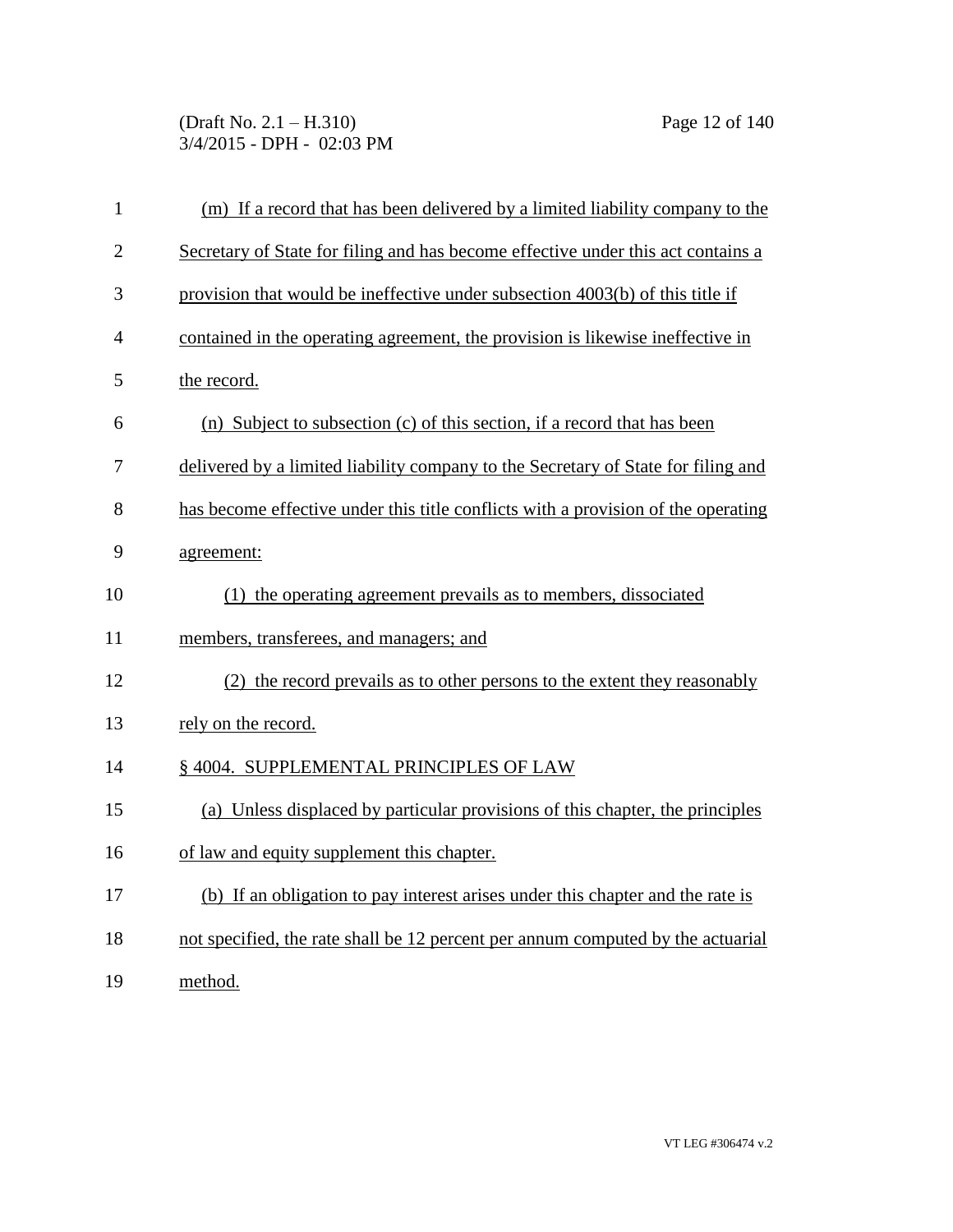(m) If a record that has been delivered by a limited liability company to the Secretary of State for filing and has become effective under this act contains a provision that would be ineffective under subsection 4003(b) of this title if contained in the operating agreement, the provision is likewise ineffective in the record.

(n) Subject to subsection (c) of this section, if a record that has been delivered by a limited liability company to the Secretary of State for filing and has become effective under this title conflicts with a provision of the operating agreement:

(1) the operating agreement prevails as to members, dissociated members, transferees, and managers; and

(2) the record prevails as to other persons to the extent they reasonably rely on the record.

§ 4004. SUPPLEMENTAL PRINCIPLES OF LAW

(a) Unless displaced by particular provisions of this chapter, the principles of law and equity supplement this chapter.

(b) If an obligation to pay interest arises under this chapter and the rate is not specified, the rate shall be 12 percent per annum computed by the actuarial method.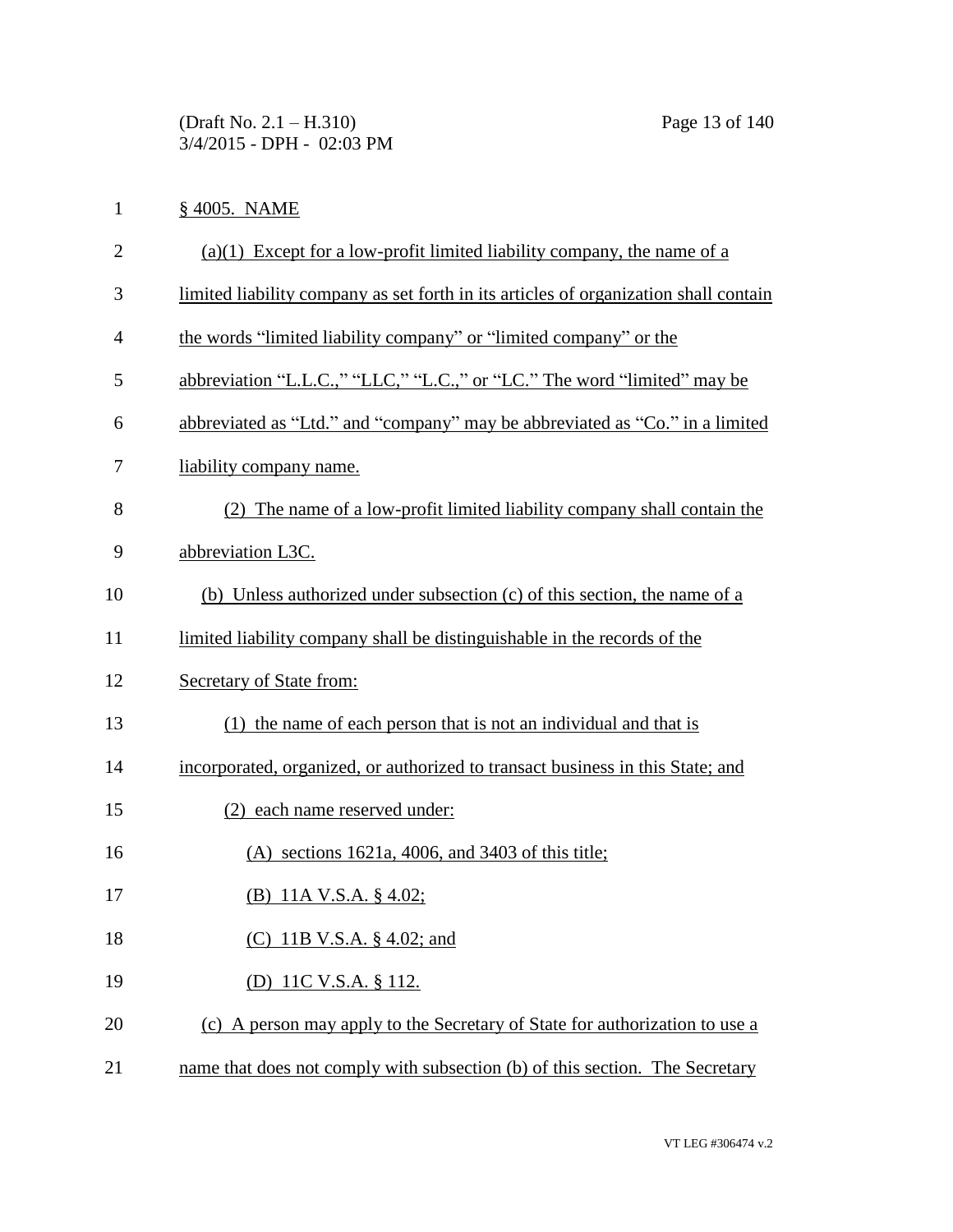§ 4005. NAME

(a)(1) Except for a low-profit limited liability company, the name of a limited liability company as set forth in its articles of organization shall contain the words "limited liability company" or "limited company" or the abbreviation "L.L.C.," "LLC," "L.C.," or "LC." The word "limited" may be abbreviated as "Ltd." and "company" may be abbreviated as "Co." in a limited liability company name.

(2) The name of a low-profit limited liability company shall contain the abbreviation L3C.

(b) Unless authorized under subsection (c) of this section, the name of a limited liability company shall be distinguishable in the records of the Secretary of State from:

(1) the name of each person that is not an individual and that is incorporated, organized, or authorized to transact business in this State; and

(2) each name reserved under:

(A) sections 1621a, 4006, and 3403 of this title;

(B) 11A V.S.A. § 4.02;

(C) 11B V.S.A. § 4.02; and

(D) 11C V.S.A. § 112.

(c) A person may apply to the Secretary of State for authorization to use a name that does not comply with subsection (b) of this section. The Secretary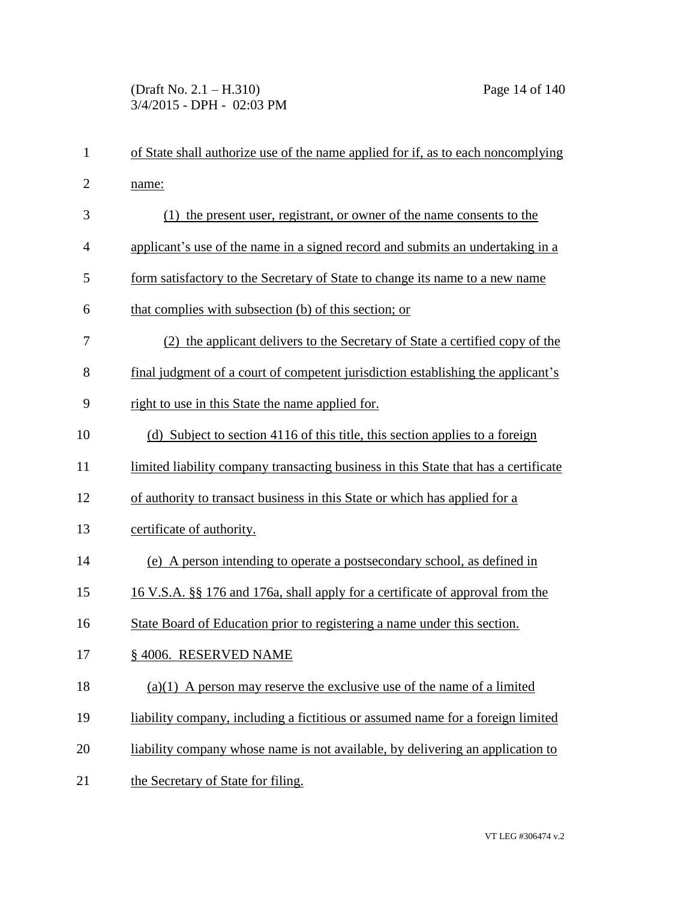of State shall authorize use of the name applied for if, as to each noncomplying name:

(1) the present user, registrant, or owner of the name consents to the applicant's use of the name in a signed record and submits an undertaking in a form satisfactory to the Secretary of State to change its name to a new name that complies with subsection (b) of this section; or

(2) the applicant delivers to the Secretary of State a certified copy of the final judgment of a court of competent jurisdiction establishing the applicant's right to use in this State the name applied for.

(d) Subject to section 4116 of this title, this section applies to a foreign limited liability company transacting business in this State that has a certificate of authority to transact business in this State or which has applied for a certificate of authority.

(e) A person intending to operate a postsecondary school, as defined in 16 V.S.A. §§ 176 and 176a, shall apply for a certificate of approval from the State Board of Education prior to registering a name under this section.

§ 4006. RESERVED NAME

(a)(1) A person may reserve the exclusive use of the name of a limited liability company, including a fictitious or assumed name for a foreign limited liability company whose name is not available, by delivering an application to the Secretary of State for filing.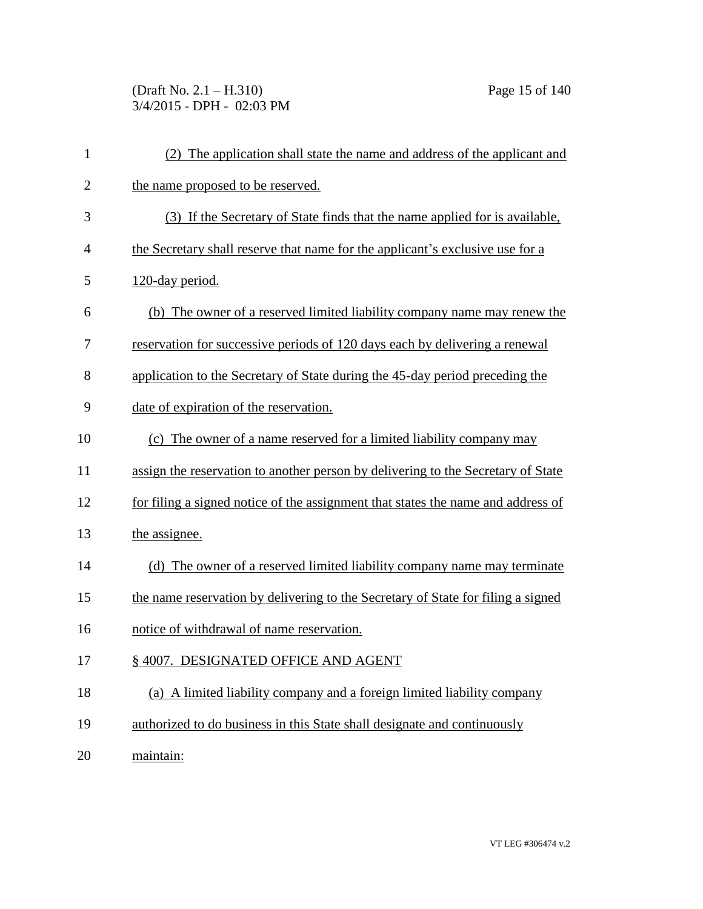(2) The application shall state the name and address of the applicant and the name proposed to be reserved.

(3) If the Secretary of State finds that the name applied for is available, the Secretary shall reserve that name for the applicant's exclusive use for a 120-day period.

(b) The owner of a reserved limited liability company name may renew the reservation for successive periods of 120 days each by delivering a renewal application to the Secretary of State during the 45-day period preceding the date of expiration of the reservation.

(c) The owner of a name reserved for a limited liability company may assign the reservation to another person by delivering to the Secretary of State for filing a signed notice of the assignment that states the name and address of the assignee.

(d) The owner of a reserved limited liability company name may terminate the name reservation by delivering to the Secretary of State for filing a signed notice of withdrawal of name reservation.

§ 4007. DESIGNATED OFFICE AND AGENT

(a) A limited liability company and a foreign limited liability company authorized to do business in this State shall designate and continuously maintain: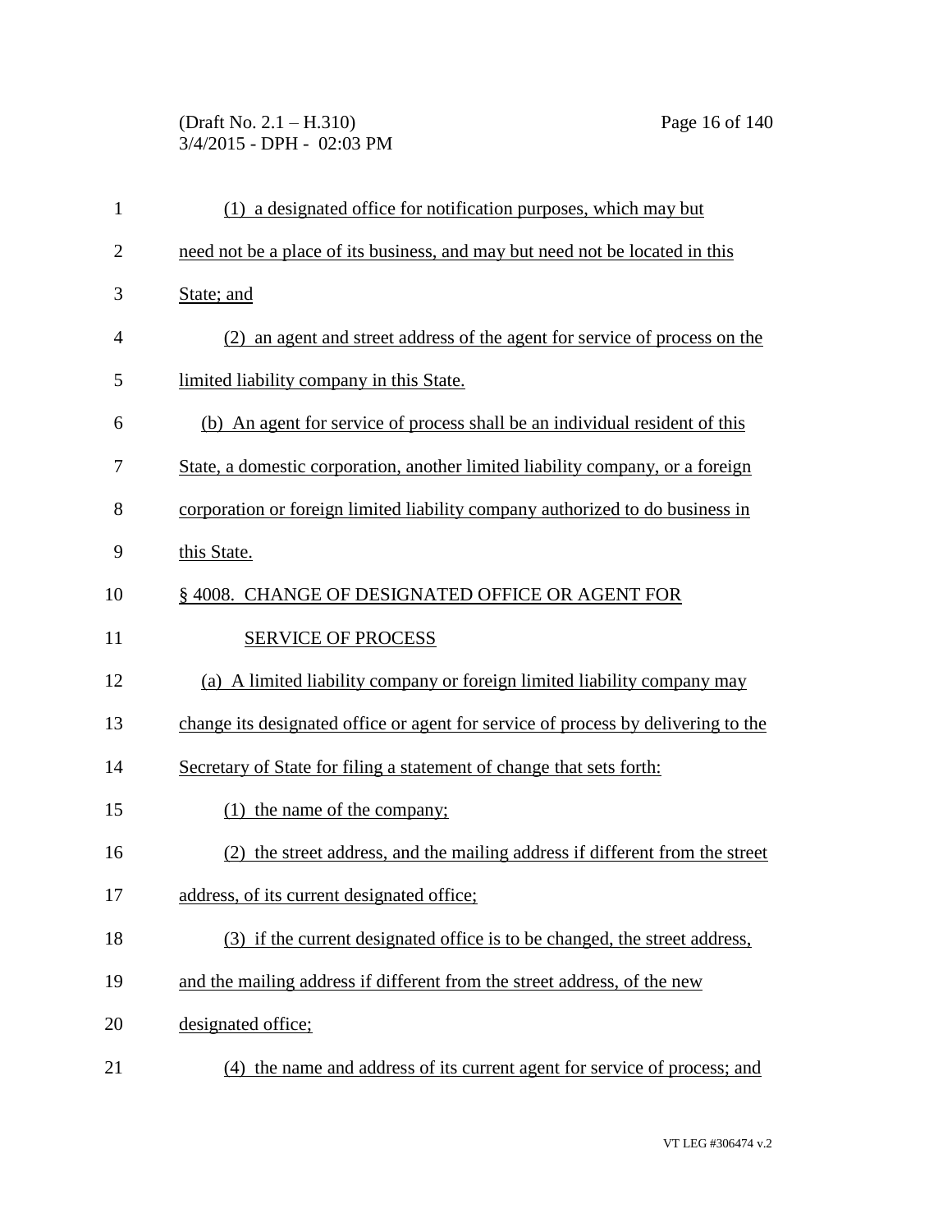(1) a designated office for notification purposes, which may but need not be a place of its business, and may but need not be located in this State; and

(2) an agent and street address of the agent for service of process on the limited liability company in this State.

(b) An agent for service of process shall be an individual resident of this State, a domestic corporation, another limited liability company, or a foreign corporation or foreign limited liability company authorized to do business in this State.

§ 4008. CHANGE OF DESIGNATED OFFICE OR AGENT FOR SERVICE OF PROCESS

(a) A limited liability company or foreign limited liability company may change its designated office or agent for service of process by delivering to the Secretary of State for filing a statement of change that sets forth:

(1) the name of the company;

(2) the street address, and the mailing address if different from the street address, of its current designated office;

(3) if the current designated office is to be changed, the street address, and the mailing address if different from the street address, of the new designated office;

(4) the name and address of its current agent for service of process; and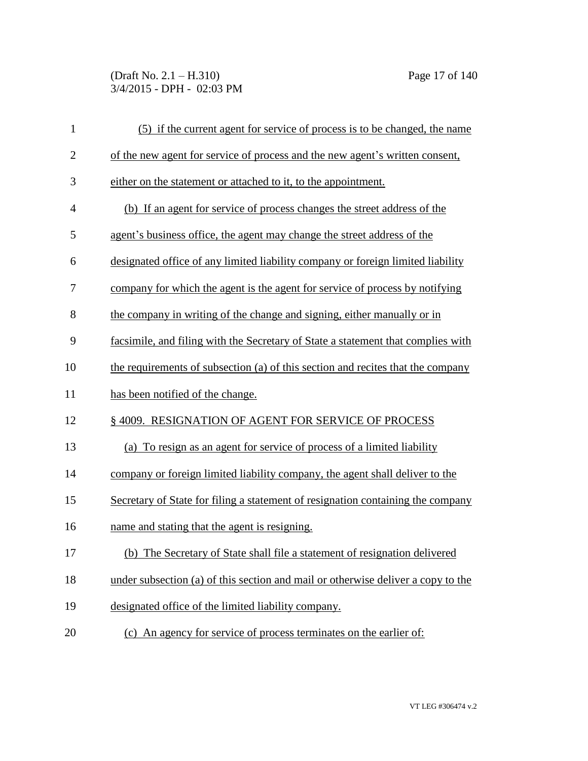(5) if the current agent for service of process is to be changed, the name of the new agent for service of process and the new agent's written consent, either on the statement or attached to it, to the appointment.

(b) If an agent for service of process changes the street address of the agent's business office, the agent may change the street address of the designated office of any limited liability company or foreign limited liability company for which the agent is the agent for service of process by notifying the company in writing of the change and signing, either manually or in facsimile, and filing with the Secretary of State a statement that complies with the requirements of subsection (a) of this section and recites that the company has been notified of the change.

§ 4009. RESIGNATION OF AGENT FOR SERVICE OF PROCESS

(a) To resign as an agent for service of process of a limited liability company or foreign limited liability company, the agent shall deliver to the Secretary of State for filing a statement of resignation containing the company name and stating that the agent is resigning.

(b) The Secretary of State shall file a statement of resignation delivered under subsection (a) of this section and mail or otherwise deliver a copy to the designated office of the limited liability company.

(c) An agency for service of process terminates on the earlier of: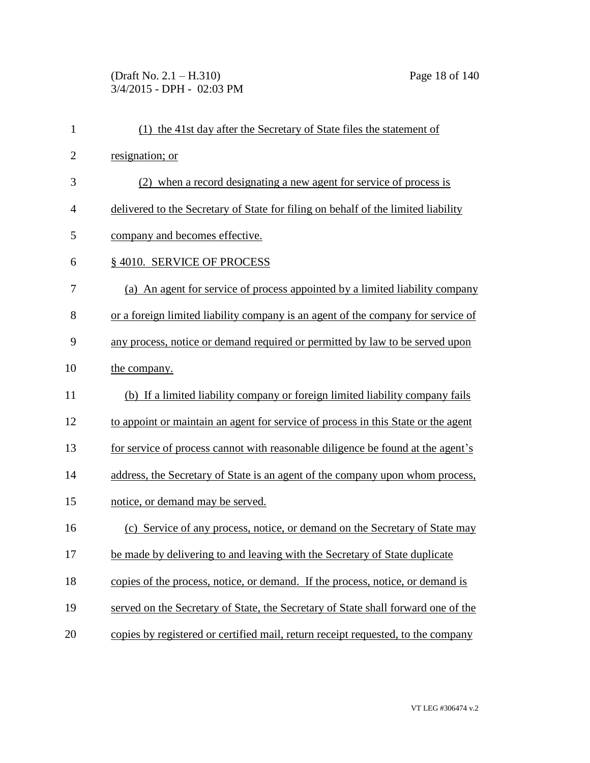(1) the 41st day after the Secretary of State files the statement of resignation; or

(2) when a record designating a new agent for service of process is delivered to the Secretary of State for filing on behalf of the limited liability company and becomes effective.

§ 4010. SERVICE OF PROCESS

(a) An agent for service of process appointed by a limited liability company or a foreign limited liability company is an agent of the company for service of any process, notice or demand required or permitted by law to be served upon the company.

(b) If a limited liability company or foreign limited liability company fails to appoint or maintain an agent for service of process in this State or the agent for service of process cannot with reasonable diligence be found at the agent's address, the Secretary of State is an agent of the company upon whom process, notice, or demand may be served.

(c) Service of any process, notice, or demand on the Secretary of State may be made by delivering to and leaving with the Secretary of State duplicate copies of the process, notice, or demand. If the process, notice, or demand is served on the Secretary of State, the Secretary of State shall forward one of the copies by registered or certified mail, return receipt requested, to the company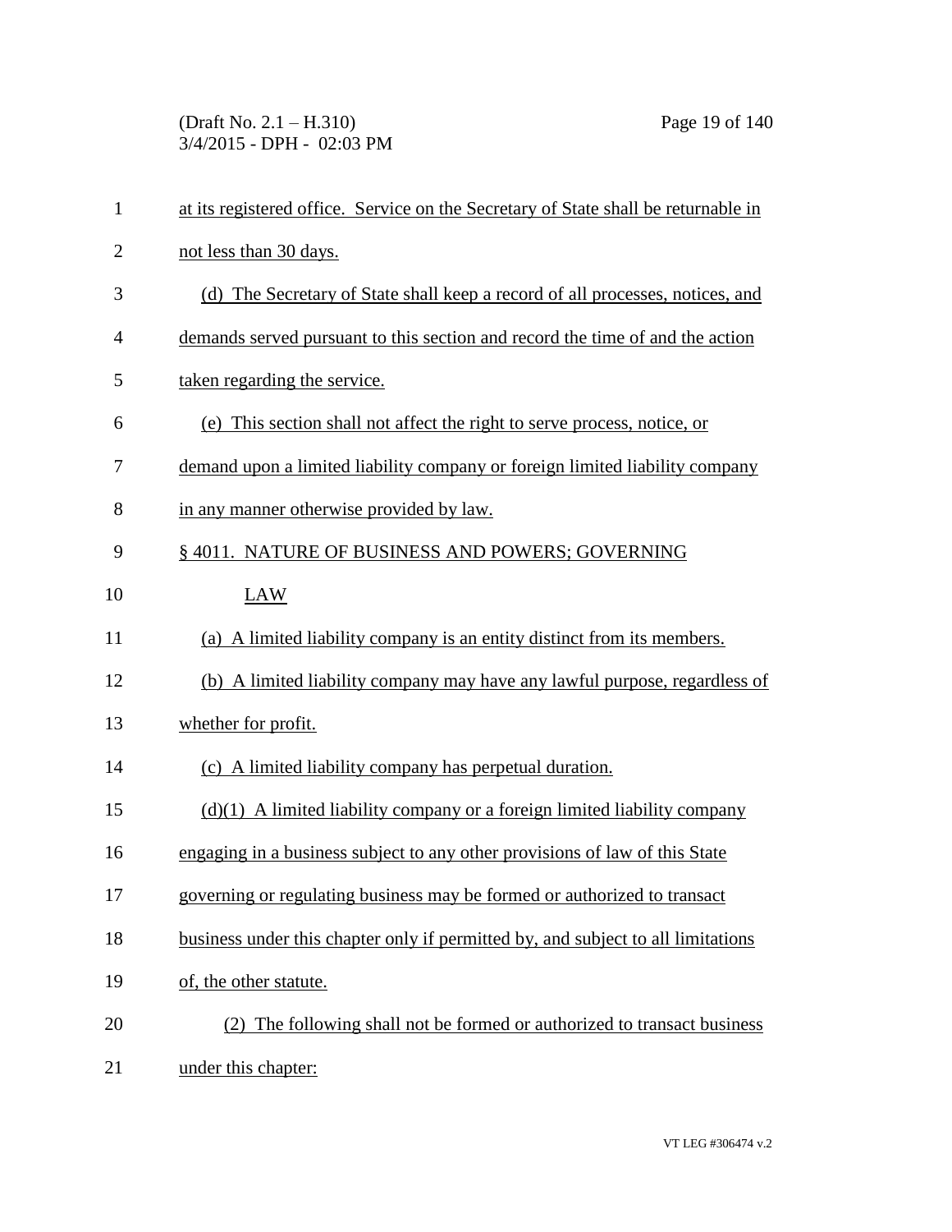at its registered office. Service on the Secretary of State shall be returnable in not less than 30 days.

(d) The Secretary of State shall keep a record of all processes, notices, and demands served pursuant to this section and record the time of and the action taken regarding the service.

(e) This section shall not affect the right to serve process, notice, or demand upon a limited liability company or foreign limited liability company in any manner otherwise provided by law.

§ 4011. NATURE OF BUSINESS AND POWERS; GOVERNING LAW

(a) A limited liability company is an entity distinct from its members.

(b) A limited liability company may have any lawful purpose, regardless of whether for profit.

(c) A limited liability company has perpetual duration.

(d)(1) A limited liability company or a foreign limited liability company engaging in a business subject to any other provisions of law of this State governing or regulating business may be formed or authorized to transact business under this chapter only if permitted by, and subject to all limitations of, the other statute.

(2) The following shall not be formed or authorized to transact business under this chapter: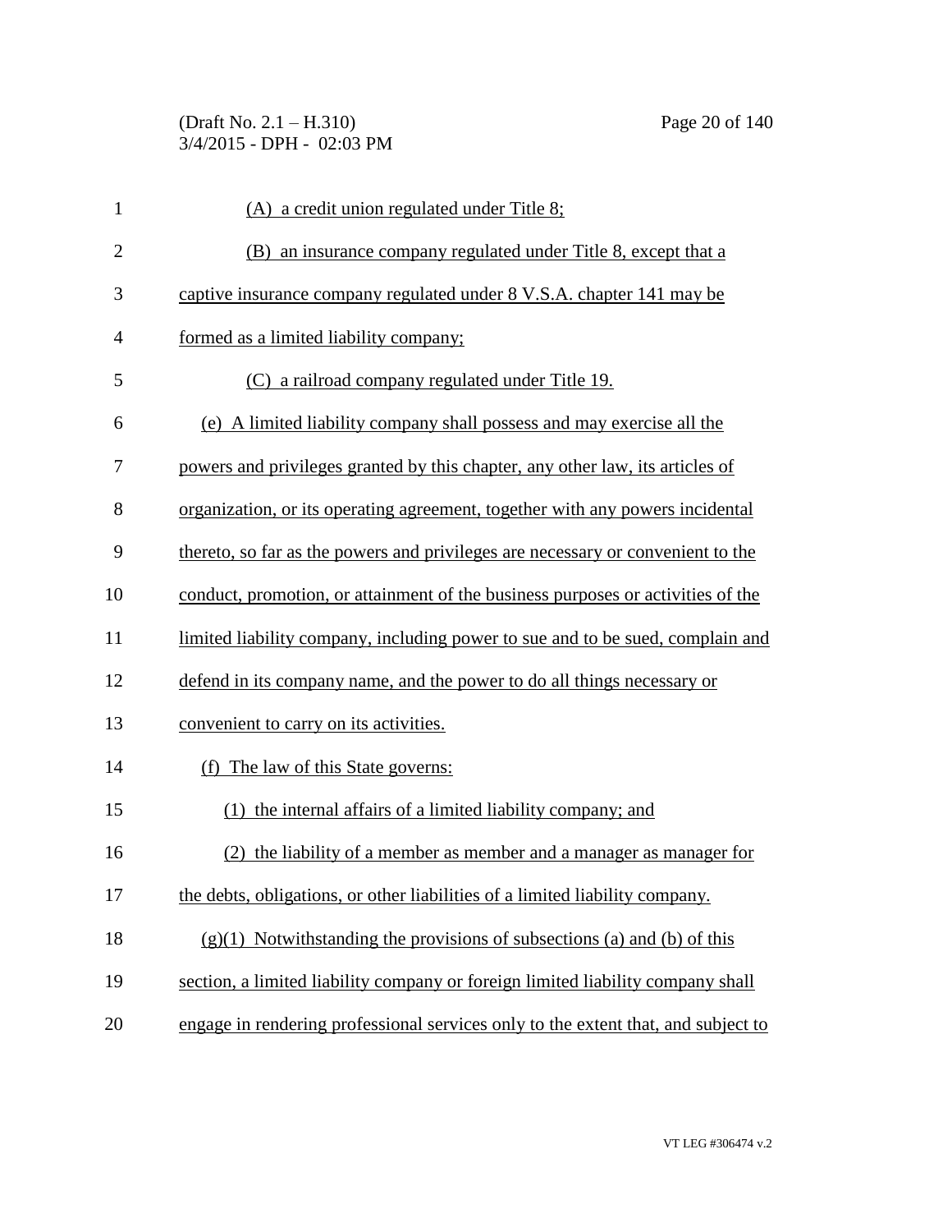(A) a credit union regulated under Title 8;

(B) an insurance company regulated under Title 8, except that a captive insurance company regulated under 8 V.S.A. chapter 141 may be formed as a limited liability company;

(C) a railroad company regulated under Title 19.

(e) A limited liability company shall possess and may exercise all the powers and privileges granted by this chapter, any other law, its articles of organization, or its operating agreement, together with any powers incidental thereto, so far as the powers and privileges are necessary or convenient to the conduct, promotion, or attainment of the business purposes or activities of the limited liability company, including power to sue and to be sued, complain and defend in its company name, and the power to do all things necessary or convenient to carry on its activities.

(f) The law of this State governs:

(1) the internal affairs of a limited liability company; and

(2) the liability of a member as member and a manager as manager for the debts, obligations, or other liabilities of a limited liability company.

(g)(1) Notwithstanding the provisions of subsections (a) and (b) of this section, a limited liability company or foreign limited liability company shall engage in rendering professional services only to the extent that, and subject to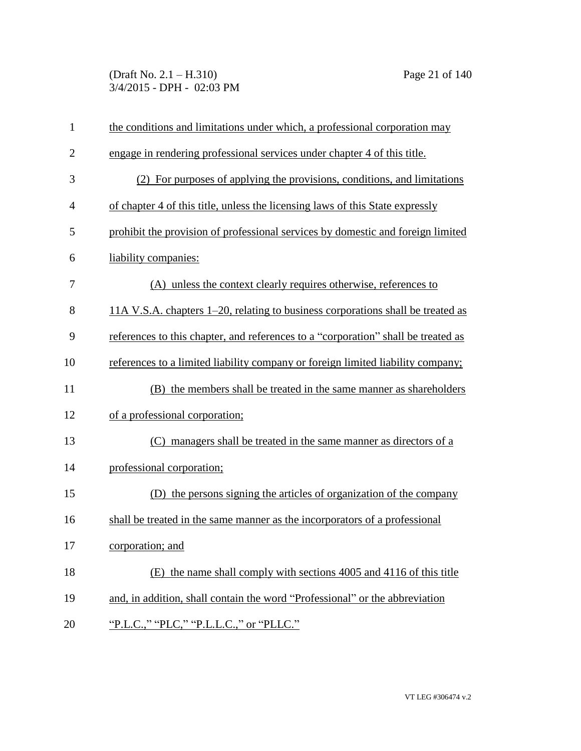the conditions and limitations under which, a professional corporation may engage in rendering professional services under chapter 4 of this title.

(2) For purposes of applying the provisions, conditions, and limitations of chapter 4 of this title, unless the licensing laws of this State expressly prohibit the provision of professional services by domestic and foreign limited liability companies:

(A) unless the context clearly requires otherwise, references to 11A V.S.A. chapters 1–20, relating to business corporations shall be treated as references to this chapter, and references to a "corporation" shall be treated as references to a limited liability company or foreign limited liability company;

(B) the members shall be treated in the same manner as shareholders of a professional corporation;

(C) managers shall be treated in the same manner as directors of a professional corporation;

(D) the persons signing the articles of organization of the company shall be treated in the same manner as the incorporators of a professional corporation; and

(E) the name shall comply with sections 4005 and 4116 of this title and, in addition, shall contain the word "Professional" or the abbreviation "P.L.C.," "PLC," "P.L.L.C.," or "PLLC."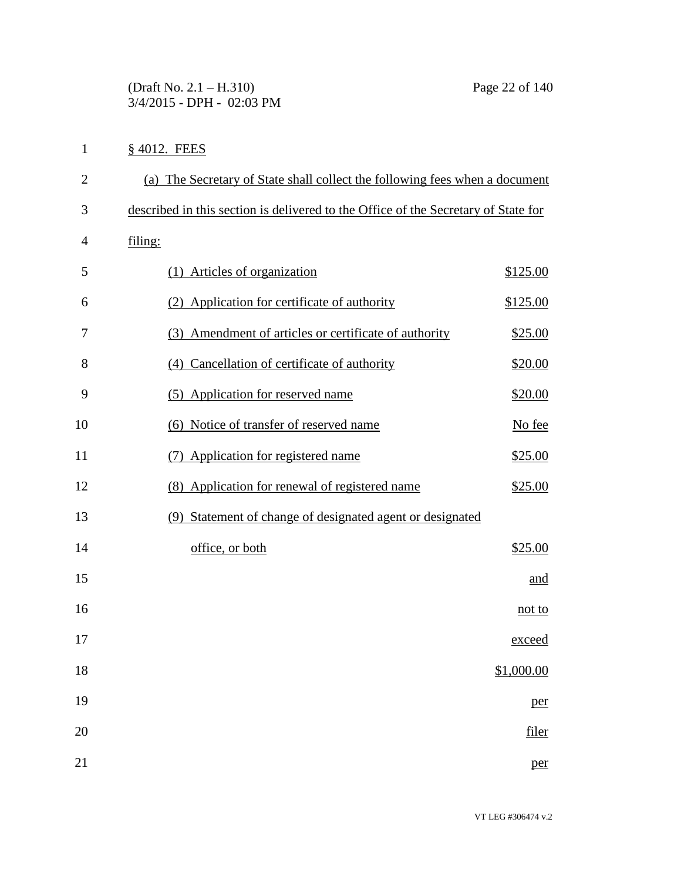§ 4012. FEES

(a) The Secretary of State shall collect the following fees when a document described in this section is delivered to the Office of the Secretary of State for filing:

| | |
|---|---|
| (1) Articles of organization | $125.00 |
| (2) Application for certificate of authority | $125.00 |
| (3) Amendment of articles or certificate of authority | $25.00 |
| (4) Cancellation of certificate of authority | $20.00 |
| (5) Application for reserved name | $20.00 |
| (6) Notice of transfer of reserved name | No fee |
| (7) Application for registered name | $25.00 |
| (8) Application for renewal of registered name | $25.00 |
| (9) Statement of change of designated agent or designated office, or both | $25.00 and not to exceed $1,000.00 per filer per |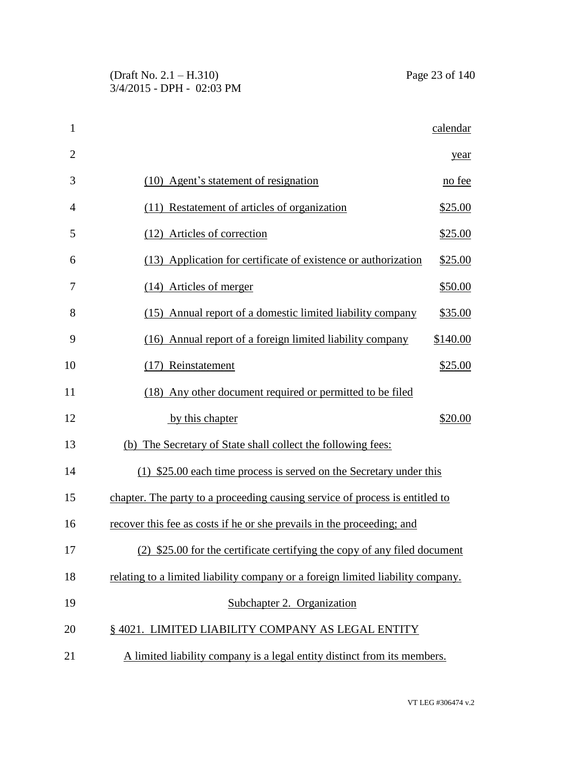| | |
|---|---|
| | calendar year |
| (10) Agent's statement of resignation | no fee |
| (11) Restatement of articles of organization | \$25.00 |
| (12) Articles of correction | \$25.00 |
| (13) Application for certificate of existence or authorization | \$25.00 |
| (14) Articles of merger | \$50.00 |
| (15) Annual report of a domestic limited liability company | \$35.00 |
| (16) Annual report of a foreign limited liability company | \$140.00 |
| (17) Reinstatement | \$25.00 |
| (18) Any other document required or permitted to be filed by this chapter | \$20.00 |

(b) The Secretary of State shall collect the following fees:

(1) \$25.00 each time process is served on the Secretary under this chapter. The party to a proceeding causing service of process is entitled to recover this fee as costs if he or she prevails in the proceeding; and

(2) \$25.00 for the certificate certifying the copy of any filed document relating to a limited liability company or a foreign limited liability company.

## Subchapter 2. Organization

### § 4021. LIMITED LIABILITY COMPANY AS LEGAL ENTITY

A limited liability company is a legal entity distinct from its members.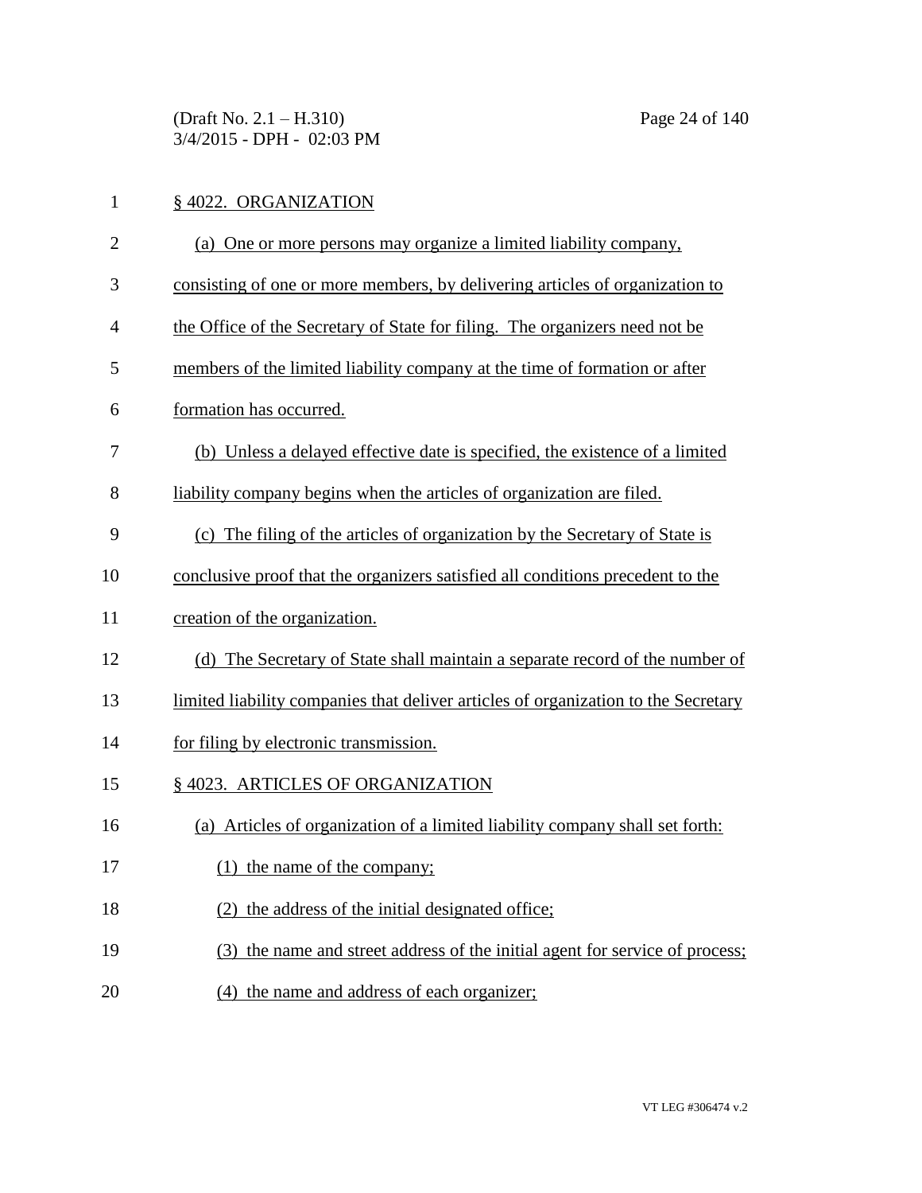## § 4022. ORGANIZATION

(a) One or more persons may organize a limited liability company, consisting of one or more members, by delivering articles of organization to the Office of the Secretary of State for filing. The organizers need not be members of the limited liability company at the time of formation or after formation has occurred.

(b) Unless a delayed effective date is specified, the existence of a limited liability company begins when the articles of organization are filed.

(c) The filing of the articles of organization by the Secretary of State is conclusive proof that the organizers satisfied all conditions precedent to the creation of the organization.

(d) The Secretary of State shall maintain a separate record of the number of limited liability companies that deliver articles of organization to the Secretary for filing by electronic transmission.

## § 4023. ARTICLES OF ORGANIZATION

(a) Articles of organization of a limited liability company shall set forth:

(1) the name of the company;

(2) the address of the initial designated office;

(3) the name and street address of the initial agent for service of process;

(4) the name and address of each organizer;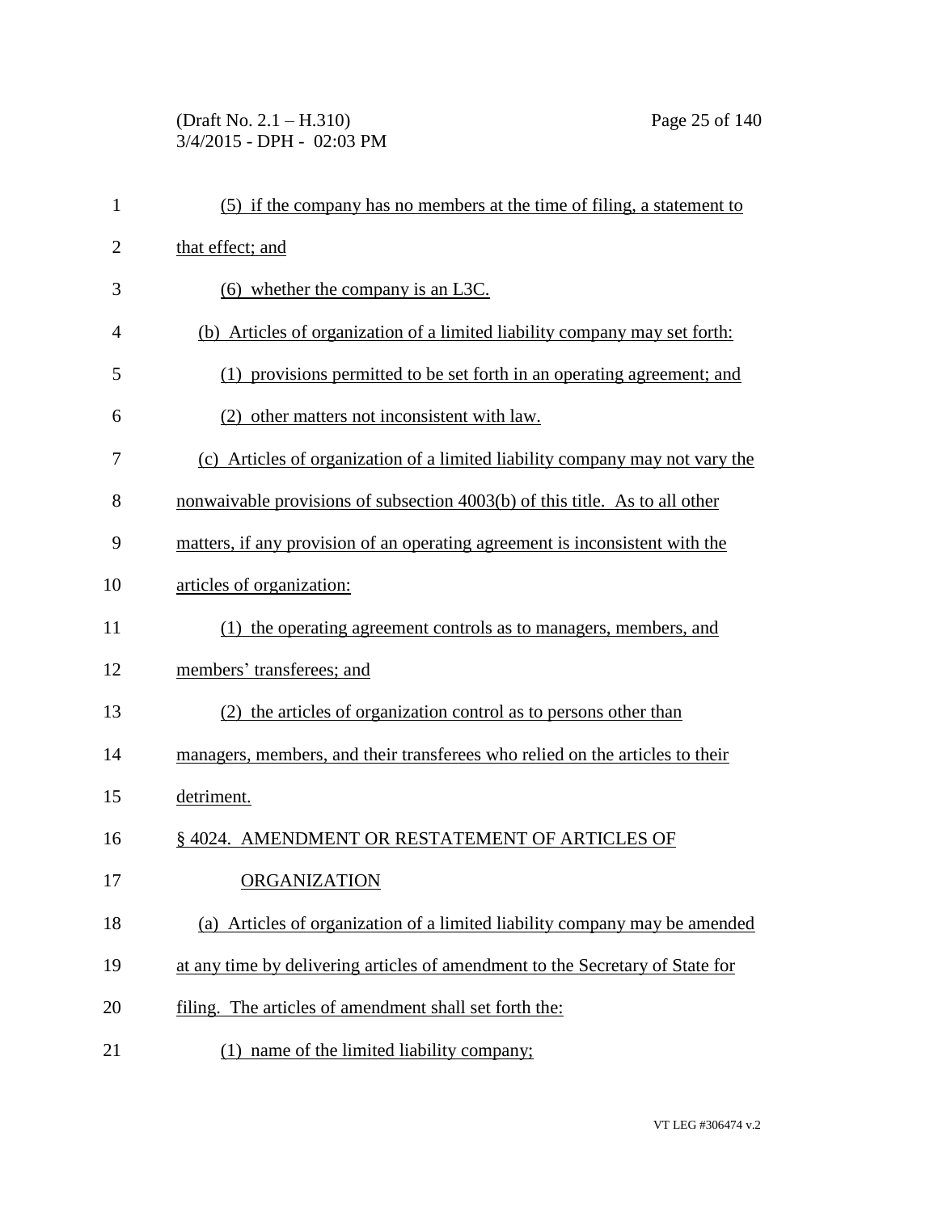(5) if the company has no members at the time of filing, a statement to that effect; and

(6) whether the company is an L3C.

(b) Articles of organization of a limited liability company may set forth:

(1) provisions permitted to be set forth in an operating agreement; and

(2) other matters not inconsistent with law.

(c) Articles of organization of a limited liability company may not vary the nonwaivable provisions of subsection 4003(b) of this title. As to all other matters, if any provision of an operating agreement is inconsistent with the articles of organization:

(1) the operating agreement controls as to managers, members, and members' transferees; and

(2) the articles of organization control as to persons other than managers, members, and their transferees who relied on the articles to their detriment.

§ 4024. AMENDMENT OR RESTATEMENT OF ARTICLES OF ORGANIZATION

(a) Articles of organization of a limited liability company may be amended at any time by delivering articles of amendment to the Secretary of State for filing. The articles of amendment shall set forth the:

(1) name of the limited liability company;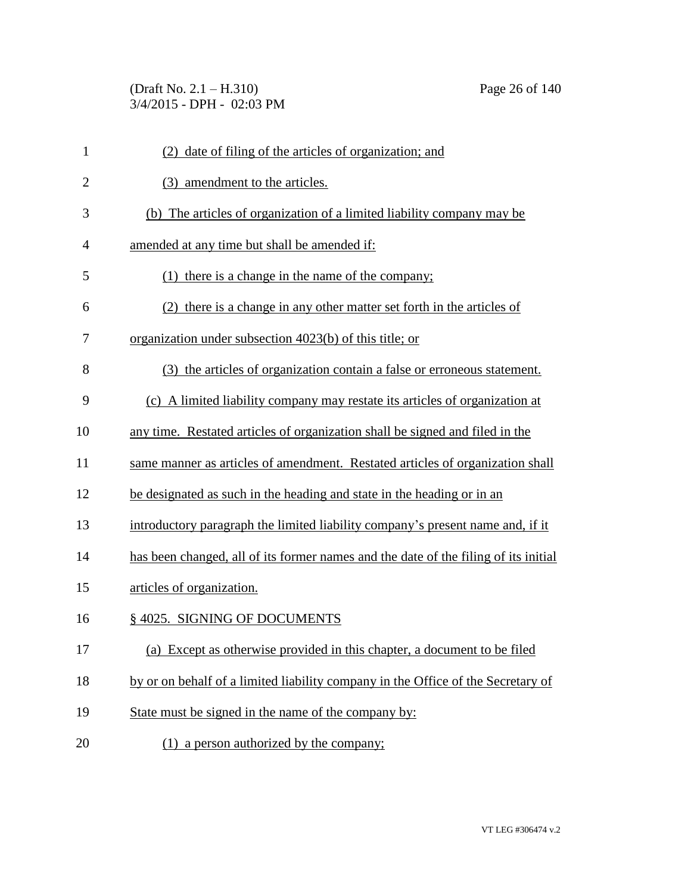(2) date of filing of the articles of organization; and

(3) amendment to the articles.

(b) The articles of organization of a limited liability company may be amended at any time but shall be amended if:

(1) there is a change in the name of the company;

(2) there is a change in any other matter set forth in the articles of organization under subsection 4023(b) of this title; or

(3) the articles of organization contain a false or erroneous statement.

(c) A limited liability company may restate its articles of organization at any time. Restated articles of organization shall be signed and filed in the same manner as articles of amendment. Restated articles of organization shall be designated as such in the heading and state in the heading or in an introductory paragraph the limited liability company's present name and, if it has been changed, all of its former names and the date of the filing of its initial articles of organization.

§ 4025. SIGNING OF DOCUMENTS

(a) Except as otherwise provided in this chapter, a document to be filed by or on behalf of a limited liability company in the Office of the Secretary of State must be signed in the name of the company by:

(1) a person authorized by the company;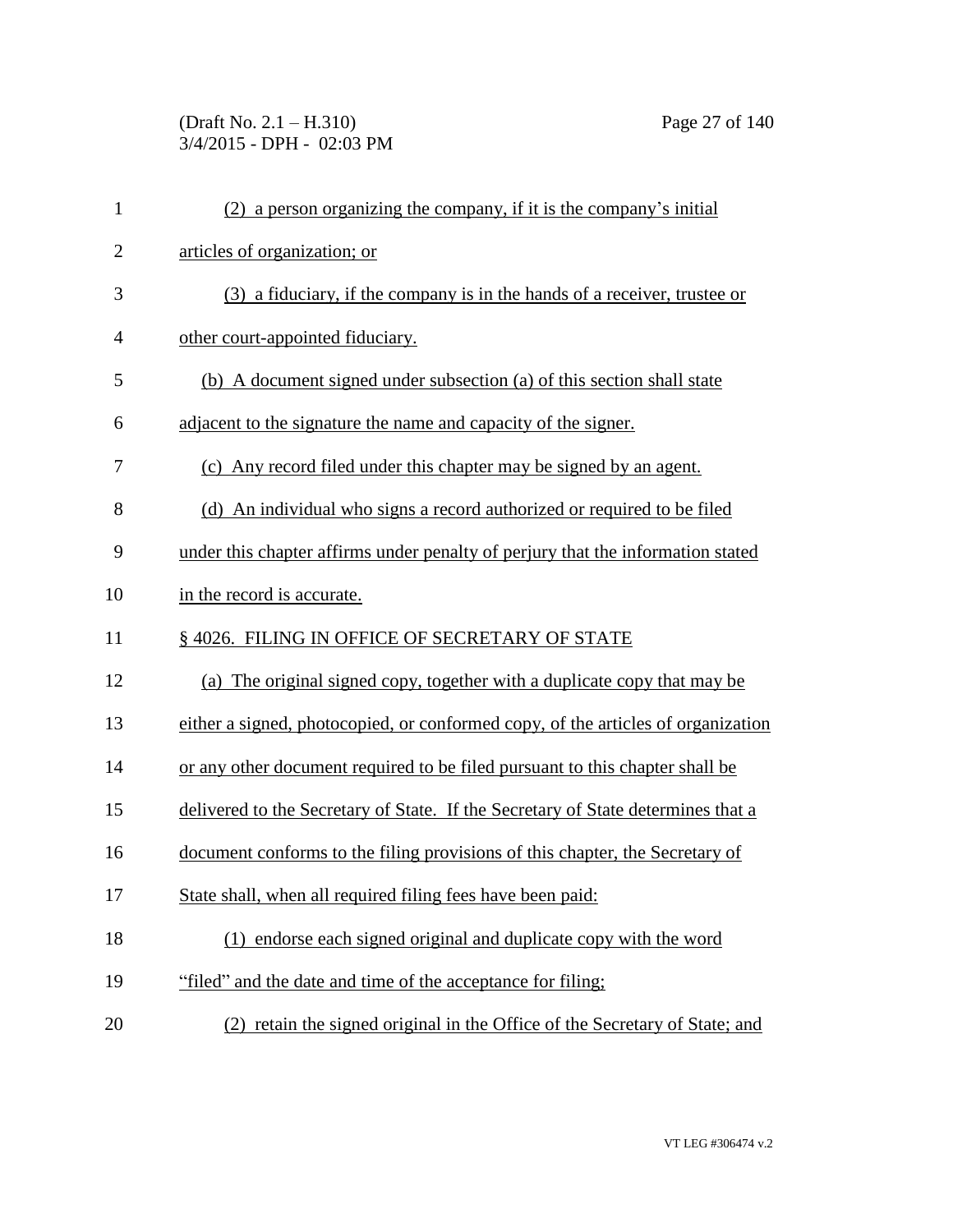(2) a person organizing the company, if it is the company's initial articles of organization; or

(3) a fiduciary, if the company is in the hands of a receiver, trustee or other court-appointed fiduciary.

(b) A document signed under subsection (a) of this section shall state adjacent to the signature the name and capacity of the signer.

(c) Any record filed under this chapter may be signed by an agent.

(d) An individual who signs a record authorized or required to be filed under this chapter affirms under penalty of perjury that the information stated in the record is accurate.

§ 4026. FILING IN OFFICE OF SECRETARY OF STATE

(a) The original signed copy, together with a duplicate copy that may be either a signed, photocopied, or conformed copy, of the articles of organization or any other document required to be filed pursuant to this chapter shall be delivered to the Secretary of State. If the Secretary of State determines that a document conforms to the filing provisions of this chapter, the Secretary of State shall, when all required filing fees have been paid:

(1) endorse each signed original and duplicate copy with the word "filed" and the date and time of the acceptance for filing;

(2) retain the signed original in the Office of the Secretary of State; and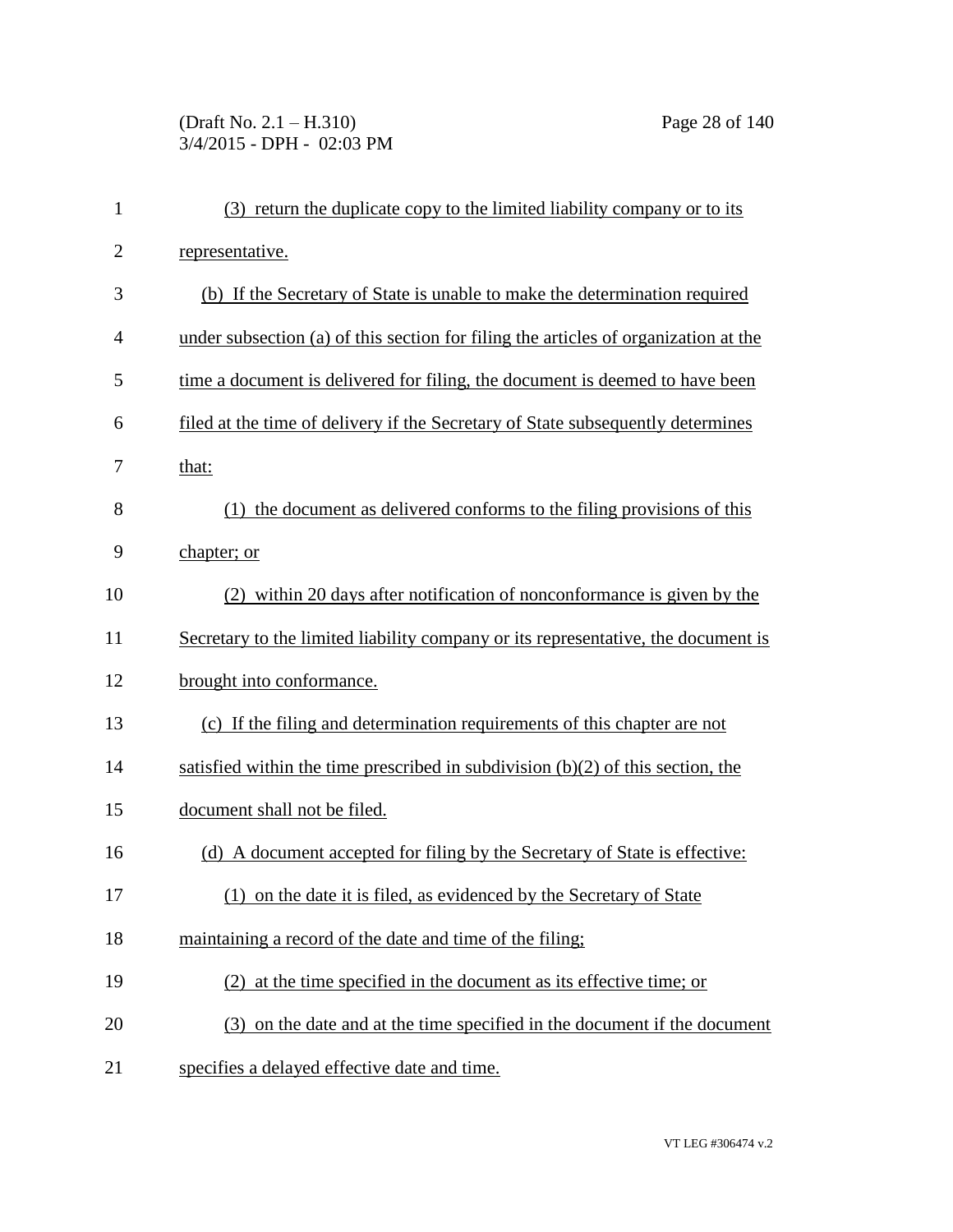(3) return the duplicate copy to the limited liability company or to its representative.

(b) If the Secretary of State is unable to make the determination required under subsection (a) of this section for filing the articles of organization at the time a document is delivered for filing, the document is deemed to have been filed at the time of delivery if the Secretary of State subsequently determines that:

(1) the document as delivered conforms to the filing provisions of this chapter; or

(2) within 20 days after notification of nonconformance is given by the Secretary to the limited liability company or its representative, the document is brought into conformance.

(c) If the filing and determination requirements of this chapter are not satisfied within the time prescribed in subdivision (b)(2) of this section, the document shall not be filed.

(d) A document accepted for filing by the Secretary of State is effective:

(1) on the date it is filed, as evidenced by the Secretary of State maintaining a record of the date and time of the filing;

(2) at the time specified in the document as its effective time; or

(3) on the date and at the time specified in the document if the document specifies a delayed effective date and time.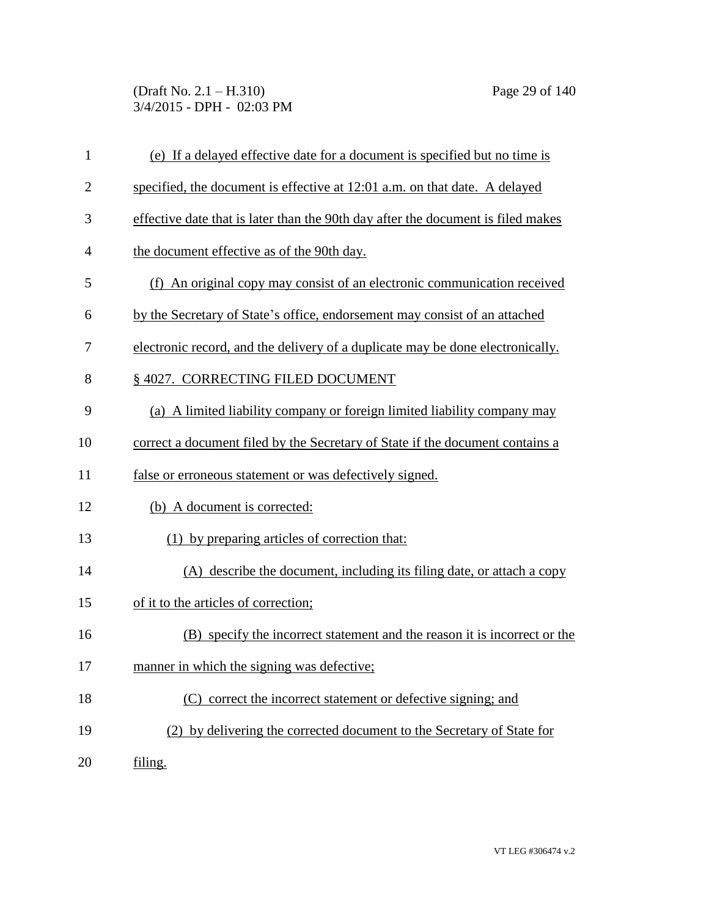(e) If a delayed effective date for a document is specified but no time is specified, the document is effective at 12:01 a.m. on that date. A delayed effective date that is later than the 90th day after the document is filed makes the document effective as of the 90th day.

(f) An original copy may consist of an electronic communication received by the Secretary of State's office, endorsement may consist of an attached electronic record, and the delivery of a duplicate may be done electronically.

§ 4027. CORRECTING FILED DOCUMENT

(a) A limited liability company or foreign limited liability company may correct a document filed by the Secretary of State if the document contains a false or erroneous statement or was defectively signed.

(b) A document is corrected:

(1) by preparing articles of correction that:

(A) describe the document, including its filing date, or attach a copy of it to the articles of correction;

(B) specify the incorrect statement and the reason it is incorrect or the manner in which the signing was defective;

(C) correct the incorrect statement or defective signing; and

(2) by delivering the corrected document to the Secretary of State for filing.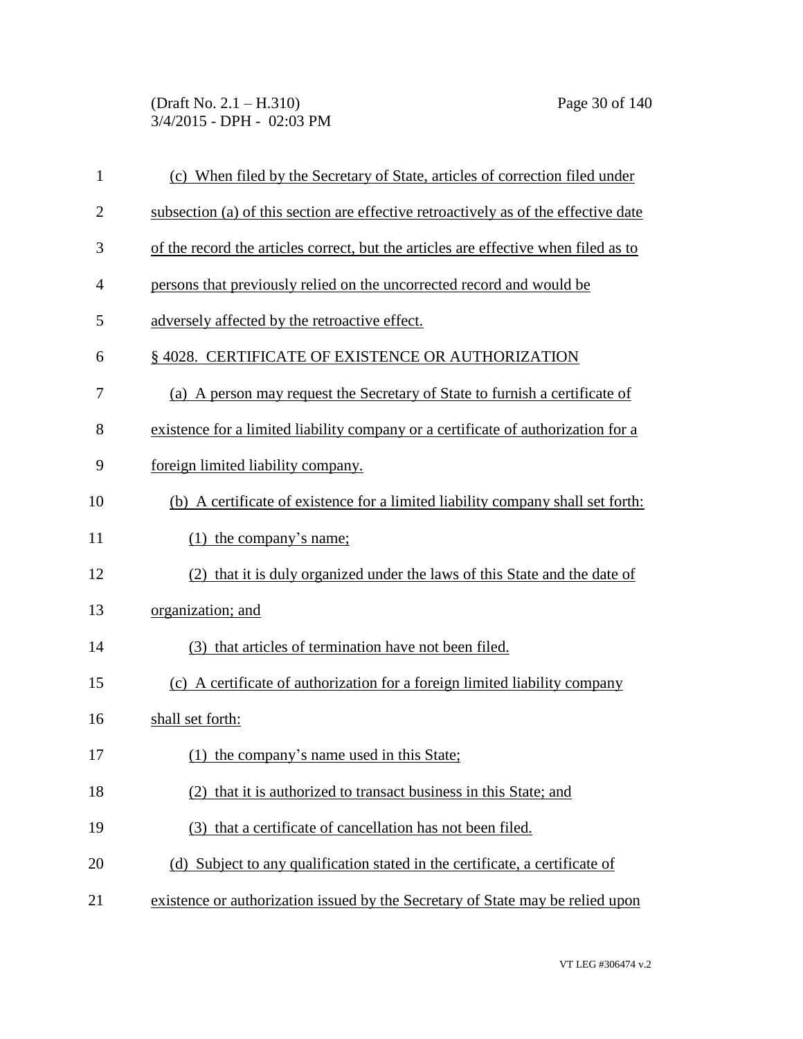(c) When filed by the Secretary of State, articles of correction filed under subsection (a) of this section are effective retroactively as of the effective date of the record the articles correct, but the articles are effective when filed as to persons that previously relied on the uncorrected record and would be adversely affected by the retroactive effect.

§ 4028. CERTIFICATE OF EXISTENCE OR AUTHORIZATION

(a) A person may request the Secretary of State to furnish a certificate of existence for a limited liability company or a certificate of authorization for a foreign limited liability company.

(b) A certificate of existence for a limited liability company shall set forth:

(1) the company's name;

(2) that it is duly organized under the laws of this State and the date of organization; and

(3) that articles of termination have not been filed.

(c) A certificate of authorization for a foreign limited liability company shall set forth:

(1) the company's name used in this State;

(2) that it is authorized to transact business in this State; and

(3) that a certificate of cancellation has not been filed.

(d) Subject to any qualification stated in the certificate, a certificate of existence or authorization issued by the Secretary of State may be relied upon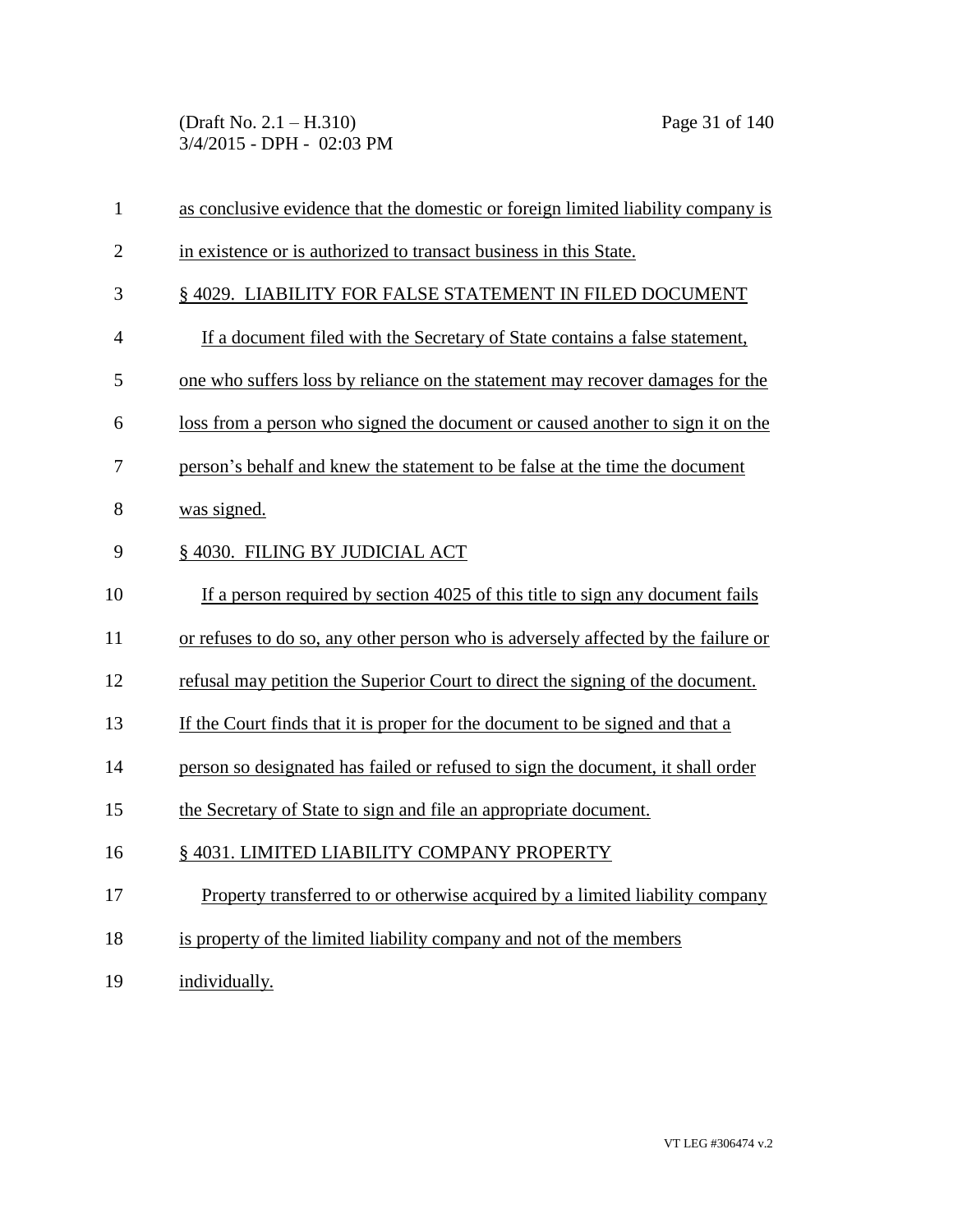as conclusive evidence that the domestic or foreign limited liability company is in existence or is authorized to transact business in this State.

§ 4029. LIABILITY FOR FALSE STATEMENT IN FILED DOCUMENT

If a document filed with the Secretary of State contains a false statement, one who suffers loss by reliance on the statement may recover damages for the loss from a person who signed the document or caused another to sign it on the person's behalf and knew the statement to be false at the time the document was signed.

§ 4030. FILING BY JUDICIAL ACT

If a person required by section 4025 of this title to sign any document fails or refuses to do so, any other person who is adversely affected by the failure or refusal may petition the Superior Court to direct the signing of the document. If the Court finds that it is proper for the document to be signed and that a person so designated has failed or refused to sign the document, it shall order the Secretary of State to sign and file an appropriate document.

§ 4031. LIMITED LIABILITY COMPANY PROPERTY

Property transferred to or otherwise acquired by a limited liability company is property of the limited liability company and not of the members individually.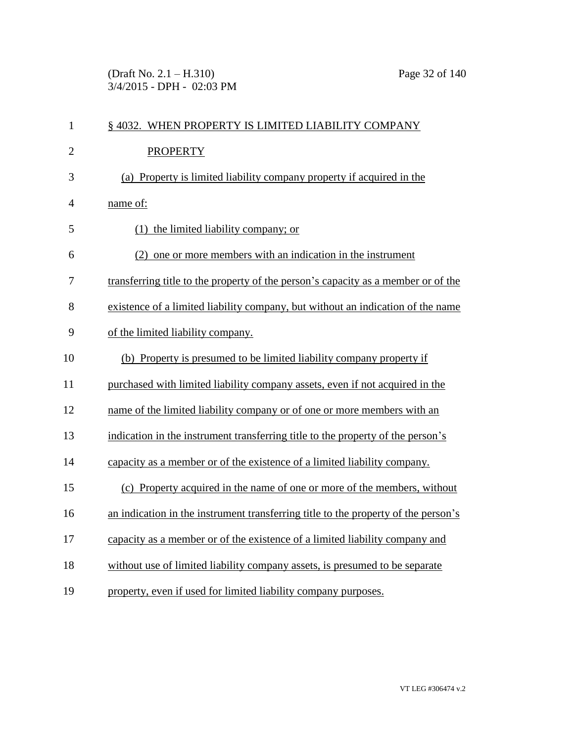## § 4032. WHEN PROPERTY IS LIMITED LIABILITY COMPANY PROPERTY

(a) Property is limited liability company property if acquired in the name of:

(1) the limited liability company; or

(2) one or more members with an indication in the instrument transferring title to the property of the person's capacity as a member or of the existence of a limited liability company, but without an indication of the name of the limited liability company.

(b) Property is presumed to be limited liability company property if purchased with limited liability company assets, even if not acquired in the name of the limited liability company or of one or more members with an indication in the instrument transferring title to the property of the person's capacity as a member or of the existence of a limited liability company.

(c) Property acquired in the name of one or more of the members, without an indication in the instrument transferring title to the property of the person's capacity as a member or of the existence of a limited liability company and without use of limited liability company assets, is presumed to be separate property, even if used for limited liability company purposes.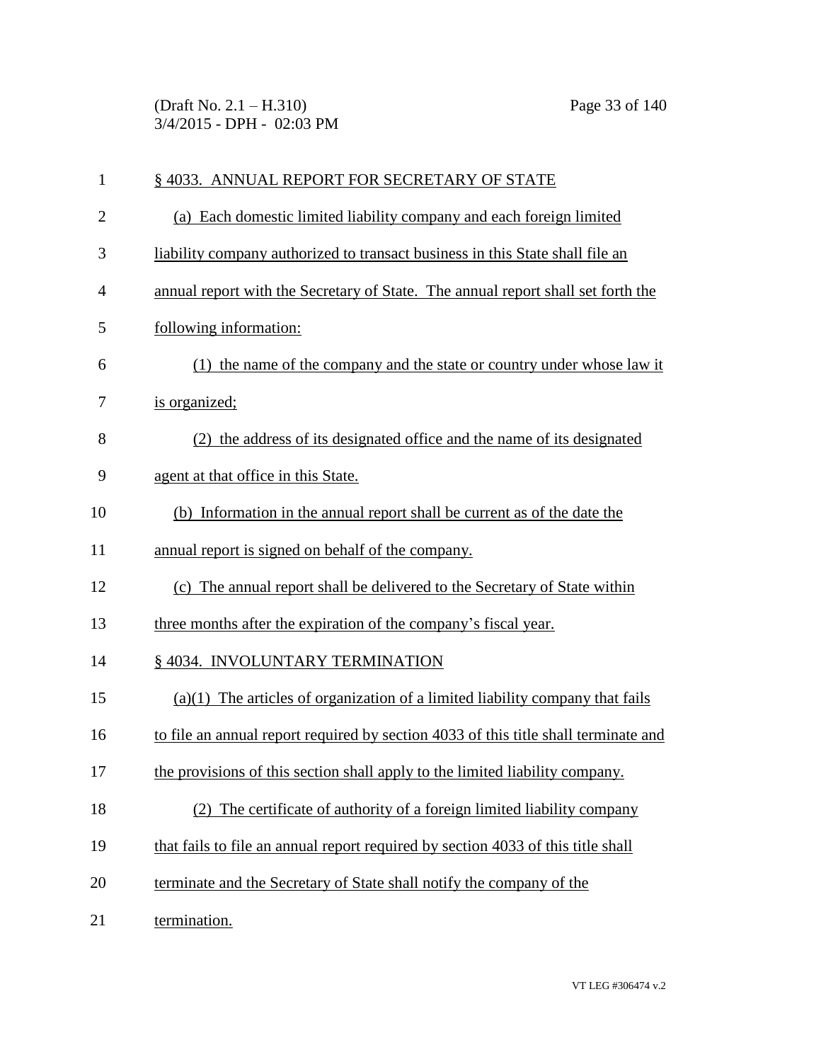§ 4033. ANNUAL REPORT FOR SECRETARY OF STATE

(a) Each domestic limited liability company and each foreign limited liability company authorized to transact business in this State shall file an annual report with the Secretary of State. The annual report shall set forth the following information:

(1) the name of the company and the state or country under whose law it is organized;

(2) the address of its designated office and the name of its designated agent at that office in this State.

(b) Information in the annual report shall be current as of the date the annual report is signed on behalf of the company.

(c) The annual report shall be delivered to the Secretary of State within three months after the expiration of the company's fiscal year.

§ 4034. INVOLUNTARY TERMINATION

(a)(1) The articles of organization of a limited liability company that fails to file an annual report required by section 4033 of this title shall terminate and the provisions of this section shall apply to the limited liability company.

(2) The certificate of authority of a foreign limited liability company that fails to file an annual report required by section 4033 of this title shall terminate and the Secretary of State shall notify the company of the termination.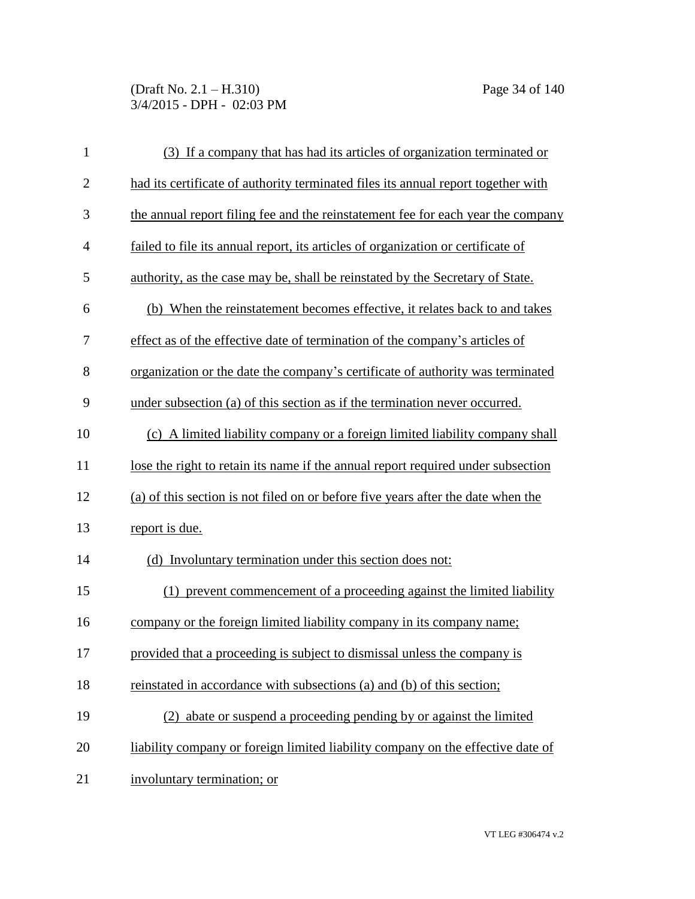(3) If a company that has had its articles of organization terminated or had its certificate of authority terminated files its annual report together with the annual report filing fee and the reinstatement fee for each year the company failed to file its annual report, its articles of organization or certificate of authority, as the case may be, shall be reinstated by the Secretary of State.

(b) When the reinstatement becomes effective, it relates back to and takes effect as of the effective date of termination of the company's articles of organization or the date the company's certificate of authority was terminated under subsection (a) of this section as if the termination never occurred.

(c) A limited liability company or a foreign limited liability company shall lose the right to retain its name if the annual report required under subsection (a) of this section is not filed on or before five years after the date when the report is due.

(d) Involuntary termination under this section does not:

(1) prevent commencement of a proceeding against the limited liability company or the foreign limited liability company in its company name; provided that a proceeding is subject to dismissal unless the company is reinstated in accordance with subsections (a) and (b) of this section;

(2) abate or suspend a proceeding pending by or against the limited liability company or foreign limited liability company on the effective date of involuntary termination; or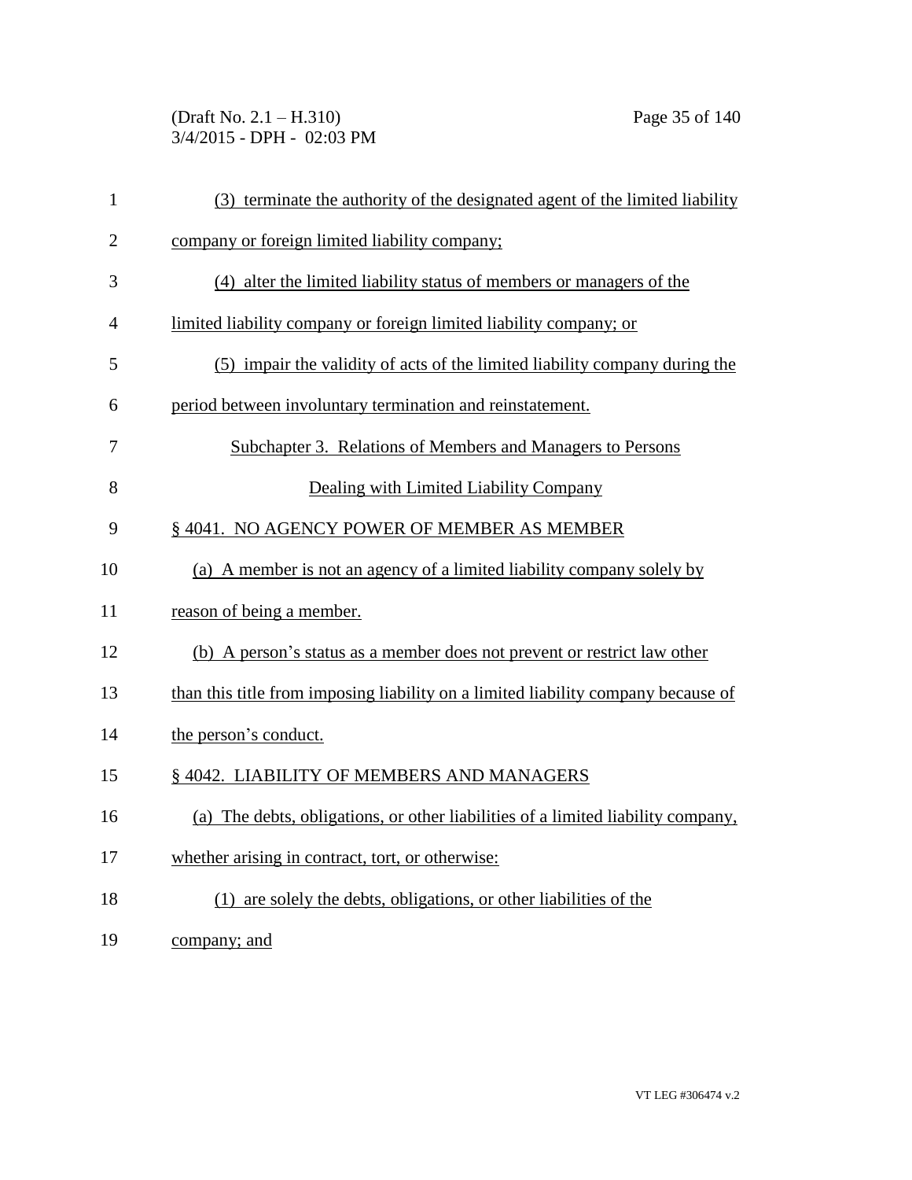(3) terminate the authority of the designated agent of the limited liability company or foreign limited liability company;

(4) alter the limited liability status of members or managers of the limited liability company or foreign limited liability company; or

(5) impair the validity of acts of the limited liability company during the period between involuntary termination and reinstatement.

## Subchapter 3. Relations of Members and Managers to Persons Dealing with Limited Liability Company

### § 4041. NO AGENCY POWER OF MEMBER AS MEMBER

(a) A member is not an agency of a limited liability company solely by reason of being a member.

(b) A person's status as a member does not prevent or restrict law other than this title from imposing liability on a limited liability company because of the person's conduct.

### § 4042. LIABILITY OF MEMBERS AND MANAGERS

(a) The debts, obligations, or other liabilities of a limited liability company, whether arising in contract, tort, or otherwise:

(1) are solely the debts, obligations, or other liabilities of the company; and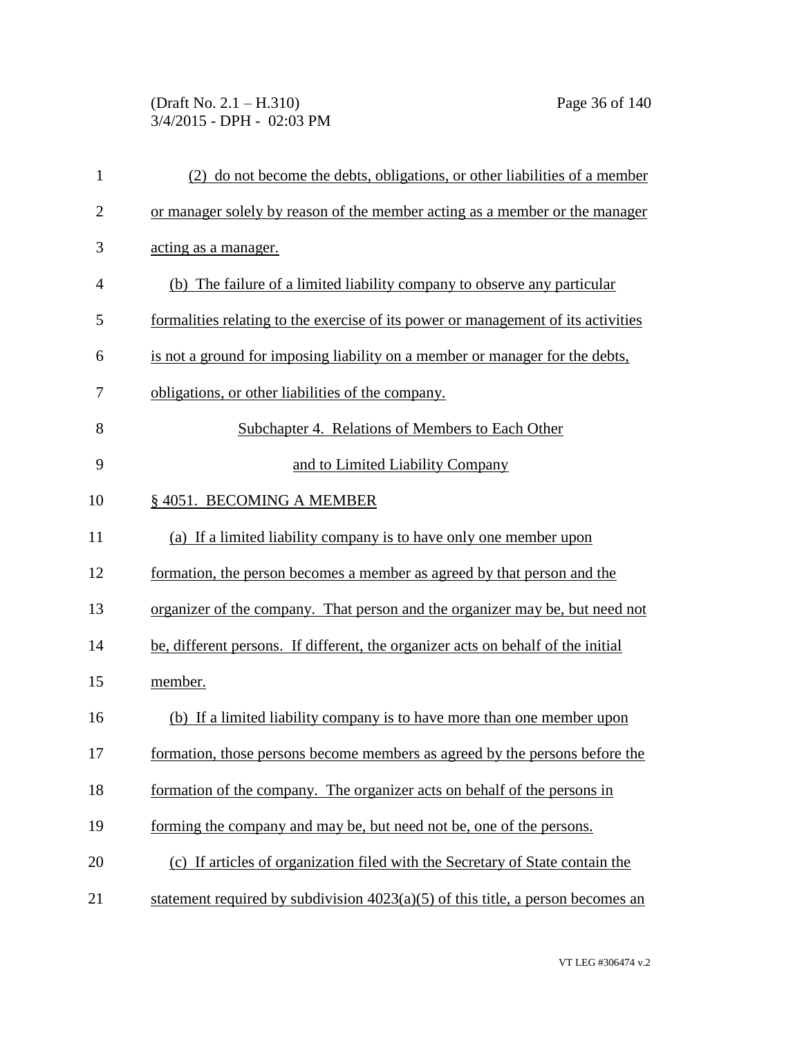(2) do not become the debts, obligations, or other liabilities of a member or manager solely by reason of the member acting as a member or the manager acting as a manager.

(b) The failure of a limited liability company to observe any particular formalities relating to the exercise of its power or management of its activities is not a ground for imposing liability on a member or manager for the debts, obligations, or other liabilities of the company.

## Subchapter 4. Relations of Members to Each Other and to Limited Liability Company

### § 4051. BECOMING A MEMBER

(a) If a limited liability company is to have only one member upon formation, the person becomes a member as agreed by that person and the organizer of the company. That person and the organizer may be, but need not be, different persons. If different, the organizer acts on behalf of the initial member.

(b) If a limited liability company is to have more than one member upon formation, those persons become members as agreed by the persons before the formation of the company. The organizer acts on behalf of the persons in forming the company and may be, but need not be, one of the persons.

(c) If articles of organization filed with the Secretary of State contain the statement required by subdivision 4023(a)(5) of this title, a person becomes an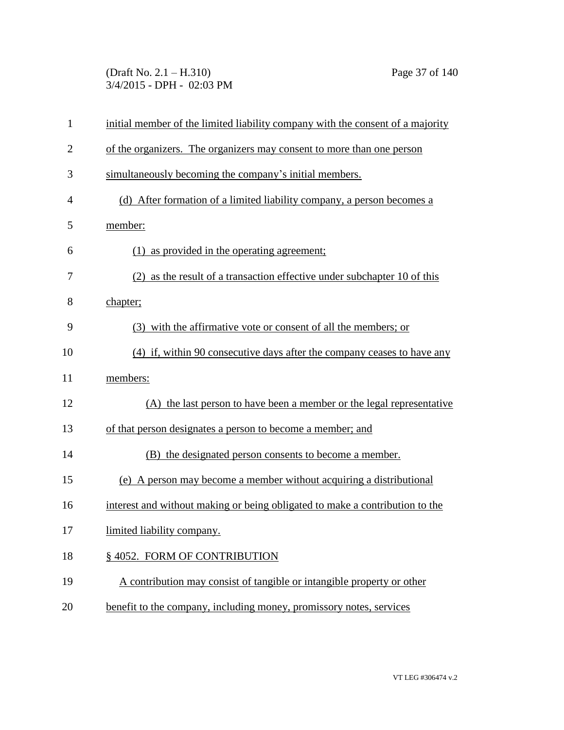initial member of the limited liability company with the consent of a majority of the organizers. The organizers may consent to more than one person simultaneously becoming the company's initial members.

(d) After formation of a limited liability company, a person becomes a member:

(1) as provided in the operating agreement;

(2) as the result of a transaction effective under subchapter 10 of this chapter;

(3) with the affirmative vote or consent of all the members; or

(4) if, within 90 consecutive days after the company ceases to have any members:

(A) the last person to have been a member or the legal representative of that person designates a person to become a member; and

(B) the designated person consents to become a member.

(e) A person may become a member without acquiring a distributional interest and without making or being obligated to make a contribution to the limited liability company.

§ 4052. FORM OF CONTRIBUTION

A contribution may consist of tangible or intangible property or other benefit to the company, including money, promissory notes, services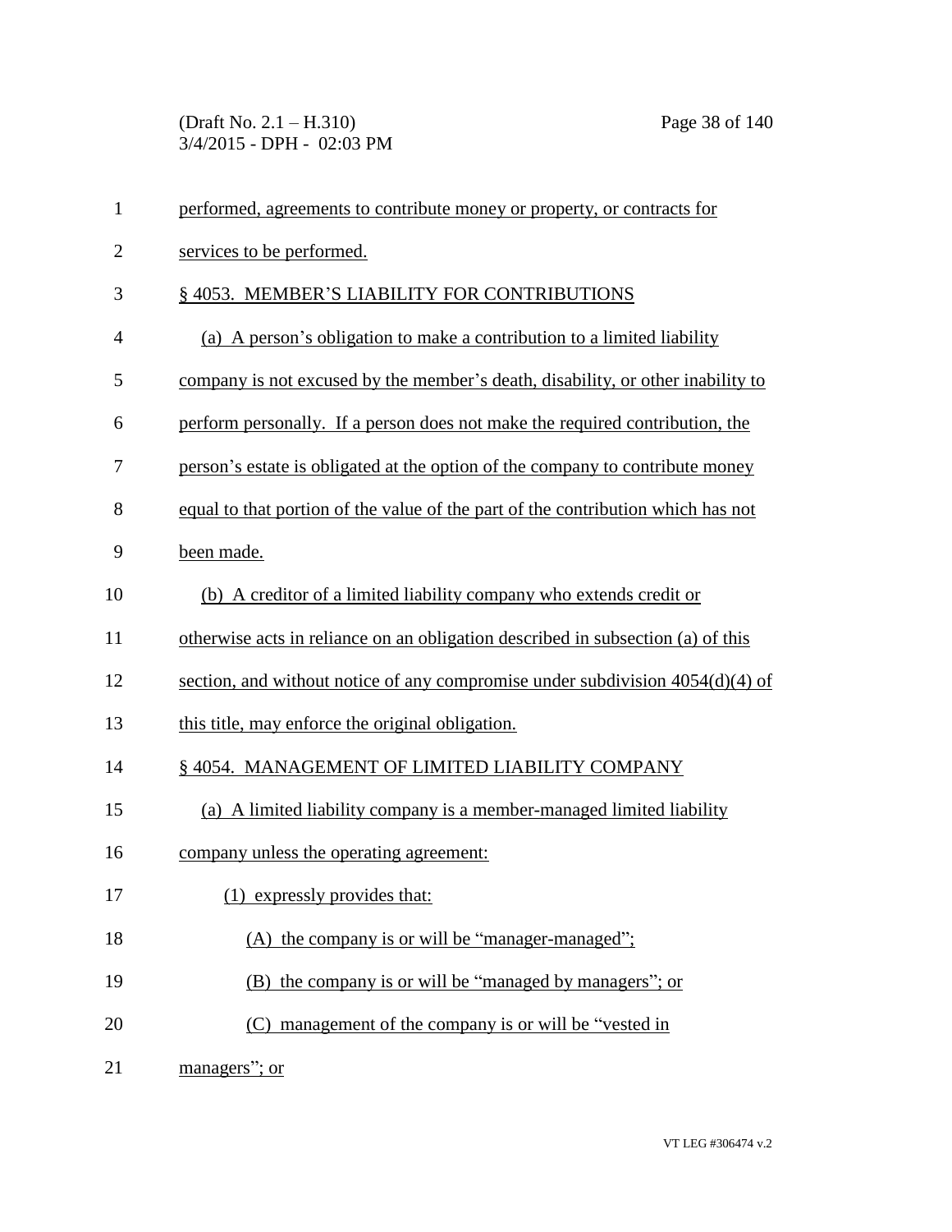performed, agreements to contribute money or property, or contracts for services to be performed.

§ 4053. MEMBER'S LIABILITY FOR CONTRIBUTIONS

(a) A person's obligation to make a contribution to a limited liability company is not excused by the member's death, disability, or other inability to perform personally. If a person does not make the required contribution, the person's estate is obligated at the option of the company to contribute money equal to that portion of the value of the part of the contribution which has not been made.

(b) A creditor of a limited liability company who extends credit or otherwise acts in reliance on an obligation described in subsection (a) of this section, and without notice of any compromise under subdivision 4054(d)(4) of this title, may enforce the original obligation.

§ 4054. MANAGEMENT OF LIMITED LIABILITY COMPANY

(a) A limited liability company is a member-managed limited liability company unless the operating agreement:

(1) expressly provides that:

(A) the company is or will be "manager-managed";

(B) the company is or will be "managed by managers"; or

(C) management of the company is or will be "vested in managers"; or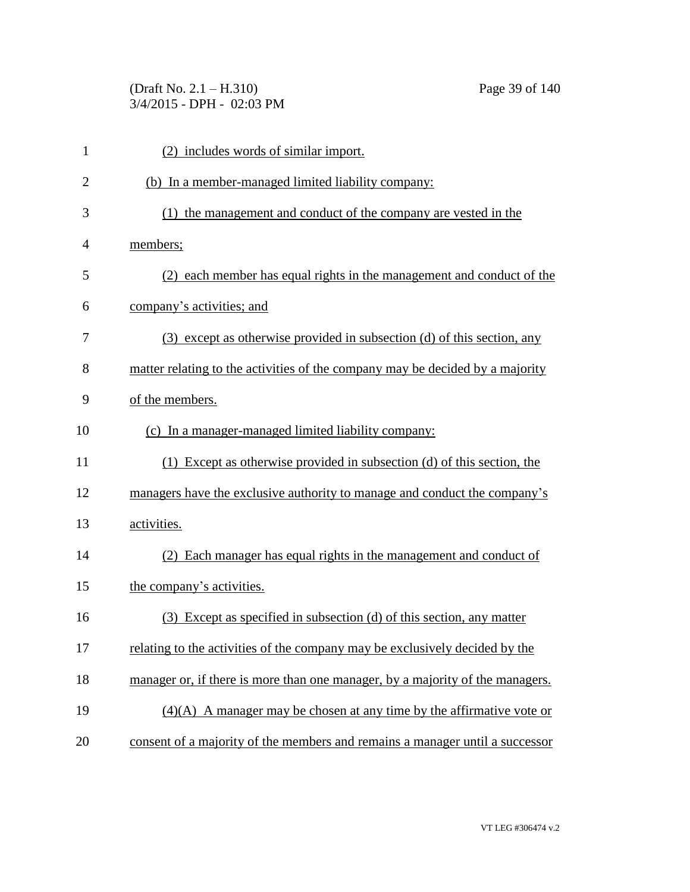(2) includes words of similar import.

(b) In a member-managed limited liability company:

(1) the management and conduct of the company are vested in the members;

(2) each member has equal rights in the management and conduct of the company's activities; and

(3) except as otherwise provided in subsection (d) of this section, any matter relating to the activities of the company may be decided by a majority of the members.

(c) In a manager-managed limited liability company:

(1) Except as otherwise provided in subsection (d) of this section, the managers have the exclusive authority to manage and conduct the company's activities.

(2) Each manager has equal rights in the management and conduct of the company's activities.

(3) Except as specified in subsection (d) of this section, any matter relating to the activities of the company may be exclusively decided by the manager or, if there is more than one manager, by a majority of the managers.

(4)(A) A manager may be chosen at any time by the affirmative vote or consent of a majority of the members and remains a manager until a successor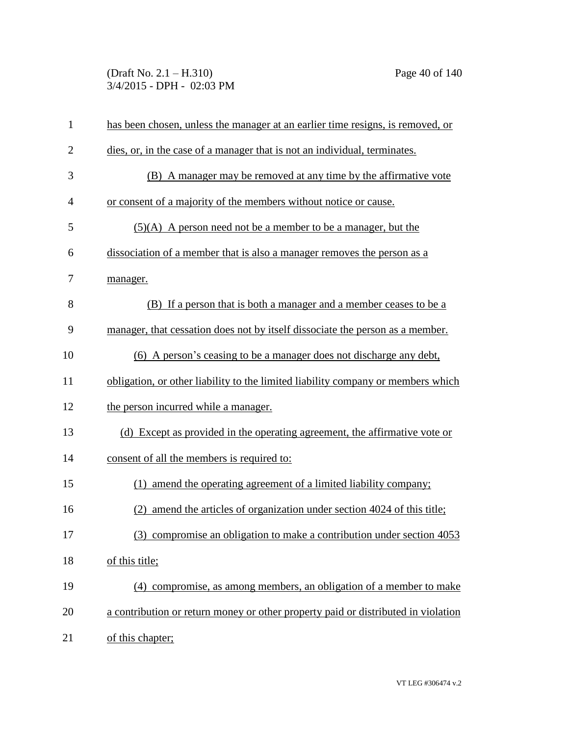has been chosen, unless the manager at an earlier time resigns, is removed, or dies, or, in the case of a manager that is not an individual, terminates.

(B) A manager may be removed at any time by the affirmative vote or consent of a majority of the members without notice or cause.

(5)(A) A person need not be a member to be a manager, but the dissociation of a member that is also a manager removes the person as a manager.

(B) If a person that is both a manager and a member ceases to be a manager, that cessation does not by itself dissociate the person as a member.

(6) A person's ceasing to be a manager does not discharge any debt, obligation, or other liability to the limited liability company or members which the person incurred while a manager.

(d) Except as provided in the operating agreement, the affirmative vote or consent of all the members is required to:

(1) amend the operating agreement of a limited liability company;

(2) amend the articles of organization under section 4024 of this title;

(3) compromise an obligation to make a contribution under section 4053 of this title;

(4) compromise, as among members, an obligation of a member to make a contribution or return money or other property paid or distributed in violation of this chapter;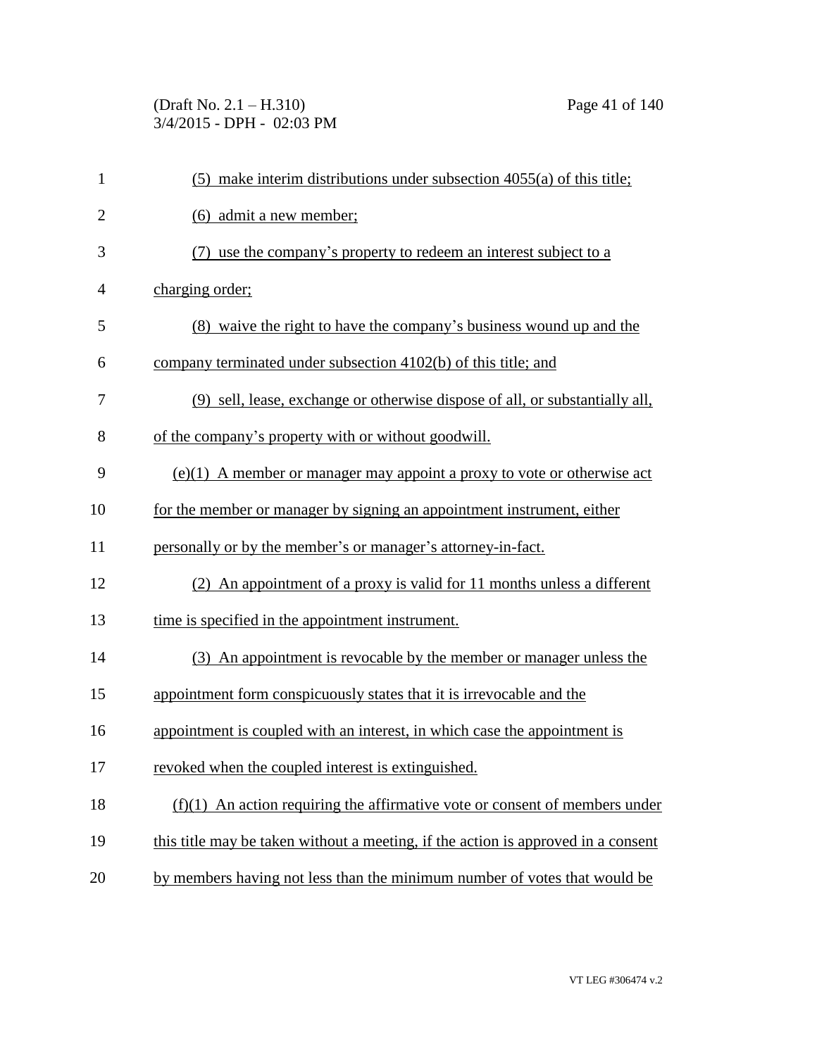(5) make interim distributions under subsection 4055(a) of this title;

(6) admit a new member;

(7) use the company's property to redeem an interest subject to a charging order;

(8) waive the right to have the company's business wound up and the company terminated under subsection 4102(b) of this title; and

(9) sell, lease, exchange or otherwise dispose of all, or substantially all, of the company's property with or without goodwill.

(e)(1) A member or manager may appoint a proxy to vote or otherwise act for the member or manager by signing an appointment instrument, either personally or by the member's or manager's attorney-in-fact.

(2) An appointment of a proxy is valid for 11 months unless a different time is specified in the appointment instrument.

(3) An appointment is revocable by the member or manager unless the appointment form conspicuously states that it is irrevocable and the appointment is coupled with an interest, in which case the appointment is revoked when the coupled interest is extinguished.

(f)(1) An action requiring the affirmative vote or consent of members under this title may be taken without a meeting, if the action is approved in a consent by members having not less than the minimum number of votes that would be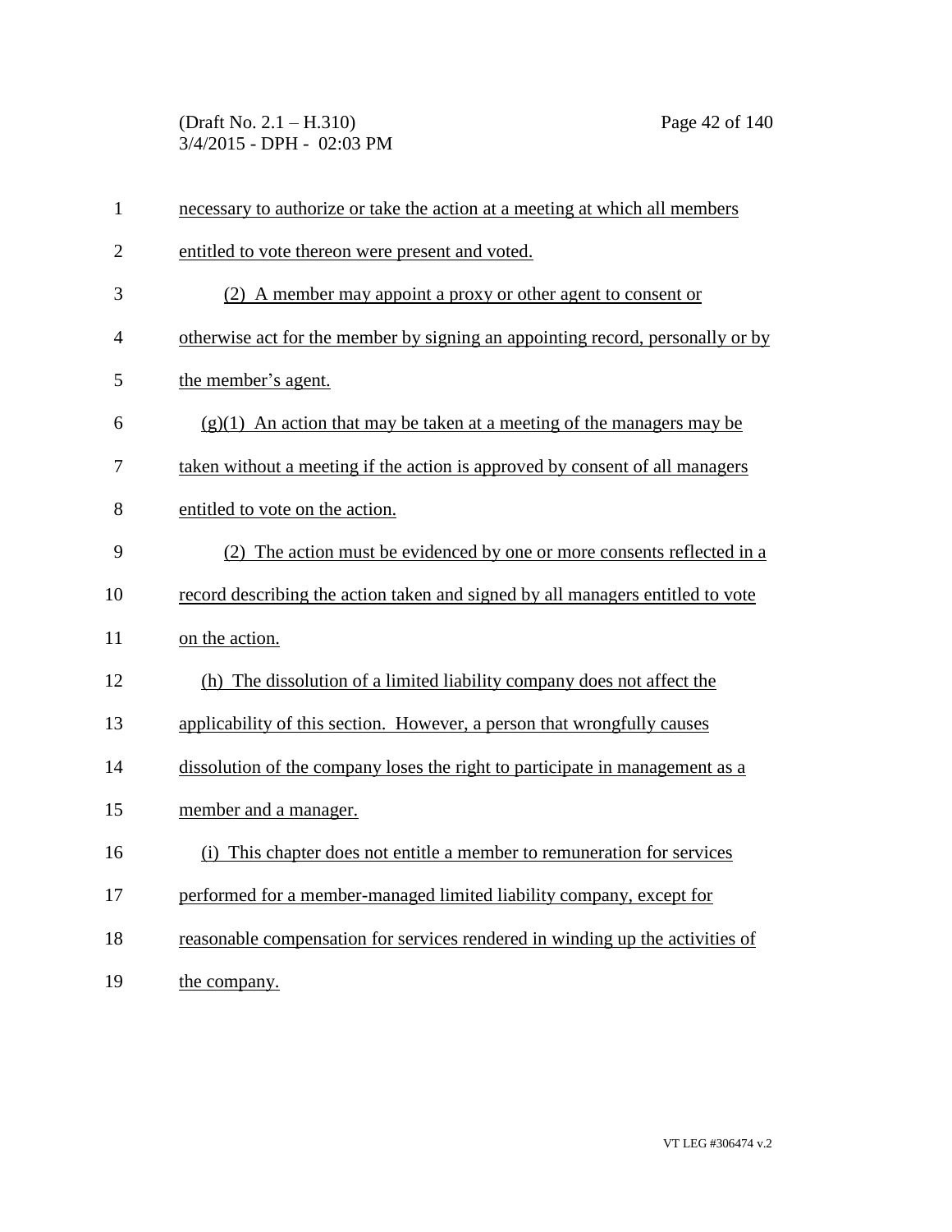necessary to authorize or take the action at a meeting at which all members entitled to vote thereon were present and voted.

(2) A member may appoint a proxy or other agent to consent or otherwise act for the member by signing an appointing record, personally or by the member's agent.

(g)(1) An action that may be taken at a meeting of the managers may be taken without a meeting if the action is approved by consent of all managers entitled to vote on the action.

(2) The action must be evidenced by one or more consents reflected in a record describing the action taken and signed by all managers entitled to vote on the action.

(h) The dissolution of a limited liability company does not affect the applicability of this section. However, a person that wrongfully causes dissolution of the company loses the right to participate in management as a member and a manager.

(i) This chapter does not entitle a member to remuneration for services performed for a member-managed limited liability company, except for reasonable compensation for services rendered in winding up the activities of the company.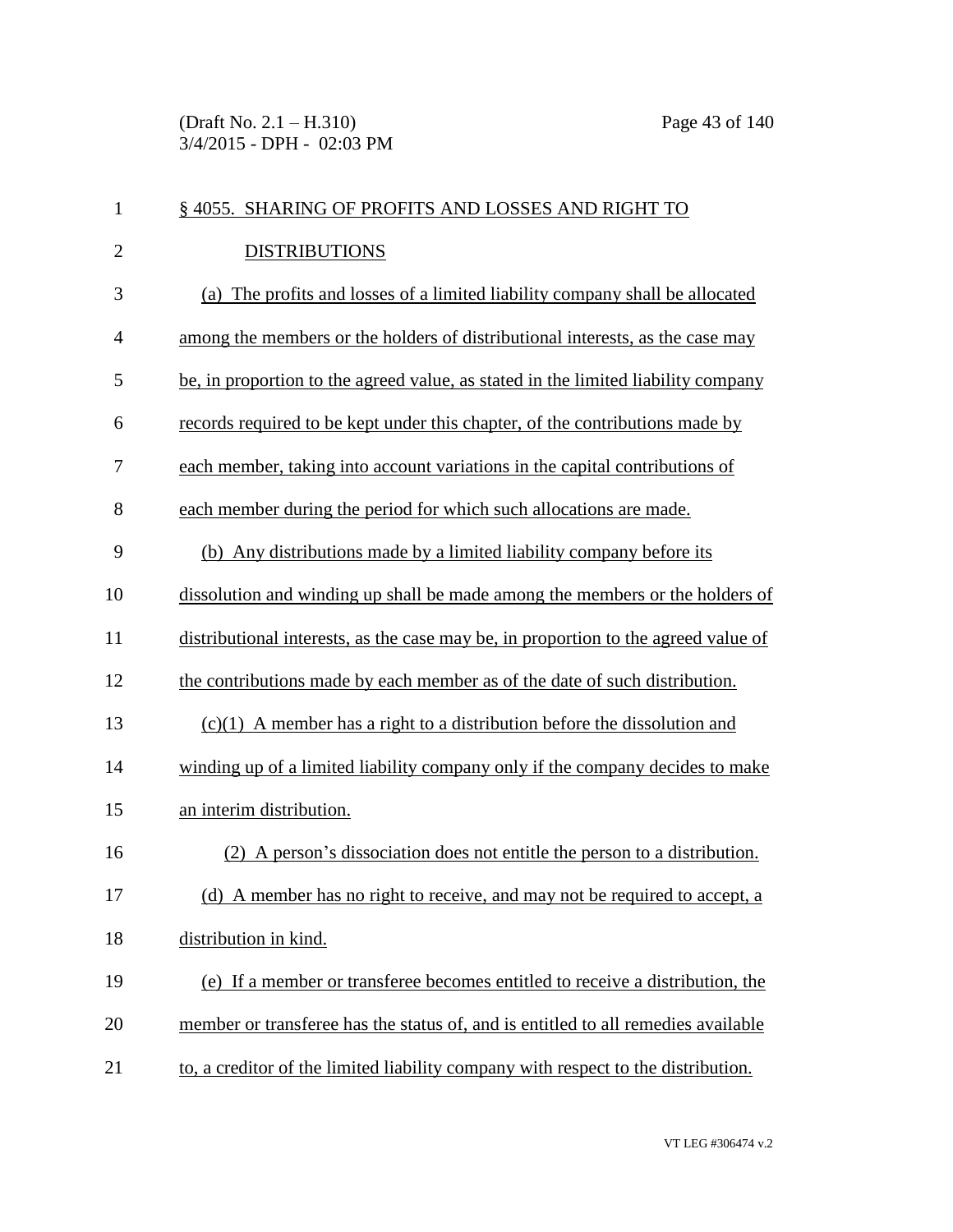## § 4055. SHARING OF PROFITS AND LOSSES AND RIGHT TO DISTRIBUTIONS

(a) The profits and losses of a limited liability company shall be allocated among the members or the holders of distributional interests, as the case may be, in proportion to the agreed value, as stated in the limited liability company records required to be kept under this chapter, of the contributions made by each member, taking into account variations in the capital contributions of each member during the period for which such allocations are made.

(b) Any distributions made by a limited liability company before its dissolution and winding up shall be made among the members or the holders of distributional interests, as the case may be, in proportion to the agreed value of the contributions made by each member as of the date of such distribution.

(c)(1) A member has a right to a distribution before the dissolution and winding up of a limited liability company only if the company decides to make an interim distribution.

(2) A person's dissociation does not entitle the person to a distribution.

(d) A member has no right to receive, and may not be required to accept, a distribution in kind.

(e) If a member or transferee becomes entitled to receive a distribution, the member or transferee has the status of, and is entitled to all remedies available to, a creditor of the limited liability company with respect to the distribution.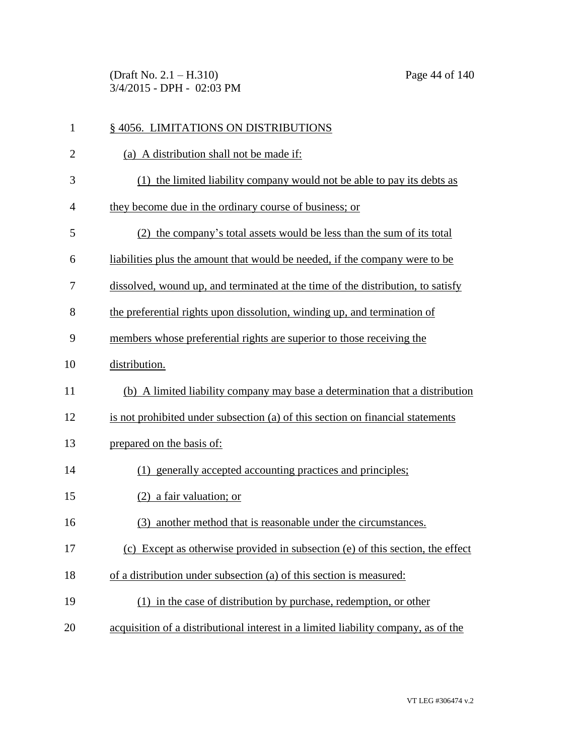§ 4056. LIMITATIONS ON DISTRIBUTIONS

(a) A distribution shall not be made if:

(1) the limited liability company would not be able to pay its debts as they become due in the ordinary course of business; or

(2) the company's total assets would be less than the sum of its total liabilities plus the amount that would be needed, if the company were to be dissolved, wound up, and terminated at the time of the distribution, to satisfy the preferential rights upon dissolution, winding up, and termination of members whose preferential rights are superior to those receiving the distribution.

(b) A limited liability company may base a determination that a distribution is not prohibited under subsection (a) of this section on financial statements prepared on the basis of:

(1) generally accepted accounting practices and principles;

(2) a fair valuation; or

(3) another method that is reasonable under the circumstances.

(c) Except as otherwise provided in subsection (e) of this section, the effect of a distribution under subsection (a) of this section is measured:

(1) in the case of distribution by purchase, redemption, or other acquisition of a distributional interest in a limited liability company, as of the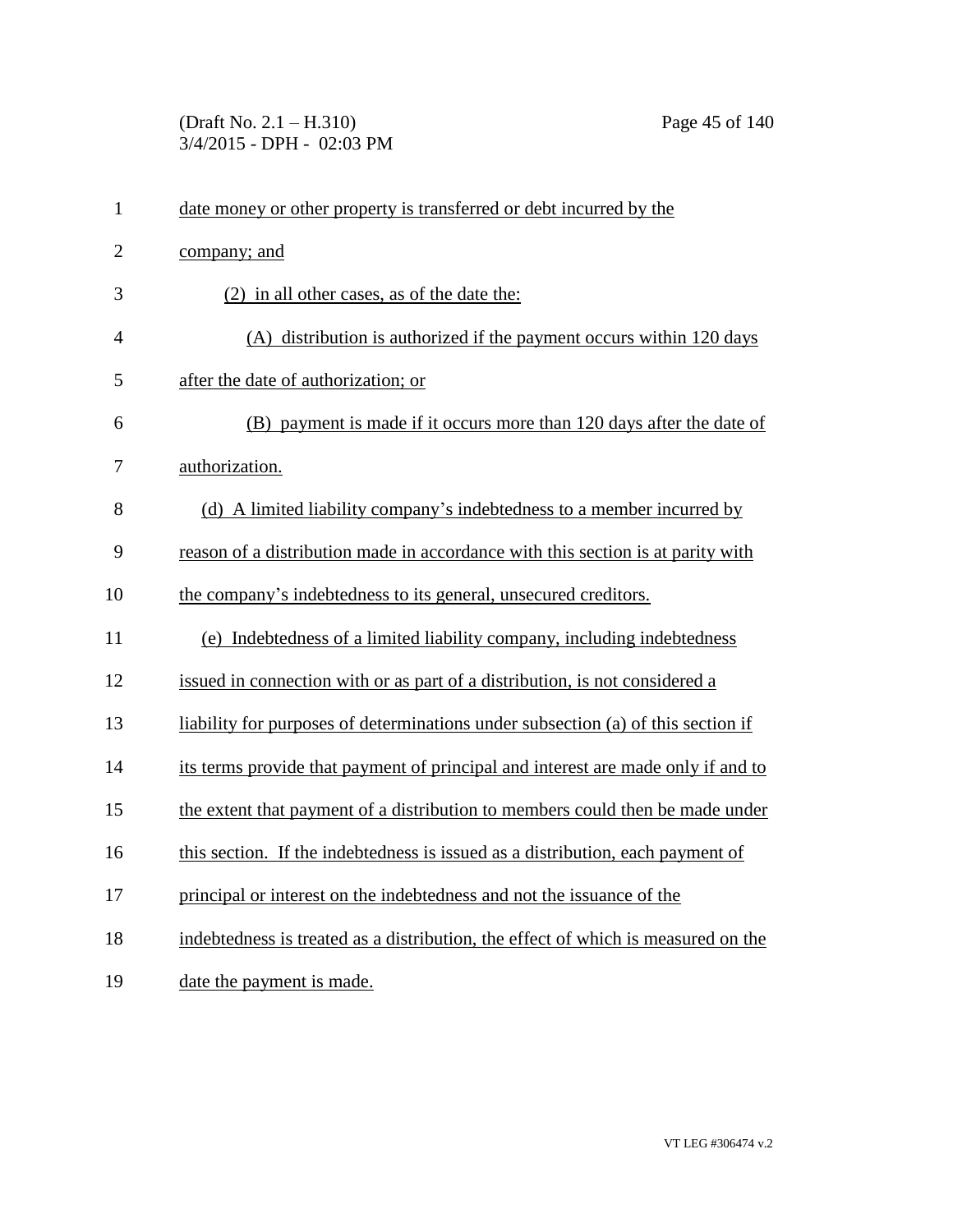date money or other property is transferred or debt incurred by the company; and

(2) in all other cases, as of the date the:

(A) distribution is authorized if the payment occurs within 120 days after the date of authorization; or

(B) payment is made if it occurs more than 120 days after the date of authorization.

(d) A limited liability company's indebtedness to a member incurred by reason of a distribution made in accordance with this section is at parity with the company's indebtedness to its general, unsecured creditors.

(e) Indebtedness of a limited liability company, including indebtedness issued in connection with or as part of a distribution, is not considered a liability for purposes of determinations under subsection (a) of this section if its terms provide that payment of principal and interest are made only if and to the extent that payment of a distribution to members could then be made under this section. If the indebtedness is issued as a distribution, each payment of principal or interest on the indebtedness and not the issuance of the indebtedness is treated as a distribution, the effect of which is measured on the date the payment is made.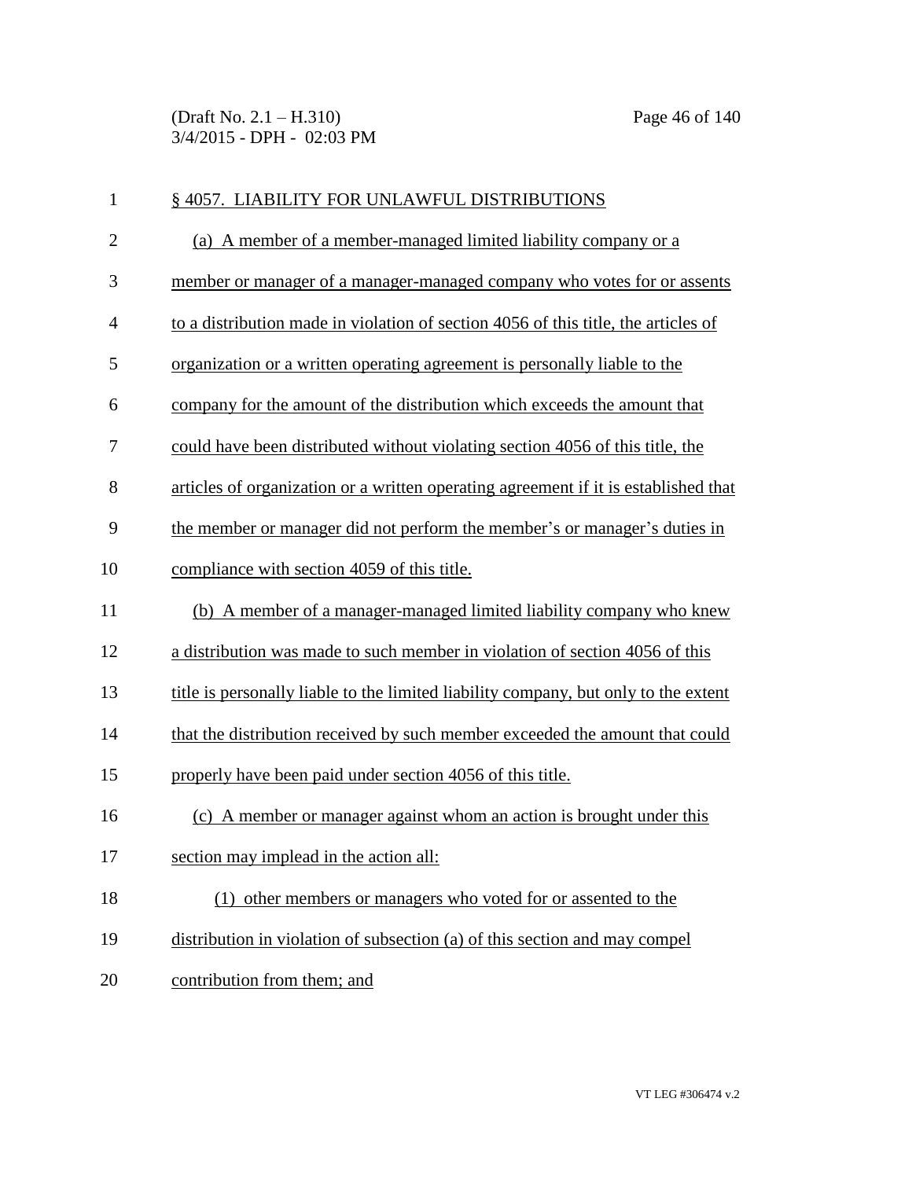§ 4057. LIABILITY FOR UNLAWFUL DISTRIBUTIONS

(a) A member of a member-managed limited liability company or a member or manager of a manager-managed company who votes for or assents to a distribution made in violation of section 4056 of this title, the articles of organization or a written operating agreement is personally liable to the company for the amount of the distribution which exceeds the amount that could have been distributed without violating section 4056 of this title, the articles of organization or a written operating agreement if it is established that the member or manager did not perform the member's or manager's duties in compliance with section 4059 of this title.

(b) A member of a manager-managed limited liability company who knew a distribution was made to such member in violation of section 4056 of this title is personally liable to the limited liability company, but only to the extent that the distribution received by such member exceeded the amount that could properly have been paid under section 4056 of this title.

(c) A member or manager against whom an action is brought under this section may implead in the action all:

(1) other members or managers who voted for or assented to the distribution in violation of subsection (a) of this section and may compel contribution from them; and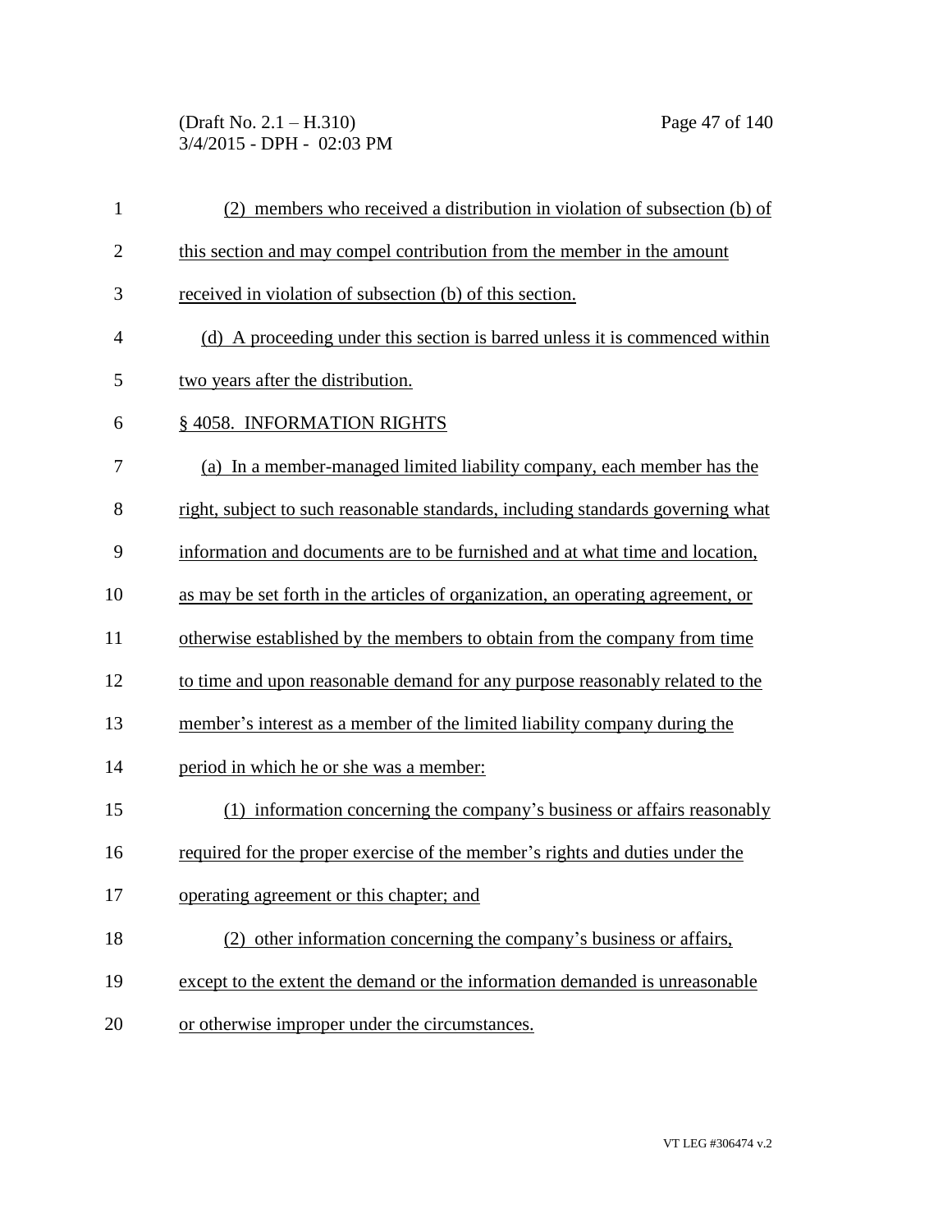(2) members who received a distribution in violation of subsection (b) of this section and may compel contribution from the member in the amount received in violation of subsection (b) of this section.

(d) A proceeding under this section is barred unless it is commenced within two years after the distribution.

§ 4058. INFORMATION RIGHTS

(a) In a member-managed limited liability company, each member has the right, subject to such reasonable standards, including standards governing what information and documents are to be furnished and at what time and location, as may be set forth in the articles of organization, an operating agreement, or otherwise established by the members to obtain from the company from time to time and upon reasonable demand for any purpose reasonably related to the member's interest as a member of the limited liability company during the period in which he or she was a member:

(1) information concerning the company's business or affairs reasonably required for the proper exercise of the member's rights and duties under the operating agreement or this chapter; and

(2) other information concerning the company's business or affairs, except to the extent the demand or the information demanded is unreasonable or otherwise improper under the circumstances.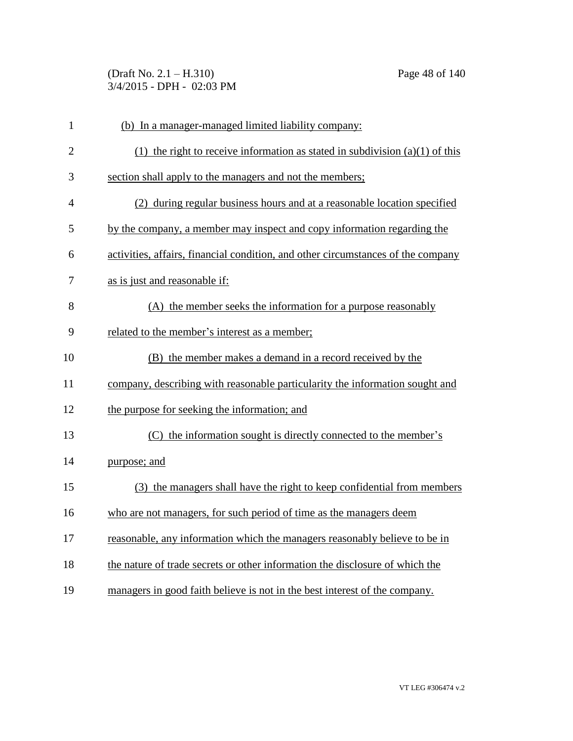(b) In a manager-managed limited liability company:

(1) the right to receive information as stated in subdivision (a)(1) of this section shall apply to the managers and not the members;

(2) during regular business hours and at a reasonable location specified by the company, a member may inspect and copy information regarding the activities, affairs, financial condition, and other circumstances of the company as is just and reasonable if:

(A) the member seeks the information for a purpose reasonably related to the member's interest as a member;

(B) the member makes a demand in a record received by the company, describing with reasonable particularity the information sought and the purpose for seeking the information; and

(C) the information sought is directly connected to the member's purpose; and

(3) the managers shall have the right to keep confidential from members who are not managers, for such period of time as the managers deem reasonable, any information which the managers reasonably believe to be in the nature of trade secrets or other information the disclosure of which the managers in good faith believe is not in the best interest of the company.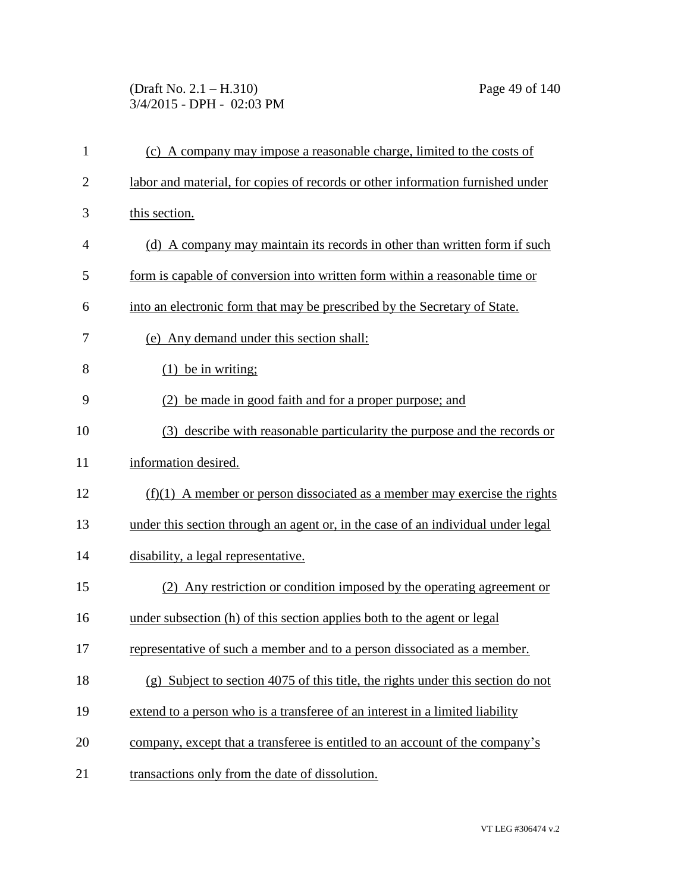(c) A company may impose a reasonable charge, limited to the costs of labor and material, for copies of records or other information furnished under this section.

(d) A company may maintain its records in other than written form if such form is capable of conversion into written form within a reasonable time or into an electronic form that may be prescribed by the Secretary of State.

(e) Any demand under this section shall:

(1) be in writing;

(2) be made in good faith and for a proper purpose; and

(3) describe with reasonable particularity the purpose and the records or information desired.

(f)(1) A member or person dissociated as a member may exercise the rights under this section through an agent or, in the case of an individual under legal disability, a legal representative.

(2) Any restriction or condition imposed by the operating agreement or under subsection (h) of this section applies both to the agent or legal representative of such a member and to a person dissociated as a member.

(g) Subject to section 4075 of this title, the rights under this section do not extend to a person who is a transferee of an interest in a limited liability company, except that a transferee is entitled to an account of the company's transactions only from the date of dissolution.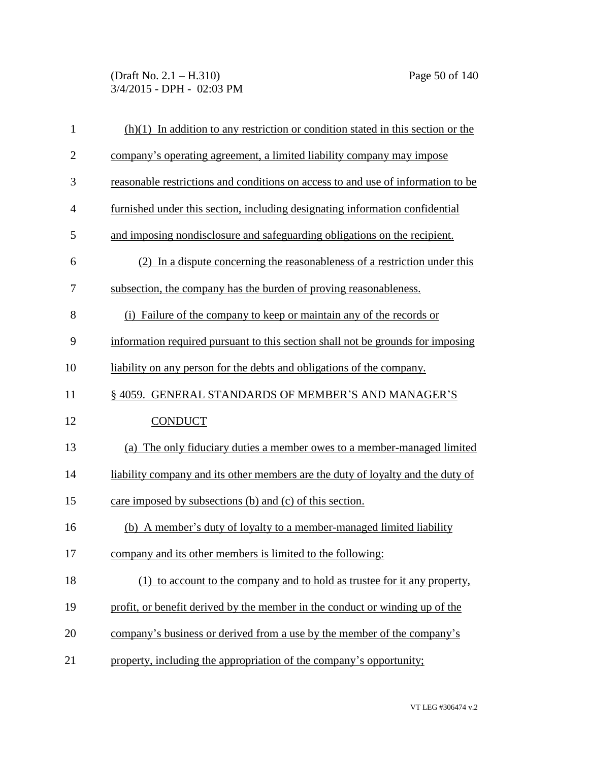(h)(1) In addition to any restriction or condition stated in this section or the company's operating agreement, a limited liability company may impose reasonable restrictions and conditions on access to and use of information to be furnished under this section, including designating information confidential and imposing nondisclosure and safeguarding obligations on the recipient.

(2) In a dispute concerning the reasonableness of a restriction under this subsection, the company has the burden of proving reasonableness.

(i) Failure of the company to keep or maintain any of the records or information required pursuant to this section shall not be grounds for imposing liability on any person for the debts and obligations of the company.

## § 4059. GENERAL STANDARDS OF MEMBER'S AND MANAGER'S CONDUCT

(a) The only fiduciary duties a member owes to a member-managed limited liability company and its other members are the duty of loyalty and the duty of care imposed by subsections (b) and (c) of this section.

(b) A member's duty of loyalty to a member-managed limited liability company and its other members is limited to the following:

(1) to account to the company and to hold as trustee for it any property, profit, or benefit derived by the member in the conduct or winding up of the company's business or derived from a use by the member of the company's property, including the appropriation of the company's opportunity;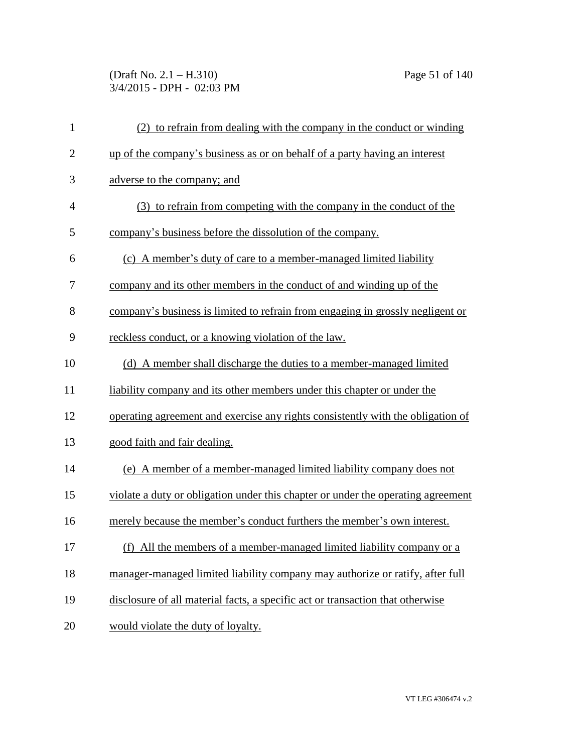(2) to refrain from dealing with the company in the conduct or winding up of the company's business as or on behalf of a party having an interest adverse to the company; and

(3) to refrain from competing with the company in the conduct of the company's business before the dissolution of the company.

(c) A member's duty of care to a member-managed limited liability company and its other members in the conduct of and winding up of the company's business is limited to refrain from engaging in grossly negligent or reckless conduct, or a knowing violation of the law.

(d) A member shall discharge the duties to a member-managed limited liability company and its other members under this chapter or under the operating agreement and exercise any rights consistently with the obligation of good faith and fair dealing.

(e) A member of a member-managed limited liability company does not violate a duty or obligation under this chapter or under the operating agreement merely because the member's conduct furthers the member's own interest.

(f) All the members of a member-managed limited liability company or a manager-managed limited liability company may authorize or ratify, after full disclosure of all material facts, a specific act or transaction that otherwise would violate the duty of loyalty.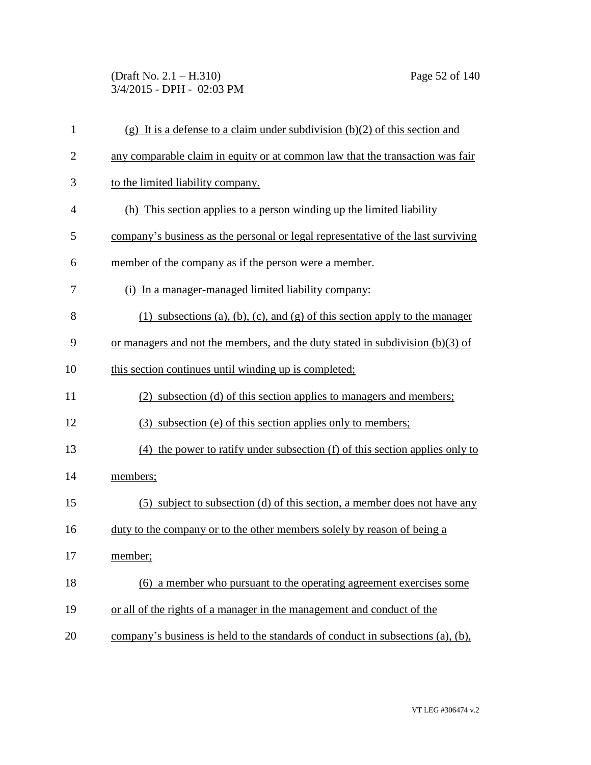(g) It is a defense to a claim under subdivision (b)(2) of this section and any comparable claim in equity or at common law that the transaction was fair to the limited liability company.

(h) This section applies to a person winding up the limited liability company's business as the personal or legal representative of the last surviving member of the company as if the person were a member.

(i) In a manager-managed limited liability company:

(1) subsections (a), (b), (c), and (g) of this section apply to the manager or managers and not the members, and the duty stated in subdivision (b)(3) of this section continues until winding up is completed;

(2) subsection (d) of this section applies to managers and members;

(3) subsection (e) of this section applies only to members;

(4) the power to ratify under subsection (f) of this section applies only to members;

(5) subject to subsection (d) of this section, a member does not have any duty to the company or to the other members solely by reason of being a member;

(6) a member who pursuant to the operating agreement exercises some or all of the rights of a manager in the management and conduct of the company's business is held to the standards of conduct in subsections (a), (b),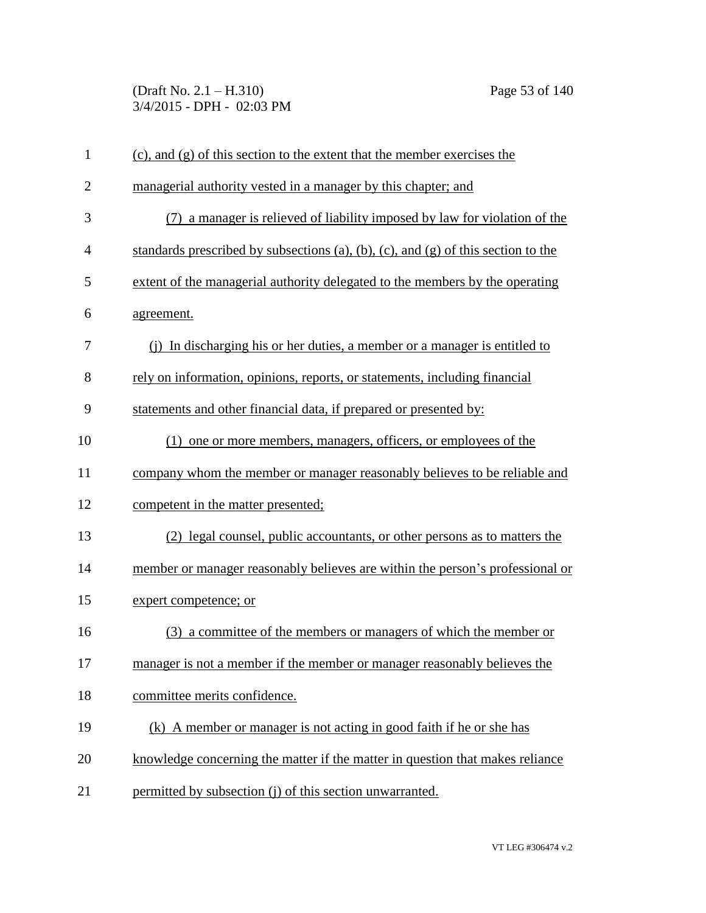(c), and (g) of this section to the extent that the member exercises the managerial authority vested in a manager by this chapter; and

(7) a manager is relieved of liability imposed by law for violation of the standards prescribed by subsections (a), (b), (c), and (g) of this section to the extent of the managerial authority delegated to the members by the operating agreement.

(j) In discharging his or her duties, a member or a manager is entitled to rely on information, opinions, reports, or statements, including financial statements and other financial data, if prepared or presented by:

(1) one or more members, managers, officers, or employees of the company whom the member or manager reasonably believes to be reliable and competent in the matter presented;

(2) legal counsel, public accountants, or other persons as to matters the member or manager reasonably believes are within the person's professional or expert competence; or

(3) a committee of the members or managers of which the member or manager is not a member if the member or manager reasonably believes the committee merits confidence.

(k) A member or manager is not acting in good faith if he or she has knowledge concerning the matter if the matter in question that makes reliance permitted by subsection (j) of this section unwarranted.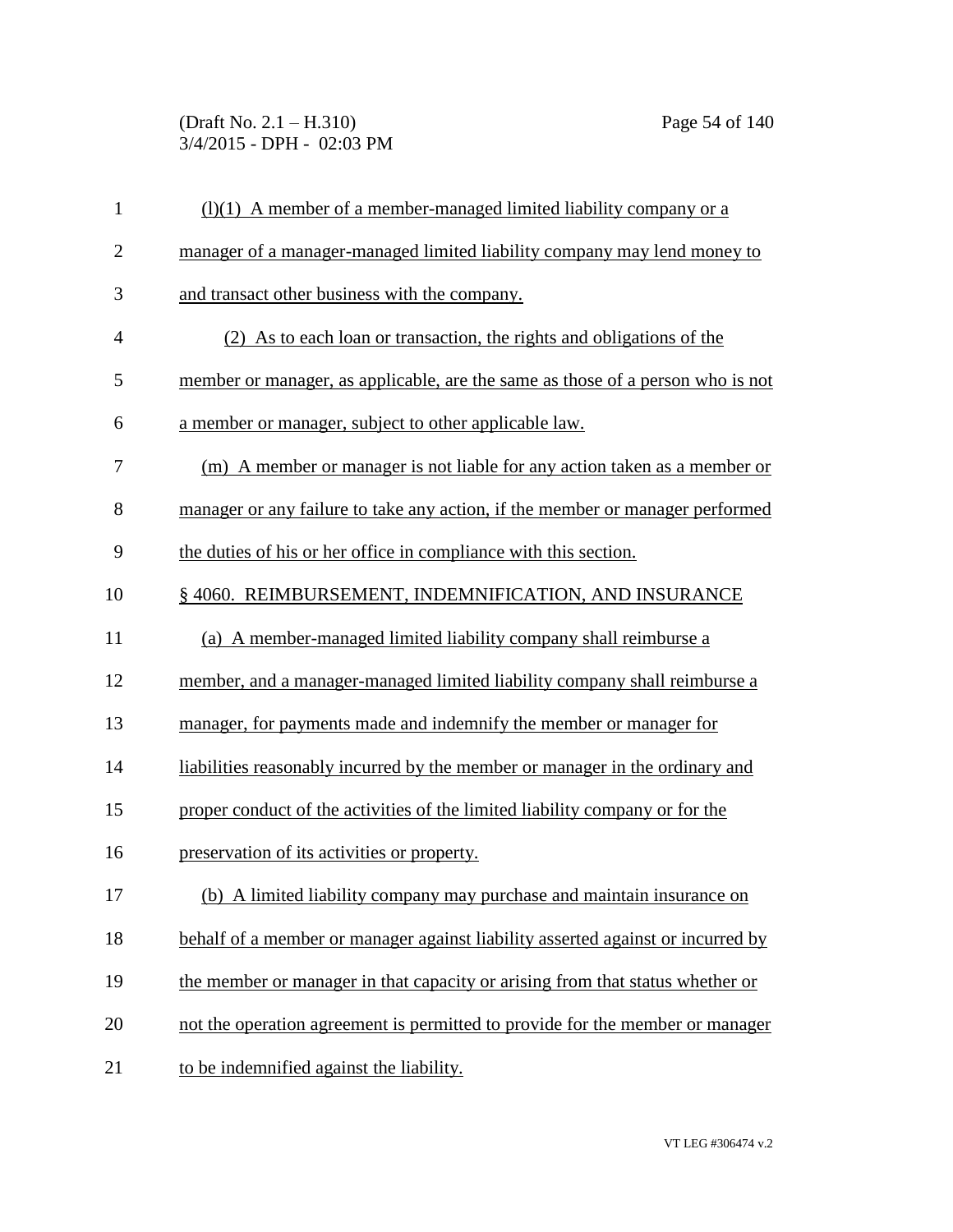(l)(1) A member of a member-managed limited liability company or a manager of a manager-managed limited liability company may lend money to and transact other business with the company.

(2) As to each loan or transaction, the rights and obligations of the member or manager, as applicable, are the same as those of a person who is not a member or manager, subject to other applicable law.

(m) A member or manager is not liable for any action taken as a member or manager or any failure to take any action, if the member or manager performed the duties of his or her office in compliance with this section.

§ 4060. REIMBURSEMENT, INDEMNIFICATION, AND INSURANCE

(a) A member-managed limited liability company shall reimburse a member, and a manager-managed limited liability company shall reimburse a manager, for payments made and indemnify the member or manager for liabilities reasonably incurred by the member or manager in the ordinary and proper conduct of the activities of the limited liability company or for the preservation of its activities or property.

(b) A limited liability company may purchase and maintain insurance on behalf of a member or manager against liability asserted against or incurred by the member or manager in that capacity or arising from that status whether or not the operation agreement is permitted to provide for the member or manager to be indemnified against the liability.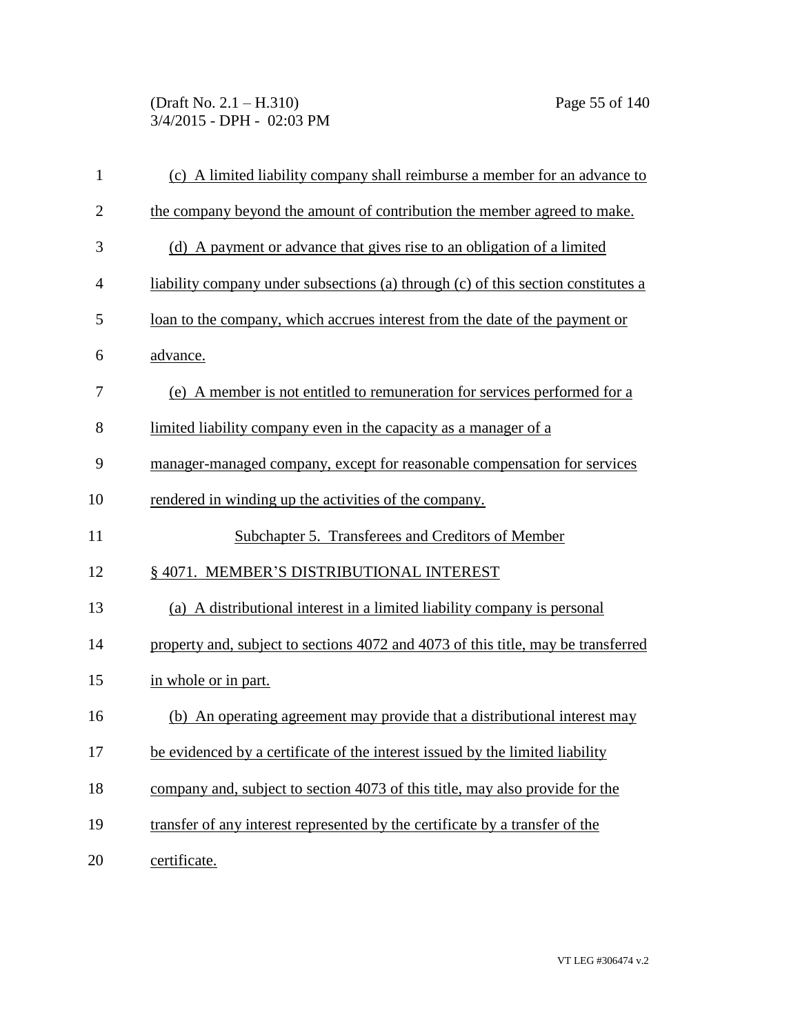(c) A limited liability company shall reimburse a member for an advance to the company beyond the amount of contribution the member agreed to make.

(d) A payment or advance that gives rise to an obligation of a limited liability company under subsections (a) through (c) of this section constitutes a loan to the company, which accrues interest from the date of the payment or advance.

(e) A member is not entitled to remuneration for services performed for a limited liability company even in the capacity as a manager of a manager-managed company, except for reasonable compensation for services rendered in winding up the activities of the company.

Subchapter 5. Transferees and Creditors of Member

§ 4071. MEMBER'S DISTRIBUTIONAL INTEREST

(a) A distributional interest in a limited liability company is personal property and, subject to sections 4072 and 4073 of this title, may be transferred in whole or in part.

(b) An operating agreement may provide that a distributional interest may be evidenced by a certificate of the interest issued by the limited liability company and, subject to section 4073 of this title, may also provide for the transfer of any interest represented by the certificate by a transfer of the certificate.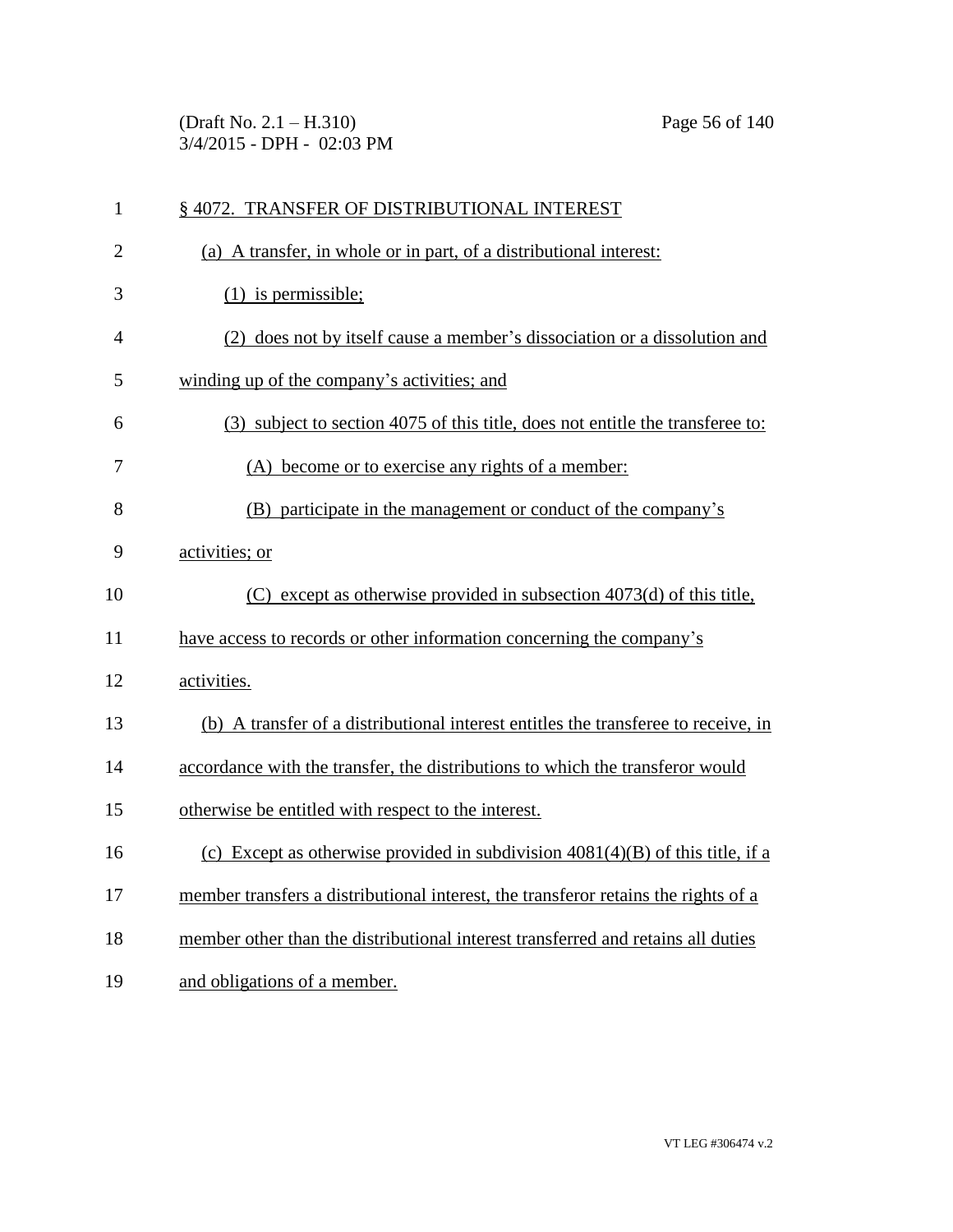§ 4072. TRANSFER OF DISTRIBUTIONAL INTEREST

(a) A transfer, in whole or in part, of a distributional interest:

(1) is permissible;

(2) does not by itself cause a member's dissociation or a dissolution and winding up of the company's activities; and

(3) subject to section 4075 of this title, does not entitle the transferee to:

(A) become or to exercise any rights of a member:

(B) participate in the management or conduct of the company's activities; or

(C) except as otherwise provided in subsection 4073(d) of this title, have access to records or other information concerning the company's activities.

(b) A transfer of a distributional interest entitles the transferee to receive, in accordance with the transfer, the distributions to which the transferor would otherwise be entitled with respect to the interest.

(c) Except as otherwise provided in subdivision 4081(4)(B) of this title, if a member transfers a distributional interest, the transferor retains the rights of a member other than the distributional interest transferred and retains all duties and obligations of a member.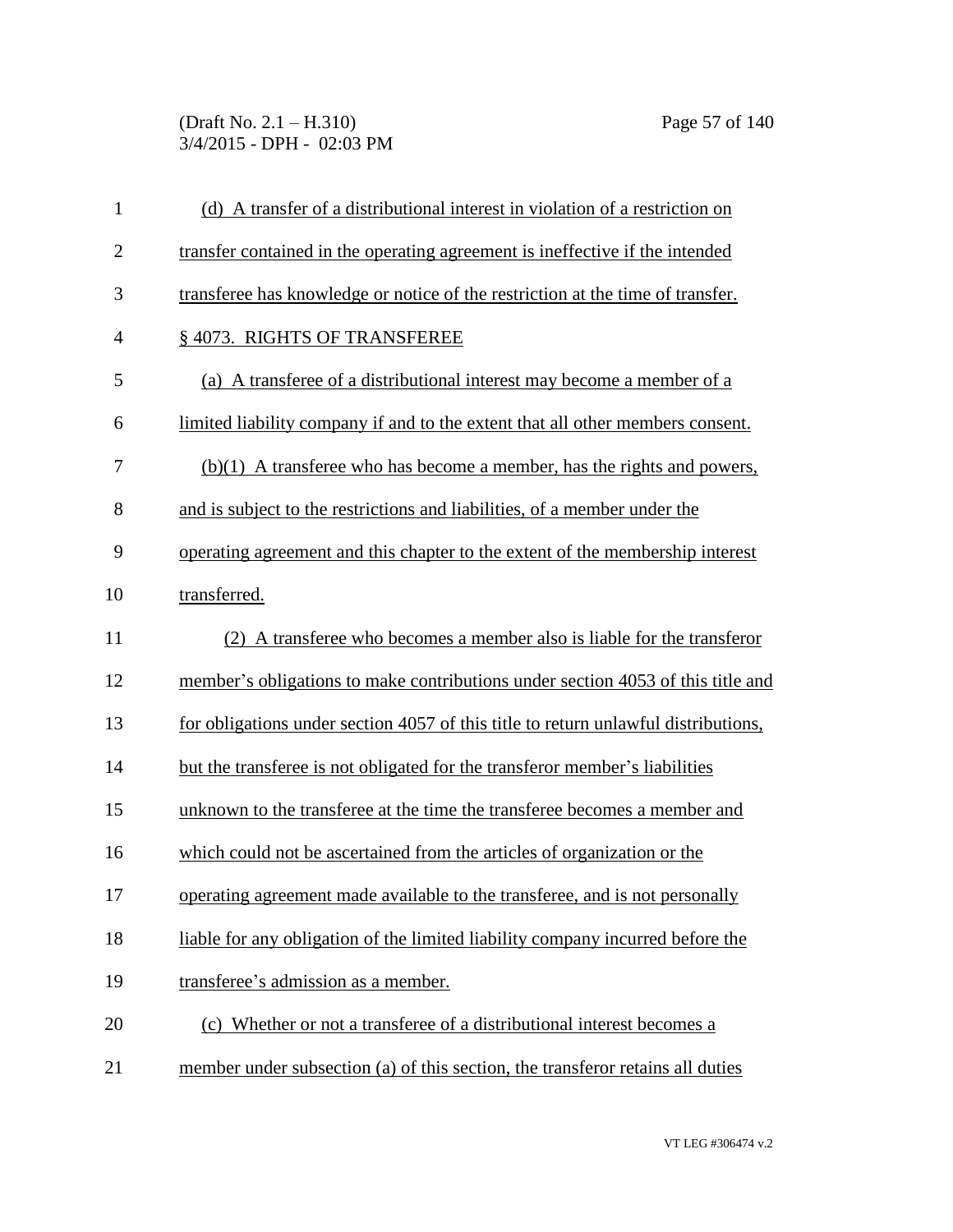(d) A transfer of a distributional interest in violation of a restriction on transfer contained in the operating agreement is ineffective if the intended transferee has knowledge or notice of the restriction at the time of transfer.

§ 4073. RIGHTS OF TRANSFEREE

(a) A transferee of a distributional interest may become a member of a limited liability company if and to the extent that all other members consent.

(b)(1) A transferee who has become a member, has the rights and powers, and is subject to the restrictions and liabilities, of a member under the operating agreement and this chapter to the extent of the membership interest transferred.

(2) A transferee who becomes a member also is liable for the transferor member's obligations to make contributions under section 4053 of this title and for obligations under section 4057 of this title to return unlawful distributions, but the transferee is not obligated for the transferor member's liabilities unknown to the transferee at the time the transferee becomes a member and which could not be ascertained from the articles of organization or the operating agreement made available to the transferee, and is not personally liable for any obligation of the limited liability company incurred before the transferee's admission as a member.

(c) Whether or not a transferee of a distributional interest becomes a member under subsection (a) of this section, the transferor retains all duties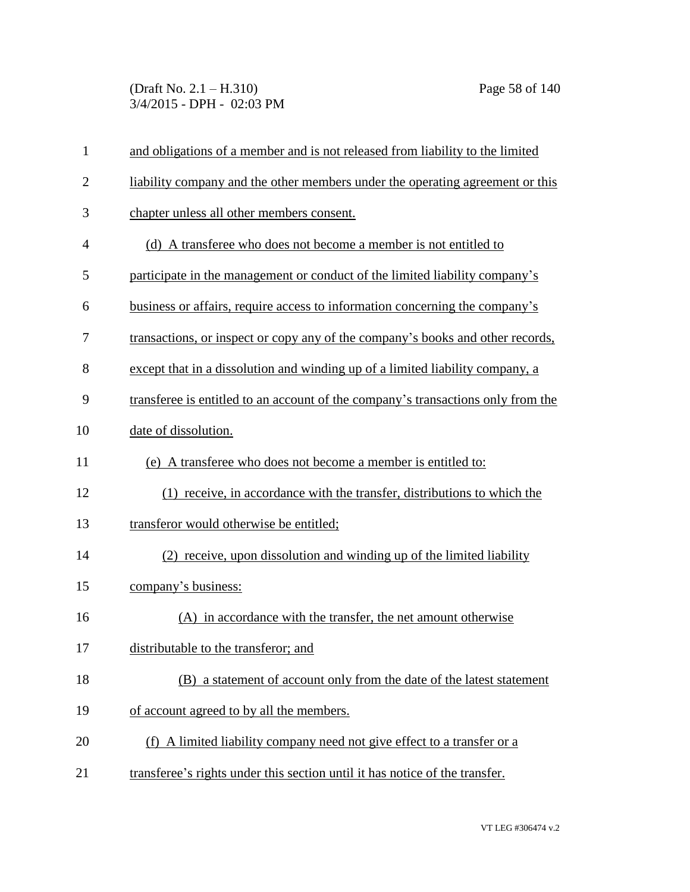and obligations of a member and is not released from liability to the limited liability company and the other members under the operating agreement or this chapter unless all other members consent.

(d) A transferee who does not become a member is not entitled to participate in the management or conduct of the limited liability company's business or affairs, require access to information concerning the company's transactions, or inspect or copy any of the company's books and other records, except that in a dissolution and winding up of a limited liability company, a transferee is entitled to an account of the company's transactions only from the date of dissolution.

(e) A transferee who does not become a member is entitled to:

(1) receive, in accordance with the transfer, distributions to which the transferor would otherwise be entitled;

(2) receive, upon dissolution and winding up of the limited liability company's business:

(A) in accordance with the transfer, the net amount otherwise distributable to the transferor; and

(B) a statement of account only from the date of the latest statement of account agreed to by all the members.

(f) A limited liability company need not give effect to a transfer or a transferee's rights under this section until it has notice of the transfer.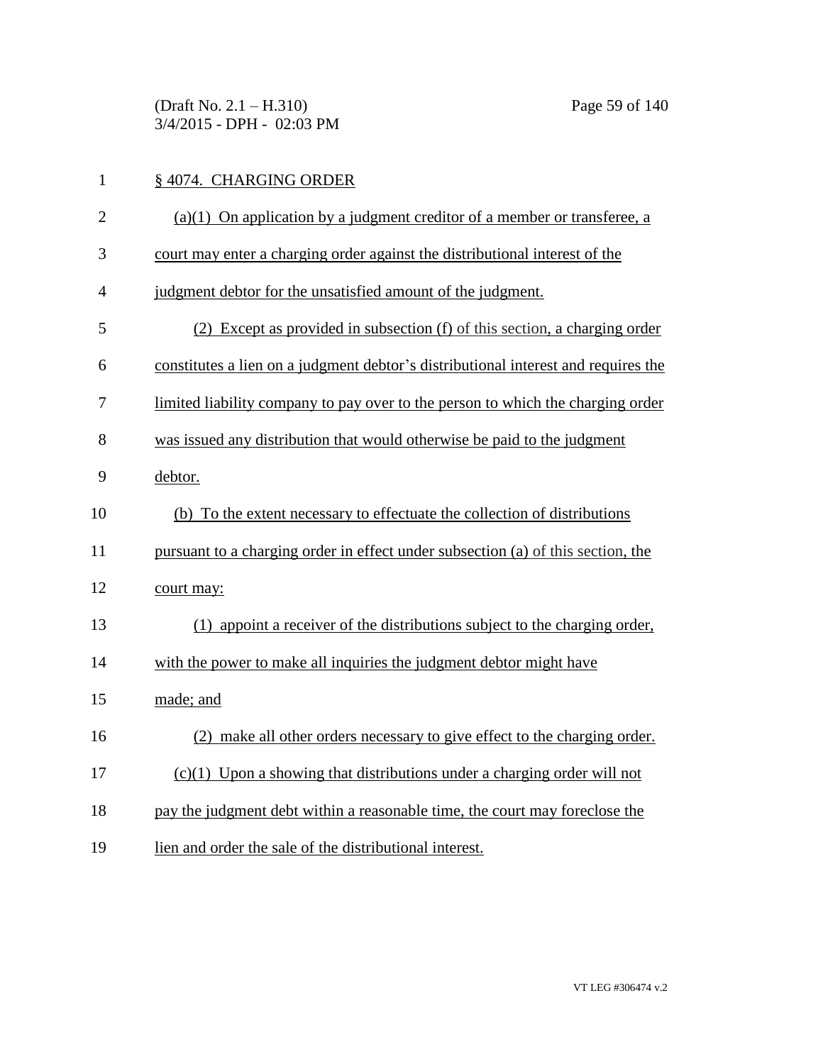§ 4074. CHARGING ORDER

(a)(1) On application by a judgment creditor of a member or transferee, a court may enter a charging order against the distributional interest of the judgment debtor for the unsatisfied amount of the judgment.

(2) Except as provided in subsection (f) of this section, a charging order constitutes a lien on a judgment debtor's distributional interest and requires the limited liability company to pay over to the person to which the charging order was issued any distribution that would otherwise be paid to the judgment debtor.

(b) To the extent necessary to effectuate the collection of distributions pursuant to a charging order in effect under subsection (a) of this section, the court may:

(1) appoint a receiver of the distributions subject to the charging order, with the power to make all inquiries the judgment debtor might have made; and

(2) make all other orders necessary to give effect to the charging order.

(c)(1) Upon a showing that distributions under a charging order will not pay the judgment debt within a reasonable time, the court may foreclose the lien and order the sale of the distributional interest.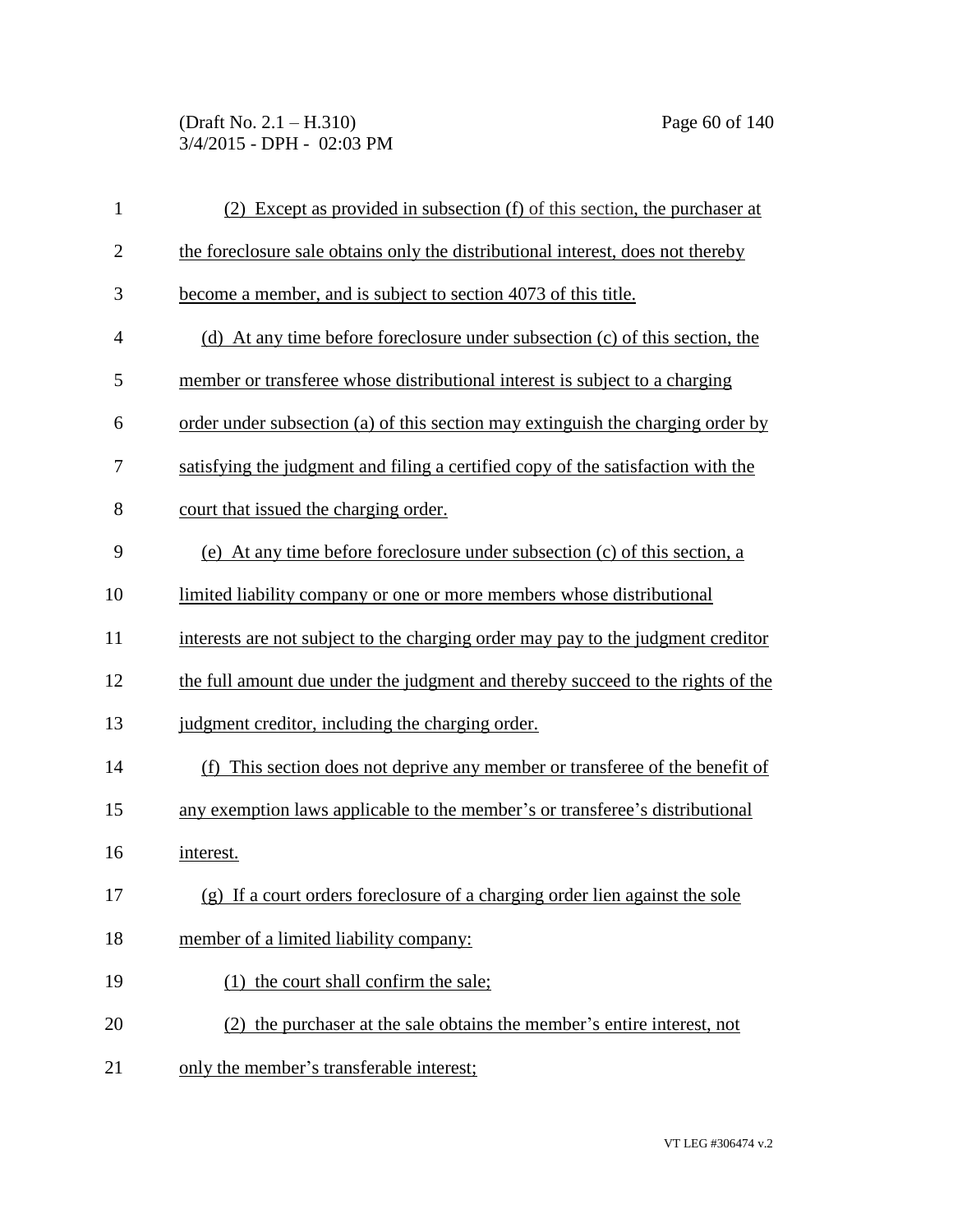(2) Except as provided in subsection (f) of this section, the purchaser at the foreclosure sale obtains only the distributional interest, does not thereby become a member, and is subject to section 4073 of this title.

(d) At any time before foreclosure under subsection (c) of this section, the member or transferee whose distributional interest is subject to a charging order under subsection (a) of this section may extinguish the charging order by satisfying the judgment and filing a certified copy of the satisfaction with the court that issued the charging order.

(e) At any time before foreclosure under subsection (c) of this section, a limited liability company or one or more members whose distributional interests are not subject to the charging order may pay to the judgment creditor the full amount due under the judgment and thereby succeed to the rights of the judgment creditor, including the charging order.

(f) This section does not deprive any member or transferee of the benefit of any exemption laws applicable to the member's or transferee's distributional interest.

(g) If a court orders foreclosure of a charging order lien against the sole member of a limited liability company:

(1) the court shall confirm the sale;

(2) the purchaser at the sale obtains the member's entire interest, not only the member's transferable interest;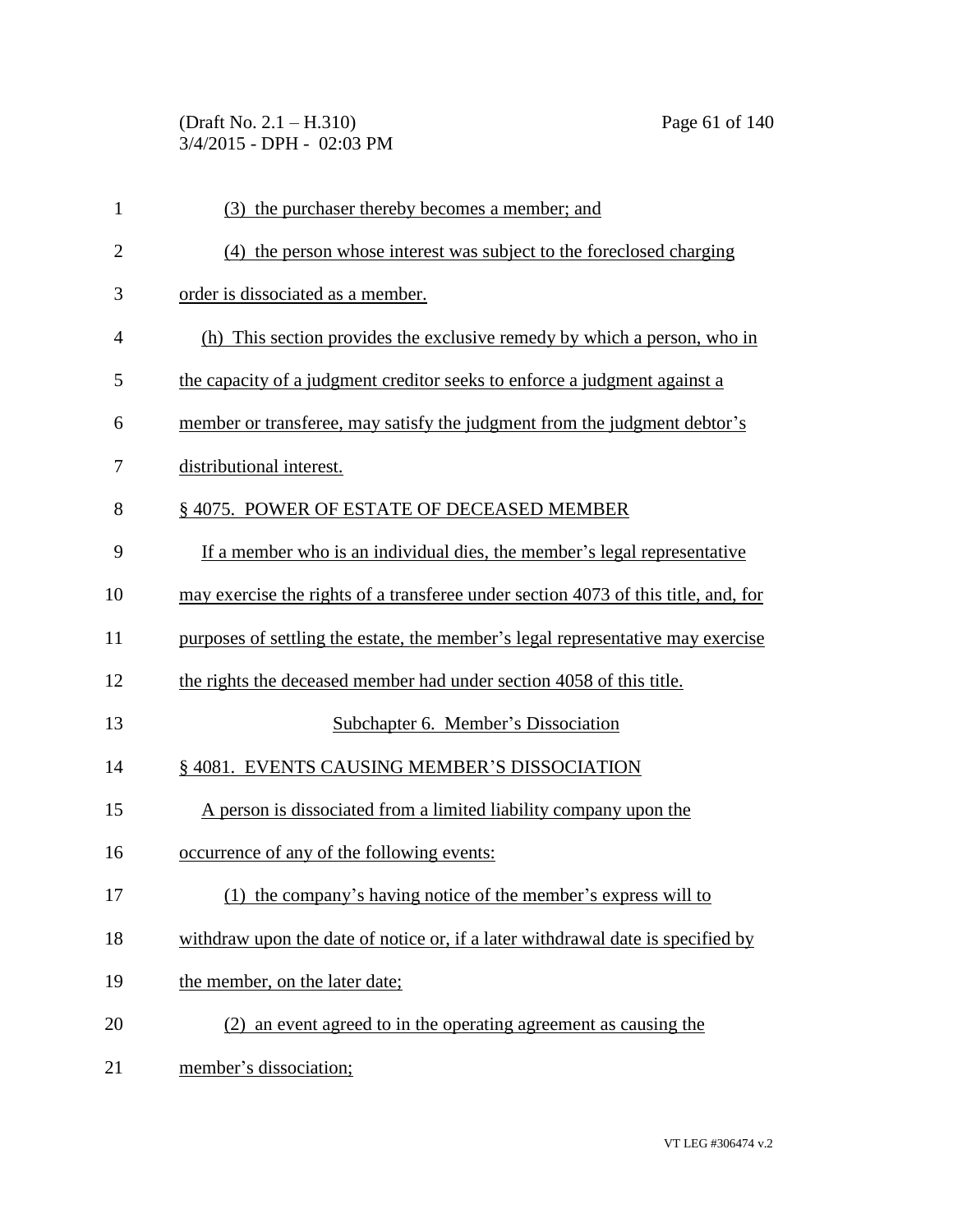(3) the purchaser thereby becomes a member; and

(4) the person whose interest was subject to the foreclosed charging order is dissociated as a member.

(h) This section provides the exclusive remedy by which a person, who in the capacity of a judgment creditor seeks to enforce a judgment against a member or transferee, may satisfy the judgment from the judgment debtor's distributional interest.

§ 4075. POWER OF ESTATE OF DECEASED MEMBER

If a member who is an individual dies, the member's legal representative may exercise the rights of a transferee under section 4073 of this title, and, for purposes of settling the estate, the member's legal representative may exercise the rights the deceased member had under section 4058 of this title.

Subchapter 6. Member's Dissociation

§ 4081. EVENTS CAUSING MEMBER'S DISSOCIATION

A person is dissociated from a limited liability company upon the occurrence of any of the following events:

(1) the company's having notice of the member's express will to withdraw upon the date of notice or, if a later withdrawal date is specified by the member, on the later date;

(2) an event agreed to in the operating agreement as causing the member's dissociation;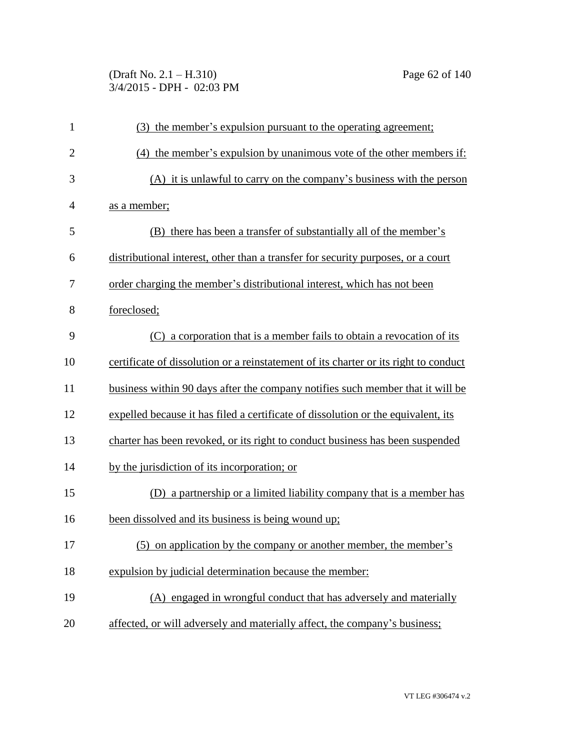(3) the member's expulsion pursuant to the operating agreement;

(4) the member's expulsion by unanimous vote of the other members if:

(A) it is unlawful to carry on the company's business with the person as a member;

(B) there has been a transfer of substantially all of the member's distributional interest, other than a transfer for security purposes, or a court order charging the member's distributional interest, which has not been foreclosed;

(C) a corporation that is a member fails to obtain a revocation of its certificate of dissolution or a reinstatement of its charter or its right to conduct business within 90 days after the company notifies such member that it will be expelled because it has filed a certificate of dissolution or the equivalent, its charter has been revoked, or its right to conduct business has been suspended by the jurisdiction of its incorporation; or

(D) a partnership or a limited liability company that is a member has been dissolved and its business is being wound up;

(5) on application by the company or another member, the member's expulsion by judicial determination because the member:

(A) engaged in wrongful conduct that has adversely and materially affected, or will adversely and materially affect, the company's business;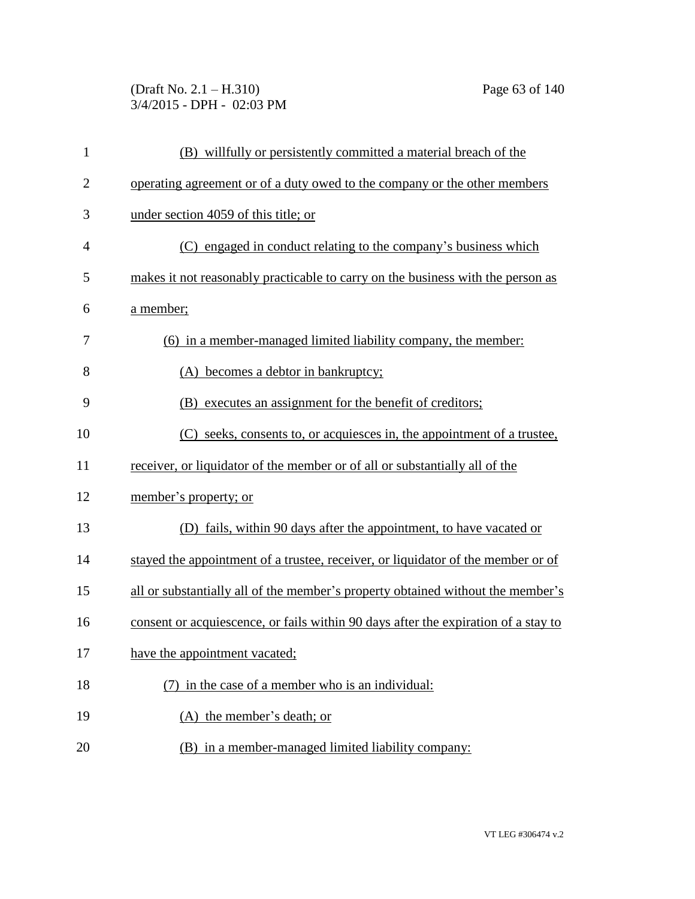(B) willfully or persistently committed a material breach of the operating agreement or of a duty owed to the company or the other members under section 4059 of this title; or

(C) engaged in conduct relating to the company's business which makes it not reasonably practicable to carry on the business with the person as a member;

(6) in a member-managed limited liability company, the member:

(A) becomes a debtor in bankruptcy;

(B) executes an assignment for the benefit of creditors;

(C) seeks, consents to, or acquiesces in, the appointment of a trustee, receiver, or liquidator of the member or of all or substantially all of the member's property; or

(D) fails, within 90 days after the appointment, to have vacated or stayed the appointment of a trustee, receiver, or liquidator of the member or of all or substantially all of the member's property obtained without the member's consent or acquiescence, or fails within 90 days after the expiration of a stay to have the appointment vacated;

(7) in the case of a member who is an individual:

(A) the member's death; or

(B) in a member-managed limited liability company: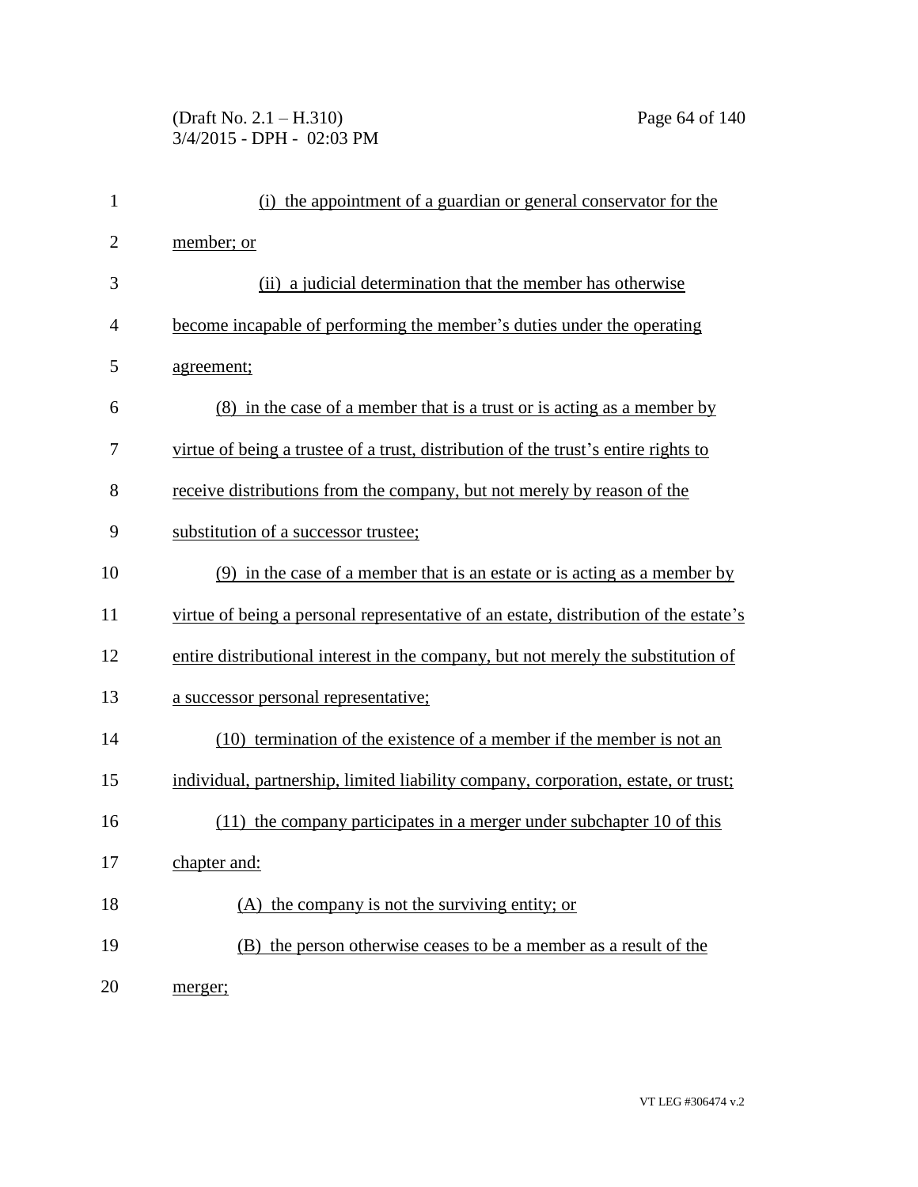(i) the appointment of a guardian or general conservator for the member; or

(ii) a judicial determination that the member has otherwise become incapable of performing the member's duties under the operating agreement;

(8) in the case of a member that is a trust or is acting as a member by virtue of being a trustee of a trust, distribution of the trust's entire rights to receive distributions from the company, but not merely by reason of the substitution of a successor trustee;

(9) in the case of a member that is an estate or is acting as a member by virtue of being a personal representative of an estate, distribution of the estate's entire distributional interest in the company, but not merely the substitution of a successor personal representative;

(10) termination of the existence of a member if the member is not an individual, partnership, limited liability company, corporation, estate, or trust;

(11) the company participates in a merger under subchapter 10 of this chapter and:

(A) the company is not the surviving entity; or

(B) the person otherwise ceases to be a member as a result of the merger;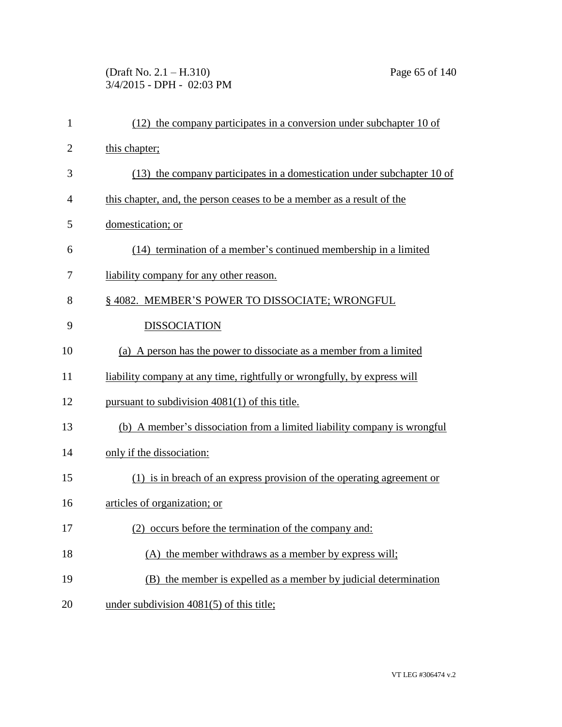(12) the company participates in a conversion under subchapter 10 of this chapter;

(13) the company participates in a domestication under subchapter 10 of this chapter, and, the person ceases to be a member as a result of the domestication; or

(14) termination of a member's continued membership in a limited liability company for any other reason.

## § 4082. MEMBER'S POWER TO DISSOCIATE; WRONGFUL DISSOCIATION

(a) A person has the power to dissociate as a member from a limited liability company at any time, rightfully or wrongfully, by express will pursuant to subdivision 4081(1) of this title.

(b) A member's dissociation from a limited liability company is wrongful only if the dissociation:

(1) is in breach of an express provision of the operating agreement or articles of organization; or

(2) occurs before the termination of the company and:

(A) the member withdraws as a member by express will;

(B) the member is expelled as a member by judicial determination under subdivision 4081(5) of this title;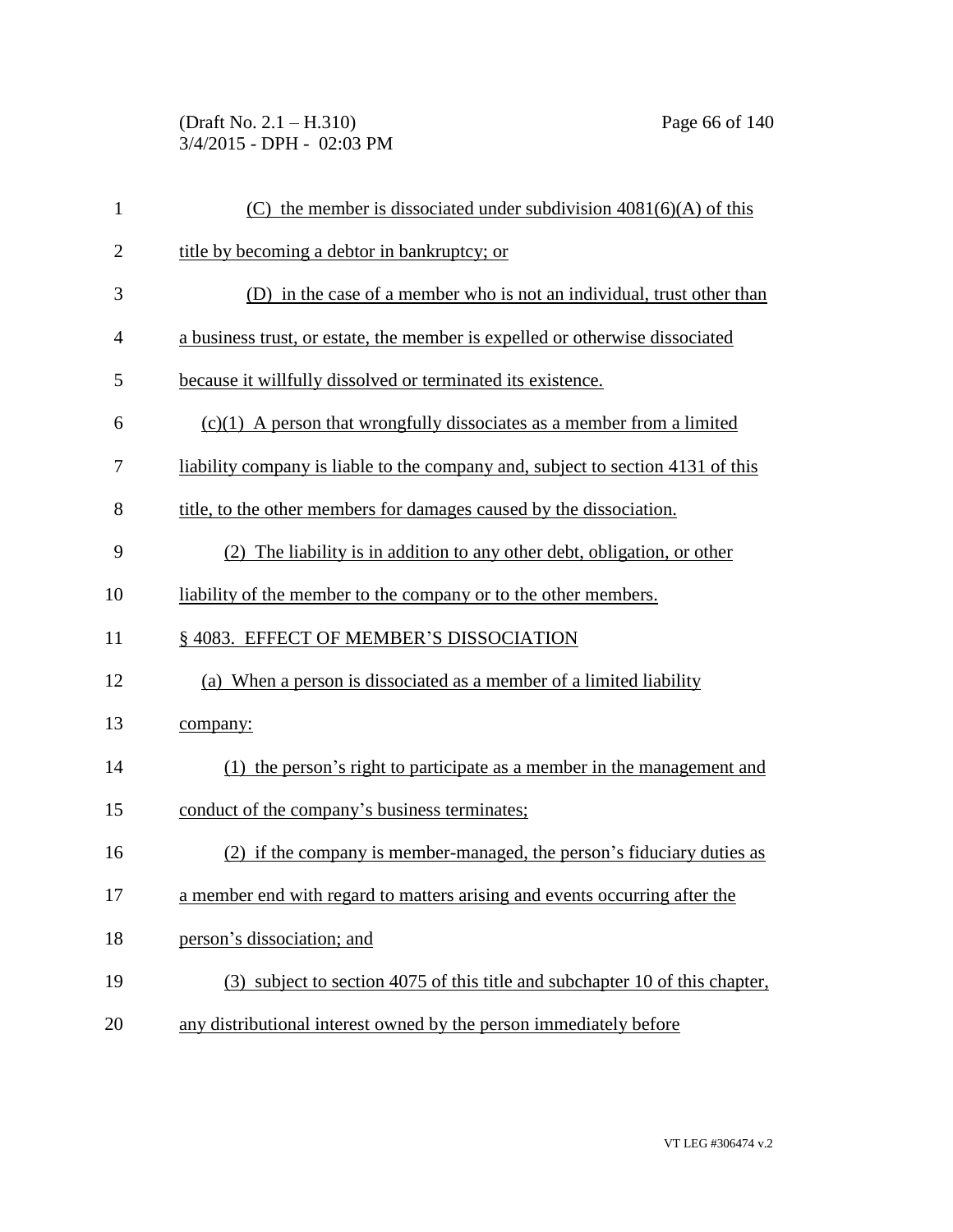(C) the member is dissociated under subdivision 4081(6)(A) of this title by becoming a debtor in bankruptcy; or

(D) in the case of a member who is not an individual, trust other than a business trust, or estate, the member is expelled or otherwise dissociated because it willfully dissolved or terminated its existence.

(c)(1) A person that wrongfully dissociates as a member from a limited liability company is liable to the company and, subject to section 4131 of this title, to the other members for damages caused by the dissociation.

(2) The liability is in addition to any other debt, obligation, or other liability of the member to the company or to the other members.

## § 4083. EFFECT OF MEMBER'S DISSOCIATION

(a) When a person is dissociated as a member of a limited liability company:

(1) the person's right to participate as a member in the management and conduct of the company's business terminates;

(2) if the company is member-managed, the person's fiduciary duties as a member end with regard to matters arising and events occurring after the person's dissociation; and

(3) subject to section 4075 of this title and subchapter 10 of this chapter, any distributional interest owned by the person immediately before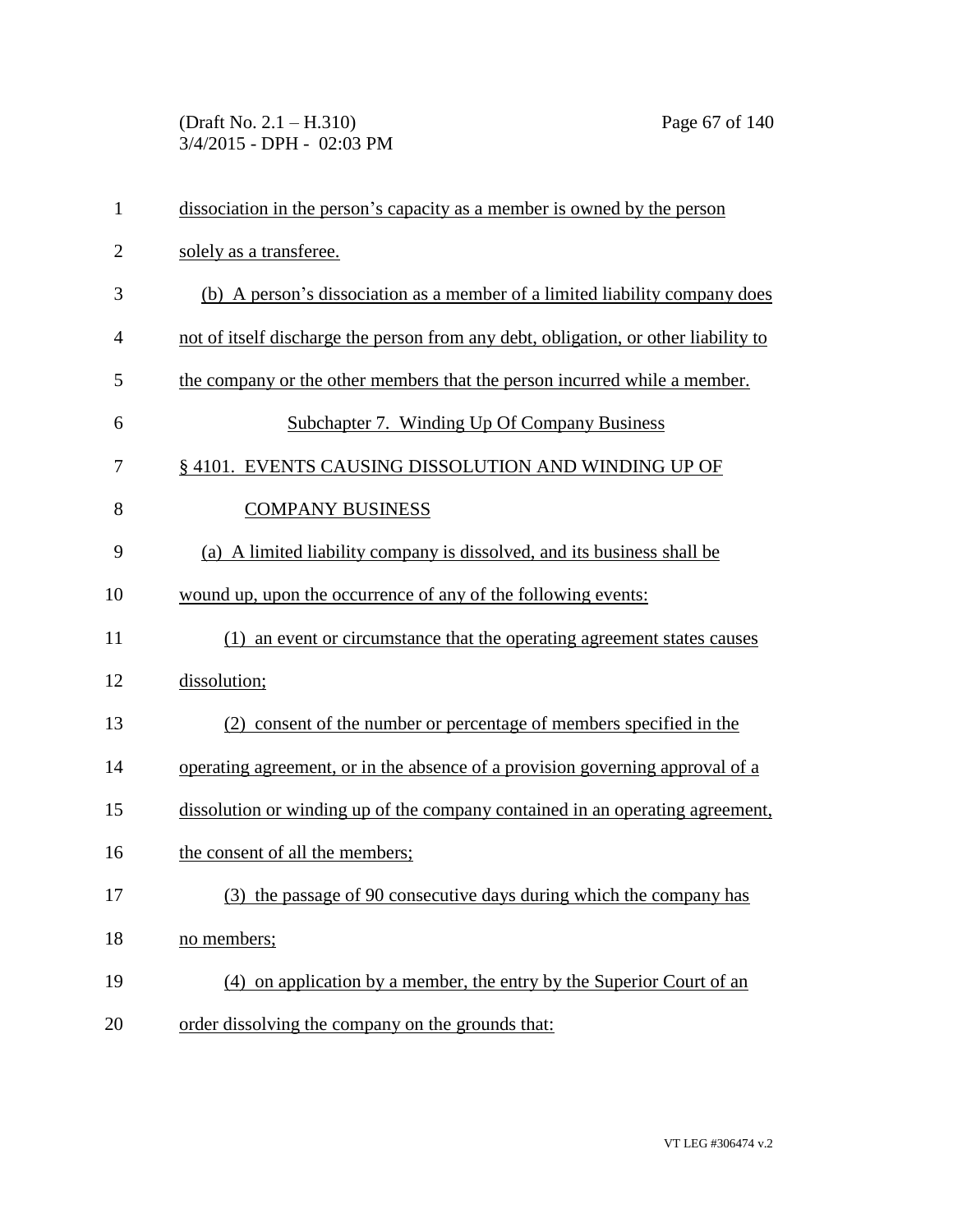dissociation in the person's capacity as a member is owned by the person solely as a transferee.

(b) A person's dissociation as a member of a limited liability company does not of itself discharge the person from any debt, obligation, or other liability to the company or the other members that the person incurred while a member.

## Subchapter 7. Winding Up Of Company Business

### § 4101. EVENTS CAUSING DISSOLUTION AND WINDING UP OF COMPANY BUSINESS

(a) A limited liability company is dissolved, and its business shall be wound up, upon the occurrence of any of the following events:

(1) an event or circumstance that the operating agreement states causes dissolution;

(2) consent of the number or percentage of members specified in the operating agreement, or in the absence of a provision governing approval of a dissolution or winding up of the company contained in an operating agreement, the consent of all the members;

(3) the passage of 90 consecutive days during which the company has no members;

(4) on application by a member, the entry by the Superior Court of an order dissolving the company on the grounds that: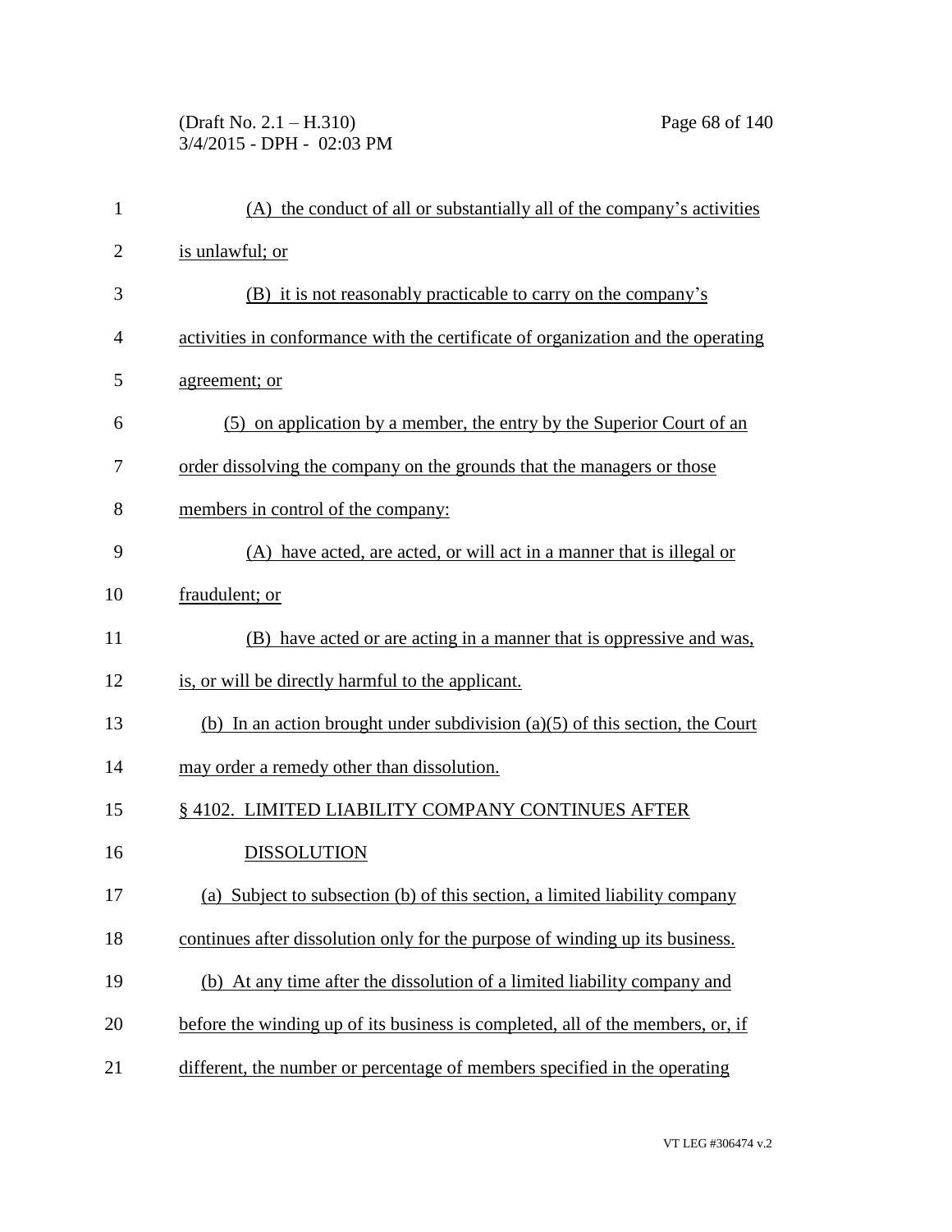(A) the conduct of all or substantially all of the company's activities is unlawful; or

(B) it is not reasonably practicable to carry on the company's activities in conformance with the certificate of organization and the operating agreement; or

(5) on application by a member, the entry by the Superior Court of an order dissolving the company on the grounds that the managers or those members in control of the company:

(A) have acted, are acted, or will act in a manner that is illegal or fraudulent; or

(B) have acted or are acting in a manner that is oppressive and was, is, or will be directly harmful to the applicant.

(b) In an action brought under subdivision (a)(5) of this section, the Court may order a remedy other than dissolution.

§ 4102. LIMITED LIABILITY COMPANY CONTINUES AFTER DISSOLUTION

(a) Subject to subsection (b) of this section, a limited liability company continues after dissolution only for the purpose of winding up its business.

(b) At any time after the dissolution of a limited liability company and before the winding up of its business is completed, all of the members, or, if different, the number or percentage of members specified in the operating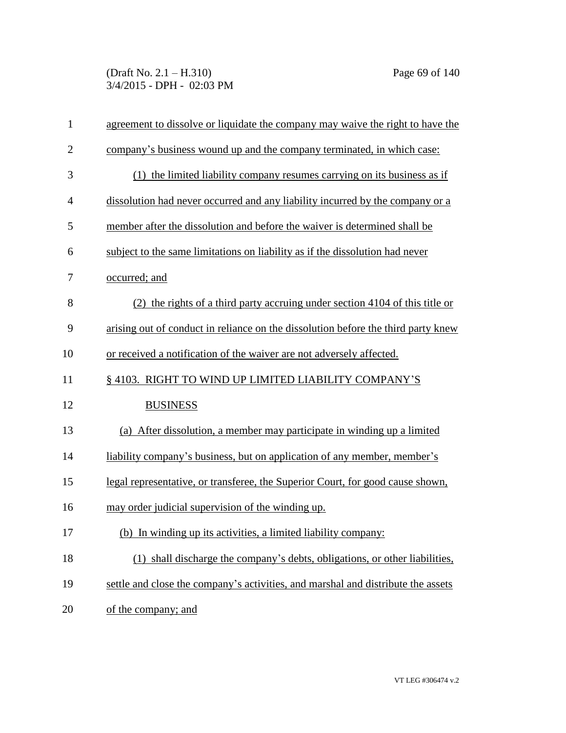agreement to dissolve or liquidate the company may waive the right to have the company's business wound up and the company terminated, in which case:

(1) the limited liability company resumes carrying on its business as if dissolution had never occurred and any liability incurred by the company or a member after the dissolution and before the waiver is determined shall be subject to the same limitations on liability as if the dissolution had never occurred; and

(2) the rights of a third party accruing under section 4104 of this title or arising out of conduct in reliance on the dissolution before the third party knew or received a notification of the waiver are not adversely affected.

## § 4103. RIGHT TO WIND UP LIMITED LIABILITY COMPANY'S BUSINESS

(a) After dissolution, a member may participate in winding up a limited liability company's business, but on application of any member, member's legal representative, or transferee, the Superior Court, for good cause shown, may order judicial supervision of the winding up.

(b) In winding up its activities, a limited liability company:

(1) shall discharge the company's debts, obligations, or other liabilities, settle and close the company's activities, and marshal and distribute the assets of the company; and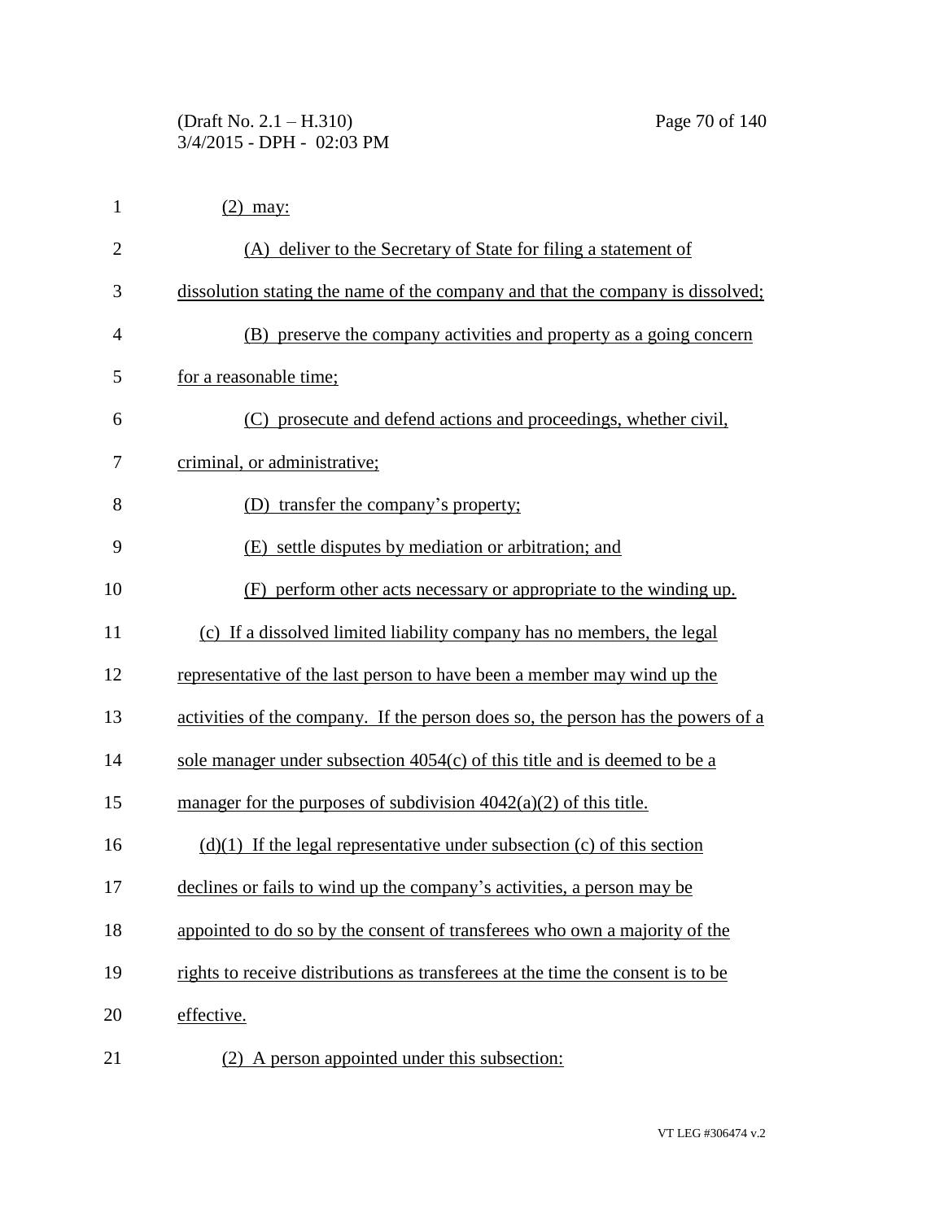(2) may:

(A) deliver to the Secretary of State for filing a statement of dissolution stating the name of the company and that the company is dissolved;

(B) preserve the company activities and property as a going concern for a reasonable time;

(C) prosecute and defend actions and proceedings, whether civil, criminal, or administrative;

(D) transfer the company's property;

(E) settle disputes by mediation or arbitration; and

(F) perform other acts necessary or appropriate to the winding up.

(c) If a dissolved limited liability company has no members, the legal representative of the last person to have been a member may wind up the activities of the company. If the person does so, the person has the powers of a sole manager under subsection 4054(c) of this title and is deemed to be a manager for the purposes of subdivision 4042(a)(2) of this title.

(d)(1) If the legal representative under subsection (c) of this section declines or fails to wind up the company's activities, a person may be appointed to do so by the consent of transferees who own a majority of the rights to receive distributions as transferees at the time the consent is to be effective.

(2) A person appointed under this subsection: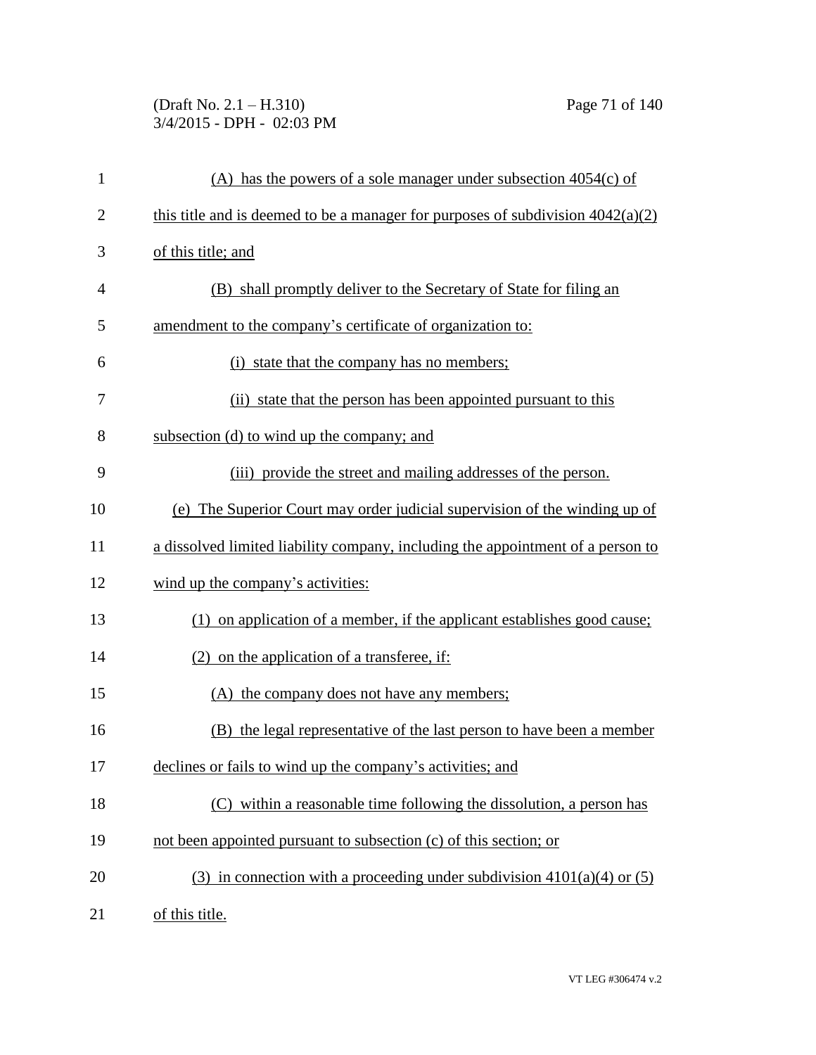(A) has the powers of a sole manager under subsection 4054(c) of this title and is deemed to be a manager for purposes of subdivision 4042(a)(2) of this title; and

(B) shall promptly deliver to the Secretary of State for filing an amendment to the company's certificate of organization to:

(i) state that the company has no members;

(ii) state that the person has been appointed pursuant to this subsection (d) to wind up the company; and

(iii) provide the street and mailing addresses of the person.

(e) The Superior Court may order judicial supervision of the winding up of a dissolved limited liability company, including the appointment of a person to wind up the company's activities:

(1) on application of a member, if the applicant establishes good cause;

(2) on the application of a transferee, if:

(A) the company does not have any members;

(B) the legal representative of the last person to have been a member declines or fails to wind up the company's activities; and

(C) within a reasonable time following the dissolution, a person has not been appointed pursuant to subsection (c) of this section; or

(3) in connection with a proceeding under subdivision 4101(a)(4) or (5) of this title.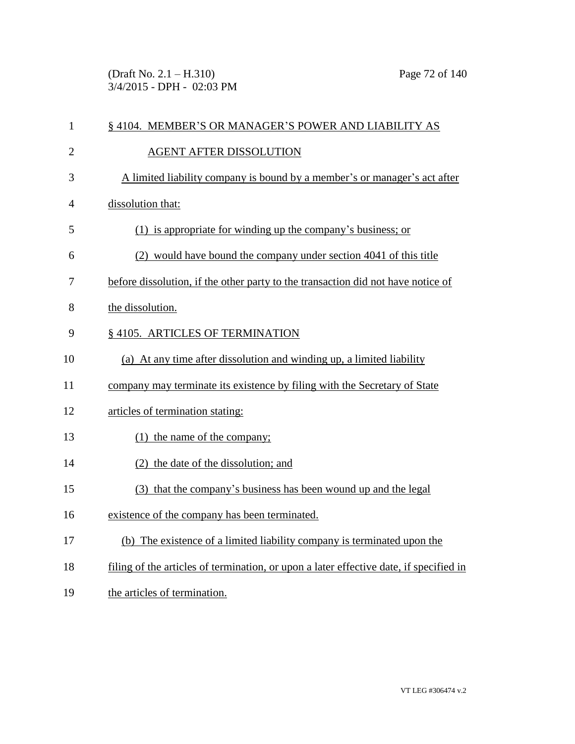## § 4104. MEMBER'S OR MANAGER'S POWER AND LIABILITY AS AGENT AFTER DISSOLUTION

A limited liability company is bound by a member's or manager's act after dissolution that:

(1) is appropriate for winding up the company's business; or

(2) would have bound the company under section 4041 of this title before dissolution, if the other party to the transaction did not have notice of the dissolution.

## § 4105. ARTICLES OF TERMINATION

(a) At any time after dissolution and winding up, a limited liability company may terminate its existence by filing with the Secretary of State articles of termination stating:

(1) the name of the company;

(2) the date of the dissolution; and

(3) that the company's business has been wound up and the legal existence of the company has been terminated.

(b) The existence of a limited liability company is terminated upon the filing of the articles of termination, or upon a later effective date, if specified in the articles of termination.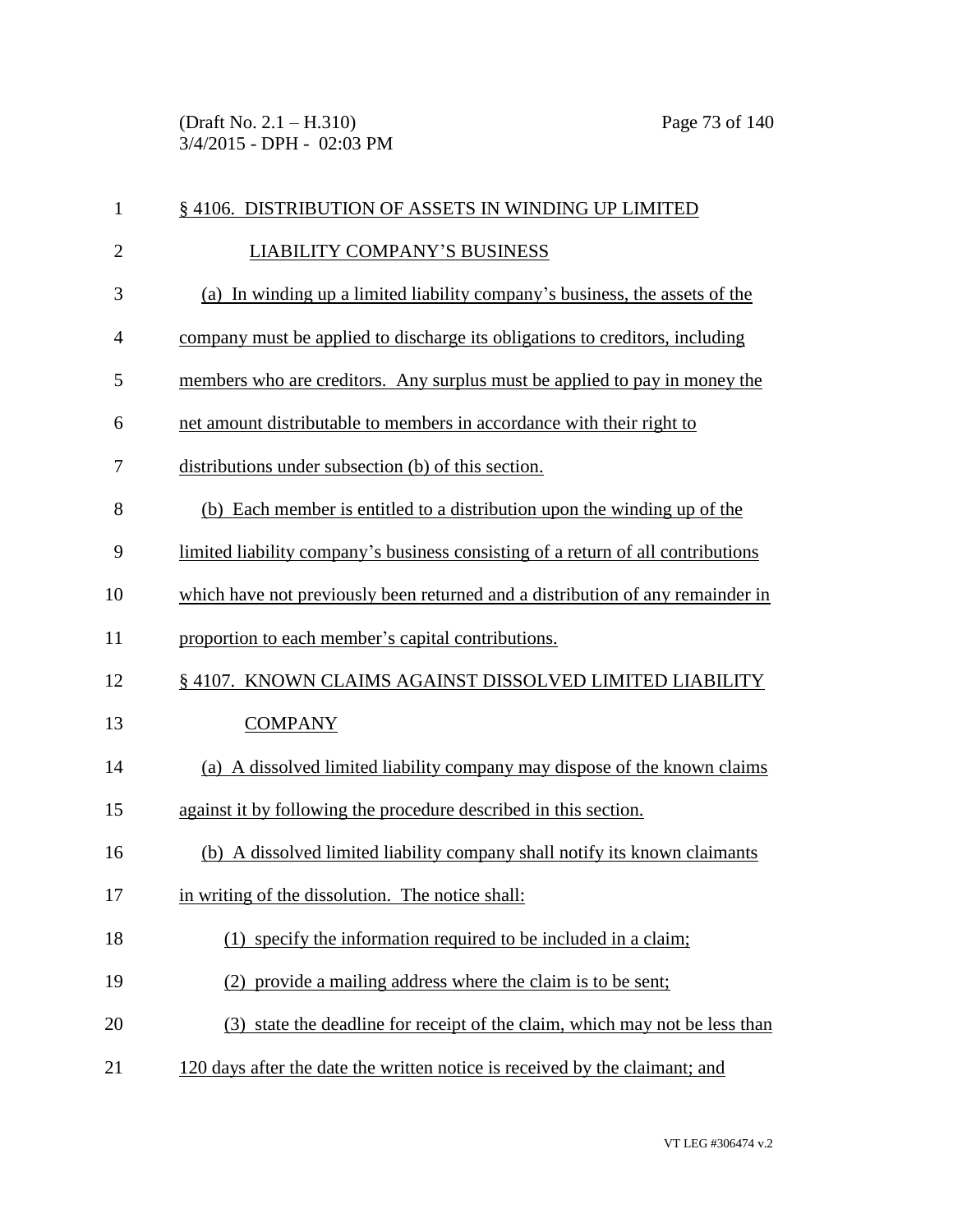§ 4106. DISTRIBUTION OF ASSETS IN WINDING UP LIMITED LIABILITY COMPANY'S BUSINESS

(a) In winding up a limited liability company's business, the assets of the company must be applied to discharge its obligations to creditors, including members who are creditors. Any surplus must be applied to pay in money the net amount distributable to members in accordance with their right to distributions under subsection (b) of this section.

(b) Each member is entitled to a distribution upon the winding up of the limited liability company's business consisting of a return of all contributions which have not previously been returned and a distribution of any remainder in proportion to each member's capital contributions.

§ 4107. KNOWN CLAIMS AGAINST DISSOLVED LIMITED LIABILITY COMPANY

(a) A dissolved limited liability company may dispose of the known claims against it by following the procedure described in this section.

(b) A dissolved limited liability company shall notify its known claimants in writing of the dissolution. The notice shall:

(1) specify the information required to be included in a claim;

(2) provide a mailing address where the claim is to be sent;

(3) state the deadline for receipt of the claim, which may not be less than 120 days after the date the written notice is received by the claimant; and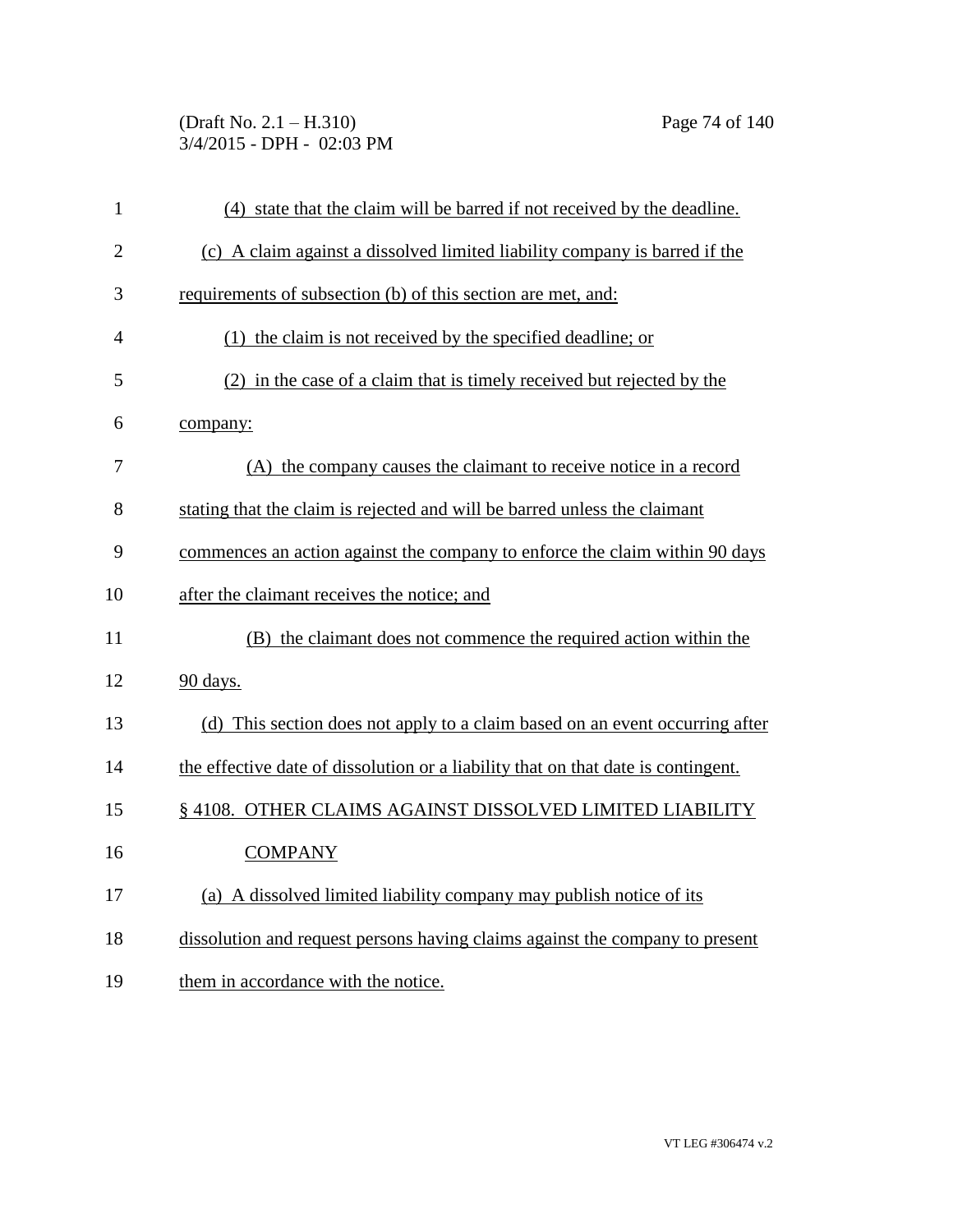(4) state that the claim will be barred if not received by the deadline.

(c) A claim against a dissolved limited liability company is barred if the requirements of subsection (b) of this section are met, and:

(1) the claim is not received by the specified deadline; or

(2) in the case of a claim that is timely received but rejected by the company:

(A) the company causes the claimant to receive notice in a record stating that the claim is rejected and will be barred unless the claimant commences an action against the company to enforce the claim within 90 days after the claimant receives the notice; and

(B) the claimant does not commence the required action within the 90 days.

(d) This section does not apply to a claim based on an event occurring after the effective date of dissolution or a liability that on that date is contingent.

§ 4108. OTHER CLAIMS AGAINST DISSOLVED LIMITED LIABILITY COMPANY

(a) A dissolved limited liability company may publish notice of its dissolution and request persons having claims against the company to present them in accordance with the notice.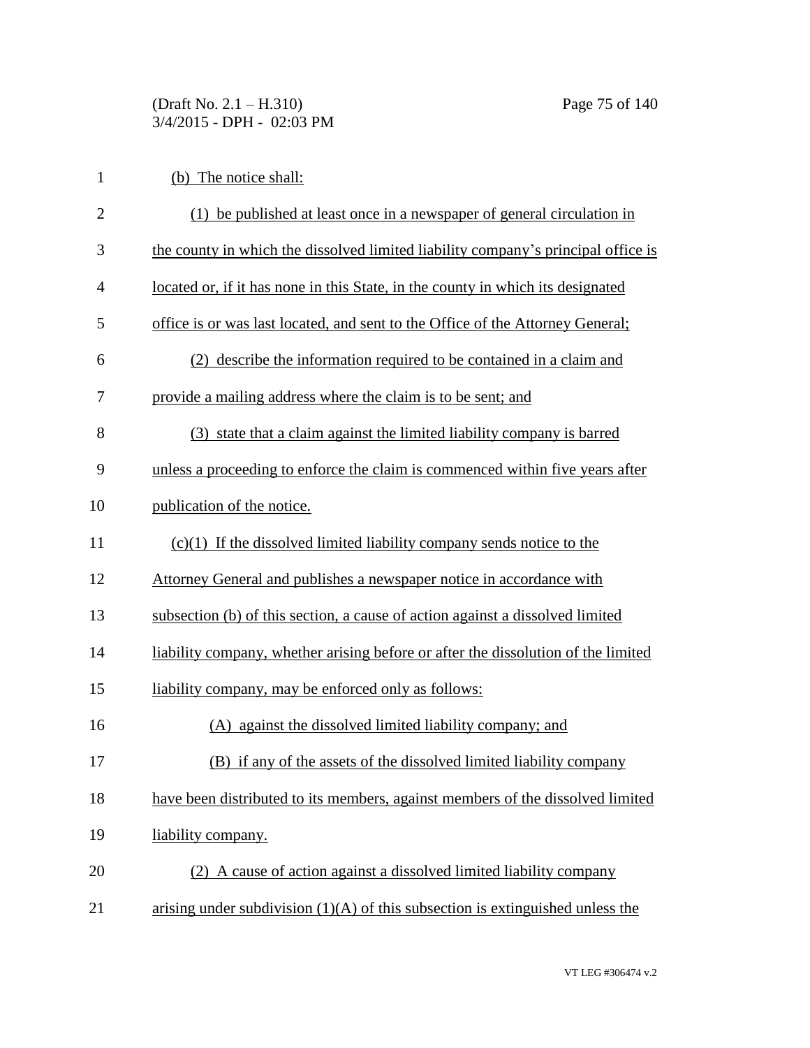(b) The notice shall:

(1) be published at least once in a newspaper of general circulation in the county in which the dissolved limited liability company's principal office is located or, if it has none in this State, in the county in which its designated office is or was last located, and sent to the Office of the Attorney General;

(2) describe the information required to be contained in a claim and provide a mailing address where the claim is to be sent; and

(3) state that a claim against the limited liability company is barred unless a proceeding to enforce the claim is commenced within five years after publication of the notice.

(c)(1) If the dissolved limited liability company sends notice to the Attorney General and publishes a newspaper notice in accordance with subsection (b) of this section, a cause of action against a dissolved limited liability company, whether arising before or after the dissolution of the limited liability company, may be enforced only as follows:

(A) against the dissolved limited liability company; and

(B) if any of the assets of the dissolved limited liability company have been distributed to its members, against members of the dissolved limited liability company.

(2) A cause of action against a dissolved limited liability company arising under subdivision (1)(A) of this subsection is extinguished unless the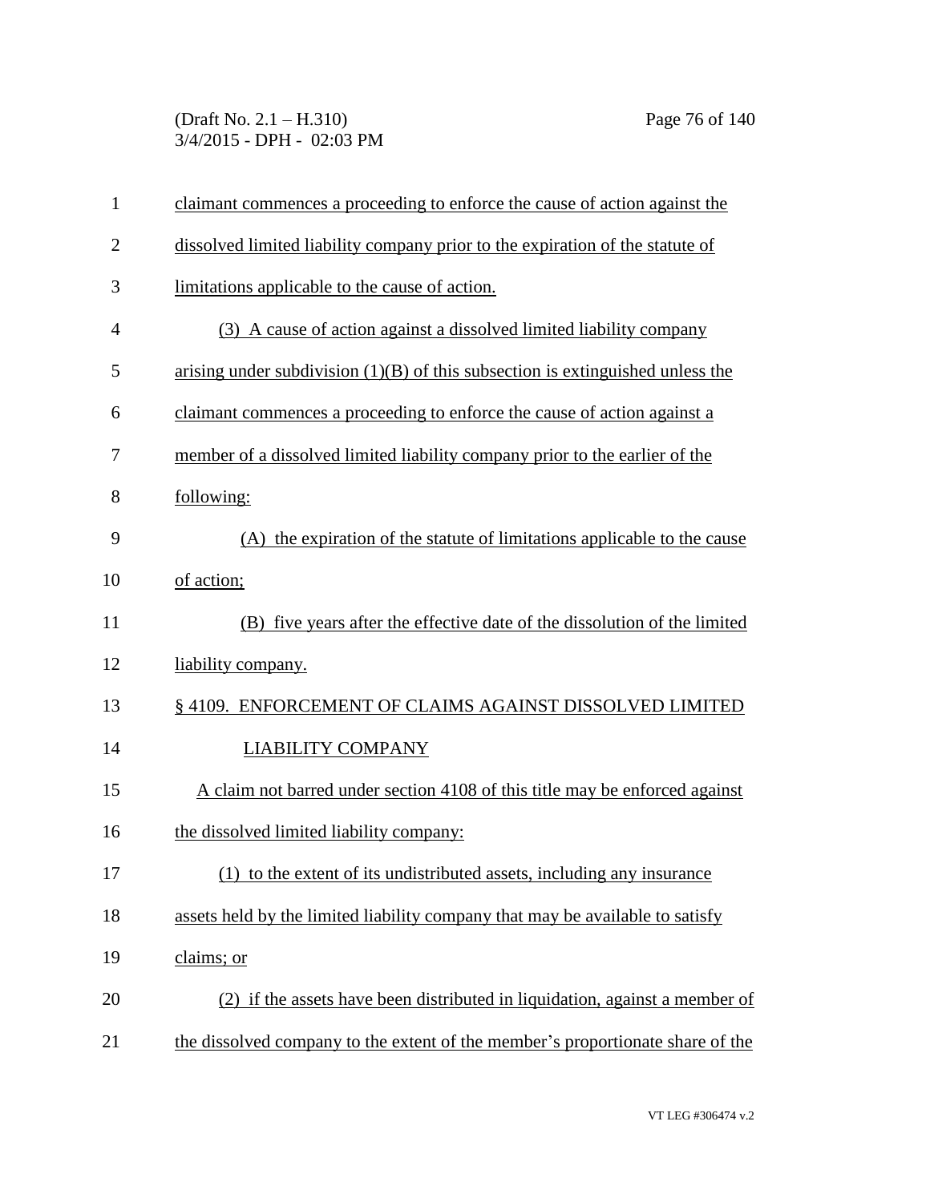claimant commences a proceeding to enforce the cause of action against the dissolved limited liability company prior to the expiration of the statute of limitations applicable to the cause of action.

(3) A cause of action against a dissolved limited liability company arising under subdivision (1)(B) of this subsection is extinguished unless the claimant commences a proceeding to enforce the cause of action against a member of a dissolved limited liability company prior to the earlier of the following:

(A) the expiration of the statute of limitations applicable to the cause of action;

(B) five years after the effective date of the dissolution of the limited liability company.

§ 4109. ENFORCEMENT OF CLAIMS AGAINST DISSOLVED LIMITED LIABILITY COMPANY

A claim not barred under section 4108 of this title may be enforced against the dissolved limited liability company:

(1) to the extent of its undistributed assets, including any insurance assets held by the limited liability company that may be available to satisfy claims; or

(2) if the assets have been distributed in liquidation, against a member of the dissolved company to the extent of the member's proportionate share of the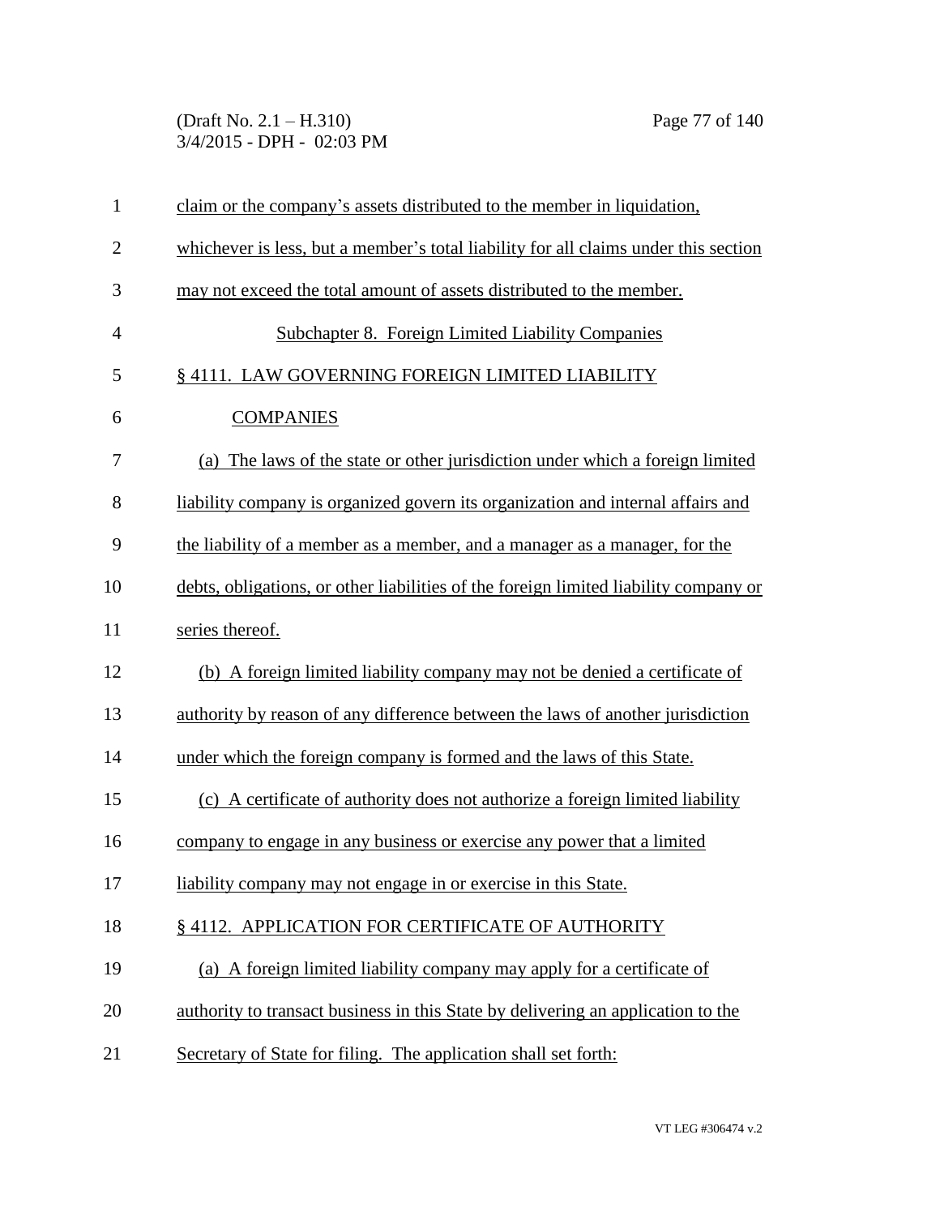claim or the company's assets distributed to the member in liquidation, whichever is less, but a member's total liability for all claims under this section may not exceed the total amount of assets distributed to the member.

## Subchapter 8. Foreign Limited Liability Companies

### § 4111. LAW GOVERNING FOREIGN LIMITED LIABILITY COMPANIES

(a) The laws of the state or other jurisdiction under which a foreign limited liability company is organized govern its organization and internal affairs and the liability of a member as a member, and a manager as a manager, for the debts, obligations, or other liabilities of the foreign limited liability company or series thereof.

(b) A foreign limited liability company may not be denied a certificate of authority by reason of any difference between the laws of another jurisdiction under which the foreign company is formed and the laws of this State.

(c) A certificate of authority does not authorize a foreign limited liability company to engage in any business or exercise any power that a limited liability company may not engage in or exercise in this State.

### § 4112. APPLICATION FOR CERTIFICATE OF AUTHORITY

(a) A foreign limited liability company may apply for a certificate of authority to transact business in this State by delivering an application to the Secretary of State for filing. The application shall set forth: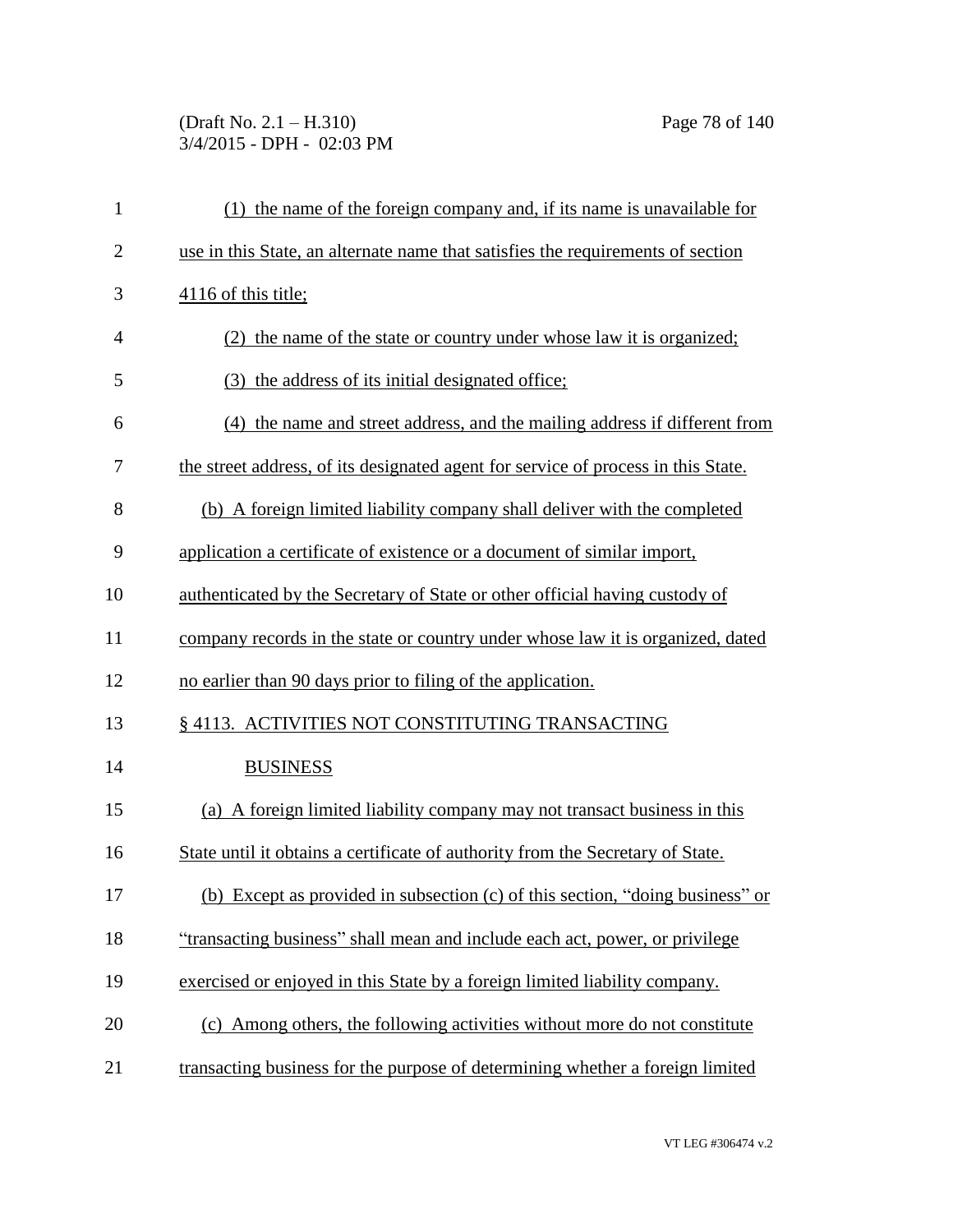(1) the name of the foreign company and, if its name is unavailable for use in this State, an alternate name that satisfies the requirements of section 4116 of this title;

(2) the name of the state or country under whose law it is organized;

(3) the address of its initial designated office;

(4) the name and street address, and the mailing address if different from the street address, of its designated agent for service of process in this State.

(b) A foreign limited liability company shall deliver with the completed application a certificate of existence or a document of similar import, authenticated by the Secretary of State or other official having custody of company records in the state or country under whose law it is organized, dated no earlier than 90 days prior to filing of the application.

§ 4113. ACTIVITIES NOT CONSTITUTING TRANSACTING BUSINESS

(a) A foreign limited liability company may not transact business in this State until it obtains a certificate of authority from the Secretary of State.

(b) Except as provided in subsection (c) of this section, "doing business" or "transacting business" shall mean and include each act, power, or privilege exercised or enjoyed in this State by a foreign limited liability company.

(c) Among others, the following activities without more do not constitute transacting business for the purpose of determining whether a foreign limited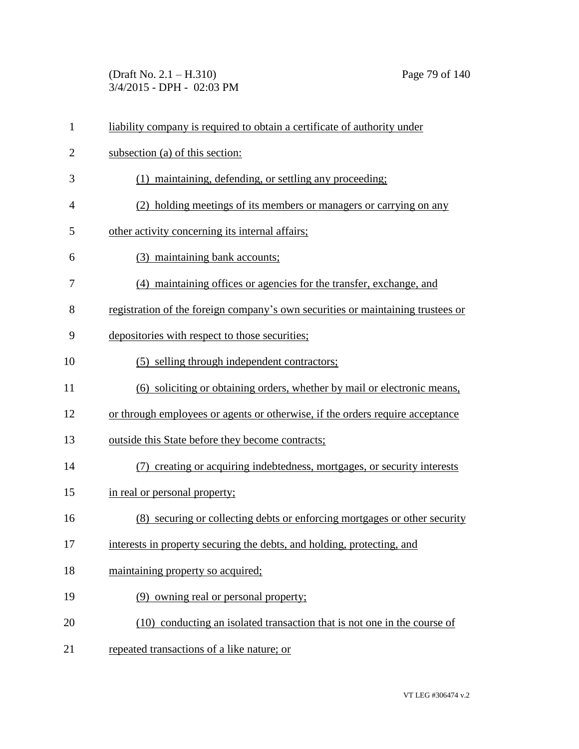liability company is required to obtain a certificate of authority under subsection (a) of this section:

(1) maintaining, defending, or settling any proceeding;

(2) holding meetings of its members or managers or carrying on any other activity concerning its internal affairs;

(3) maintaining bank accounts;

(4) maintaining offices or agencies for the transfer, exchange, and registration of the foreign company's own securities or maintaining trustees or depositories with respect to those securities;

(5) selling through independent contractors;

(6) soliciting or obtaining orders, whether by mail or electronic means, or through employees or agents or otherwise, if the orders require acceptance outside this State before they become contracts;

(7) creating or acquiring indebtedness, mortgages, or security interests in real or personal property;

(8) securing or collecting debts or enforcing mortgages or other security interests in property securing the debts, and holding, protecting, and maintaining property so acquired;

(9) owning real or personal property;

(10) conducting an isolated transaction that is not one in the course of repeated transactions of a like nature; or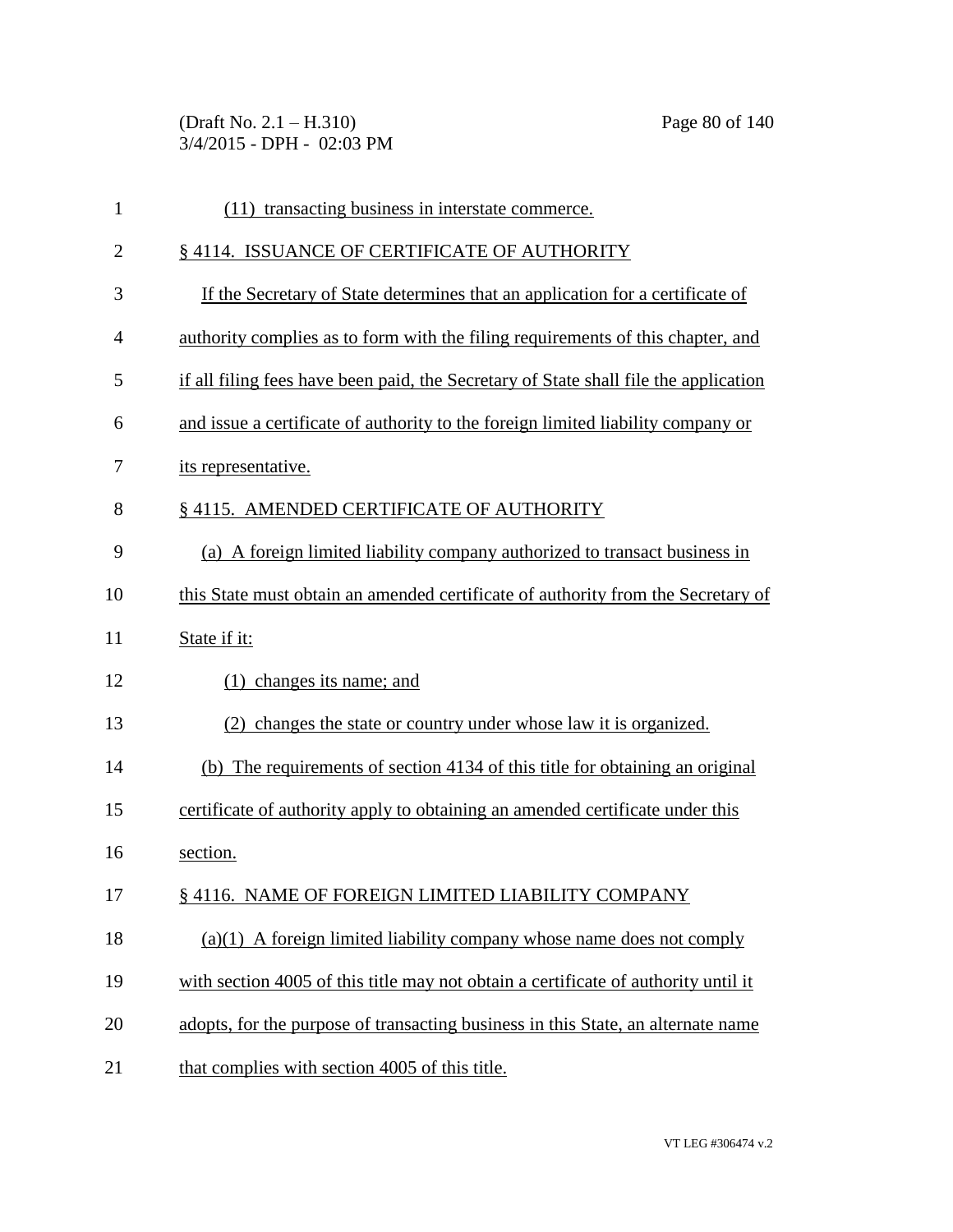(11) transacting business in interstate commerce.

§ 4114. ISSUANCE OF CERTIFICATE OF AUTHORITY

If the Secretary of State determines that an application for a certificate of authority complies as to form with the filing requirements of this chapter, and if all filing fees have been paid, the Secretary of State shall file the application and issue a certificate of authority to the foreign limited liability company or its representative.

§ 4115. AMENDED CERTIFICATE OF AUTHORITY

(a) A foreign limited liability company authorized to transact business in this State must obtain an amended certificate of authority from the Secretary of State if it:

(1) changes its name; and

(2) changes the state or country under whose law it is organized.

(b) The requirements of section 4134 of this title for obtaining an original certificate of authority apply to obtaining an amended certificate under this section.

§ 4116. NAME OF FOREIGN LIMITED LIABILITY COMPANY

(a)(1) A foreign limited liability company whose name does not comply with section 4005 of this title may not obtain a certificate of authority until it adopts, for the purpose of transacting business in this State, an alternate name that complies with section 4005 of this title.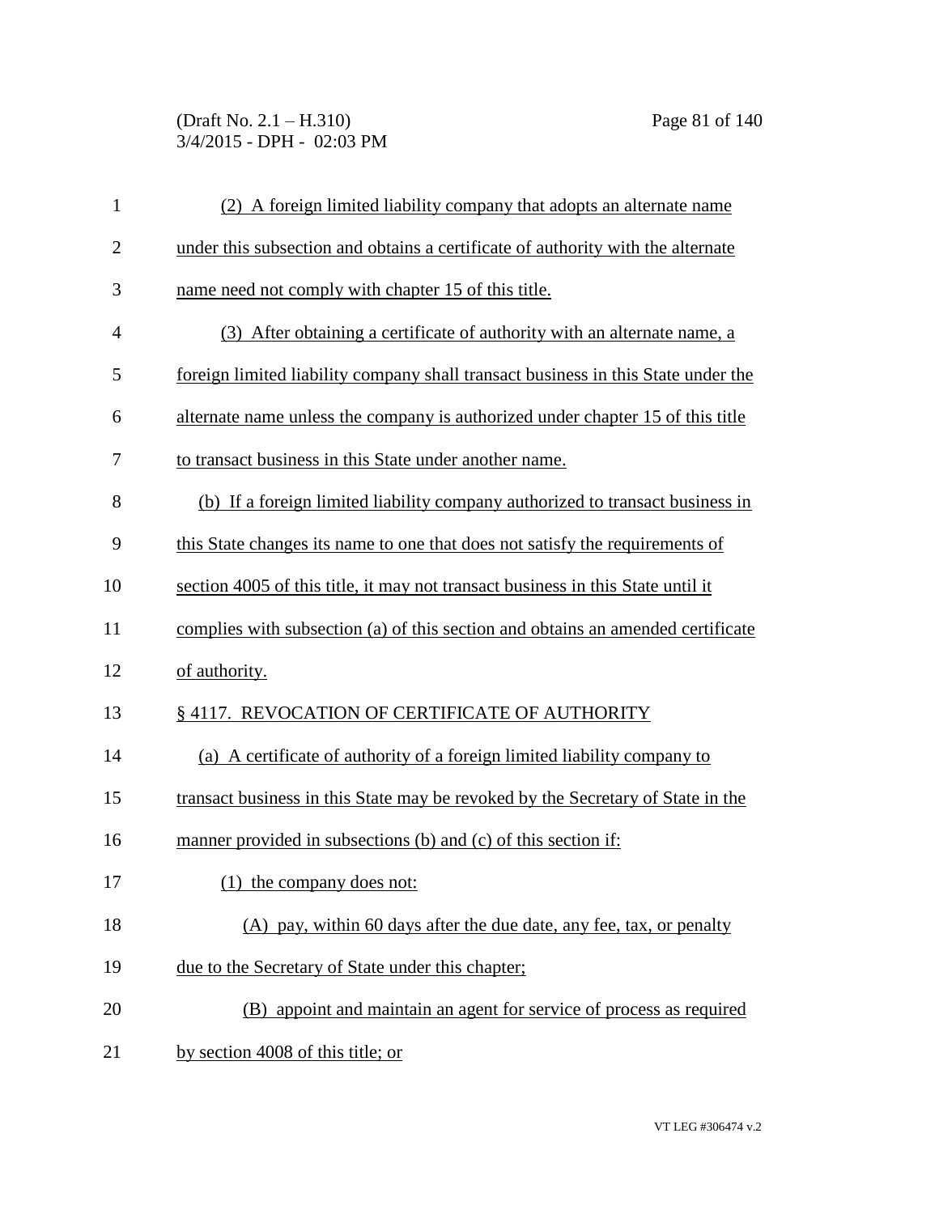(2) A foreign limited liability company that adopts an alternate name under this subsection and obtains a certificate of authority with the alternate name need not comply with chapter 15 of this title.

(3) After obtaining a certificate of authority with an alternate name, a foreign limited liability company shall transact business in this State under the alternate name unless the company is authorized under chapter 15 of this title to transact business in this State under another name.

(b) If a foreign limited liability company authorized to transact business in this State changes its name to one that does not satisfy the requirements of section 4005 of this title, it may not transact business in this State until it complies with subsection (a) of this section and obtains an amended certificate of authority.

§ 4117. REVOCATION OF CERTIFICATE OF AUTHORITY

(a) A certificate of authority of a foreign limited liability company to transact business in this State may be revoked by the Secretary of State in the manner provided in subsections (b) and (c) of this section if:

(1) the company does not:

(A) pay, within 60 days after the due date, any fee, tax, or penalty due to the Secretary of State under this chapter;

(B) appoint and maintain an agent for service of process as required by section 4008 of this title; or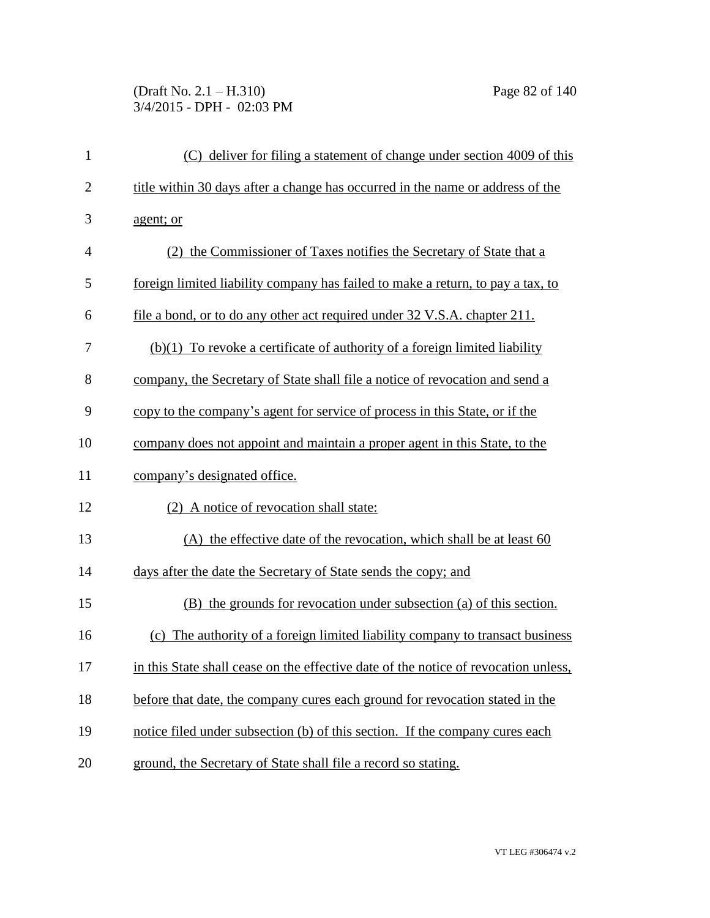(C) deliver for filing a statement of change under section 4009 of this title within 30 days after a change has occurred in the name or address of the agent; or

(2) the Commissioner of Taxes notifies the Secretary of State that a foreign limited liability company has failed to make a return, to pay a tax, to file a bond, or to do any other act required under 32 V.S.A. chapter 211.

(b)(1) To revoke a certificate of authority of a foreign limited liability company, the Secretary of State shall file a notice of revocation and send a copy to the company's agent for service of process in this State, or if the company does not appoint and maintain a proper agent in this State, to the company's designated office.

(2) A notice of revocation shall state:

(A) the effective date of the revocation, which shall be at least 60 days after the date the Secretary of State sends the copy; and

(B) the grounds for revocation under subsection (a) of this section.

(c) The authority of a foreign limited liability company to transact business in this State shall cease on the effective date of the notice of revocation unless, before that date, the company cures each ground for revocation stated in the notice filed under subsection (b) of this section. If the company cures each ground, the Secretary of State shall file a record so stating.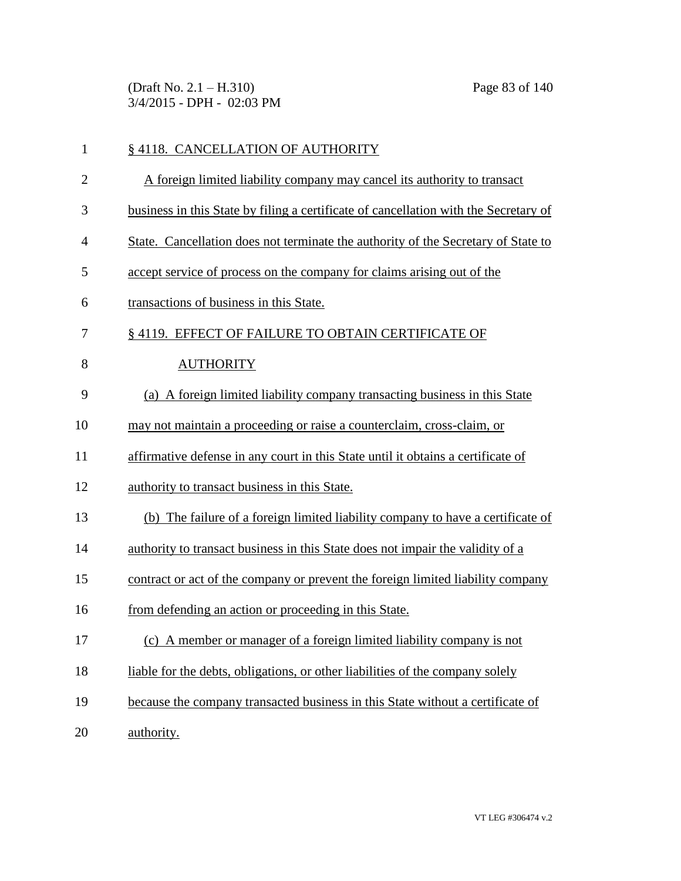## § 4118. CANCELLATION OF AUTHORITY

A foreign limited liability company may cancel its authority to transact business in this State by filing a certificate of cancellation with the Secretary of State. Cancellation does not terminate the authority of the Secretary of State to accept service of process on the company for claims arising out of the transactions of business in this State.

## § 4119. EFFECT OF FAILURE TO OBTAIN CERTIFICATE OF AUTHORITY

(a) A foreign limited liability company transacting business in this State may not maintain a proceeding or raise a counterclaim, cross-claim, or affirmative defense in any court in this State until it obtains a certificate of authority to transact business in this State.

(b) The failure of a foreign limited liability company to have a certificate of authority to transact business in this State does not impair the validity of a contract or act of the company or prevent the foreign limited liability company from defending an action or proceeding in this State.

(c) A member or manager of a foreign limited liability company is not liable for the debts, obligations, or other liabilities of the company solely because the company transacted business in this State without a certificate of authority.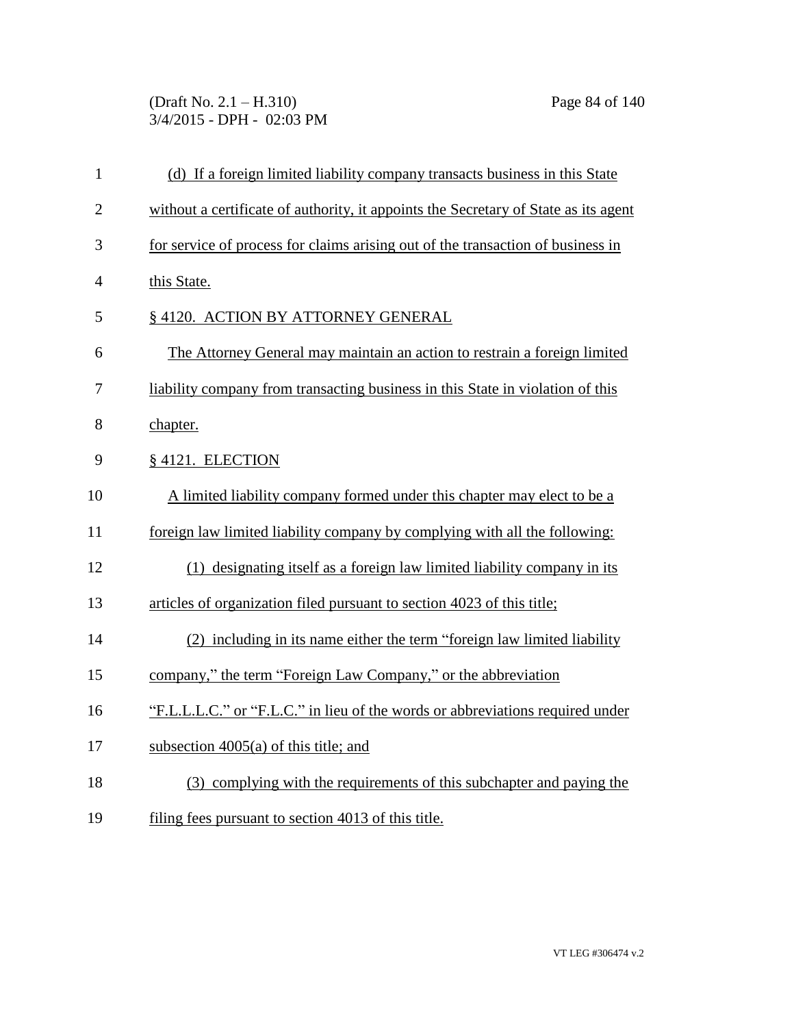(d) If a foreign limited liability company transacts business in this State without a certificate of authority, it appoints the Secretary of State as its agent for service of process for claims arising out of the transaction of business in this State.

## § 4120. ACTION BY ATTORNEY GENERAL

The Attorney General may maintain an action to restrain a foreign limited liability company from transacting business in this State in violation of this chapter.

## § 4121. ELECTION

A limited liability company formed under this chapter may elect to be a foreign law limited liability company by complying with all the following:

(1) designating itself as a foreign law limited liability company in its articles of organization filed pursuant to section 4023 of this title;

(2) including in its name either the term "foreign law limited liability company," the term "Foreign Law Company," or the abbreviation "F.L.L.L.C." or "F.L.C." in lieu of the words or abbreviations required under subsection 4005(a) of this title; and

(3) complying with the requirements of this subchapter and paying the filing fees pursuant to section 4013 of this title.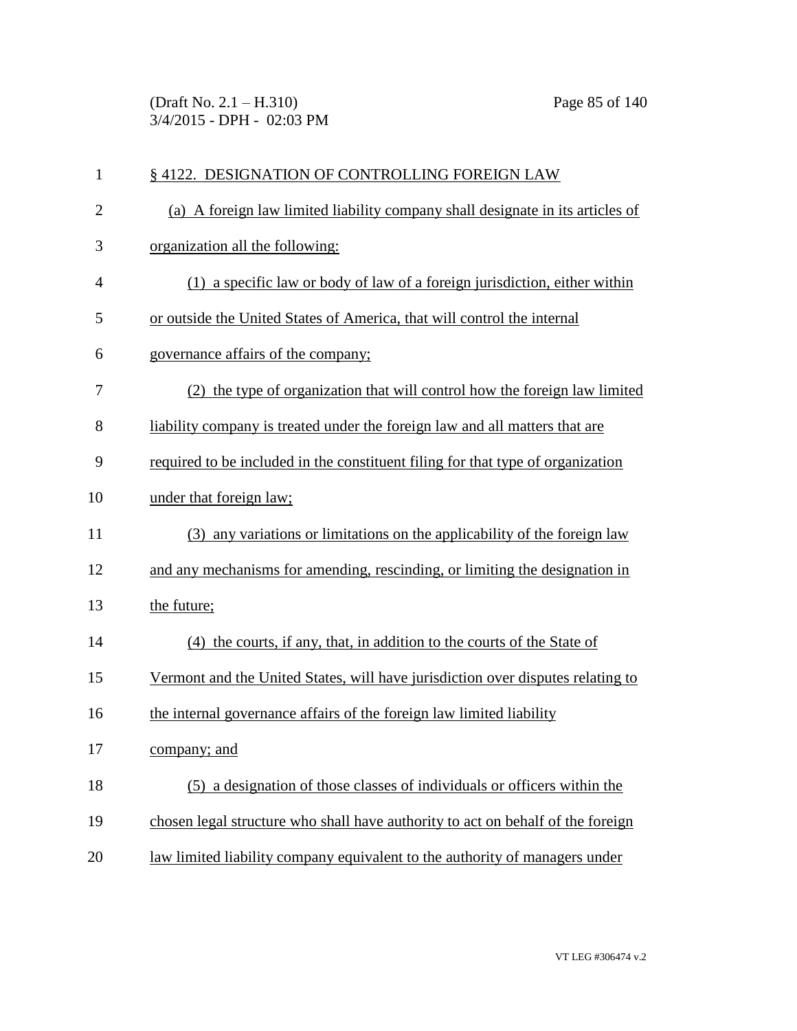§ 4122. DESIGNATION OF CONTROLLING FOREIGN LAW

(a) A foreign law limited liability company shall designate in its articles of organization all the following:

(1) a specific law or body of law of a foreign jurisdiction, either within or outside the United States of America, that will control the internal governance affairs of the company;

(2) the type of organization that will control how the foreign law limited liability company is treated under the foreign law and all matters that are required to be included in the constituent filing for that type of organization under that foreign law;

(3) any variations or limitations on the applicability of the foreign law and any mechanisms for amending, rescinding, or limiting the designation in the future;

(4) the courts, if any, that, in addition to the courts of the State of Vermont and the United States, will have jurisdiction over disputes relating to the internal governance affairs of the foreign law limited liability company; and

(5) a designation of those classes of individuals or officers within the chosen legal structure who shall have authority to act on behalf of the foreign law limited liability company equivalent to the authority of managers under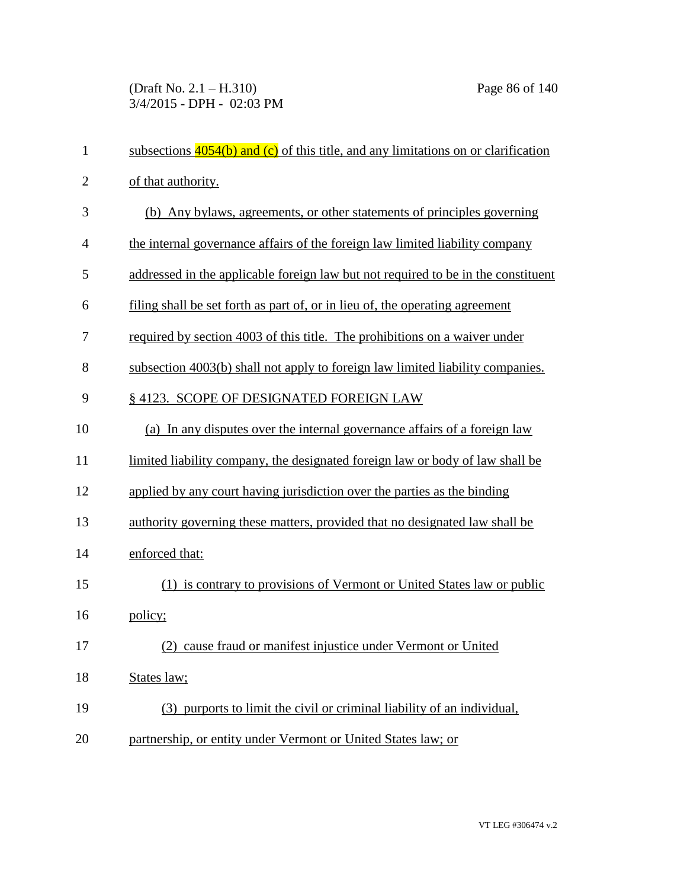subsections 4054(b) and (c) of this title, and any limitations on or clarification of that authority.

(b) Any bylaws, agreements, or other statements of principles governing the internal governance affairs of the foreign law limited liability company addressed in the applicable foreign law but not required to be in the constituent filing shall be set forth as part of, or in lieu of, the operating agreement required by section 4003 of this title. The prohibitions on a waiver under subsection 4003(b) shall not apply to foreign law limited liability companies.

§ 4123. SCOPE OF DESIGNATED FOREIGN LAW

(a) In any disputes over the internal governance affairs of a foreign law limited liability company, the designated foreign law or body of law shall be applied by any court having jurisdiction over the parties as the binding authority governing these matters, provided that no designated law shall be enforced that:

(1) is contrary to provisions of Vermont or United States law or public policy;

(2) cause fraud or manifest injustice under Vermont or United States law;

(3) purports to limit the civil or criminal liability of an individual, partnership, or entity under Vermont or United States law; or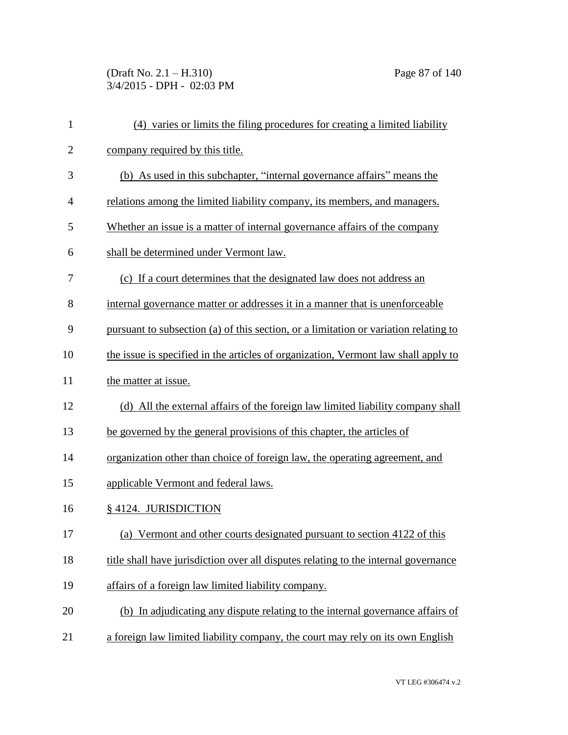(4) varies or limits the filing procedures for creating a limited liability company required by this title.

(b) As used in this subchapter, "internal governance affairs" means the relations among the limited liability company, its members, and managers. Whether an issue is a matter of internal governance affairs of the company shall be determined under Vermont law.

(c) If a court determines that the designated law does not address an internal governance matter or addresses it in a manner that is unenforceable pursuant to subsection (a) of this section, or a limitation or variation relating to the issue is specified in the articles of organization, Vermont law shall apply to the matter at issue.

(d) All the external affairs of the foreign law limited liability company shall be governed by the general provisions of this chapter, the articles of organization other than choice of foreign law, the operating agreement, and applicable Vermont and federal laws.

§ 4124. JURISDICTION

(a) Vermont and other courts designated pursuant to section 4122 of this title shall have jurisdiction over all disputes relating to the internal governance affairs of a foreign law limited liability company.

(b) In adjudicating any dispute relating to the internal governance affairs of a foreign law limited liability company, the court may rely on its own English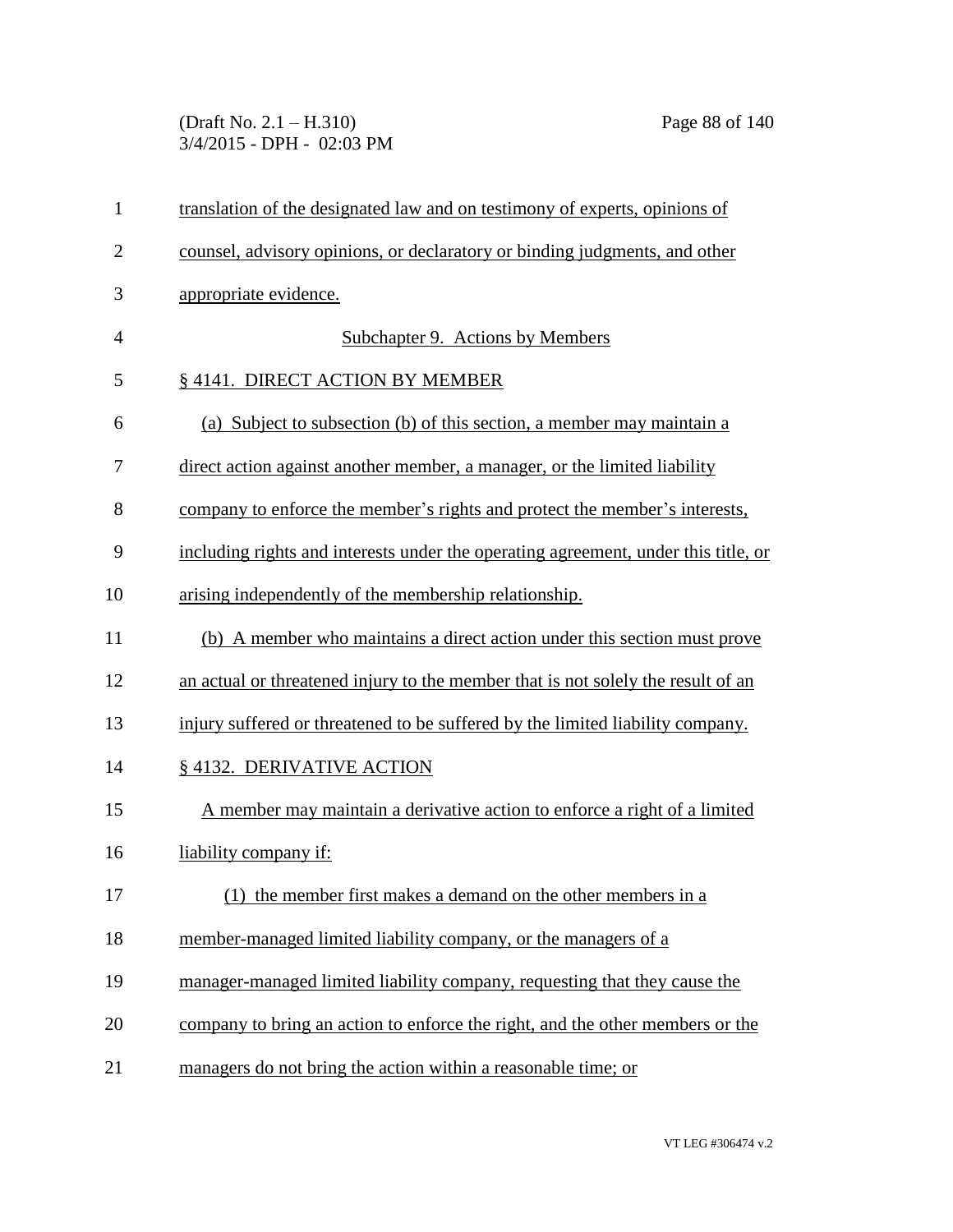translation of the designated law and on testimony of experts, opinions of counsel, advisory opinions, or declaratory or binding judgments, and other appropriate evidence.

## Subchapter 9. Actions by Members

### § 4141. DIRECT ACTION BY MEMBER

(a) Subject to subsection (b) of this section, a member may maintain a direct action against another member, a manager, or the limited liability company to enforce the member's rights and protect the member's interests, including rights and interests under the operating agreement, under this title, or arising independently of the membership relationship.

(b) A member who maintains a direct action under this section must prove an actual or threatened injury to the member that is not solely the result of an injury suffered or threatened to be suffered by the limited liability company.

### § 4132. DERIVATIVE ACTION

A member may maintain a derivative action to enforce a right of a limited liability company if:

(1) the member first makes a demand on the other members in a member-managed limited liability company, or the managers of a manager-managed limited liability company, requesting that they cause the company to bring an action to enforce the right, and the other members or the managers do not bring the action within a reasonable time; or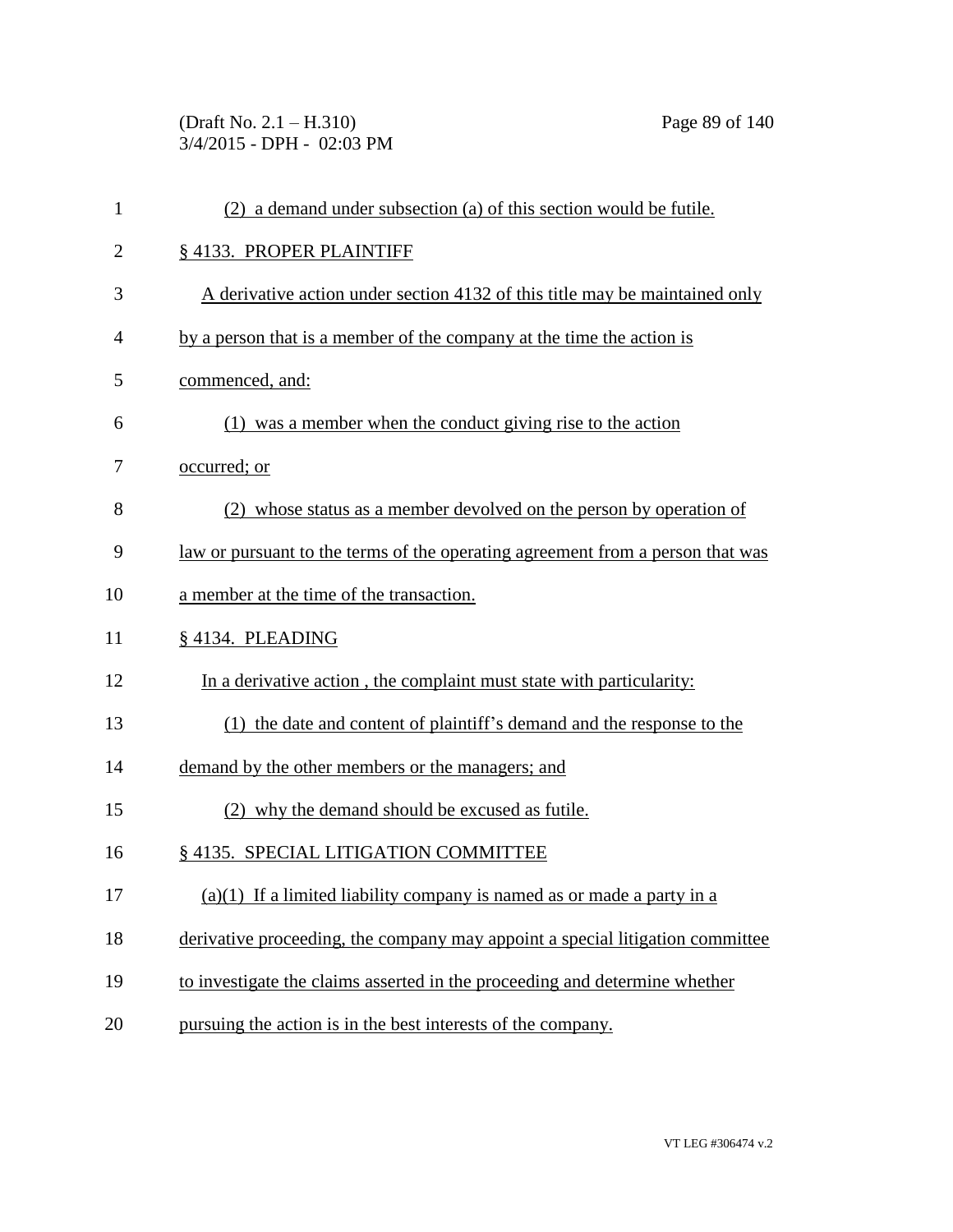(2) a demand under subsection (a) of this section would be futile.

§ 4133. PROPER PLAINTIFF

A derivative action under section 4132 of this title may be maintained only by a person that is a member of the company at the time the action is commenced, and:

(1) was a member when the conduct giving rise to the action occurred; or

(2) whose status as a member devolved on the person by operation of law or pursuant to the terms of the operating agreement from a person that was a member at the time of the transaction.

§ 4134. PLEADING

In a derivative action , the complaint must state with particularity:

(1) the date and content of plaintiff's demand and the response to the demand by the other members or the managers; and

(2) why the demand should be excused as futile.

§ 4135. SPECIAL LITIGATION COMMITTEE

(a)(1) If a limited liability company is named as or made a party in a derivative proceeding, the company may appoint a special litigation committee to investigate the claims asserted in the proceeding and determine whether pursuing the action is in the best interests of the company.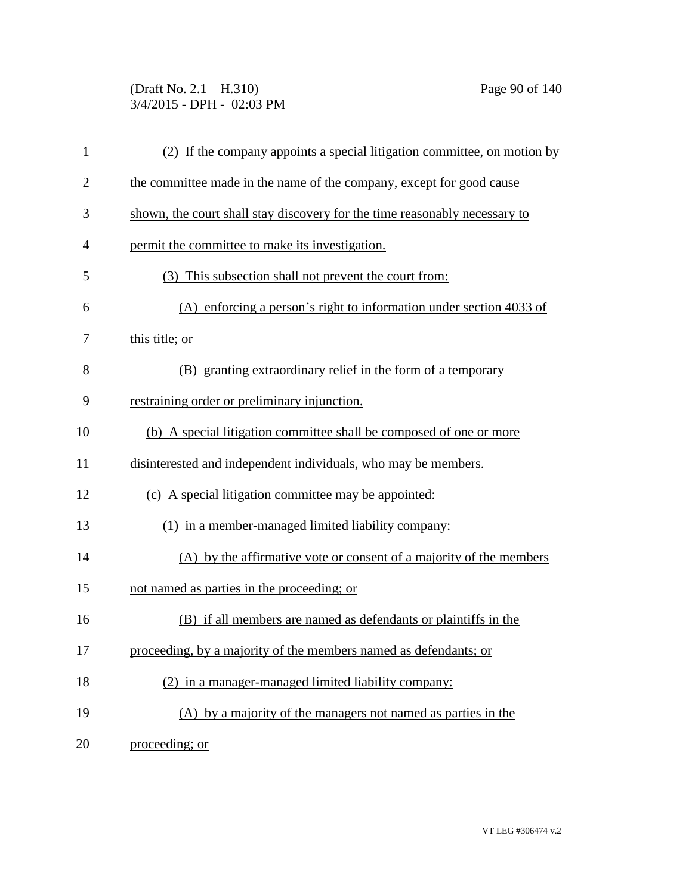(2) If the company appoints a special litigation committee, on motion by the committee made in the name of the company, except for good cause shown, the court shall stay discovery for the time reasonably necessary to permit the committee to make its investigation.

(3) This subsection shall not prevent the court from:

(A) enforcing a person's right to information under section 4033 of this title; or

(B) granting extraordinary relief in the form of a temporary restraining order or preliminary injunction.

(b) A special litigation committee shall be composed of one or more disinterested and independent individuals, who may be members.

(c) A special litigation committee may be appointed:

(1) in a member-managed limited liability company:

(A) by the affirmative vote or consent of a majority of the members not named as parties in the proceeding; or

(B) if all members are named as defendants or plaintiffs in the proceeding, by a majority of the members named as defendants; or

(2) in a manager-managed limited liability company:

(A) by a majority of the managers not named as parties in the proceeding; or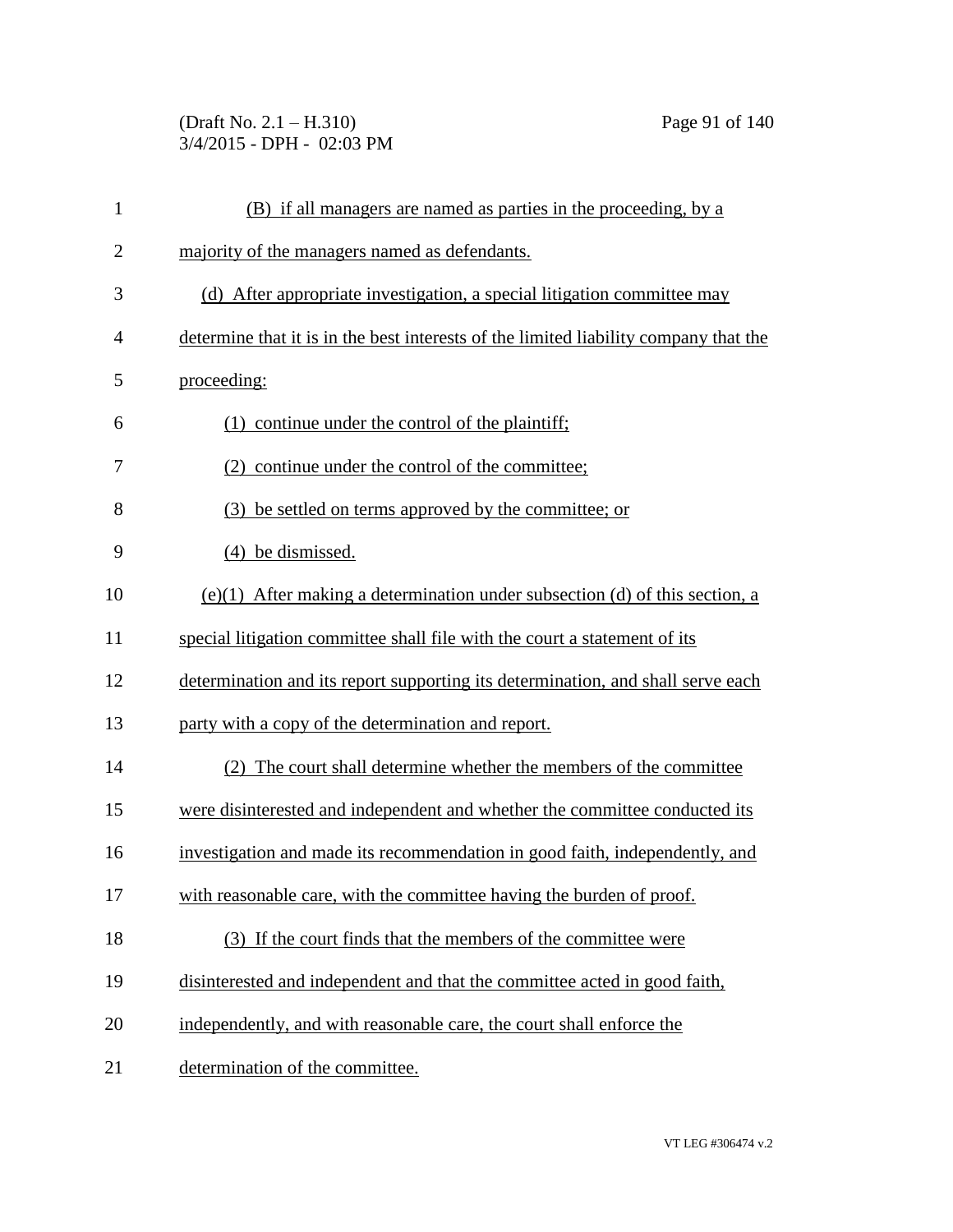(B) if all managers are named as parties in the proceeding, by a majority of the managers named as defendants.

(d) After appropriate investigation, a special litigation committee may determine that it is in the best interests of the limited liability company that the proceeding:

(1) continue under the control of the plaintiff;

(2) continue under the control of the committee;

(3) be settled on terms approved by the committee; or

(4) be dismissed.

(e)(1) After making a determination under subsection (d) of this section, a special litigation committee shall file with the court a statement of its determination and its report supporting its determination, and shall serve each party with a copy of the determination and report.

(2) The court shall determine whether the members of the committee were disinterested and independent and whether the committee conducted its investigation and made its recommendation in good faith, independently, and with reasonable care, with the committee having the burden of proof.

(3) If the court finds that the members of the committee were disinterested and independent and that the committee acted in good faith, independently, and with reasonable care, the court shall enforce the determination of the committee.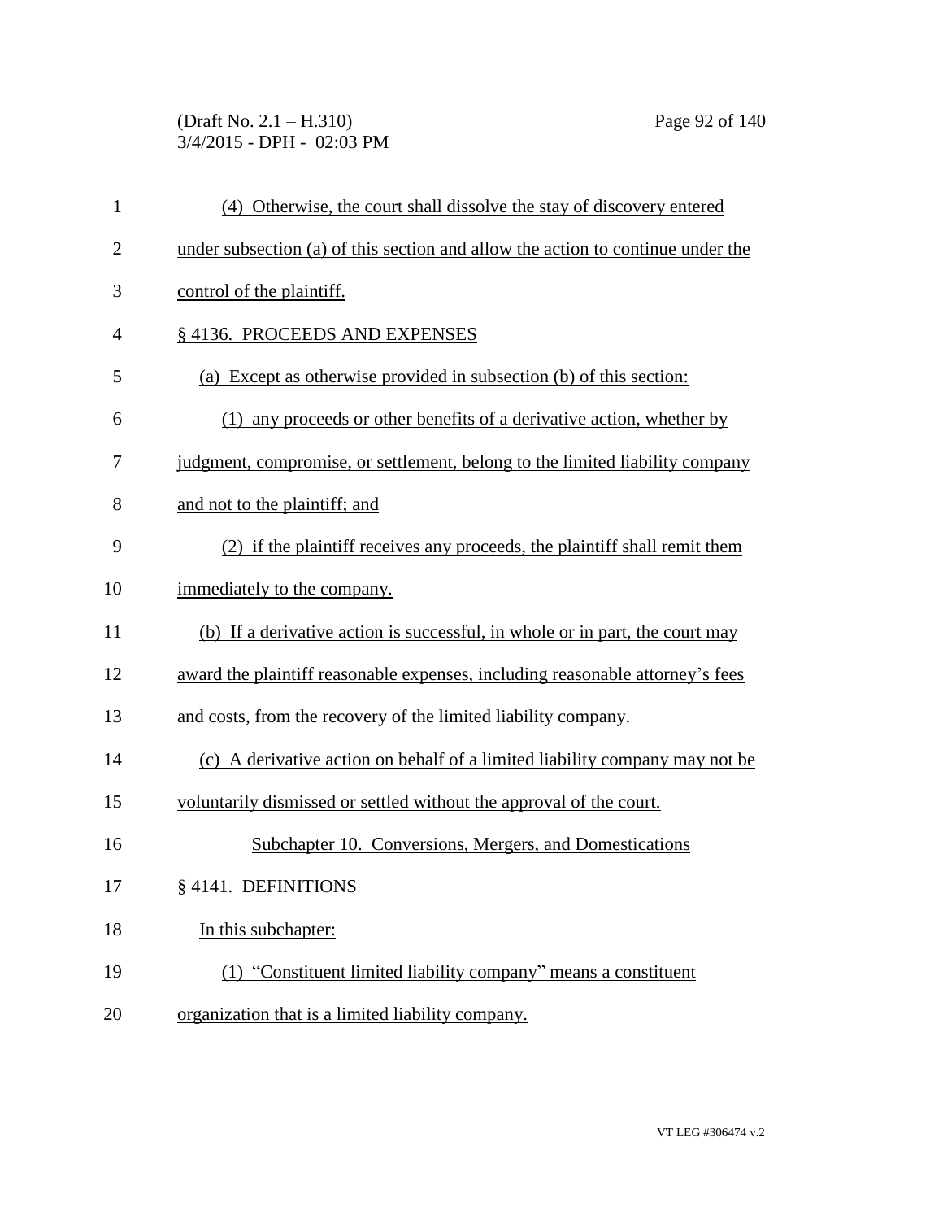(4) Otherwise, the court shall dissolve the stay of discovery entered under subsection (a) of this section and allow the action to continue under the control of the plaintiff.

§ 4136. PROCEEDS AND EXPENSES

(a) Except as otherwise provided in subsection (b) of this section:

(1) any proceeds or other benefits of a derivative action, whether by judgment, compromise, or settlement, belong to the limited liability company and not to the plaintiff; and

(2) if the plaintiff receives any proceeds, the plaintiff shall remit them immediately to the company.

(b) If a derivative action is successful, in whole or in part, the court may award the plaintiff reasonable expenses, including reasonable attorney's fees and costs, from the recovery of the limited liability company.

(c) A derivative action on behalf of a limited liability company may not be voluntarily dismissed or settled without the approval of the court.

Subchapter 10. Conversions, Mergers, and Domestications

§ 4141. DEFINITIONS

In this subchapter:

(1) "Constituent limited liability company" means a constituent organization that is a limited liability company.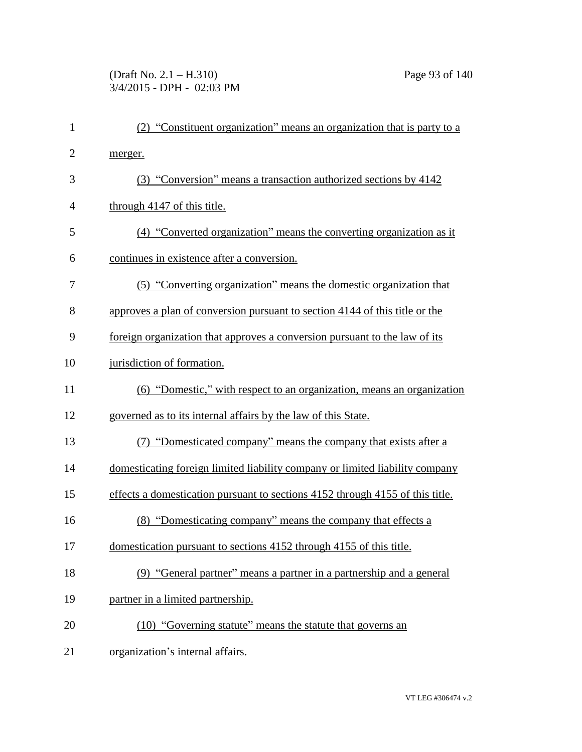(2) "Constituent organization" means an organization that is party to a merger.

(3) "Conversion" means a transaction authorized sections by 4142 through 4147 of this title.

(4) "Converted organization" means the converting organization as it continues in existence after a conversion.

(5) "Converting organization" means the domestic organization that approves a plan of conversion pursuant to section 4144 of this title or the foreign organization that approves a conversion pursuant to the law of its jurisdiction of formation.

(6) "Domestic," with respect to an organization, means an organization governed as to its internal affairs by the law of this State.

(7) "Domesticated company" means the company that exists after a domesticating foreign limited liability company or limited liability company effects a domestication pursuant to sections 4152 through 4155 of this title.

(8) "Domesticating company" means the company that effects a domestication pursuant to sections 4152 through 4155 of this title.

(9) "General partner" means a partner in a partnership and a general partner in a limited partnership.

(10) "Governing statute" means the statute that governs an organization's internal affairs.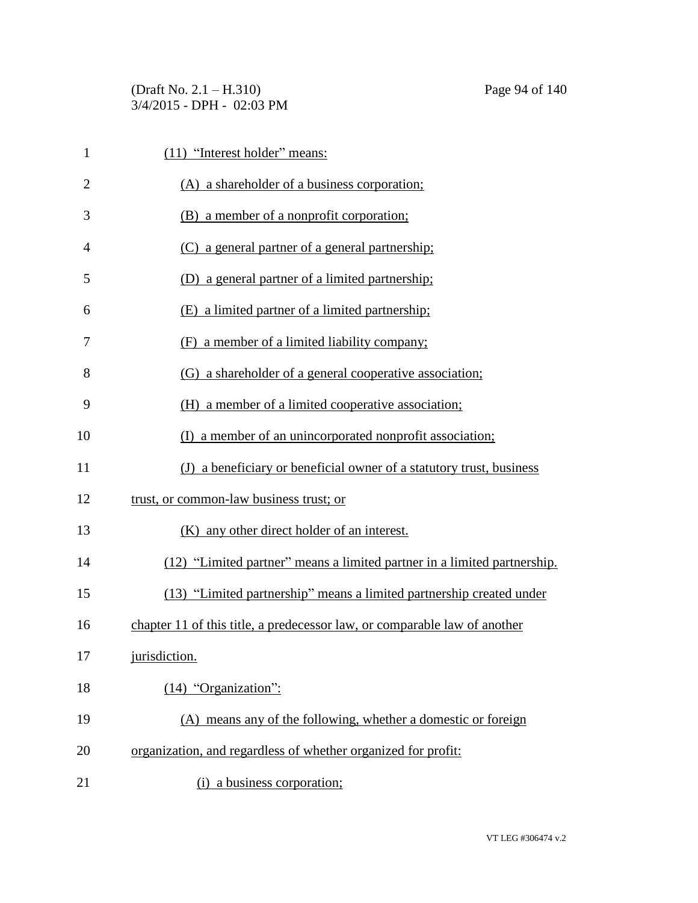(11) "Interest holder" means:

(A) a shareholder of a business corporation;

(B) a member of a nonprofit corporation;

(C) a general partner of a general partnership;

(D) a general partner of a limited partnership;

(E) a limited partner of a limited partnership;

(F) a member of a limited liability company;

(G) a shareholder of a general cooperative association;

(H) a member of a limited cooperative association;

(I) a member of an unincorporated nonprofit association;

(J) a beneficiary or beneficial owner of a statutory trust, business trust, or common-law business trust; or

(K) any other direct holder of an interest.

(12) "Limited partner" means a limited partner in a limited partnership.

(13) "Limited partnership" means a limited partnership created under chapter 11 of this title, a predecessor law, or comparable law of another jurisdiction.

(14) "Organization":

(A) means any of the following, whether a domestic or foreign organization, and regardless of whether organized for profit:

(i) a business corporation;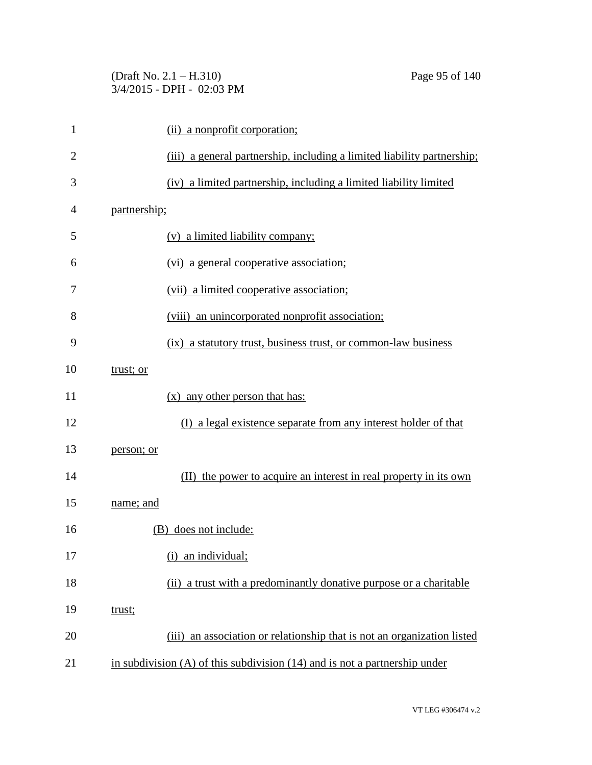(ii) a nonprofit corporation;

(iii) a general partnership, including a limited liability partnership;

(iv) a limited partnership, including a limited liability limited partnership;

(v) a limited liability company;

(vi) a general cooperative association;

(vii) a limited cooperative association;

(viii) an unincorporated nonprofit association;

(ix) a statutory trust, business trust, or common-law business trust; or

(x) any other person that has:

(I) a legal existence separate from any interest holder of that person; or

(II) the power to acquire an interest in real property in its own name; and

(B) does not include:

(i) an individual;

(ii) a trust with a predominantly donative purpose or a charitable trust;

(iii) an association or relationship that is not an organization listed in subdivision (A) of this subdivision (14) and is not a partnership under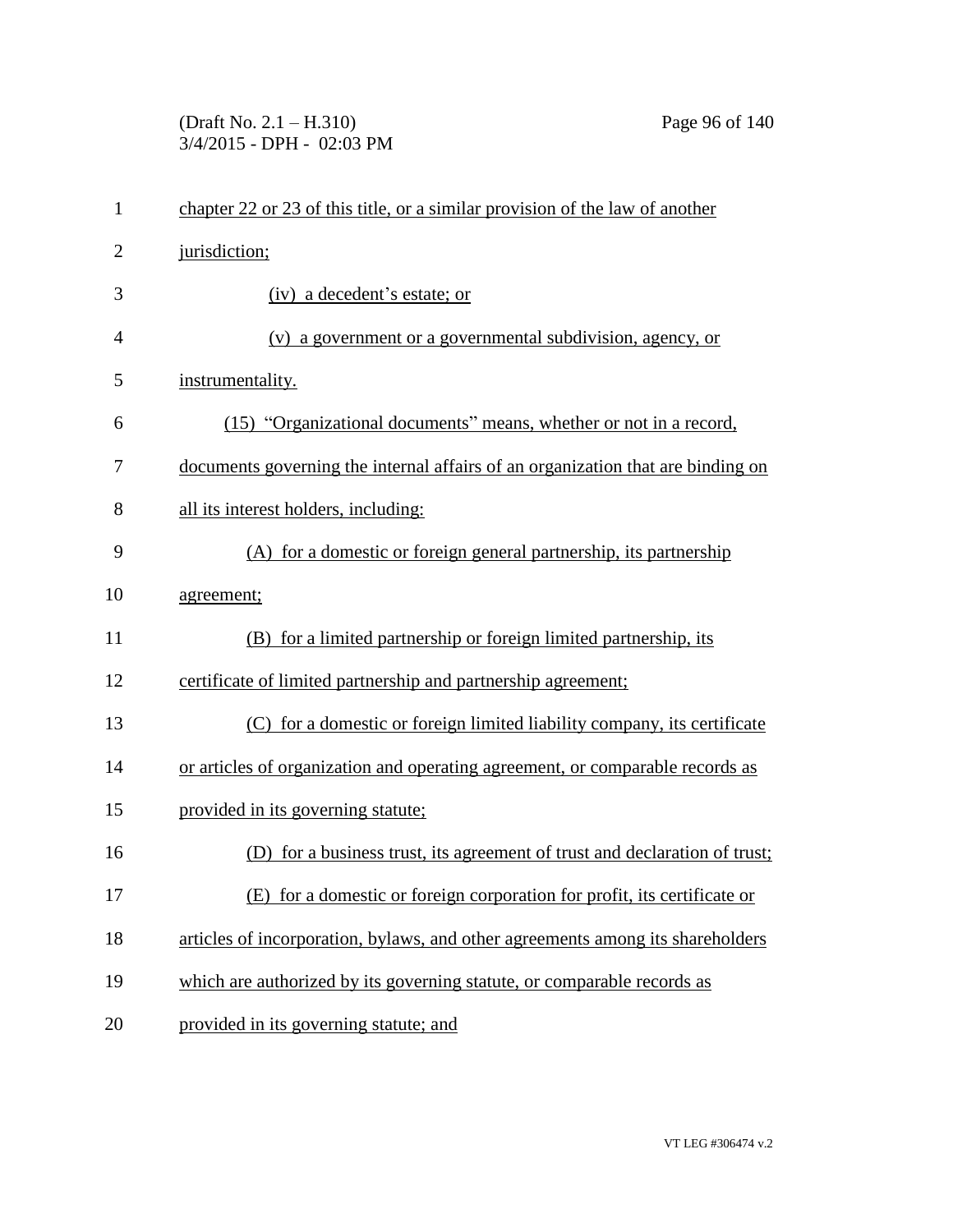chapter 22 or 23 of this title, or a similar provision of the law of another jurisdiction;

(iv) a decedent's estate; or

(v) a government or a governmental subdivision, agency, or instrumentality.

(15) "Organizational documents" means, whether or not in a record, documents governing the internal affairs of an organization that are binding on all its interest holders, including:

(A) for a domestic or foreign general partnership, its partnership agreement;

(B) for a limited partnership or foreign limited partnership, its certificate of limited partnership and partnership agreement;

(C) for a domestic or foreign limited liability company, its certificate or articles of organization and operating agreement, or comparable records as provided in its governing statute;

(D) for a business trust, its agreement of trust and declaration of trust;

(E) for a domestic or foreign corporation for profit, its certificate or articles of incorporation, bylaws, and other agreements among its shareholders which are authorized by its governing statute, or comparable records as provided in its governing statute; and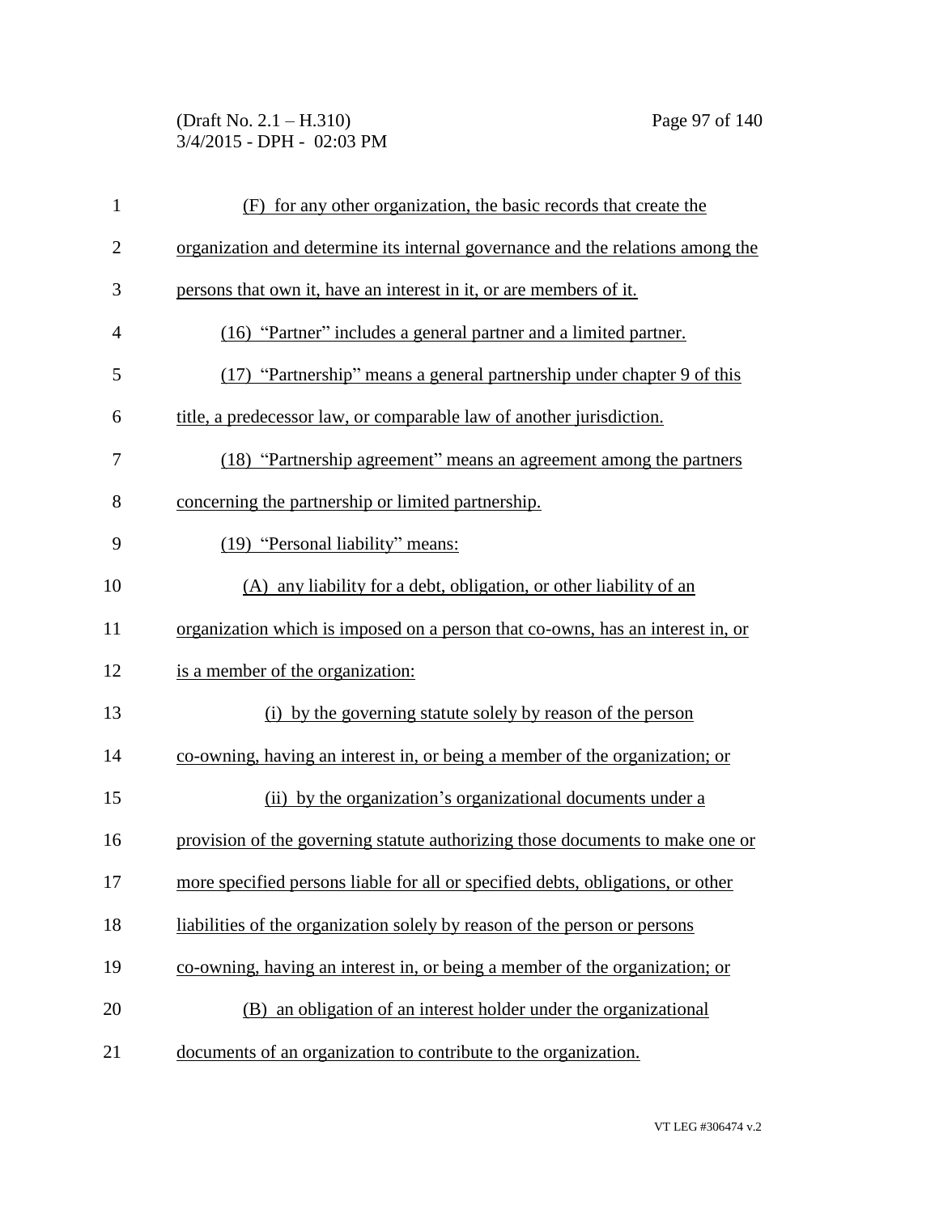(F) for any other organization, the basic records that create the organization and determine its internal governance and the relations among the persons that own it, have an interest in it, or are members of it.

(16) "Partner" includes a general partner and a limited partner.

(17) "Partnership" means a general partnership under chapter 9 of this title, a predecessor law, or comparable law of another jurisdiction.

(18) "Partnership agreement" means an agreement among the partners concerning the partnership or limited partnership.

(19) "Personal liability" means:

(A) any liability for a debt, obligation, or other liability of an organization which is imposed on a person that co-owns, has an interest in, or is a member of the organization:

(i) by the governing statute solely by reason of the person co-owning, having an interest in, or being a member of the organization; or

(ii) by the organization's organizational documents under a provision of the governing statute authorizing those documents to make one or more specified persons liable for all or specified debts, obligations, or other liabilities of the organization solely by reason of the person or persons co-owning, having an interest in, or being a member of the organization; or

(B) an obligation of an interest holder under the organizational documents of an organization to contribute to the organization.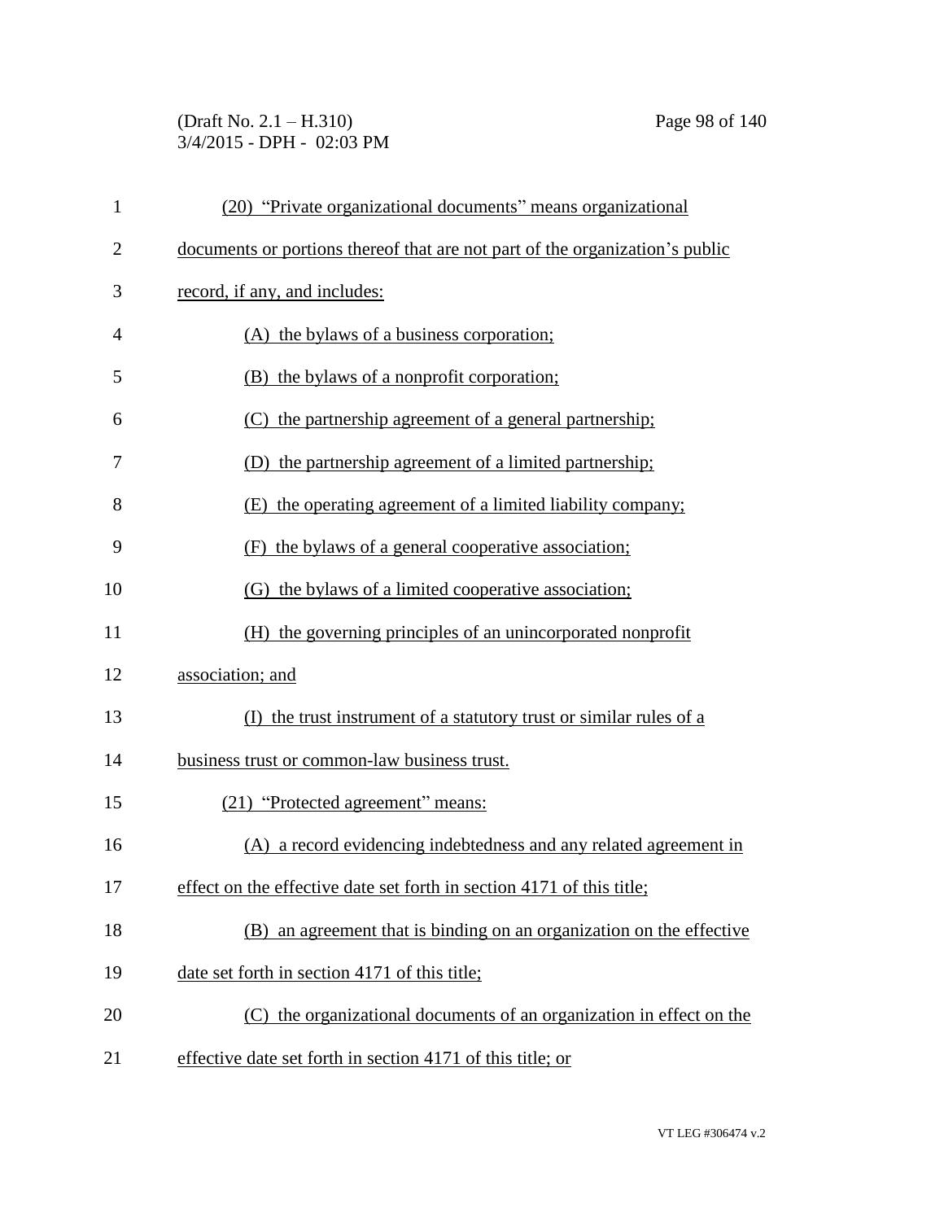(20) "Private organizational documents" means organizational documents or portions thereof that are not part of the organization's public record, if any, and includes:

(A) the bylaws of a business corporation;

(B) the bylaws of a nonprofit corporation;

(C) the partnership agreement of a general partnership;

(D) the partnership agreement of a limited partnership;

(E) the operating agreement of a limited liability company;

(F) the bylaws of a general cooperative association;

(G) the bylaws of a limited cooperative association;

(H) the governing principles of an unincorporated nonprofit association; and

(I) the trust instrument of a statutory trust or similar rules of a business trust or common-law business trust.

(21) "Protected agreement" means:

(A) a record evidencing indebtedness and any related agreement in effect on the effective date set forth in section 4171 of this title;

(B) an agreement that is binding on an organization on the effective date set forth in section 4171 of this title;

(C) the organizational documents of an organization in effect on the effective date set forth in section 4171 of this title; or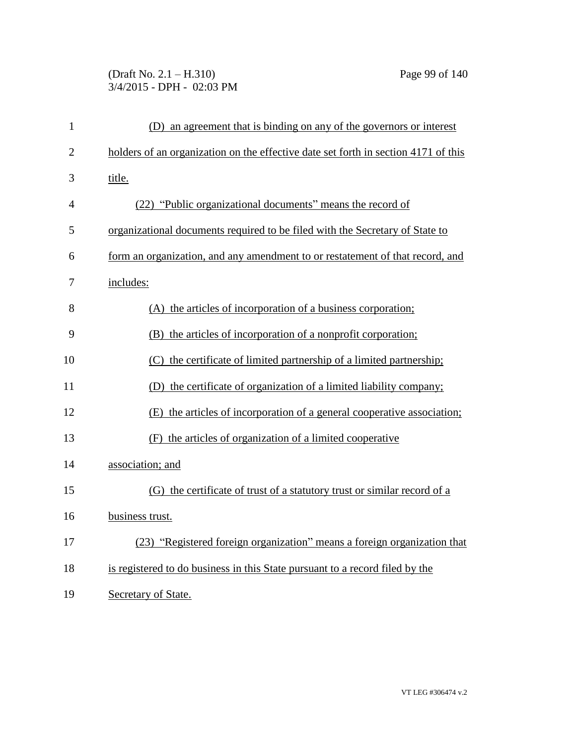(D) an agreement that is binding on any of the governors or interest holders of an organization on the effective date set forth in section 4171 of this title.

(22) "Public organizational documents" means the record of organizational documents required to be filed with the Secretary of State to form an organization, and any amendment to or restatement of that record, and includes:

(A) the articles of incorporation of a business corporation;

(B) the articles of incorporation of a nonprofit corporation;

(C) the certificate of limited partnership of a limited partnership;

(D) the certificate of organization of a limited liability company;

(E) the articles of incorporation of a general cooperative association;

(F) the articles of organization of a limited cooperative association; and

(G) the certificate of trust of a statutory trust or similar record of a business trust.

(23) "Registered foreign organization" means a foreign organization that is registered to do business in this State pursuant to a record filed by the Secretary of State.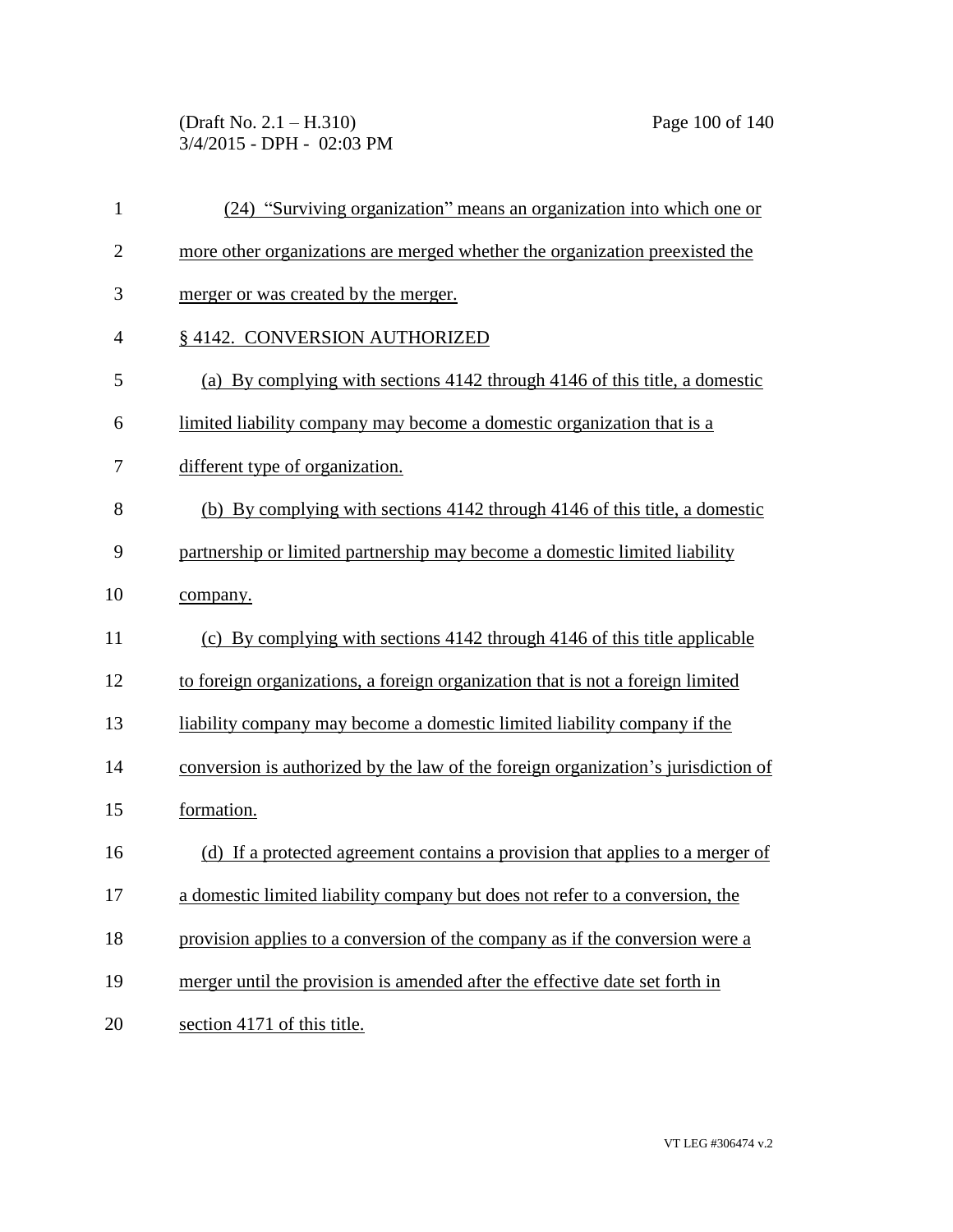(24) "Surviving organization" means an organization into which one or more other organizations are merged whether the organization preexisted the merger or was created by the merger.

§ 4142. CONVERSION AUTHORIZED

(a) By complying with sections 4142 through 4146 of this title, a domestic limited liability company may become a domestic organization that is a different type of organization.

(b) By complying with sections 4142 through 4146 of this title, a domestic partnership or limited partnership may become a domestic limited liability company.

(c) By complying with sections 4142 through 4146 of this title applicable to foreign organizations, a foreign organization that is not a foreign limited liability company may become a domestic limited liability company if the conversion is authorized by the law of the foreign organization's jurisdiction of formation.

(d) If a protected agreement contains a provision that applies to a merger of a domestic limited liability company but does not refer to a conversion, the provision applies to a conversion of the company as if the conversion were a merger until the provision is amended after the effective date set forth in section 4171 of this title.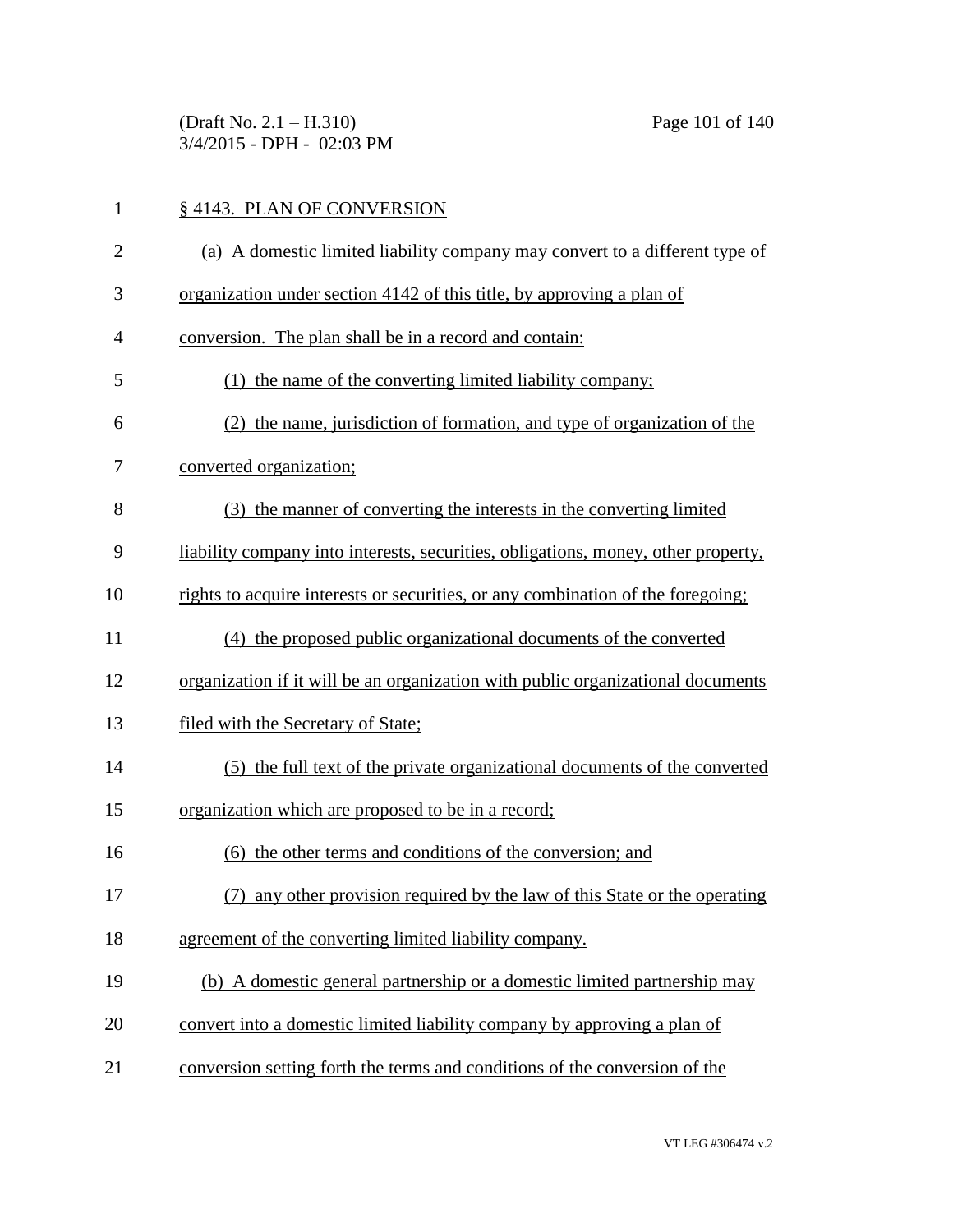§ 4143. PLAN OF CONVERSION

(a) A domestic limited liability company may convert to a different type of organization under section 4142 of this title, by approving a plan of conversion. The plan shall be in a record and contain:

(1) the name of the converting limited liability company;

(2) the name, jurisdiction of formation, and type of organization of the converted organization;

(3) the manner of converting the interests in the converting limited liability company into interests, securities, obligations, money, other property, rights to acquire interests or securities, or any combination of the foregoing;

(4) the proposed public organizational documents of the converted organization if it will be an organization with public organizational documents filed with the Secretary of State;

(5) the full text of the private organizational documents of the converted organization which are proposed to be in a record;

(6) the other terms and conditions of the conversion; and

(7) any other provision required by the law of this State or the operating agreement of the converting limited liability company.

(b) A domestic general partnership or a domestic limited partnership may convert into a domestic limited liability company by approving a plan of conversion setting forth the terms and conditions of the conversion of the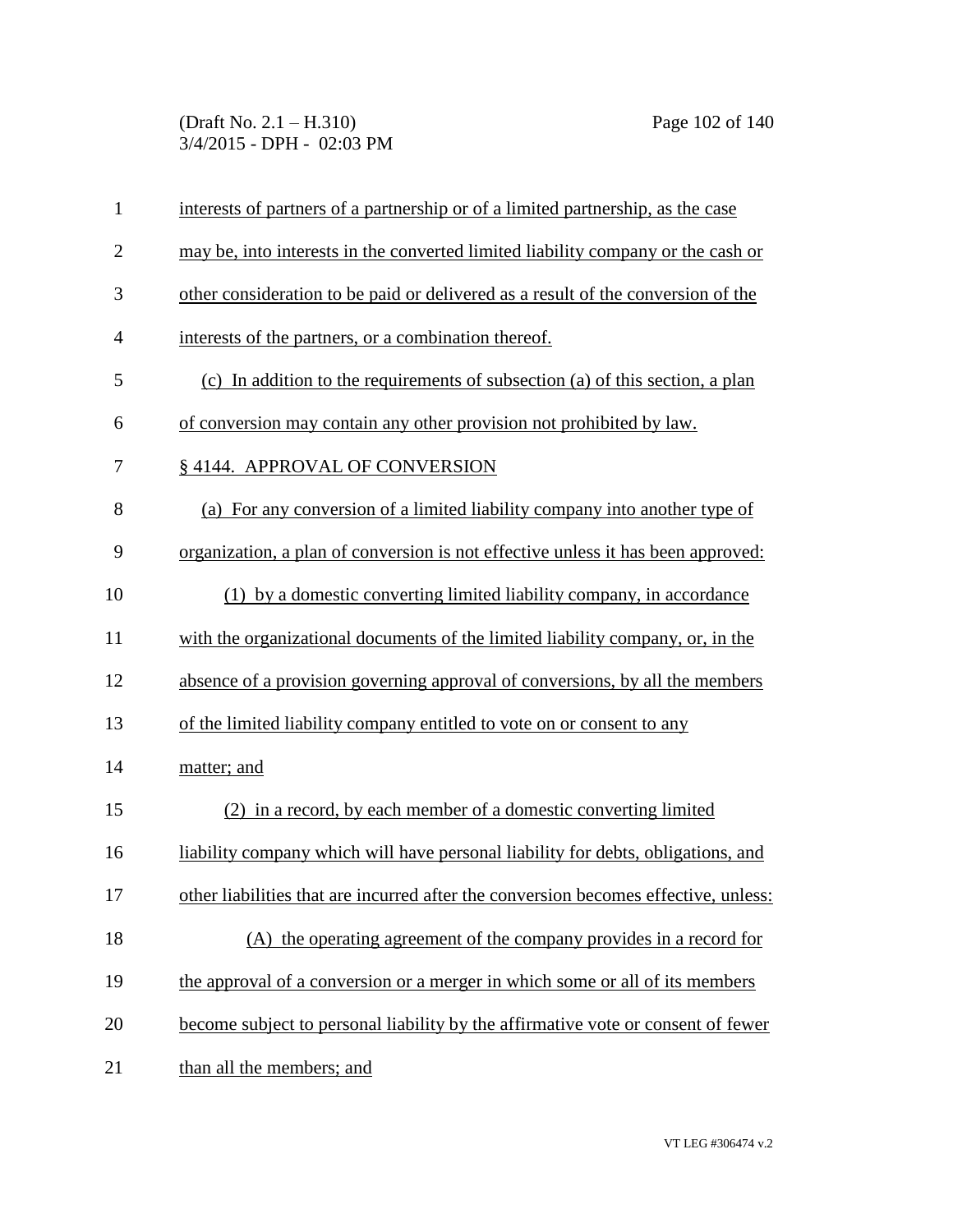interests of partners of a partnership or of a limited partnership, as the case may be, into interests in the converted limited liability company or the cash or other consideration to be paid or delivered as a result of the conversion of the interests of the partners, or a combination thereof.

(c) In addition to the requirements of subsection (a) of this section, a plan of conversion may contain any other provision not prohibited by law.

§ 4144. APPROVAL OF CONVERSION

(a) For any conversion of a limited liability company into another type of organization, a plan of conversion is not effective unless it has been approved:

(1) by a domestic converting limited liability company, in accordance with the organizational documents of the limited liability company, or, in the absence of a provision governing approval of conversions, by all the members of the limited liability company entitled to vote on or consent to any matter; and

(2) in a record, by each member of a domestic converting limited liability company which will have personal liability for debts, obligations, and other liabilities that are incurred after the conversion becomes effective, unless:

(A) the operating agreement of the company provides in a record for the approval of a conversion or a merger in which some or all of its members become subject to personal liability by the affirmative vote or consent of fewer than all the members; and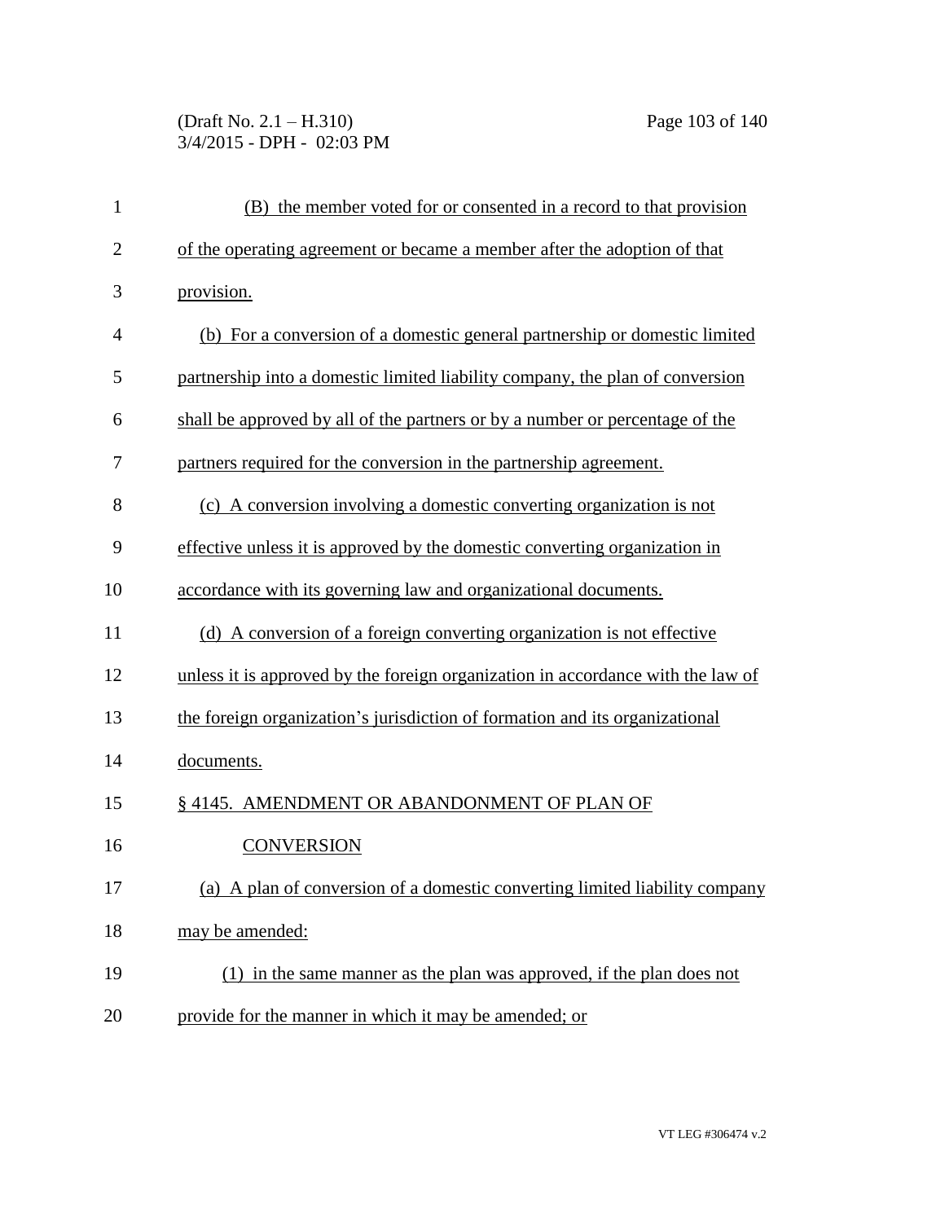(B) the member voted for or consented in a record to that provision of the operating agreement or became a member after the adoption of that provision.

(b) For a conversion of a domestic general partnership or domestic limited partnership into a domestic limited liability company, the plan of conversion shall be approved by all of the partners or by a number or percentage of the partners required for the conversion in the partnership agreement.

(c) A conversion involving a domestic converting organization is not effective unless it is approved by the domestic converting organization in accordance with its governing law and organizational documents.

(d) A conversion of a foreign converting organization is not effective unless it is approved by the foreign organization in accordance with the law of the foreign organization's jurisdiction of formation and its organizational documents.

§ 4145. AMENDMENT OR ABANDONMENT OF PLAN OF CONVERSION

(a) A plan of conversion of a domestic converting limited liability company may be amended:

(1) in the same manner as the plan was approved, if the plan does not provide for the manner in which it may be amended; or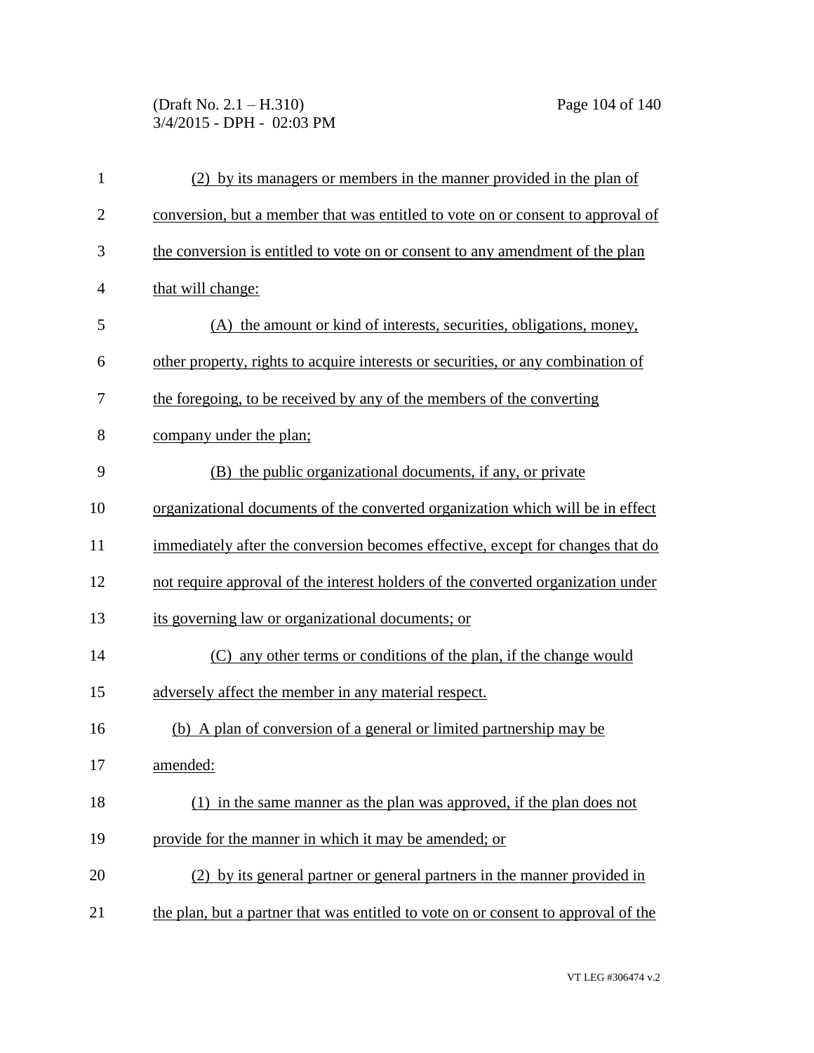(2) by its managers or members in the manner provided in the plan of conversion, but a member that was entitled to vote on or consent to approval of the conversion is entitled to vote on or consent to any amendment of the plan that will change:

(A) the amount or kind of interests, securities, obligations, money, other property, rights to acquire interests or securities, or any combination of the foregoing, to be received by any of the members of the converting company under the plan;

(B) the public organizational documents, if any, or private organizational documents of the converted organization which will be in effect immediately after the conversion becomes effective, except for changes that do not require approval of the interest holders of the converted organization under its governing law or organizational documents; or

(C) any other terms or conditions of the plan, if the change would adversely affect the member in any material respect.

(b) A plan of conversion of a general or limited partnership may be amended:

(1) in the same manner as the plan was approved, if the plan does not provide for the manner in which it may be amended; or

(2) by its general partner or general partners in the manner provided in the plan, but a partner that was entitled to vote on or consent to approval of the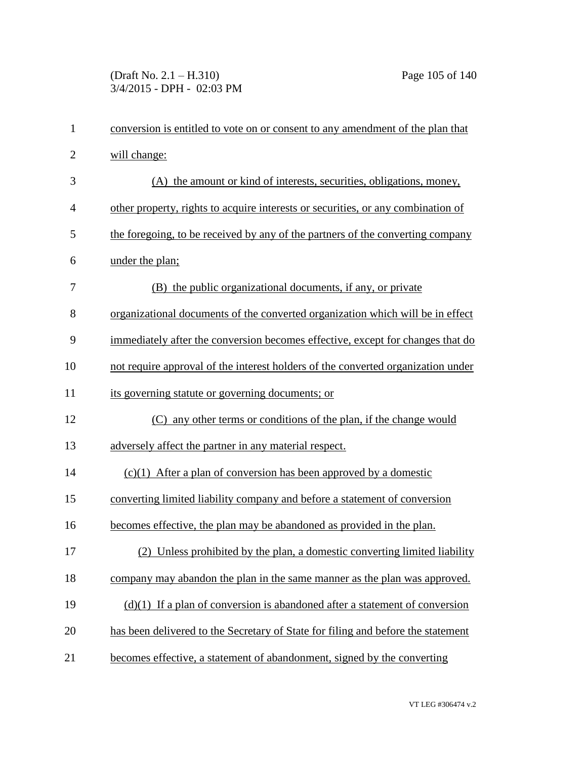conversion is entitled to vote on or consent to any amendment of the plan that will change:

(A) the amount or kind of interests, securities, obligations, money, other property, rights to acquire interests or securities, or any combination of the foregoing, to be received by any of the partners of the converting company under the plan;

(B) the public organizational documents, if any, or private organizational documents of the converted organization which will be in effect immediately after the conversion becomes effective, except for changes that do not require approval of the interest holders of the converted organization under its governing statute or governing documents; or

(C) any other terms or conditions of the plan, if the change would adversely affect the partner in any material respect.

(c)(1) After a plan of conversion has been approved by a domestic converting limited liability company and before a statement of conversion becomes effective, the plan may be abandoned as provided in the plan.

(2) Unless prohibited by the plan, a domestic converting limited liability company may abandon the plan in the same manner as the plan was approved.

(d)(1) If a plan of conversion is abandoned after a statement of conversion has been delivered to the Secretary of State for filing and before the statement becomes effective, a statement of abandonment, signed by the converting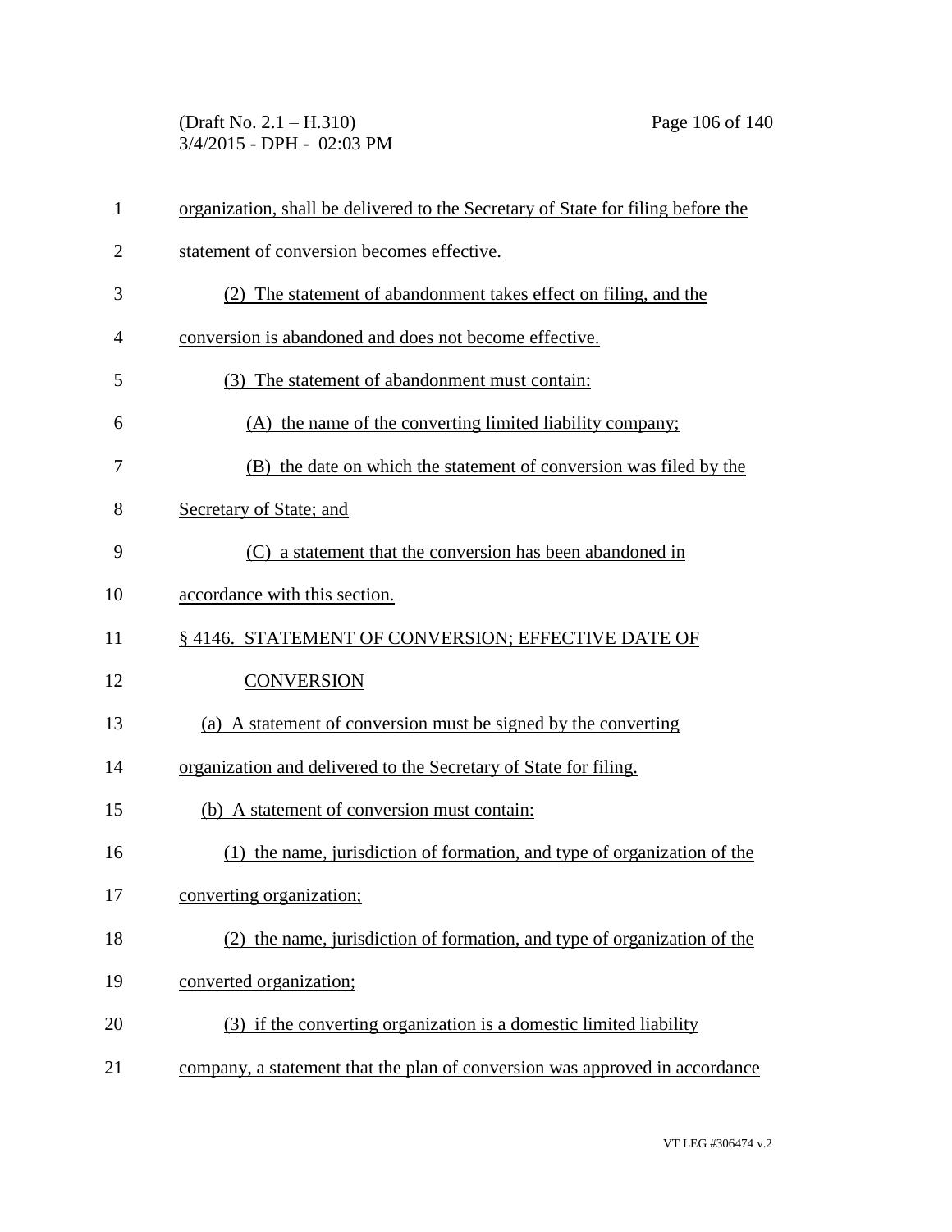organization, shall be delivered to the Secretary of State for filing before the statement of conversion becomes effective.

(2) The statement of abandonment takes effect on filing, and the conversion is abandoned and does not become effective.

(3) The statement of abandonment must contain:

(A) the name of the converting limited liability company;

(B) the date on which the statement of conversion was filed by the Secretary of State; and

(C) a statement that the conversion has been abandoned in accordance with this section.

§ 4146. STATEMENT OF CONVERSION; EFFECTIVE DATE OF CONVERSION

(a) A statement of conversion must be signed by the converting organization and delivered to the Secretary of State for filing.

(b) A statement of conversion must contain:

(1) the name, jurisdiction of formation, and type of organization of the converting organization;

(2) the name, jurisdiction of formation, and type of organization of the converted organization;

(3) if the converting organization is a domestic limited liability company, a statement that the plan of conversion was approved in accordance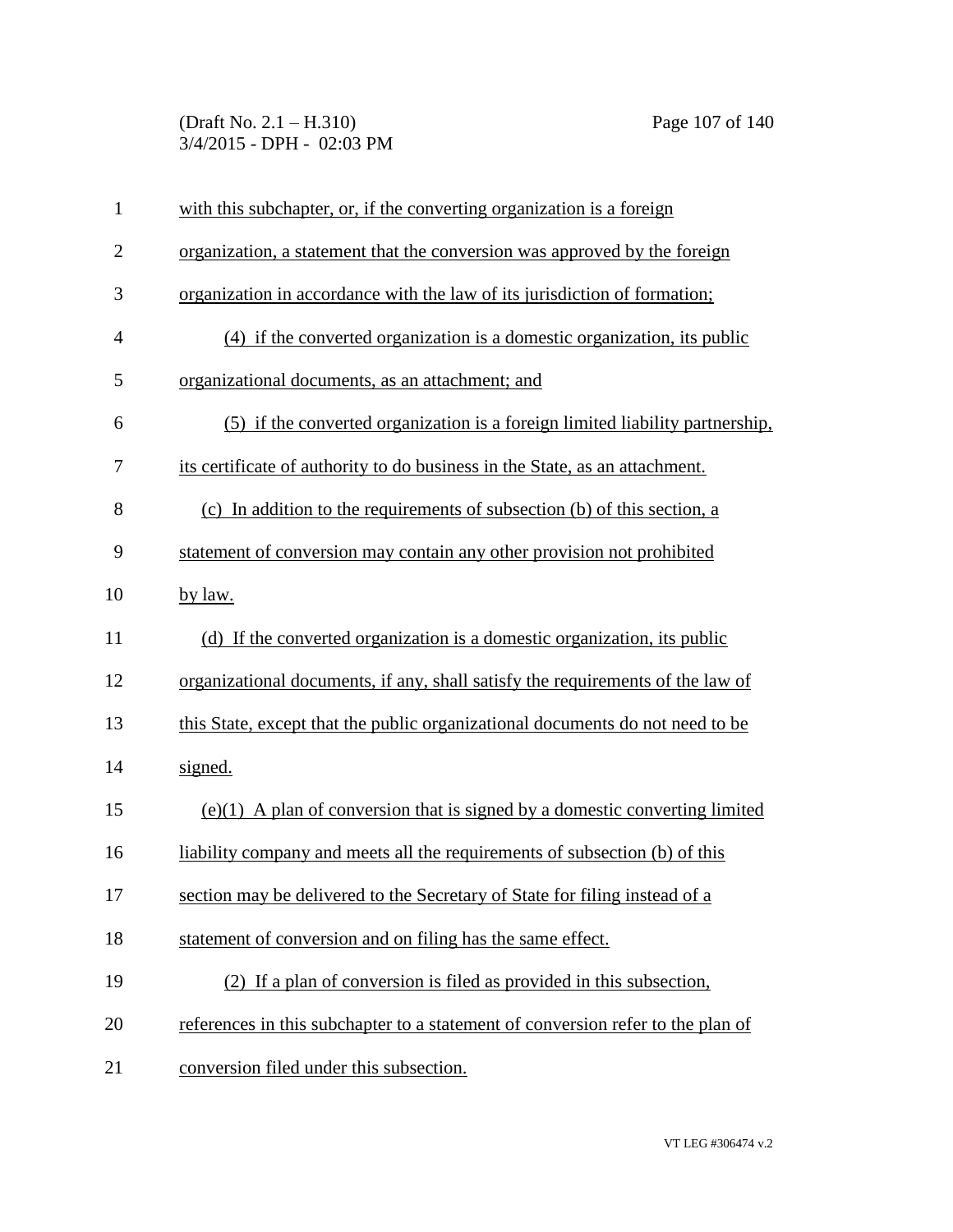with this subchapter, or, if the converting organization is a foreign organization, a statement that the conversion was approved by the foreign organization in accordance with the law of its jurisdiction of formation;

(4) if the converted organization is a domestic organization, its public organizational documents, as an attachment; and

(5) if the converted organization is a foreign limited liability partnership, its certificate of authority to do business in the State, as an attachment.

(c) In addition to the requirements of subsection (b) of this section, a statement of conversion may contain any other provision not prohibited by law.

(d) If the converted organization is a domestic organization, its public organizational documents, if any, shall satisfy the requirements of the law of this State, except that the public organizational documents do not need to be signed.

(e)(1) A plan of conversion that is signed by a domestic converting limited liability company and meets all the requirements of subsection (b) of this section may be delivered to the Secretary of State for filing instead of a statement of conversion and on filing has the same effect.

(2) If a plan of conversion is filed as provided in this subsection, references in this subchapter to a statement of conversion refer to the plan of conversion filed under this subsection.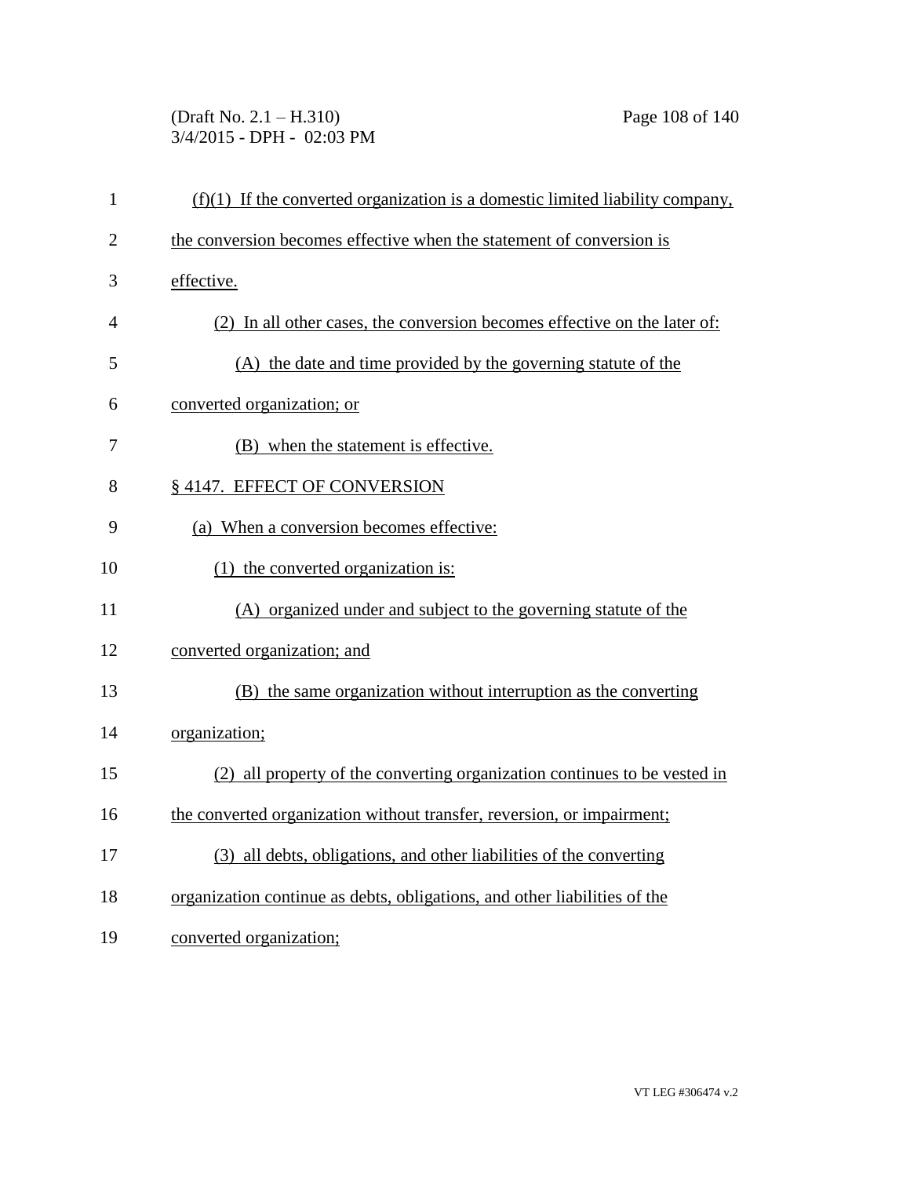(f)(1) If the converted organization is a domestic limited liability company, the conversion becomes effective when the statement of conversion is effective.

(2) In all other cases, the conversion becomes effective on the later of:

(A) the date and time provided by the governing statute of the converted organization; or

(B) when the statement is effective.

§ 4147. EFFECT OF CONVERSION

(a) When a conversion becomes effective:

(1) the converted organization is:

(A) organized under and subject to the governing statute of the converted organization; and

(B) the same organization without interruption as the converting organization;

(2) all property of the converting organization continues to be vested in the converted organization without transfer, reversion, or impairment;

(3) all debts, obligations, and other liabilities of the converting organization continue as debts, obligations, and other liabilities of the converted organization;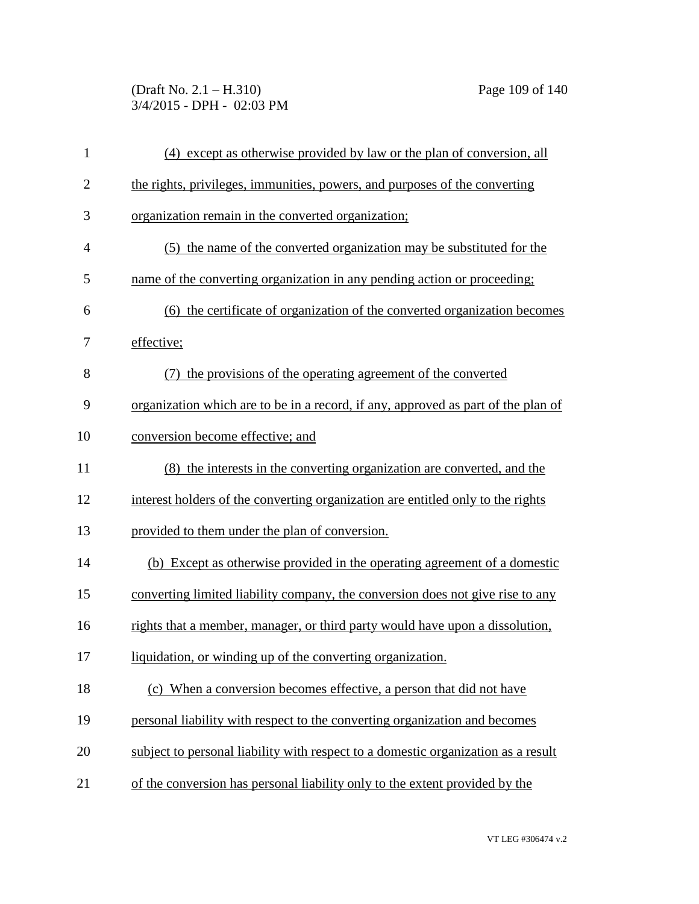(4) except as otherwise provided by law or the plan of conversion, all the rights, privileges, immunities, powers, and purposes of the converting organization remain in the converted organization;

(5) the name of the converted organization may be substituted for the name of the converting organization in any pending action or proceeding;

(6) the certificate of organization of the converted organization becomes effective;

(7) the provisions of the operating agreement of the converted organization which are to be in a record, if any, approved as part of the plan of conversion become effective; and

(8) the interests in the converting organization are converted, and the interest holders of the converting organization are entitled only to the rights provided to them under the plan of conversion.

(b) Except as otherwise provided in the operating agreement of a domestic converting limited liability company, the conversion does not give rise to any rights that a member, manager, or third party would have upon a dissolution, liquidation, or winding up of the converting organization.

(c) When a conversion becomes effective, a person that did not have personal liability with respect to the converting organization and becomes subject to personal liability with respect to a domestic organization as a result of the conversion has personal liability only to the extent provided by the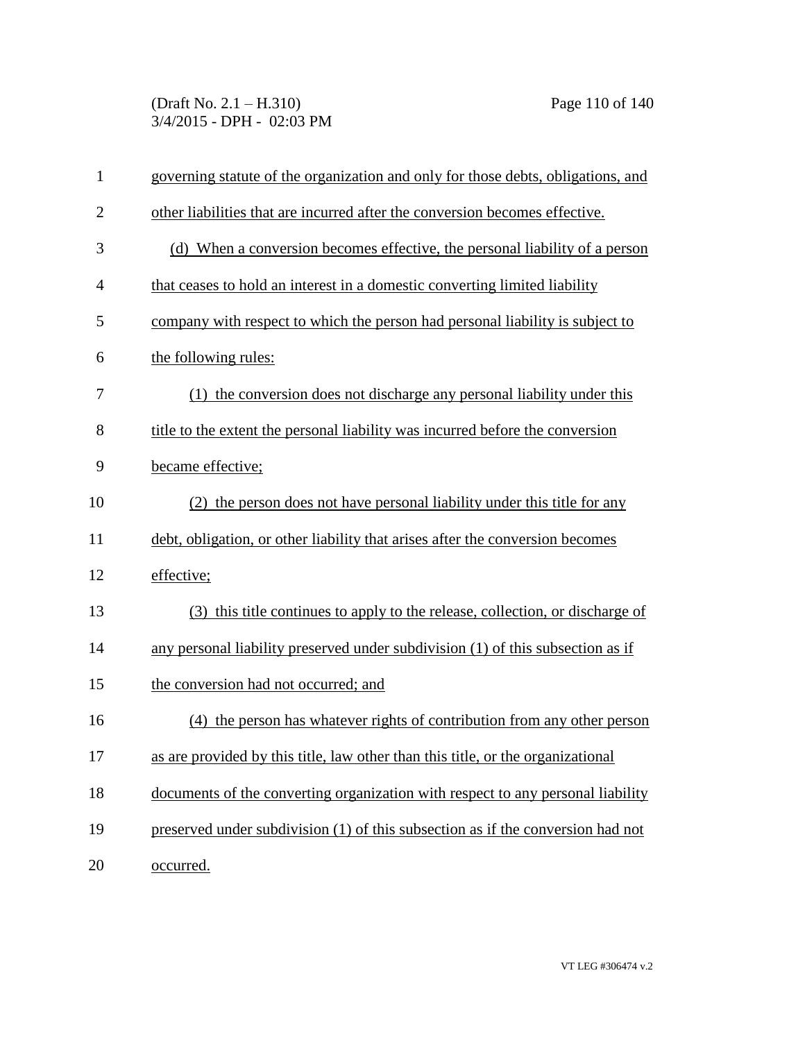governing statute of the organization and only for those debts, obligations, and other liabilities that are incurred after the conversion becomes effective.

(d) When a conversion becomes effective, the personal liability of a person that ceases to hold an interest in a domestic converting limited liability company with respect to which the person had personal liability is subject to the following rules:

(1) the conversion does not discharge any personal liability under this title to the extent the personal liability was incurred before the conversion became effective;

(2) the person does not have personal liability under this title for any debt, obligation, or other liability that arises after the conversion becomes effective;

(3) this title continues to apply to the release, collection, or discharge of any personal liability preserved under subdivision (1) of this subsection as if the conversion had not occurred; and

(4) the person has whatever rights of contribution from any other person as are provided by this title, law other than this title, or the organizational documents of the converting organization with respect to any personal liability preserved under subdivision (1) of this subsection as if the conversion had not occurred.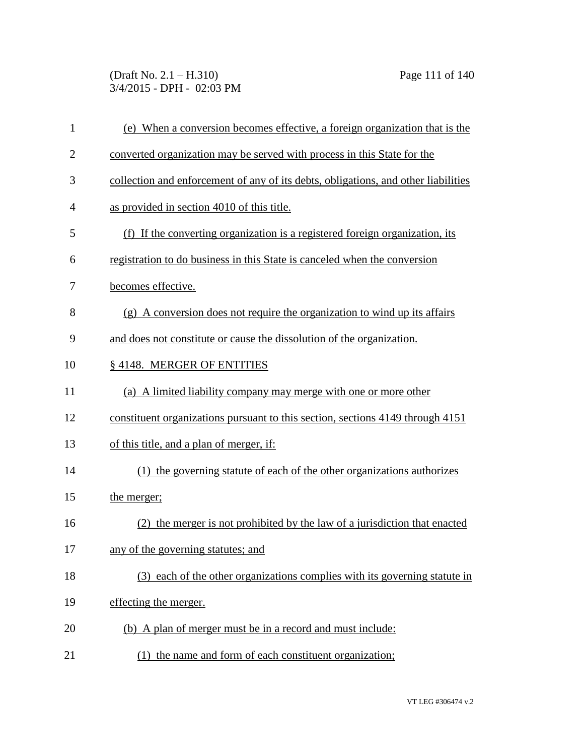(e) When a conversion becomes effective, a foreign organization that is the converted organization may be served with process in this State for the collection and enforcement of any of its debts, obligations, and other liabilities as provided in section 4010 of this title.

(f) If the converting organization is a registered foreign organization, its registration to do business in this State is canceled when the conversion becomes effective.

(g) A conversion does not require the organization to wind up its affairs and does not constitute or cause the dissolution of the organization.

§ 4148. MERGER OF ENTITIES

(a) A limited liability company may merge with one or more other constituent organizations pursuant to this section, sections 4149 through 4151 of this title, and a plan of merger, if:

(1) the governing statute of each of the other organizations authorizes the merger;

(2) the merger is not prohibited by the law of a jurisdiction that enacted any of the governing statutes; and

(3) each of the other organizations complies with its governing statute in effecting the merger.

(b) A plan of merger must be in a record and must include:

(1) the name and form of each constituent organization;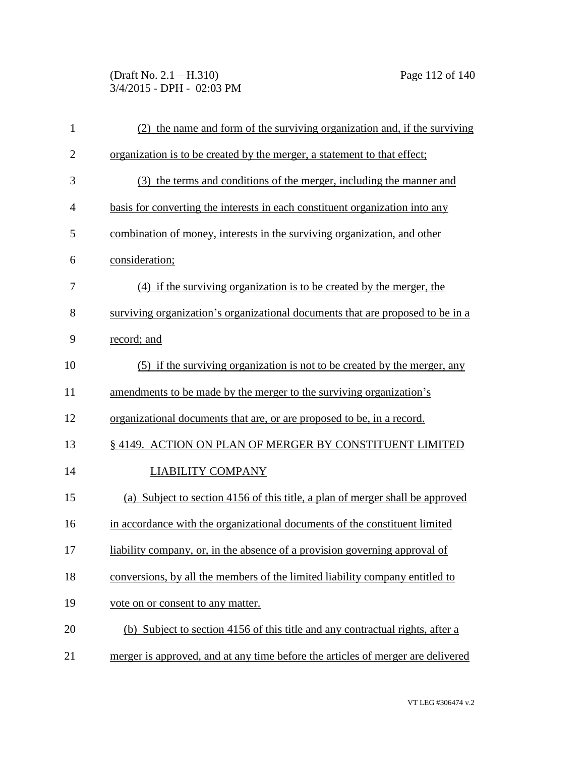(2) the name and form of the surviving organization and, if the surviving organization is to be created by the merger, a statement to that effect;

(3) the terms and conditions of the merger, including the manner and basis for converting the interests in each constituent organization into any combination of money, interests in the surviving organization, and other consideration;

(4) if the surviving organization is to be created by the merger, the surviving organization's organizational documents that are proposed to be in a record; and

(5) if the surviving organization is not to be created by the merger, any amendments to be made by the merger to the surviving organization's organizational documents that are, or are proposed to be, in a record.

§ 4149. ACTION ON PLAN OF MERGER BY CONSTITUENT LIMITED LIABILITY COMPANY

(a) Subject to section 4156 of this title, a plan of merger shall be approved in accordance with the organizational documents of the constituent limited liability company, or, in the absence of a provision governing approval of conversions, by all the members of the limited liability company entitled to vote on or consent to any matter.

(b) Subject to section 4156 of this title and any contractual rights, after a merger is approved, and at any time before the articles of merger are delivered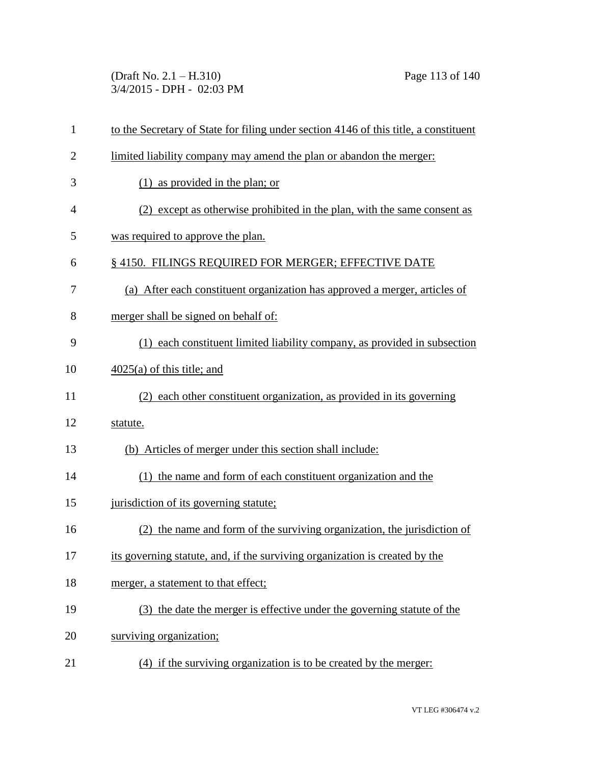to the Secretary of State for filing under section 4146 of this title, a constituent limited liability company may amend the plan or abandon the merger:

(1) as provided in the plan; or

(2) except as otherwise prohibited in the plan, with the same consent as was required to approve the plan.

§ 4150. FILINGS REQUIRED FOR MERGER; EFFECTIVE DATE

(a) After each constituent organization has approved a merger, articles of merger shall be signed on behalf of:

(1) each constituent limited liability company, as provided in subsection 4025(a) of this title; and

(2) each other constituent organization, as provided in its governing statute.

(b) Articles of merger under this section shall include:

(1) the name and form of each constituent organization and the jurisdiction of its governing statute;

(2) the name and form of the surviving organization, the jurisdiction of its governing statute, and, if the surviving organization is created by the merger, a statement to that effect;

(3) the date the merger is effective under the governing statute of the surviving organization;

(4) if the surviving organization is to be created by the merger: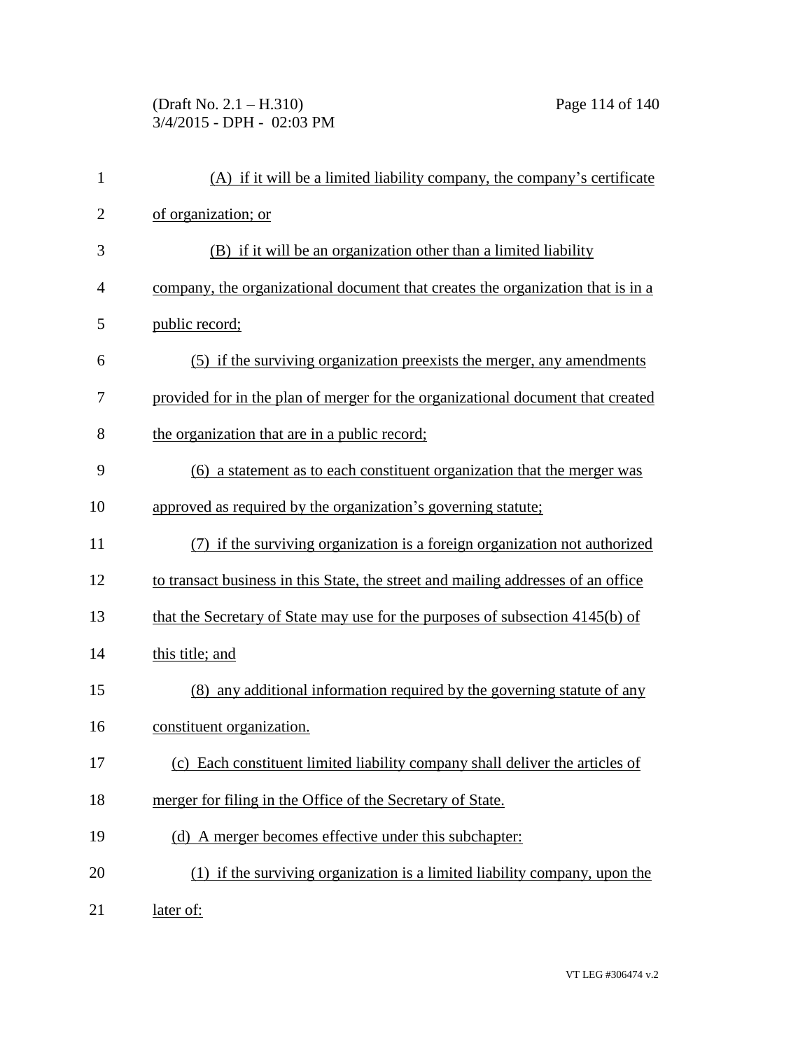(A) if it will be a limited liability company, the company's certificate of organization; or

(B) if it will be an organization other than a limited liability company, the organizational document that creates the organization that is in a public record;

(5) if the surviving organization preexists the merger, any amendments provided for in the plan of merger for the organizational document that created the organization that are in a public record;

(6) a statement as to each constituent organization that the merger was approved as required by the organization's governing statute;

(7) if the surviving organization is a foreign organization not authorized to transact business in this State, the street and mailing addresses of an office that the Secretary of State may use for the purposes of subsection 4145(b) of this title; and

(8) any additional information required by the governing statute of any constituent organization.

(c) Each constituent limited liability company shall deliver the articles of merger for filing in the Office of the Secretary of State.

(d) A merger becomes effective under this subchapter:

(1) if the surviving organization is a limited liability company, upon the later of: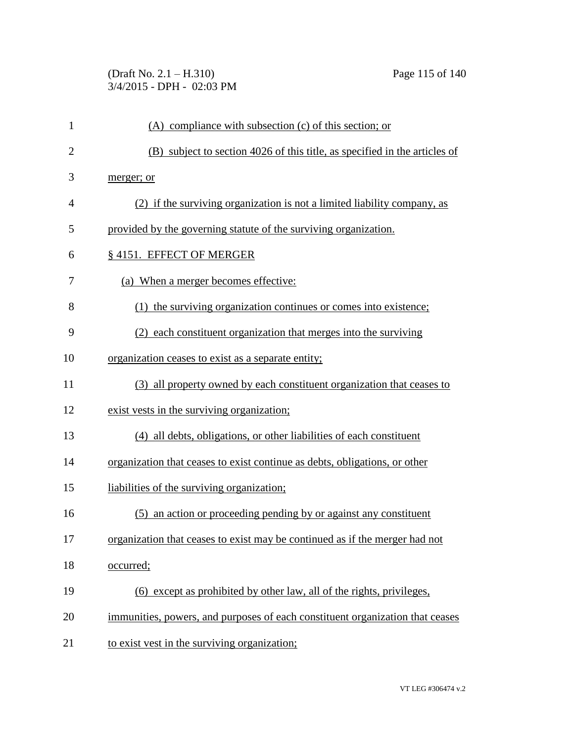(A) compliance with subsection (c) of this section; or

(B) subject to section 4026 of this title, as specified in the articles of merger; or

(2) if the surviving organization is not a limited liability company, as provided by the governing statute of the surviving organization.

§ 4151. EFFECT OF MERGER

(a) When a merger becomes effective:

(1) the surviving organization continues or comes into existence;

(2) each constituent organization that merges into the surviving organization ceases to exist as a separate entity;

(3) all property owned by each constituent organization that ceases to exist vests in the surviving organization;

(4) all debts, obligations, or other liabilities of each constituent organization that ceases to exist continue as debts, obligations, or other liabilities of the surviving organization;

(5) an action or proceeding pending by or against any constituent organization that ceases to exist may be continued as if the merger had not occurred;

(6) except as prohibited by other law, all of the rights, privileges, immunities, powers, and purposes of each constituent organization that ceases to exist vest in the surviving organization;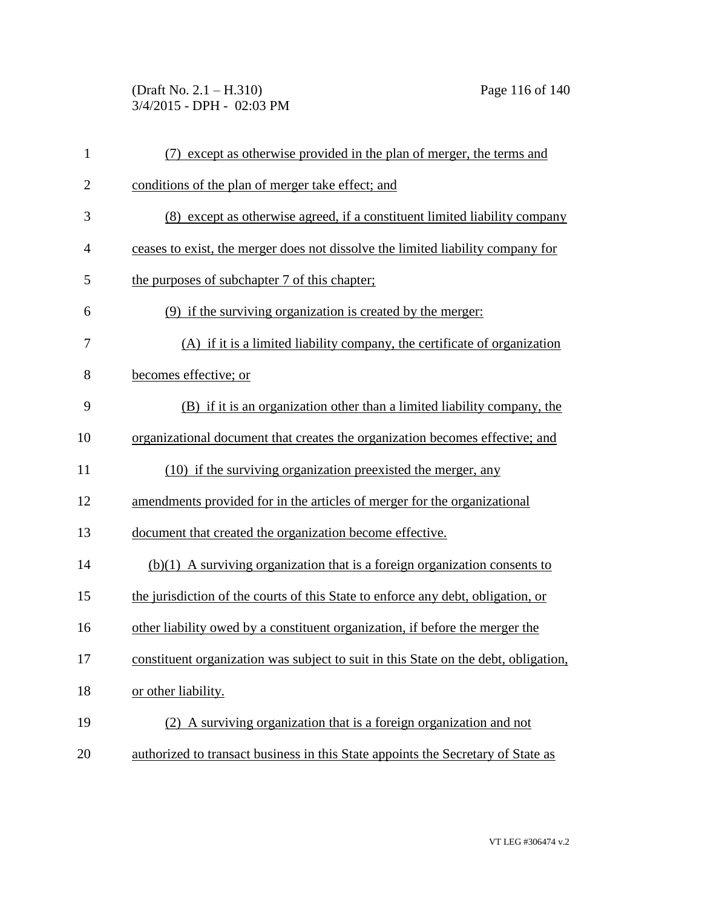(7) except as otherwise provided in the plan of merger, the terms and conditions of the plan of merger take effect; and

(8) except as otherwise agreed, if a constituent limited liability company ceases to exist, the merger does not dissolve the limited liability company for the purposes of subchapter 7 of this chapter;

(9) if the surviving organization is created by the merger:

(A) if it is a limited liability company, the certificate of organization becomes effective; or

(B) if it is an organization other than a limited liability company, the organizational document that creates the organization becomes effective; and

(10) if the surviving organization preexisted the merger, any amendments provided for in the articles of merger for the organizational document that created the organization become effective.

(b)(1) A surviving organization that is a foreign organization consents to the jurisdiction of the courts of this State to enforce any debt, obligation, or other liability owed by a constituent organization, if before the merger the constituent organization was subject to suit in this State on the debt, obligation, or other liability.

(2) A surviving organization that is a foreign organization and not authorized to transact business in this State appoints the Secretary of State as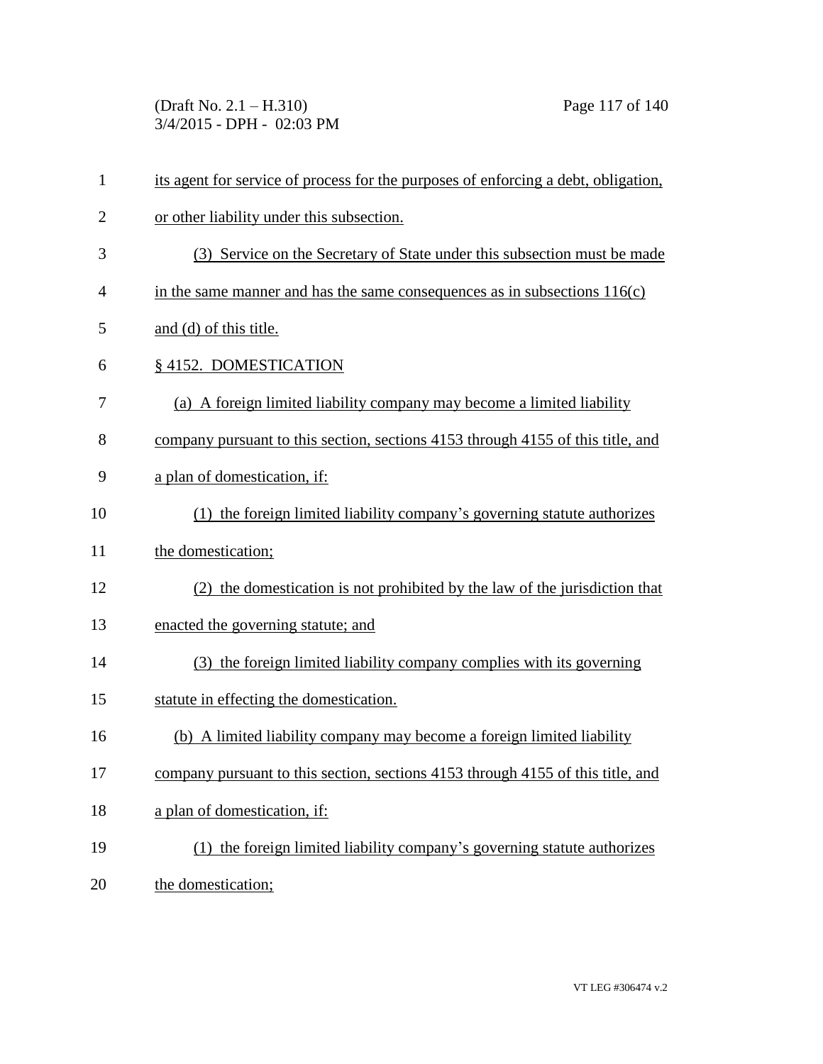its agent for service of process for the purposes of enforcing a debt, obligation, or other liability under this subsection.

(3) Service on the Secretary of State under this subsection must be made in the same manner and has the same consequences as in subsections 116(c) and (d) of this title.

§ 4152. DOMESTICATION

(a) A foreign limited liability company may become a limited liability company pursuant to this section, sections 4153 through 4155 of this title, and a plan of domestication, if:

(1) the foreign limited liability company's governing statute authorizes the domestication;

(2) the domestication is not prohibited by the law of the jurisdiction that enacted the governing statute; and

(3) the foreign limited liability company complies with its governing statute in effecting the domestication.

(b) A limited liability company may become a foreign limited liability company pursuant to this section, sections 4153 through 4155 of this title, and a plan of domestication, if:

(1) the foreign limited liability company's governing statute authorizes the domestication;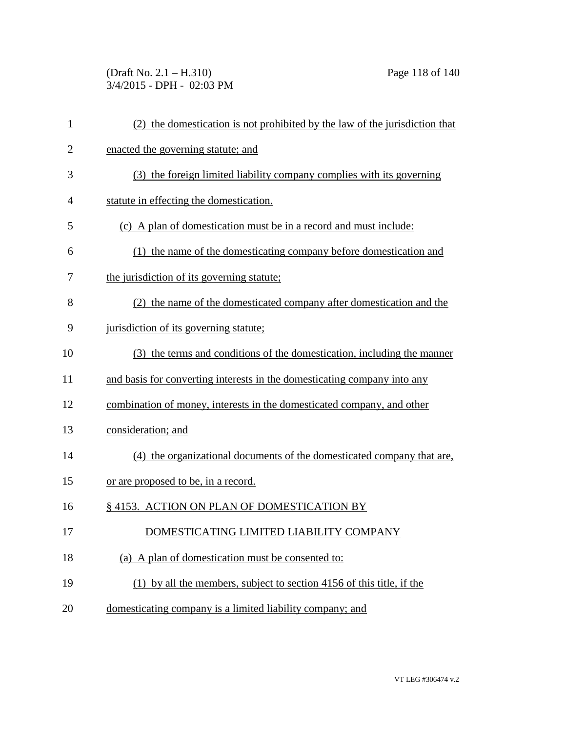(2) the domestication is not prohibited by the law of the jurisdiction that enacted the governing statute; and

(3) the foreign limited liability company complies with its governing statute in effecting the domestication.

(c) A plan of domestication must be in a record and must include:

(1) the name of the domesticating company before domestication and the jurisdiction of its governing statute;

(2) the name of the domesticated company after domestication and the jurisdiction of its governing statute;

(3) the terms and conditions of the domestication, including the manner and basis for converting interests in the domesticating company into any combination of money, interests in the domesticated company, and other consideration; and

(4) the organizational documents of the domesticated company that are, or are proposed to be, in a record.

## § 4153. ACTION ON PLAN OF DOMESTICATION BY DOMESTICATING LIMITED LIABILITY COMPANY

(a) A plan of domestication must be consented to:

(1) by all the members, subject to section 4156 of this title, if the domesticating company is a limited liability company; and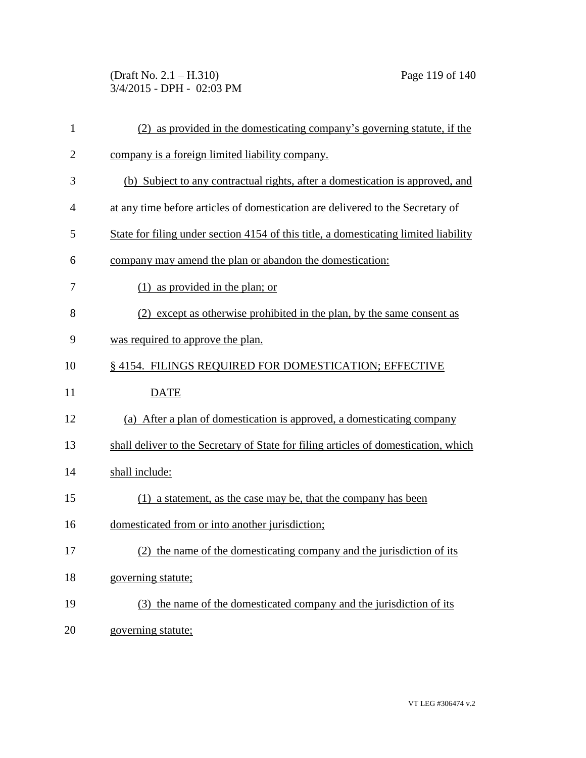(2) as provided in the domesticating company's governing statute, if the company is a foreign limited liability company.

(b) Subject to any contractual rights, after a domestication is approved, and at any time before articles of domestication are delivered to the Secretary of State for filing under section 4154 of this title, a domesticating limited liability company may amend the plan or abandon the domestication:

(1) as provided in the plan; or

(2) except as otherwise prohibited in the plan, by the same consent as was required to approve the plan.

§ 4154. FILINGS REQUIRED FOR DOMESTICATION; EFFECTIVE DATE

(a) After a plan of domestication is approved, a domesticating company shall deliver to the Secretary of State for filing articles of domestication, which shall include:

(1) a statement, as the case may be, that the company has been domesticated from or into another jurisdiction;

(2) the name of the domesticating company and the jurisdiction of its governing statute;

(3) the name of the domesticated company and the jurisdiction of its governing statute;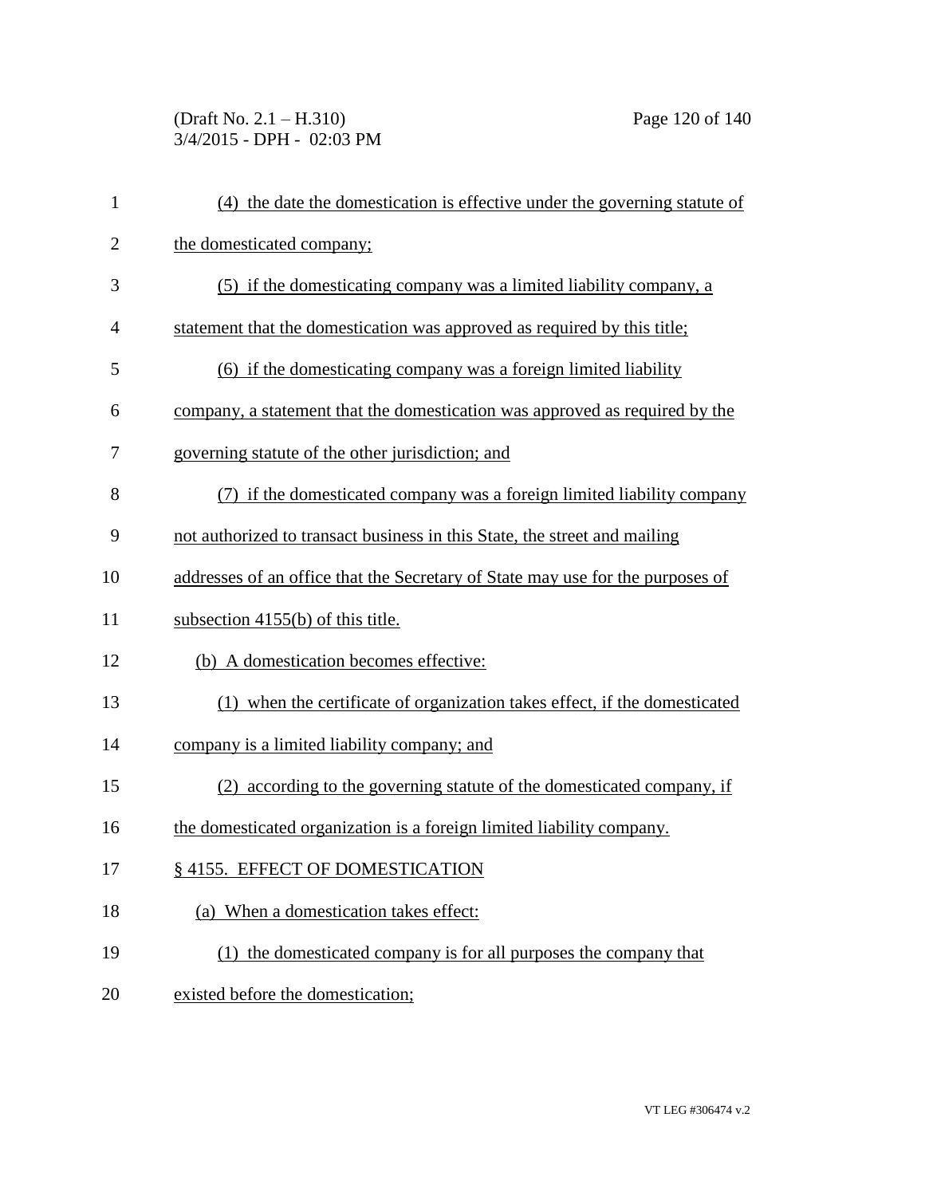(4) the date the domestication is effective under the governing statute of the domesticated company;

(5) if the domesticating company was a limited liability company, a statement that the domestication was approved as required by this title;

(6) if the domesticating company was a foreign limited liability company, a statement that the domestication was approved as required by the governing statute of the other jurisdiction; and

(7) if the domesticated company was a foreign limited liability company not authorized to transact business in this State, the street and mailing addresses of an office that the Secretary of State may use for the purposes of subsection 4155(b) of this title.

(b) A domestication becomes effective:

(1) when the certificate of organization takes effect, if the domesticated company is a limited liability company; and

(2) according to the governing statute of the domesticated company, if the domesticated organization is a foreign limited liability company.

§ 4155. EFFECT OF DOMESTICATION

(a) When a domestication takes effect:

(1) the domesticated company is for all purposes the company that existed before the domestication;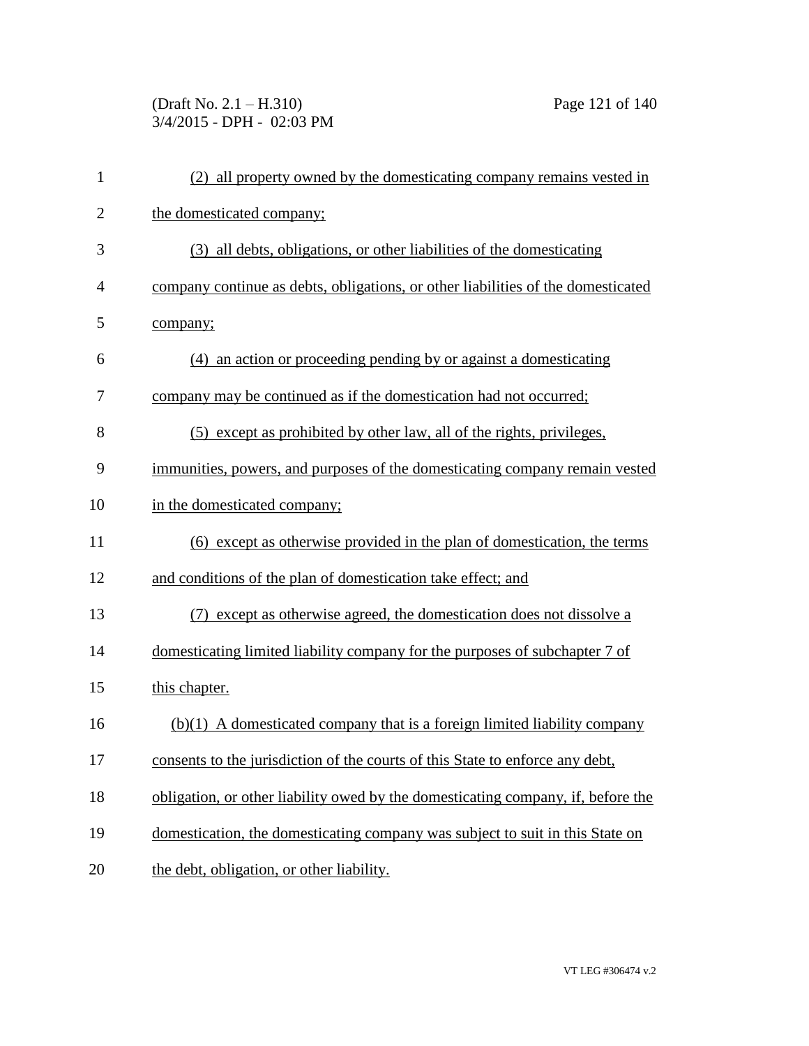(2) all property owned by the domesticating company remains vested in the domesticated company;

(3) all debts, obligations, or other liabilities of the domesticating company continue as debts, obligations, or other liabilities of the domesticated company;

(4) an action or proceeding pending by or against a domesticating company may be continued as if the domestication had not occurred;

(5) except as prohibited by other law, all of the rights, privileges, immunities, powers, and purposes of the domesticating company remain vested in the domesticated company;

(6) except as otherwise provided in the plan of domestication, the terms and conditions of the plan of domestication take effect; and

(7) except as otherwise agreed, the domestication does not dissolve a domesticating limited liability company for the purposes of subchapter 7 of this chapter.

(b)(1) A domesticated company that is a foreign limited liability company consents to the jurisdiction of the courts of this State to enforce any debt, obligation, or other liability owed by the domesticating company, if, before the domestication, the domesticating company was subject to suit in this State on the debt, obligation, or other liability.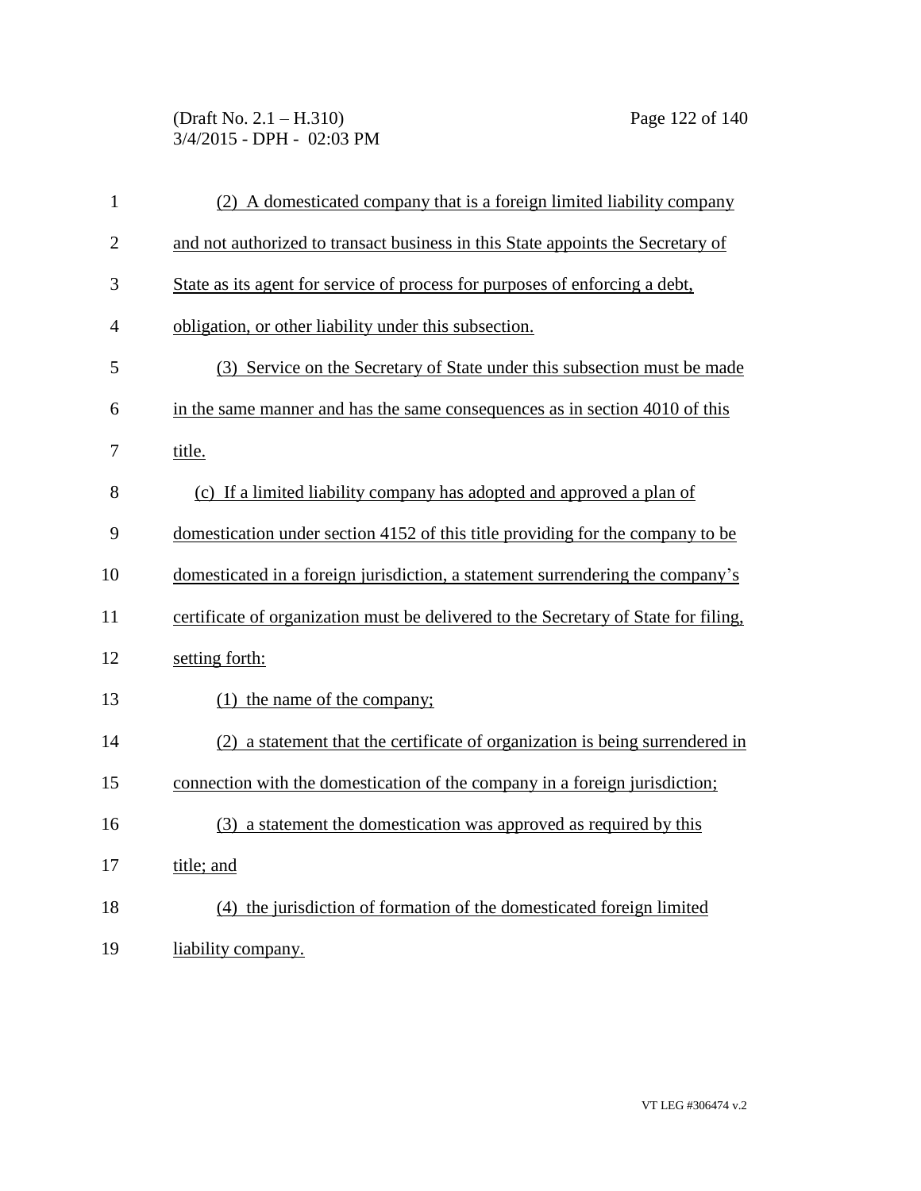(2) A domesticated company that is a foreign limited liability company and not authorized to transact business in this State appoints the Secretary of State as its agent for service of process for purposes of enforcing a debt, obligation, or other liability under this subsection.

(3) Service on the Secretary of State under this subsection must be made in the same manner and has the same consequences as in section 4010 of this title.

(c) If a limited liability company has adopted and approved a plan of domestication under section 4152 of this title providing for the company to be domesticated in a foreign jurisdiction, a statement surrendering the company's certificate of organization must be delivered to the Secretary of State for filing, setting forth:

(1) the name of the company;

(2) a statement that the certificate of organization is being surrendered in connection with the domestication of the company in a foreign jurisdiction;

(3) a statement the domestication was approved as required by this title; and

(4) the jurisdiction of formation of the domesticated foreign limited liability company.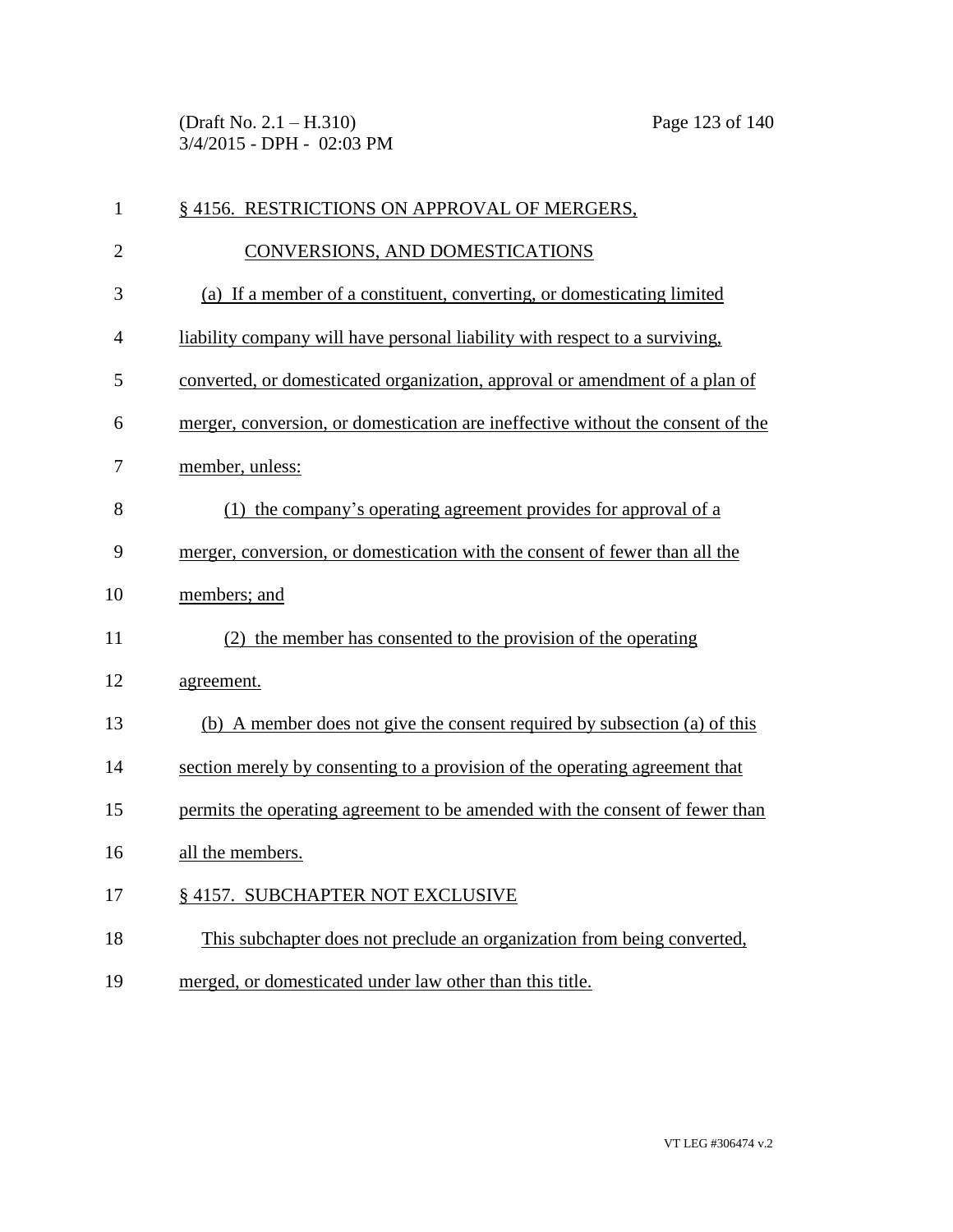§ 4156. RESTRICTIONS ON APPROVAL OF MERGERS, CONVERSIONS, AND DOMESTICATIONS

(a) If a member of a constituent, converting, or domesticating limited liability company will have personal liability with respect to a surviving, converted, or domesticated organization, approval or amendment of a plan of merger, conversion, or domestication are ineffective without the consent of the member, unless:

(1) the company's operating agreement provides for approval of a merger, conversion, or domestication with the consent of fewer than all the members; and

(2) the member has consented to the provision of the operating agreement.

(b) A member does not give the consent required by subsection (a) of this section merely by consenting to a provision of the operating agreement that permits the operating agreement to be amended with the consent of fewer than all the members.

§ 4157. SUBCHAPTER NOT EXCLUSIVE

This subchapter does not preclude an organization from being converted, merged, or domesticated under law other than this title.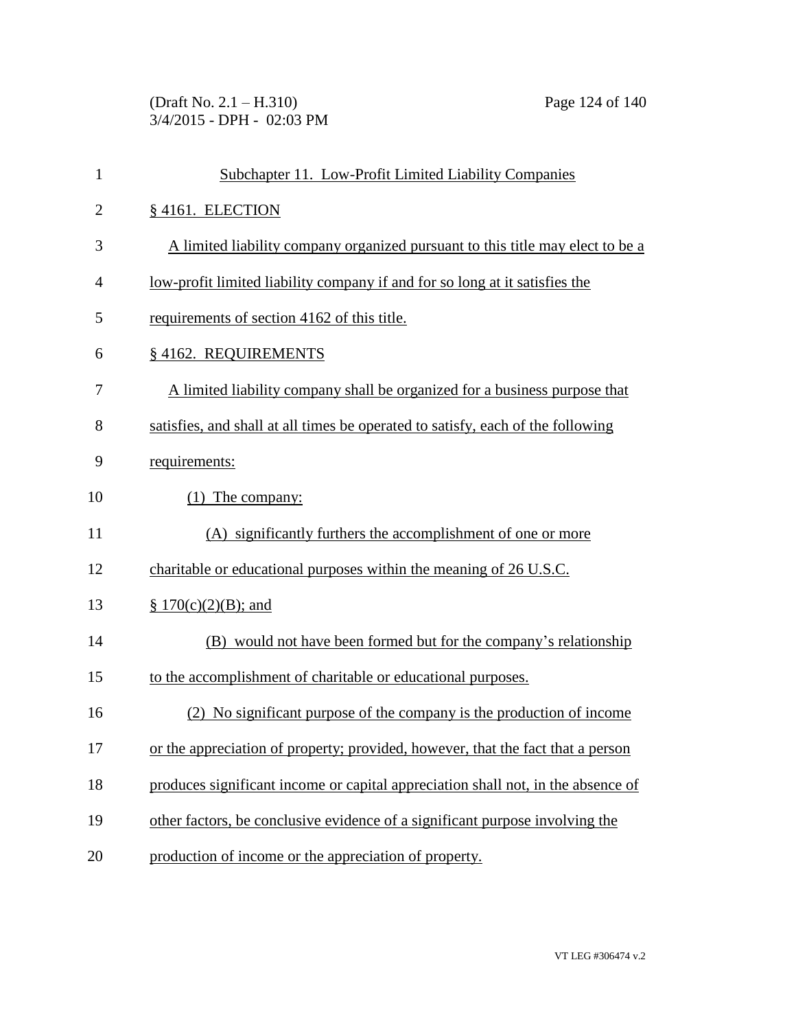## Subchapter 11. Low-Profit Limited Liability Companies

### § 4161. ELECTION

A limited liability company organized pursuant to this title may elect to be a low-profit limited liability company if and for so long at it satisfies the requirements of section 4162 of this title.

### § 4162. REQUIREMENTS

A limited liability company shall be organized for a business purpose that satisfies, and shall at all times be operated to satisfy, each of the following requirements:

(1) The company:

(A) significantly furthers the accomplishment of one or more charitable or educational purposes within the meaning of 26 U.S.C. § 170(c)(2)(B); and

(B) would not have been formed but for the company's relationship to the accomplishment of charitable or educational purposes.

(2) No significant purpose of the company is the production of income or the appreciation of property; provided, however, that the fact that a person produces significant income or capital appreciation shall not, in the absence of other factors, be conclusive evidence of a significant purpose involving the production of income or the appreciation of property.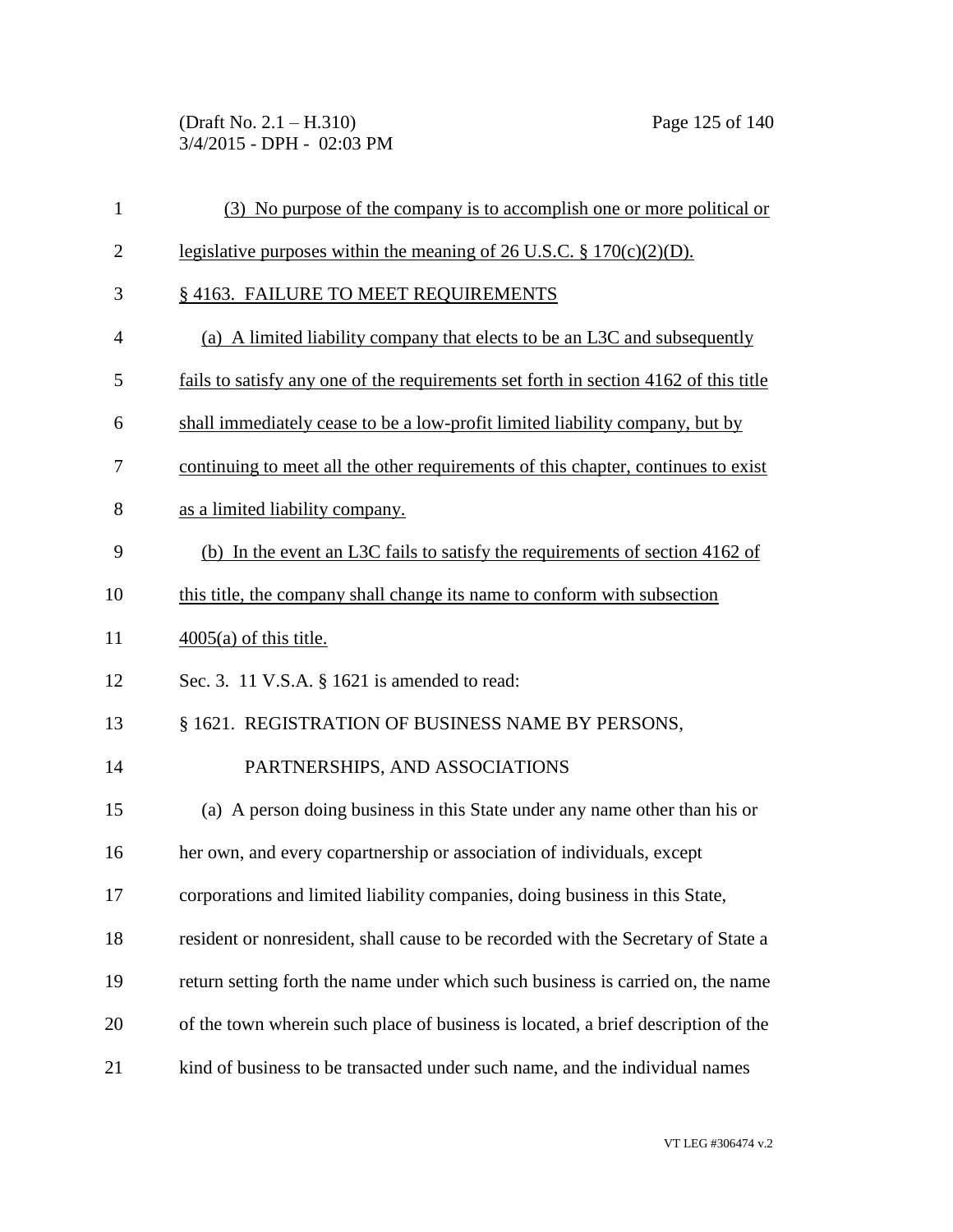(3) No purpose of the company is to accomplish one or more political or legislative purposes within the meaning of 26 U.S.C. § 170(c)(2)(D).

§ 4163. FAILURE TO MEET REQUIREMENTS

(a) A limited liability company that elects to be an L3C and subsequently fails to satisfy any one of the requirements set forth in section 4162 of this title shall immediately cease to be a low-profit limited liability company, but by continuing to meet all the other requirements of this chapter, continues to exist as a limited liability company.

(b) In the event an L3C fails to satisfy the requirements of section 4162 of this title, the company shall change its name to conform with subsection 4005(a) of this title.

Sec. 3. 11 V.S.A. § 1621 is amended to read:

§ 1621. REGISTRATION OF BUSINESS NAME BY PERSONS, PARTNERSHIPS, AND ASSOCIATIONS

(a) A person doing business in this State under any name other than his or her own, and every copartnership or association of individuals, except corporations and limited liability companies, doing business in this State, resident or nonresident, shall cause to be recorded with the Secretary of State a return setting forth the name under which such business is carried on, the name of the town wherein such place of business is located, a brief description of the kind of business to be transacted under such name, and the individual names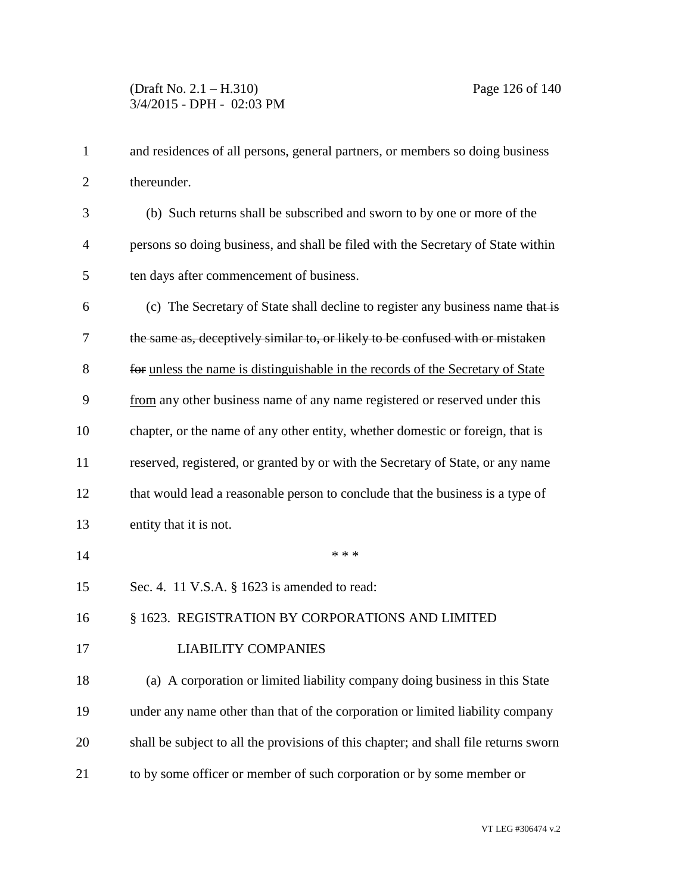and residences of all persons, general partners, or members so doing business thereunder.

(b) Such returns shall be subscribed and sworn to by one or more of the persons so doing business, and shall be filed with the Secretary of State within ten days after commencement of business.

(c) The Secretary of State shall decline to register any business name ~~that is the same as, deceptively similar to, or likely to be confused with or mistaken for~~ unless the name is distinguishable in the records of the Secretary of State from any other business name of any name registered or reserved under this chapter, or the name of any other entity, whether domestic or foreign, that is reserved, registered, or granted by or with the Secretary of State, or any name that would lead a reasonable person to conclude that the business is a type of entity that it is not.

\* \* \*

Sec. 4. 11 V.S.A. § 1623 is amended to read:

§ 1623. REGISTRATION BY CORPORATIONS AND LIMITED LIABILITY COMPANIES

(a) A corporation or limited liability company doing business in this State under any name other than that of the corporation or limited liability company shall be subject to all the provisions of this chapter; and shall file returns sworn to by some officer or member of such corporation or by some member or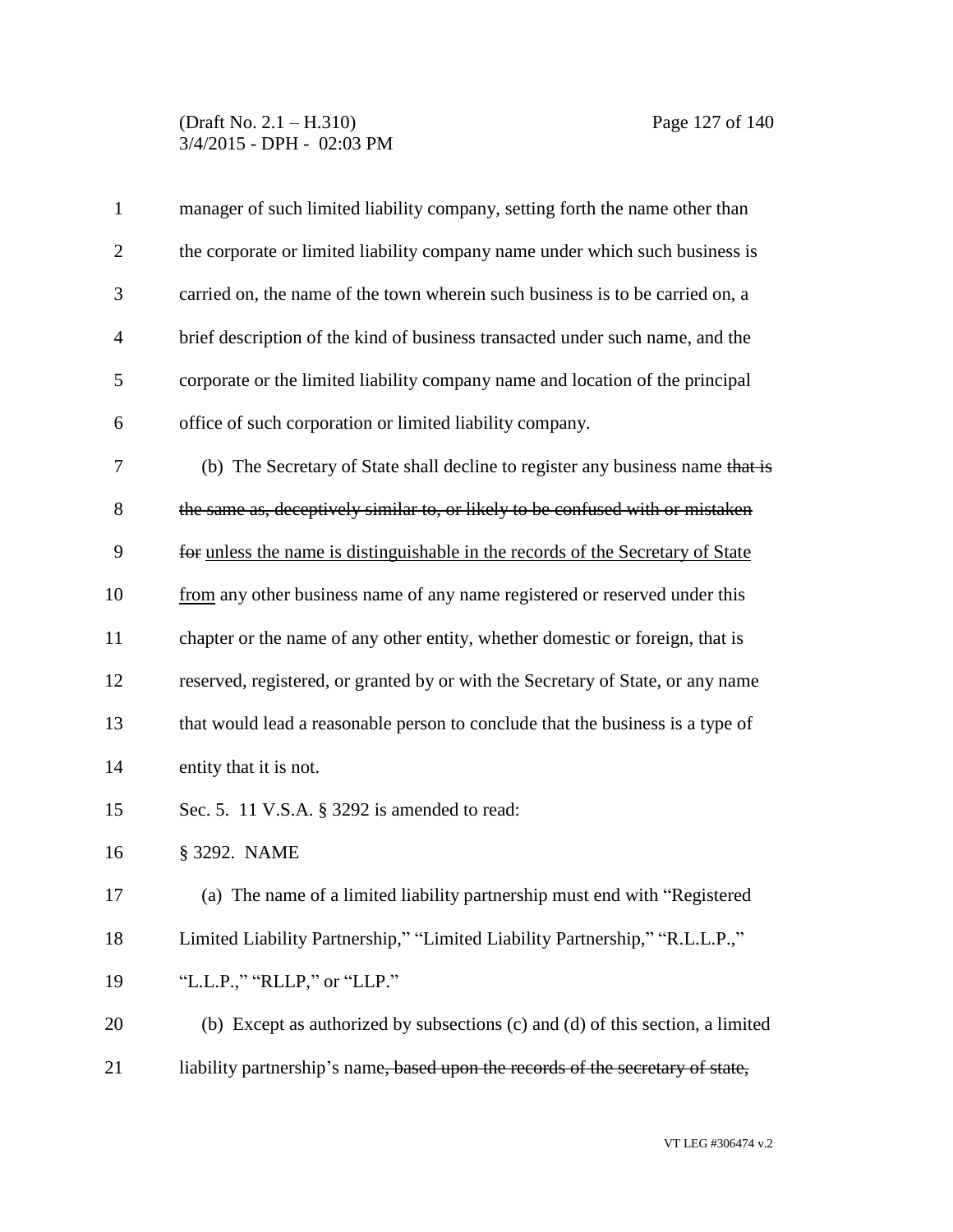manager of such limited liability company, setting forth the name other than the corporate or limited liability company name under which such business is carried on, the name of the town wherein such business is to be carried on, a brief description of the kind of business transacted under such name, and the corporate or the limited liability company name and location of the principal office of such corporation or limited liability company.

(b) The Secretary of State shall decline to register any business name ~~that is the same as, deceptively similar to, or likely to be confused with or mistaken for~~ unless the name is distinguishable in the records of the Secretary of State from any other business name of any name registered or reserved under this chapter or the name of any other entity, whether domestic or foreign, that is reserved, registered, or granted by or with the Secretary of State, or any name that would lead a reasonable person to conclude that the business is a type of entity that it is not.

Sec. 5. 11 V.S.A. § 3292 is amended to read:

§ 3292. NAME

(a) The name of a limited liability partnership must end with "Registered Limited Liability Partnership," "Limited Liability Partnership," "R.L.L.P.," "L.L.P.," "RLLP," or "LLP."

(b) Except as authorized by subsections (c) and (d) of this section, a limited liability partnership's name~~, based upon the records of the secretary of state,~~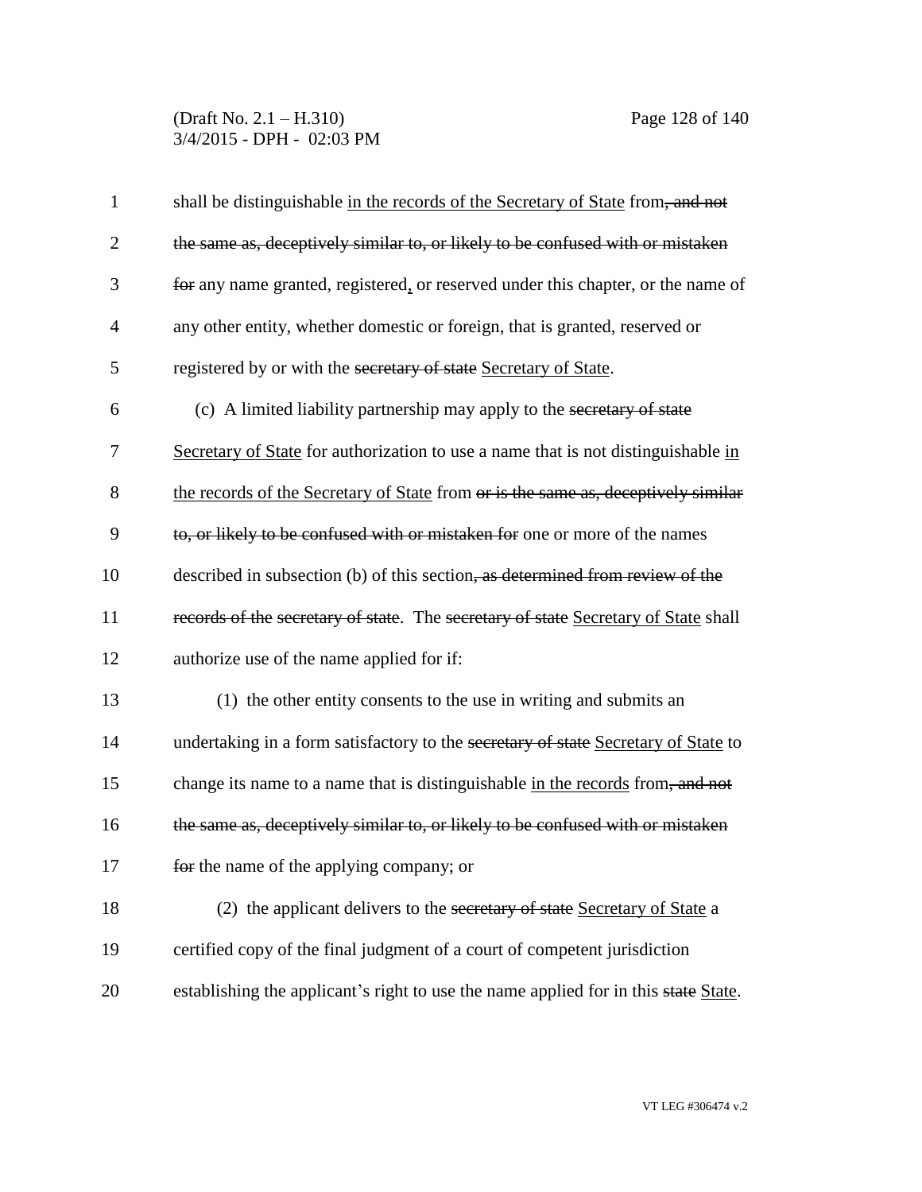shall be distinguishable <u>in the records of the Secretary of State</u> from~~, and not the same as, deceptively similar to, or likely to be confused with or mistaken for~~ any name granted, registered<u>,</u> or reserved under this chapter, or the name of any other entity, whether domestic or foreign, that is granted, reserved or registered by or with the ~~secretary of state~~ <u>Secretary of State</u>.

(c) A limited liability partnership may apply to the ~~secretary of state~~ <u>Secretary of State</u> for authorization to use a name that is not distinguishable <u>in the records of the Secretary of State</u> from ~~or is the same as, deceptively similar to, or likely to be confused with or mistaken for~~ one or more of the names described in subsection (b) of this section~~, as determined from review of the records of the secretary of state~~. The ~~secretary of state~~ <u>Secretary of State</u> shall authorize use of the name applied for if:

(1) the other entity consents to the use in writing and submits an undertaking in a form satisfactory to the ~~secretary of state~~ <u>Secretary of State</u> to change its name to a name that is distinguishable <u>in the records</u> from~~, and not the same as, deceptively similar to, or likely to be confused with or mistaken for~~ the name of the applying company; or

(2) the applicant delivers to the ~~secretary of state~~ <u>Secretary of State</u> a certified copy of the final judgment of a court of competent jurisdiction establishing the applicant's right to use the name applied for in this ~~state~~ <u>State</u>.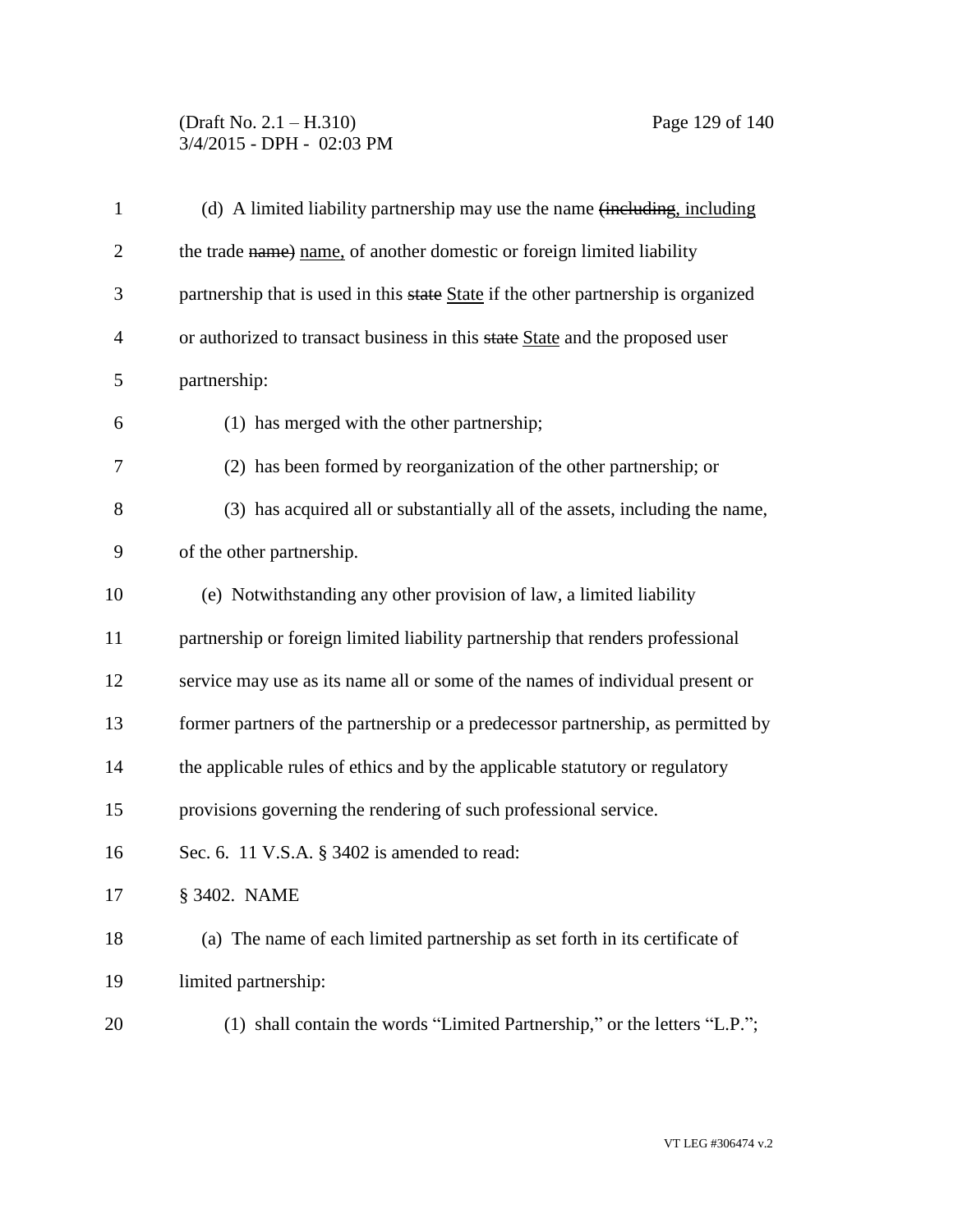(d) A limited liability partnership may use the name ~~(including~~, including the trade ~~name)~~ name, of another domestic or foreign limited liability partnership that is used in this ~~state~~ State if the other partnership is organized or authorized to transact business in this ~~state~~ State and the proposed user partnership:

(1) has merged with the other partnership;

(2) has been formed by reorganization of the other partnership; or

(3) has acquired all or substantially all of the assets, including the name, of the other partnership.

(e) Notwithstanding any other provision of law, a limited liability partnership or foreign limited liability partnership that renders professional service may use as its name all or some of the names of individual present or former partners of the partnership or a predecessor partnership, as permitted by the applicable rules of ethics and by the applicable statutory or regulatory provisions governing the rendering of such professional service.

Sec. 6. 11 V.S.A. § 3402 is amended to read:

§ 3402. NAME

(a) The name of each limited partnership as set forth in its certificate of limited partnership:

(1) shall contain the words "Limited Partnership," or the letters "L.P.";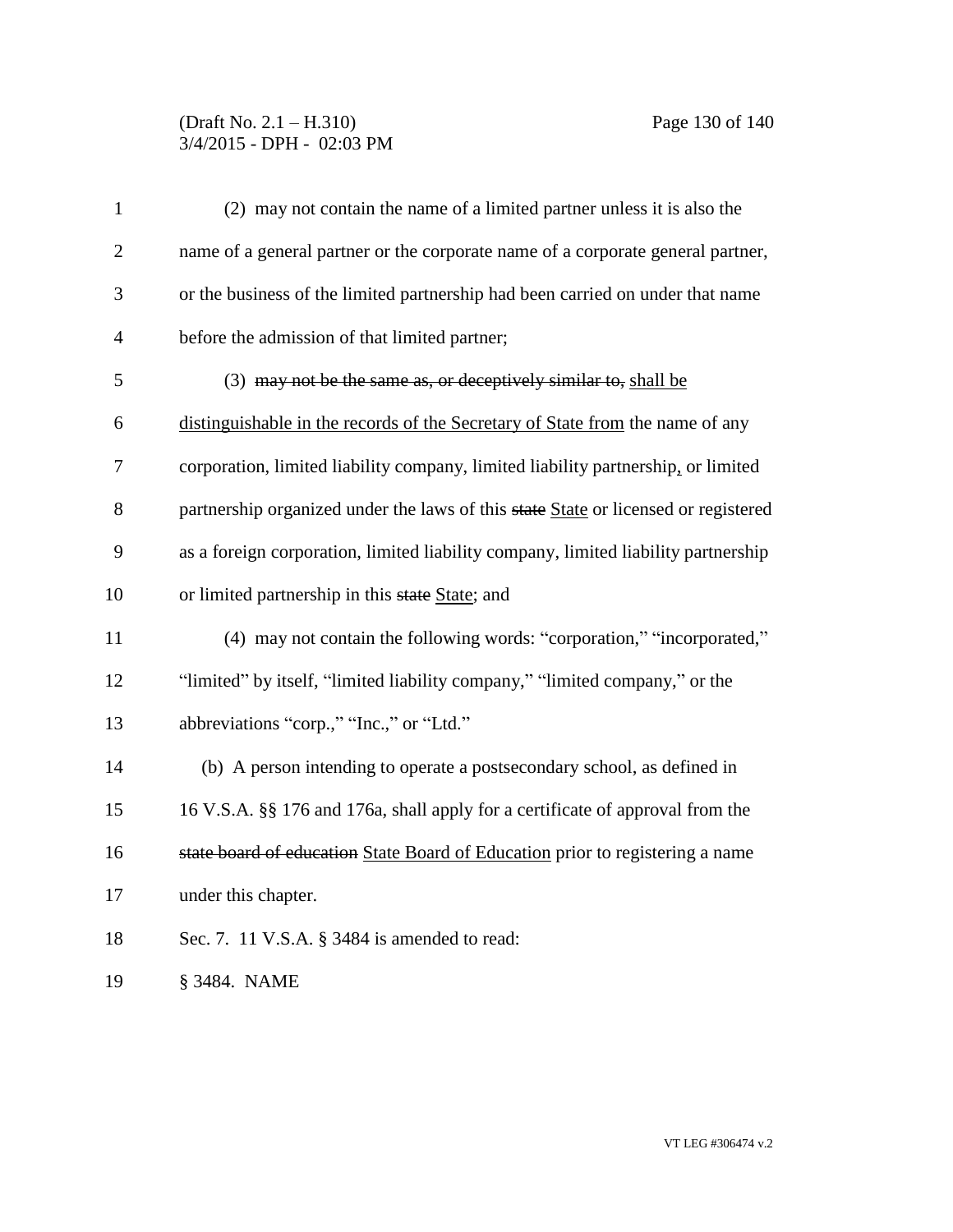(2) may not contain the name of a limited partner unless it is also the name of a general partner or the corporate name of a corporate general partner, or the business of the limited partnership had been carried on under that name before the admission of that limited partner;

(3) ~~may not be the same as, or deceptively similar to,~~ shall be distinguishable in the records of the Secretary of State from the name of any corporation, limited liability company, limited liability partnership, or limited partnership organized under the laws of this ~~state~~ State or licensed or registered as a foreign corporation, limited liability company, limited liability partnership or limited partnership in this ~~state~~ State; and

(4) may not contain the following words: "corporation," "incorporated," "limited" by itself, "limited liability company," "limited company," or the abbreviations "corp.," "Inc.," or "Ltd."

(b) A person intending to operate a postsecondary school, as defined in 16 V.S.A. §§ 176 and 176a, shall apply for a certificate of approval from the ~~state board of education~~ State Board of Education prior to registering a name under this chapter.

Sec. 7. 11 V.S.A. § 3484 is amended to read:

§ 3484. NAME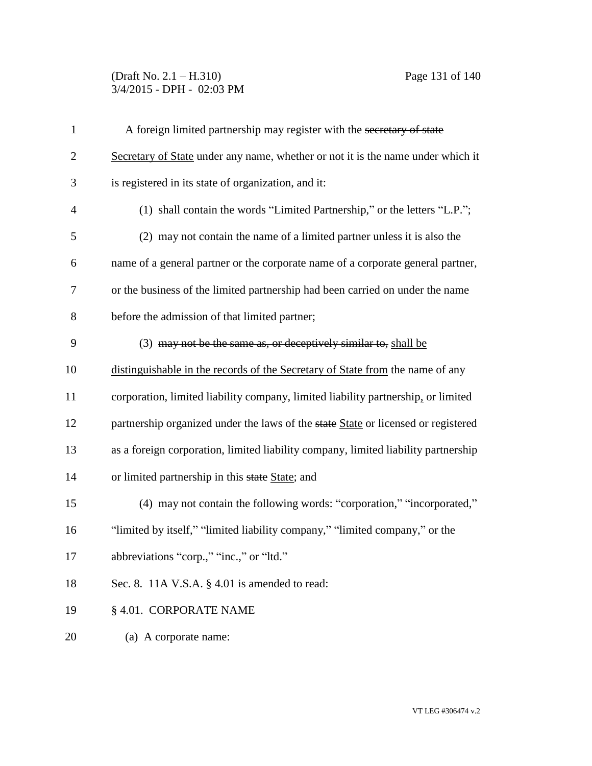A foreign limited partnership may register with the ~~secretary of state~~ Secretary of State under any name, whether or not it is the name under which it is registered in its state of organization, and it:

(1) shall contain the words "Limited Partnership," or the letters "L.P.";

(2) may not contain the name of a limited partner unless it is also the name of a general partner or the corporate name of a corporate general partner, or the business of the limited partnership had been carried on under the name before the admission of that limited partner;

(3) ~~may not be the same as, or deceptively similar to,~~ shall be distinguishable in the records of the Secretary of State from the name of any corporation, limited liability company, limited liability partnership, or limited partnership organized under the laws of the ~~state~~ State or licensed or registered as a foreign corporation, limited liability company, limited liability partnership or limited partnership in this ~~state~~ State; and

(4) may not contain the following words: "corporation," "incorporated," "limited by itself," "limited liability company," "limited company," or the abbreviations "corp.," "inc.," or "ltd."

Sec. 8. 11A V.S.A. § 4.01 is amended to read:

§ 4.01. CORPORATE NAME

(a) A corporate name: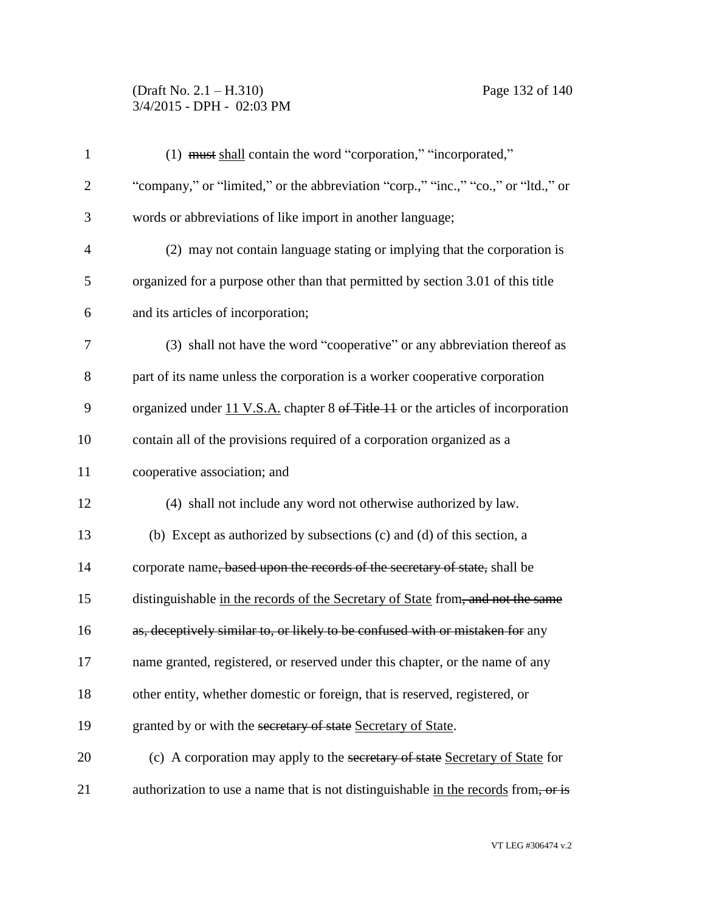(1) ~~must~~ shall contain the word "corporation," "incorporated," "company," or "limited," or the abbreviation "corp.," "inc.," "co.," or "ltd.," or words or abbreviations of like import in another language;

(2) may not contain language stating or implying that the corporation is organized for a purpose other than that permitted by section 3.01 of this title and its articles of incorporation;

(3) shall not have the word "cooperative" or any abbreviation thereof as part of its name unless the corporation is a worker cooperative corporation organized under 11 V.S.A. chapter 8 ~~of Title 11~~ or the articles of incorporation contain all of the provisions required of a corporation organized as a cooperative association; and

(4) shall not include any word not otherwise authorized by law.

(b) Except as authorized by subsections (c) and (d) of this section, a corporate name~~, based upon the records of the secretary of state,~~ shall be distinguishable in the records of the Secretary of State from~~, and not the same as, deceptively similar to, or likely to be confused with or mistaken for~~ any name granted, registered, or reserved under this chapter, or the name of any other entity, whether domestic or foreign, that is reserved, registered, or granted by or with the ~~secretary of state~~ Secretary of State.

(c) A corporation may apply to the ~~secretary of state~~ Secretary of State for authorization to use a name that is not distinguishable in the records from~~, or is~~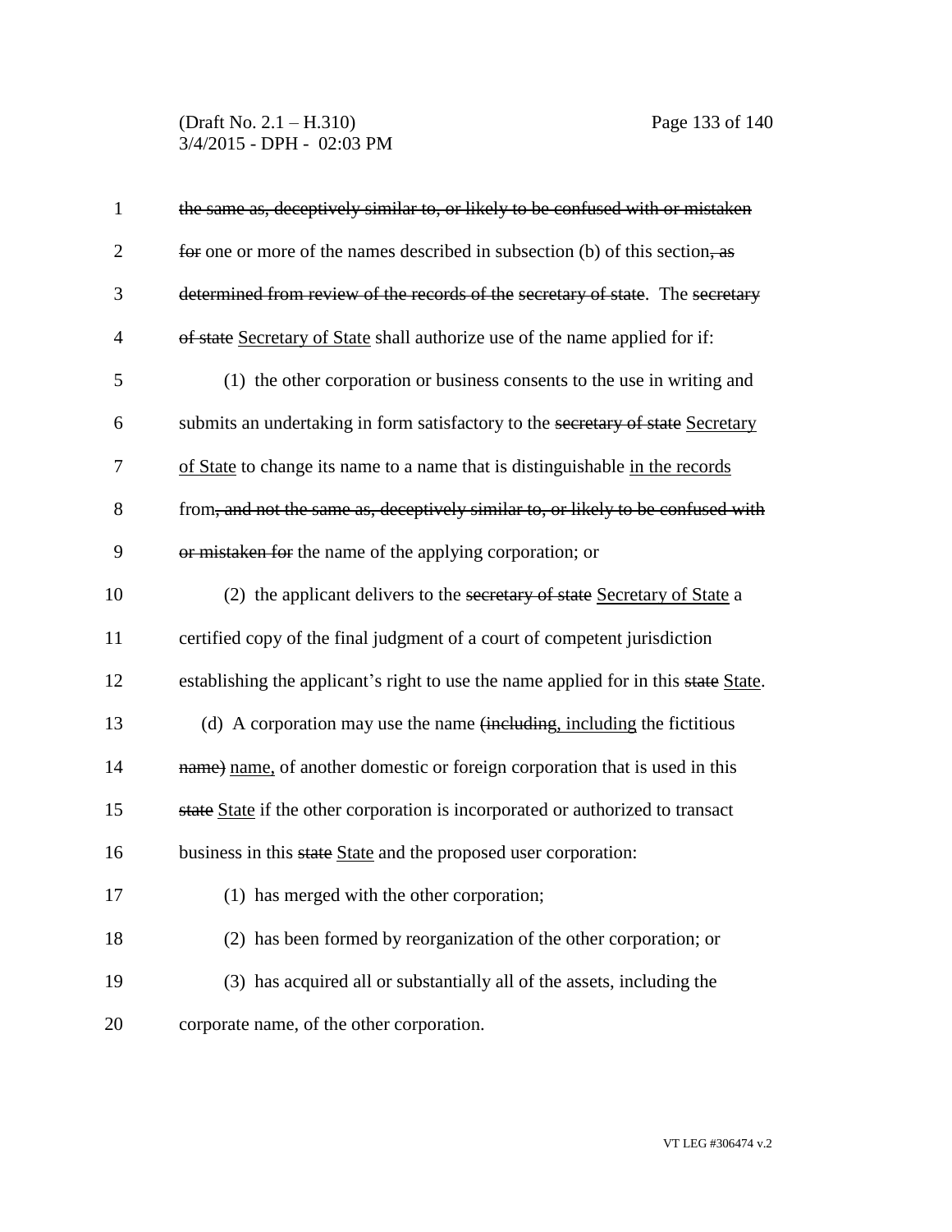~~the same as, deceptively similar to, or likely to be confused with or mistaken for~~ one or more of the names described in subsection (b) of this section~~, as determined from review of the records of the secretary of state~~. The ~~secretary of state~~ Secretary of State shall authorize use of the name applied for if:

(1) the other corporation or business consents to the use in writing and submits an undertaking in form satisfactory to the ~~secretary of state~~ Secretary of State to change its name to a name that is distinguishable in the records from~~, and not the same as, deceptively similar to, or likely to be confused with or mistaken for~~ the name of the applying corporation; or

(2) the applicant delivers to the ~~secretary of state~~ Secretary of State a certified copy of the final judgment of a court of competent jurisdiction establishing the applicant's right to use the name applied for in this ~~state~~ State.

(d) A corporation may use the name ~~(including~~, including the fictitious ~~name)~~ name, of another domestic or foreign corporation that is used in this ~~state~~ State if the other corporation is incorporated or authorized to transact business in this ~~state~~ State and the proposed user corporation:

(1) has merged with the other corporation;

(2) has been formed by reorganization of the other corporation; or

(3) has acquired all or substantially all of the assets, including the corporate name, of the other corporation.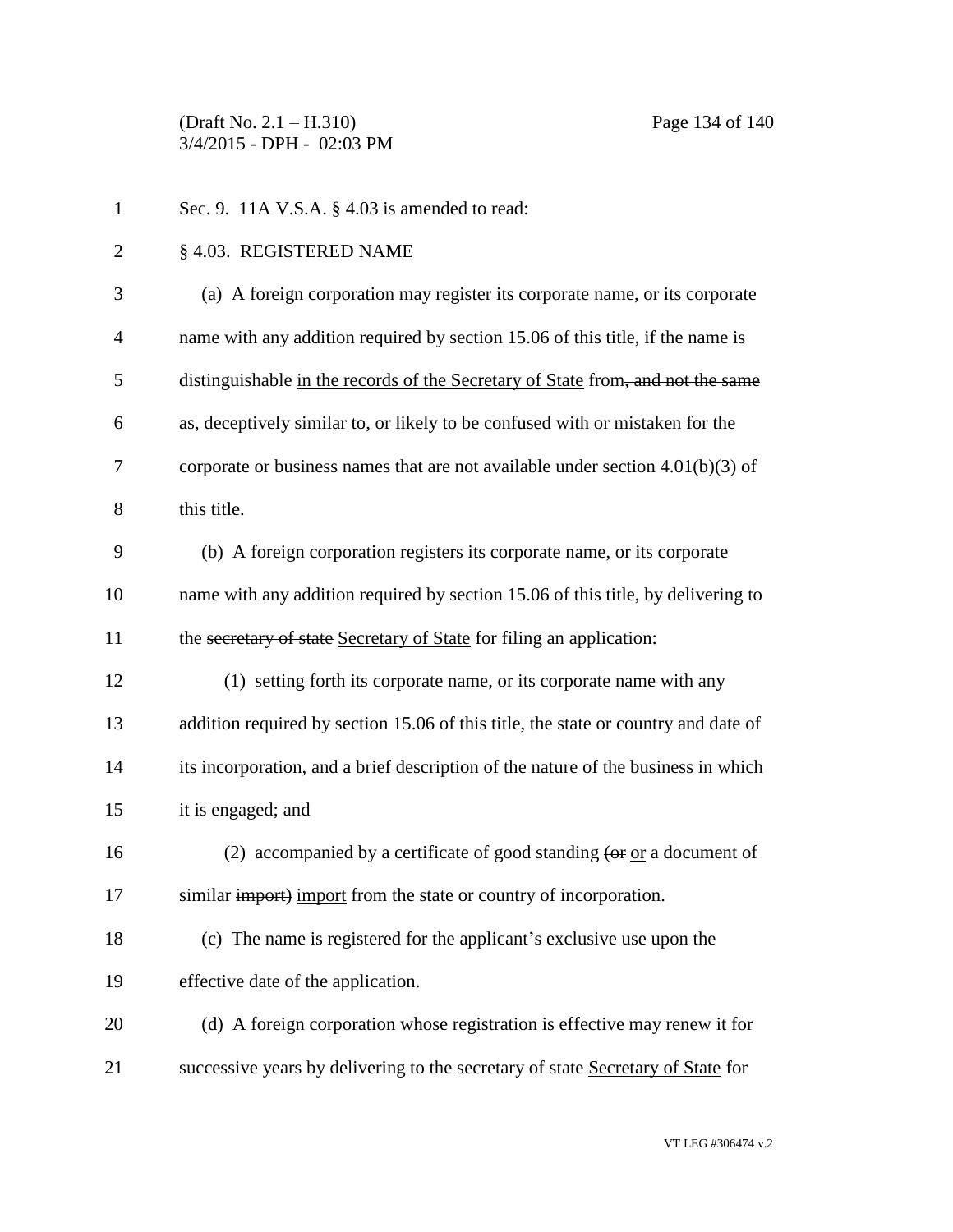Sec. 9. 11A V.S.A. § 4.03 is amended to read:

§ 4.03. REGISTERED NAME

(a) A foreign corporation may register its corporate name, or its corporate name with any addition required by section 15.06 of this title, if the name is distinguishable <u>in the records of the Secretary of State</u> from~~, and not the same as, deceptively similar to, or likely to be confused with or mistaken for~~ the corporate or business names that are not available under section 4.01(b)(3) of this title.

(b) A foreign corporation registers its corporate name, or its corporate name with any addition required by section 15.06 of this title, by delivering to the ~~secretary of state~~ <u>Secretary of State</u> for filing an application:

(1) setting forth its corporate name, or its corporate name with any addition required by section 15.06 of this title, the state or country and date of its incorporation, and a brief description of the nature of the business in which it is engaged; and

(2) accompanied by a certificate of good standing ~~(or~~ <u>or</u> a document of similar ~~import)~~ <u>import</u> from the state or country of incorporation.

(c) The name is registered for the applicant's exclusive use upon the effective date of the application.

(d) A foreign corporation whose registration is effective may renew it for successive years by delivering to the ~~secretary of state~~ <u>Secretary of State</u> for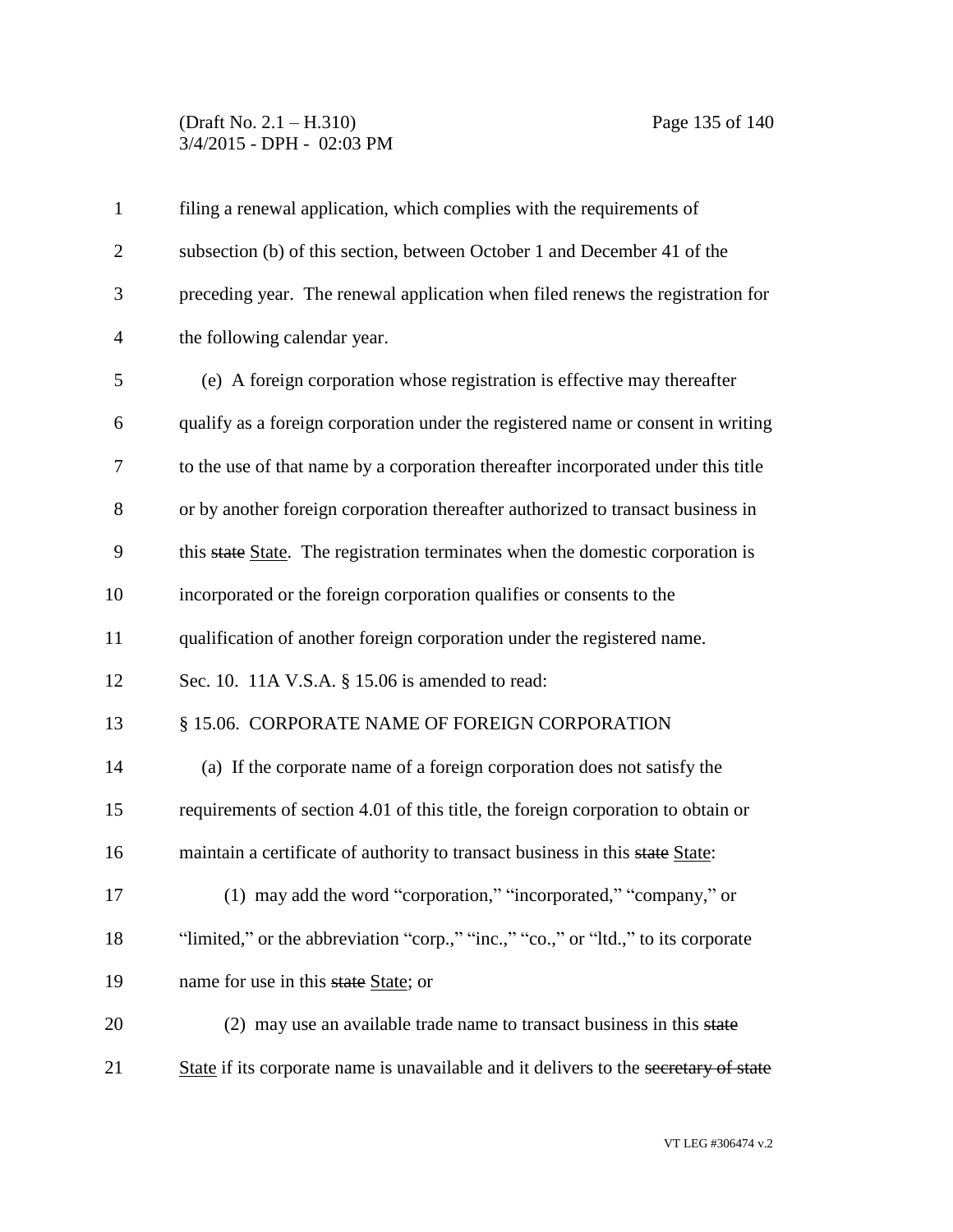filing a renewal application, which complies with the requirements of subsection (b) of this section, between October 1 and December 41 of the preceding year. The renewal application when filed renews the registration for the following calendar year.

(e) A foreign corporation whose registration is effective may thereafter qualify as a foreign corporation under the registered name or consent in writing to the use of that name by a corporation thereafter incorporated under this title or by another foreign corporation thereafter authorized to transact business in this ~~state~~ State. The registration terminates when the domestic corporation is incorporated or the foreign corporation qualifies or consents to the qualification of another foreign corporation under the registered name.

Sec. 10. 11A V.S.A. § 15.06 is amended to read:

§ 15.06. CORPORATE NAME OF FOREIGN CORPORATION

(a) If the corporate name of a foreign corporation does not satisfy the requirements of section 4.01 of this title, the foreign corporation to obtain or maintain a certificate of authority to transact business in this ~~state~~ State:

(1) may add the word "corporation," "incorporated," "company," or "limited," or the abbreviation "corp.," "inc.," "co.," or "ltd.," to its corporate name for use in this ~~state~~ State; or

(2) may use an available trade name to transact business in this ~~state~~ State if its corporate name is unavailable and it delivers to the ~~secretary of state~~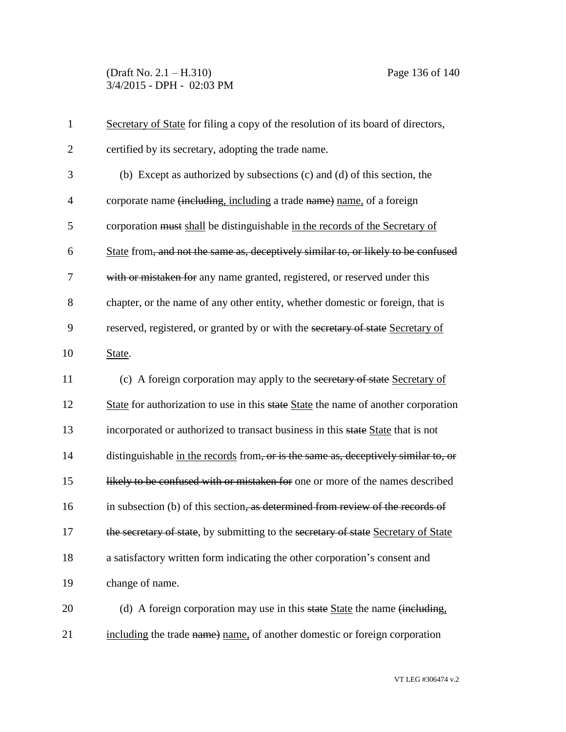Secretary of State for filing a copy of the resolution of its board of directors, certified by its secretary, adopting the trade name.

(b) Except as authorized by subsections (c) and (d) of this section, the corporate name ~~(including,~~ including a trade ~~name)~~ name, of a foreign corporation ~~must~~ shall be distinguishable in the records of the Secretary of State from~~, and not the same as, deceptively similar to, or likely to be confused with or mistaken for~~ any name granted, registered, or reserved under this chapter, or the name of any other entity, whether domestic or foreign, that is reserved, registered, or granted by or with the ~~secretary of state~~ Secretary of State.

(c) A foreign corporation may apply to the ~~secretary of state~~ Secretary of State for authorization to use in this ~~state~~ State the name of another corporation incorporated or authorized to transact business in this ~~state~~ State that is not distinguishable in the records from~~, or is the same as, deceptively similar to, or likely to be confused with or mistaken for~~ one or more of the names described in subsection (b) of this section~~, as determined from review of the records of the secretary of state~~, by submitting to the ~~secretary of state~~ Secretary of State a satisfactory written form indicating the other corporation's consent and change of name.

(d) A foreign corporation may use in this ~~state~~ State the name ~~(including,~~ including the trade ~~name)~~ name, of another domestic or foreign corporation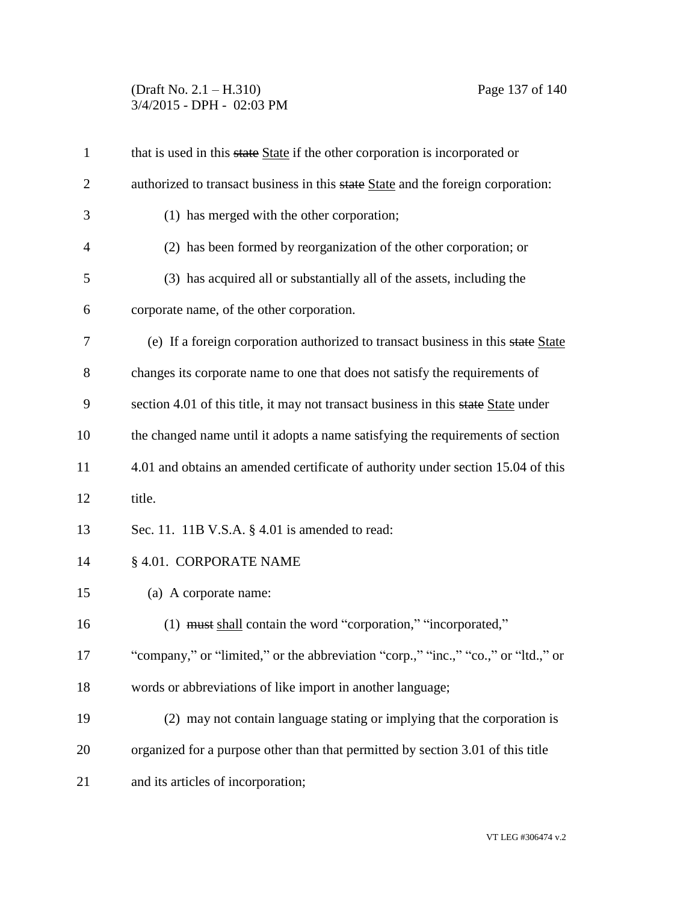that is used in this ~~state~~ <u>State</u> if the other corporation is incorporated or authorized to transact business in this ~~state~~ <u>State</u> and the foreign corporation:

(1) has merged with the other corporation;

(2) has been formed by reorganization of the other corporation; or

(3) has acquired all or substantially all of the assets, including the corporate name, of the other corporation.

(e) If a foreign corporation authorized to transact business in this ~~state~~ <u>State</u> changes its corporate name to one that does not satisfy the requirements of section 4.01 of this title, it may not transact business in this ~~state~~ <u>State</u> under the changed name until it adopts a name satisfying the requirements of section 4.01 and obtains an amended certificate of authority under section 15.04 of this title.

Sec. 11. 11B V.S.A. § 4.01 is amended to read:

§ 4.01. CORPORATE NAME

(a) A corporate name:

(1) ~~must~~ <u>shall</u> contain the word "corporation," "incorporated," "company," or "limited," or the abbreviation "corp.," "inc.," "co.," or "ltd.," or words or abbreviations of like import in another language;

(2) may not contain language stating or implying that the corporation is organized for a purpose other than that permitted by section 3.01 of this title and its articles of incorporation;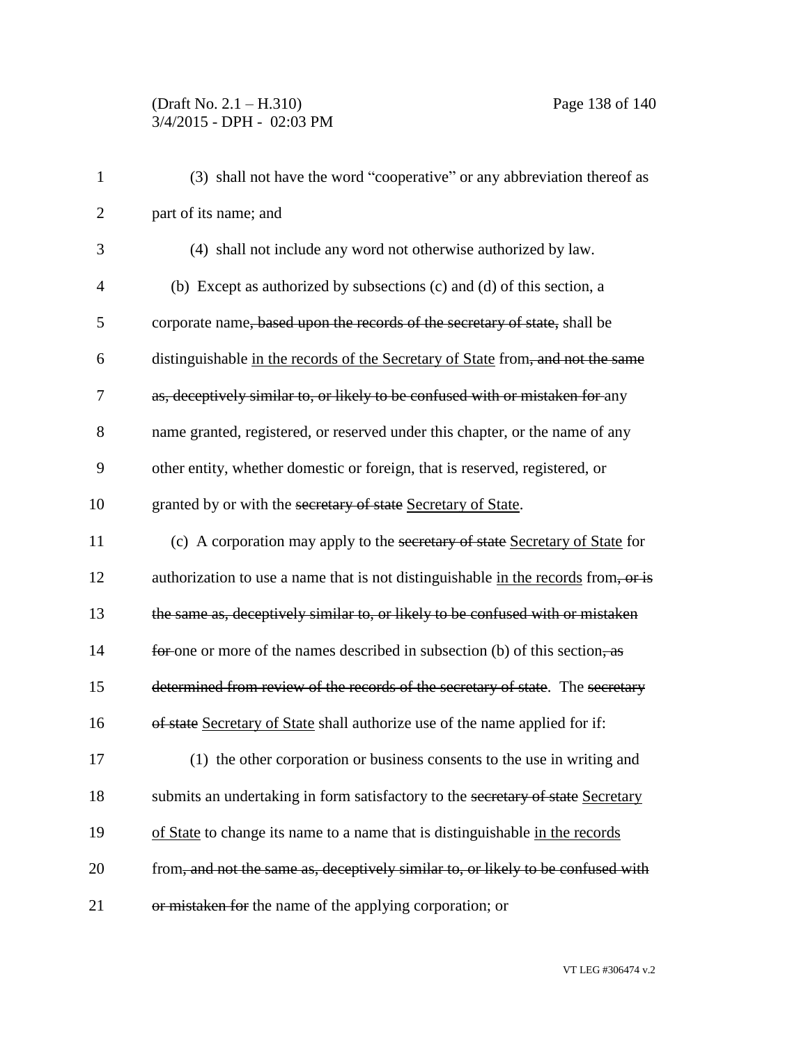(3) shall not have the word "cooperative" or any abbreviation thereof as part of its name; and

(4) shall not include any word not otherwise authorized by law.

(b) Except as authorized by subsections (c) and (d) of this section, a corporate name~~, based upon the records of the secretary of state,~~ shall be distinguishable <u>in the records of the Secretary of State</u> from~~, and not the same as, deceptively similar to, or likely to be confused with or mistaken for~~ any name granted, registered, or reserved under this chapter, or the name of any other entity, whether domestic or foreign, that is reserved, registered, or granted by or with the ~~secretary of state~~ <u>Secretary of State</u>.

(c) A corporation may apply to the ~~secretary of state~~ <u>Secretary of State</u> for authorization to use a name that is not distinguishable <u>in the records</u> from~~, or is the same as, deceptively similar to, or likely to be confused with or mistaken for~~ one or more of the names described in subsection (b) of this section~~, as determined from review of the records of the secretary of state~~. The ~~secretary of state~~ <u>Secretary of State</u> shall authorize use of the name applied for if:

(1) the other corporation or business consents to the use in writing and submits an undertaking in form satisfactory to the ~~secretary of state~~ <u>Secretary of State</u> to change its name to a name that is distinguishable <u>in the records</u> from~~, and not the same as, deceptively similar to, or likely to be confused with or mistaken for~~ the name of the applying corporation; or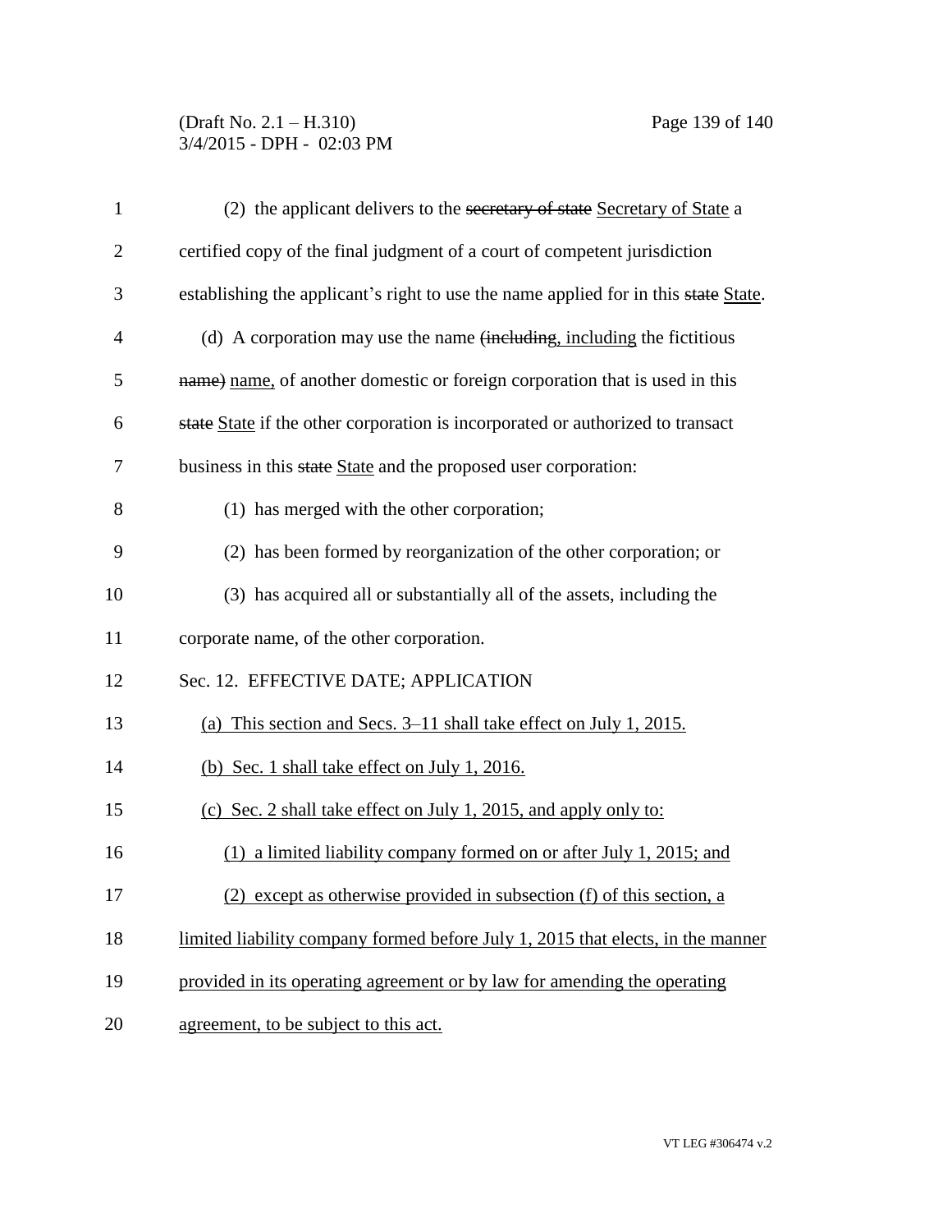(2) the applicant delivers to the ~~secretary of state~~ Secretary of State a certified copy of the final judgment of a court of competent jurisdiction establishing the applicant's right to use the name applied for in this ~~state~~ State.

(d) A corporation may use the name ~~(including~~, including the fictitious ~~name)~~ name, of another domestic or foreign corporation that is used in this ~~state~~ State if the other corporation is incorporated or authorized to transact business in this ~~state~~ State and the proposed user corporation:

(1) has merged with the other corporation;

(2) has been formed by reorganization of the other corporation; or

(3) has acquired all or substantially all of the assets, including the corporate name, of the other corporation.

Sec. 12. EFFECTIVE DATE; APPLICATION

(a) This section and Secs. 3–11 shall take effect on July 1, 2015.

(b) Sec. 1 shall take effect on July 1, 2016.

(c) Sec. 2 shall take effect on July 1, 2015, and apply only to:

(1) a limited liability company formed on or after July 1, 2015; and

(2) except as otherwise provided in subsection (f) of this section, a limited liability company formed before July 1, 2015 that elects, in the manner provided in its operating agreement or by law for amending the operating agreement, to be subject to this act.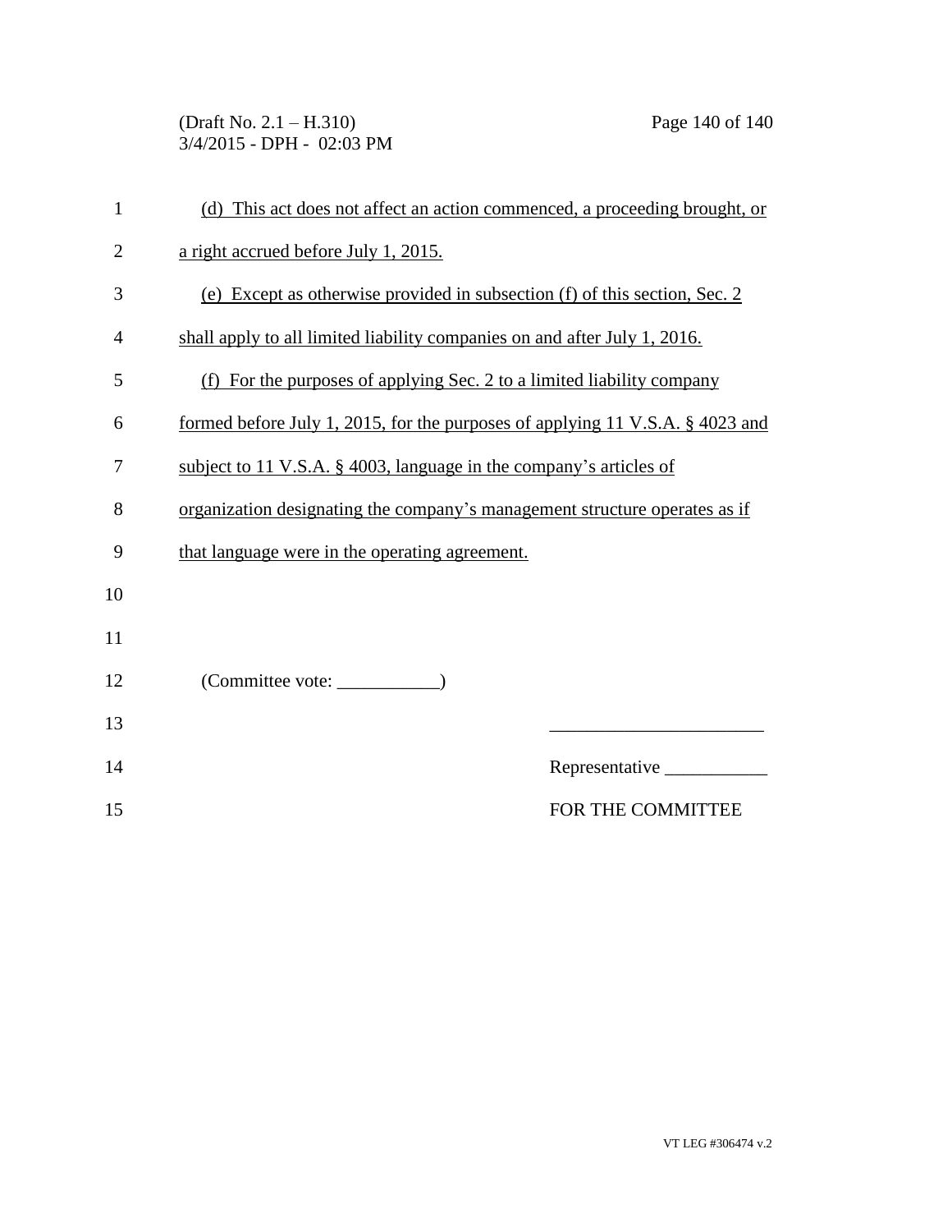(d) This act does not affect an action commenced, a proceeding brought, or a right accrued before July 1, 2015.

(e) Except as otherwise provided in subsection (f) of this section, Sec. 2 shall apply to all limited liability companies on and after July 1, 2016.

(f) For the purposes of applying Sec. 2 to a limited liability company formed before July 1, 2015, for the purposes of applying 11 V.S.A. § 4023 and subject to 11 V.S.A. § 4003, language in the company's articles of organization designating the company's management structure operates as if that language were in the operating agreement.

(Committee vote: ___________)

_______________________

Representative ___________

FOR THE COMMITTEE